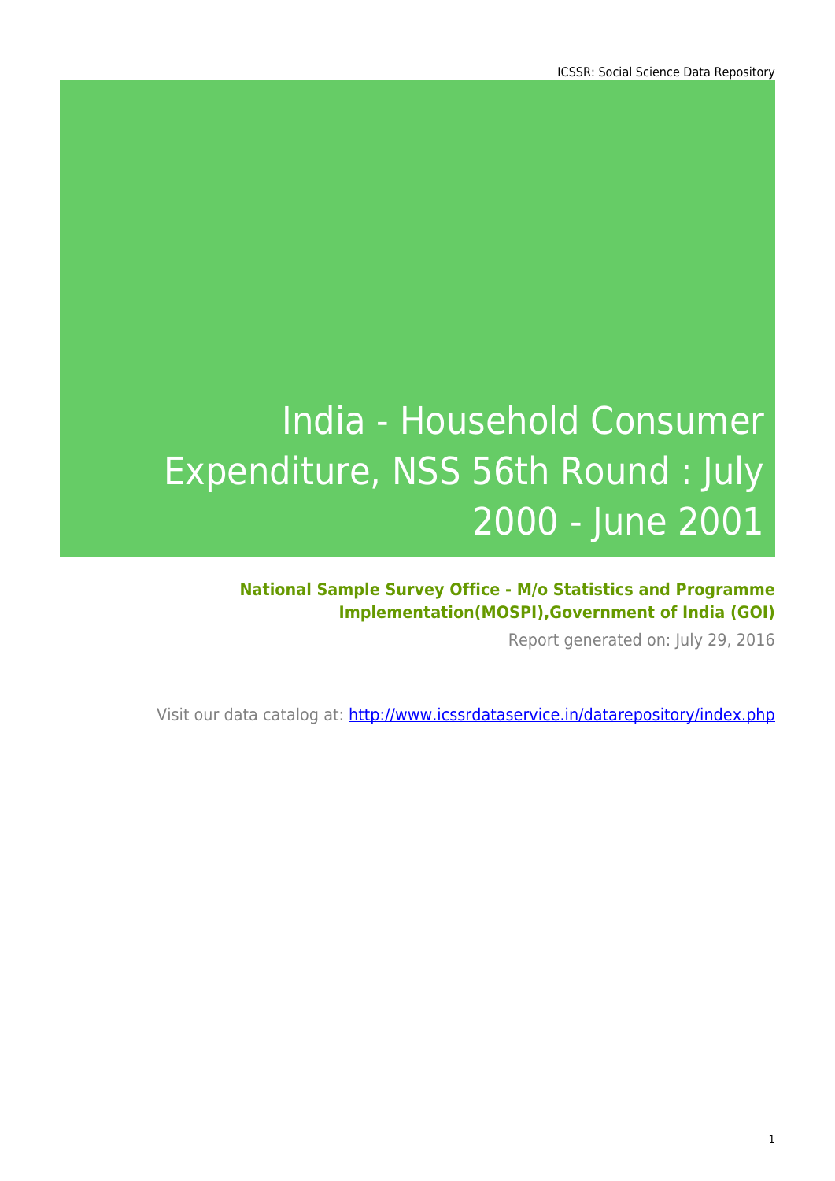# India - Household Consumer Expenditure, NSS 56th Round : July 2000 - June 2001

**National Sample Survey Office - M/o Statistics and Programme Implementation(MOSPI),Government of India (GOI)**

Report generated on: July 29, 2016

Visit our data catalog at: http://www.icssrdataservice.in/datarepository/index.php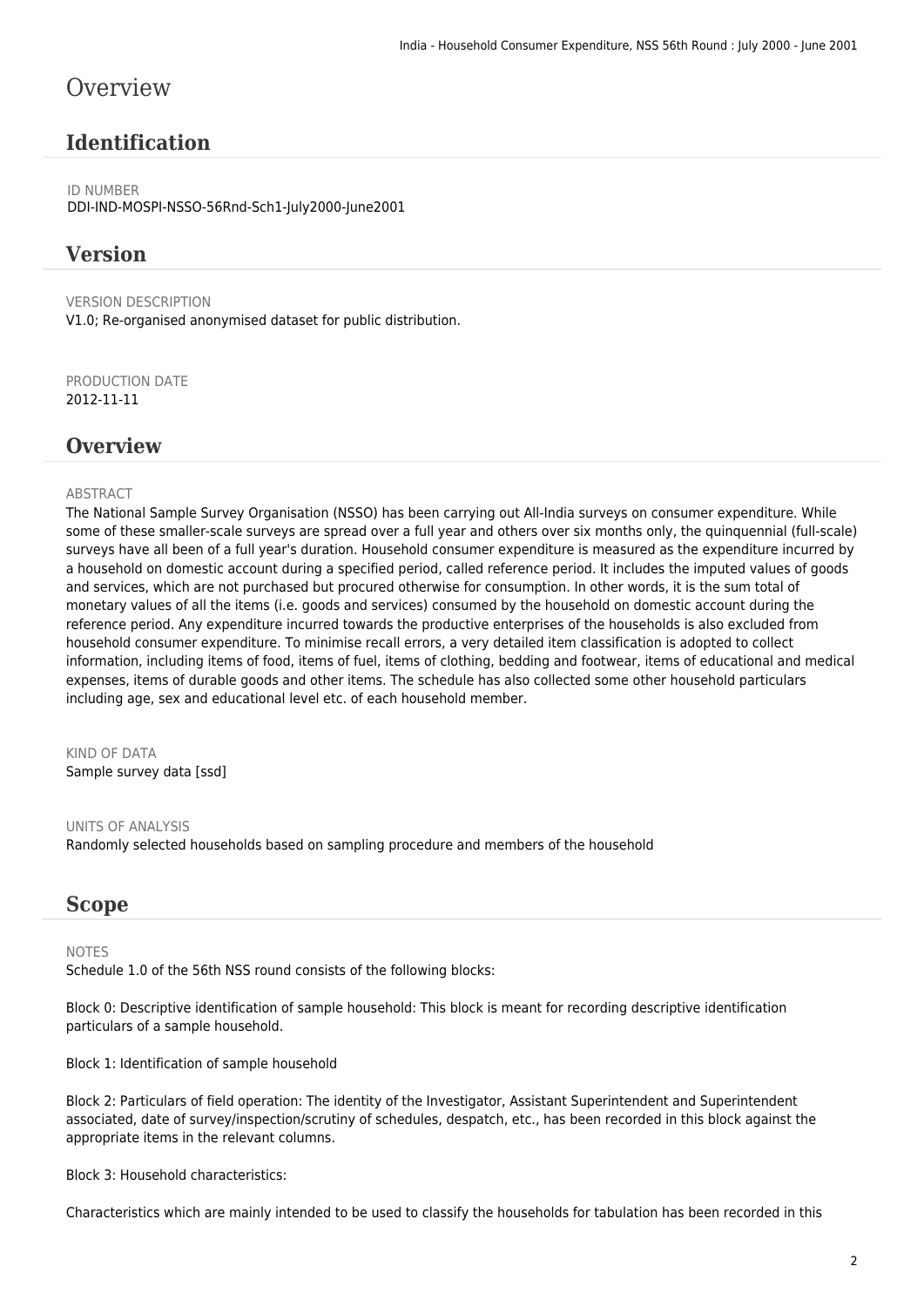# Overview

## Identification

ID NUMBER
DDI-IND-MOSPI-NSSO-56Rnd-Sch1-July2000-June2001

## Version

VERSION DESCRIPTION
V1.0; Re-organised anonymised dataset for public distribution.

PRODUCTION DATE
2012-11-11

## Overview

ABSTRACT
The National Sample Survey Organisation (NSSO) has been carrying out All-India surveys on consumer expenditure. While some of these smaller-scale surveys are spread over a full year and others over six months only, the quinquennial (full-scale) surveys have all been of a full year's duration. Household consumer expenditure is measured as the expenditure incurred by a household on domestic account during a specified period, called reference period. It includes the imputed values of goods and services, which are not purchased but procured otherwise for consumption. In other words, it is the sum total of monetary values of all the items (i.e. goods and services) consumed by the household on domestic account during the reference period. Any expenditure incurred towards the productive enterprises of the households is also excluded from household consumer expenditure. To minimise recall errors, a very detailed item classification is adopted to collect information, including items of food, items of fuel, items of clothing, bedding and footwear, items of educational and medical expenses, items of durable goods and other items. The schedule has also collected some other household particulars including age, sex and educational level etc. of each household member.

KIND OF DATA
Sample survey data [ssd]

UNITS OF ANALYSIS
Randomly selected households based on sampling procedure and members of the household

## Scope

NOTES
Schedule 1.0 of the 56th NSS round consists of the following blocks:

Block 0: Descriptive identification of sample household: This block is meant for recording descriptive identification particulars of a sample household.

Block 1: Identification of sample household

Block 2: Particulars of field operation: The identity of the Investigator, Assistant Superintendent and Superintendent associated, date of survey/inspection/scrutiny of schedules, despatch, etc., has been recorded in this block against the appropriate items in the relevant columns.

Block 3: Household characteristics:

Characteristics which are mainly intended to be used to classify the households for tabulation has been recorded in this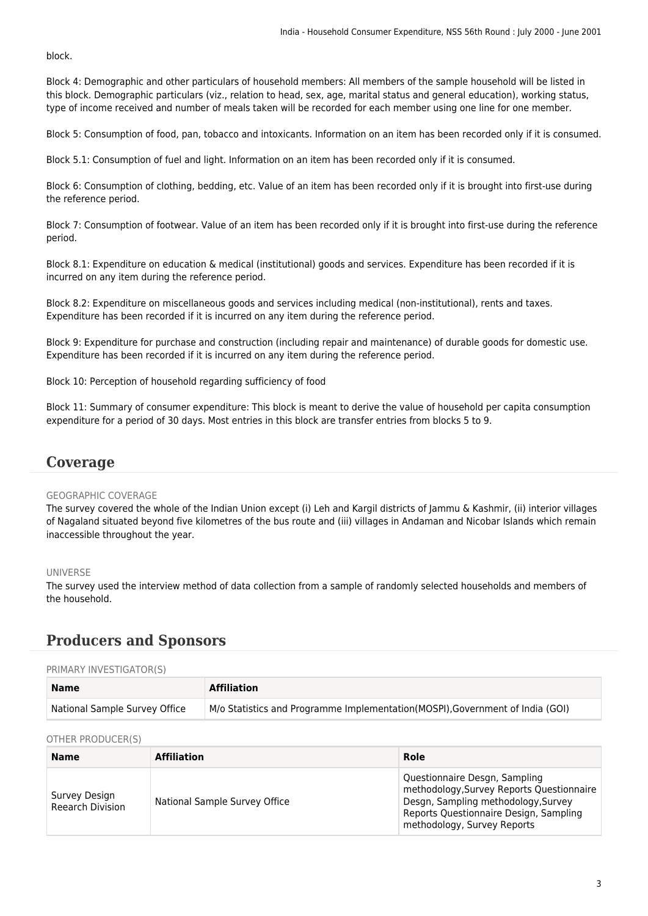block.

Block 4: Demographic and other particulars of household members: All members of the sample household will be listed in this block. Demographic particulars (viz., relation to head, sex, age, marital status and general education), working status, type of income received and number of meals taken will be recorded for each member using one line for one member.

Block 5: Consumption of food, pan, tobacco and intoxicants. Information on an item has been recorded only if it is consumed.

Block 5.1: Consumption of fuel and light. Information on an item has been recorded only if it is consumed.

Block 6: Consumption of clothing, bedding, etc. Value of an item has been recorded only if it is brought into first-use during the reference period.

Block 7: Consumption of footwear. Value of an item has been recorded only if it is brought into first-use during the reference period.

Block 8.1: Expenditure on education & medical (institutional) goods and services. Expenditure has been recorded if it is incurred on any item during the reference period.

Block 8.2: Expenditure on miscellaneous goods and services including medical (non-institutional), rents and taxes. Expenditure has been recorded if it is incurred on any item during the reference period.

Block 9: Expenditure for purchase and construction (including repair and maintenance) of durable goods for domestic use. Expenditure has been recorded if it is incurred on any item during the reference period.

Block 10: Perception of household regarding sufficiency of food

Block 11: Summary of consumer expenditure: This block is meant to derive the value of household per capita consumption expenditure for a period of 30 days. Most entries in this block are transfer entries from blocks 5 to 9.

## Coverage

GEOGRAPHIC COVERAGE

The survey covered the whole of the Indian Union except (i) Leh and Kargil districts of Jammu & Kashmir, (ii) interior villages of Nagaland situated beyond five kilometres of the bus route and (iii) villages in Andaman and Nicobar Islands which remain inaccessible throughout the year.

UNIVERSE

The survey used the interview method of data collection from a sample of randomly selected households and members of the household.

## Producers and Sponsors

PRIMARY INVESTIGATOR(S)

| Name | Affiliation |
| --- | --- |
| National Sample Survey Office | M/o Statistics and Programme Implementation(MOSPI),Government of India (GOI) |

OTHER PRODUCER(S)

| Name | Affiliation | Role |
| --- | --- | --- |
| Survey Design Reearch Division | National Sample Survey Office | Questionnaire Desgn, Sampling methodology,Survey Reports Questionnaire Desgn, Sampling methodology,Survey Reports Questionnaire Design, Sampling methodology, Survey Reports |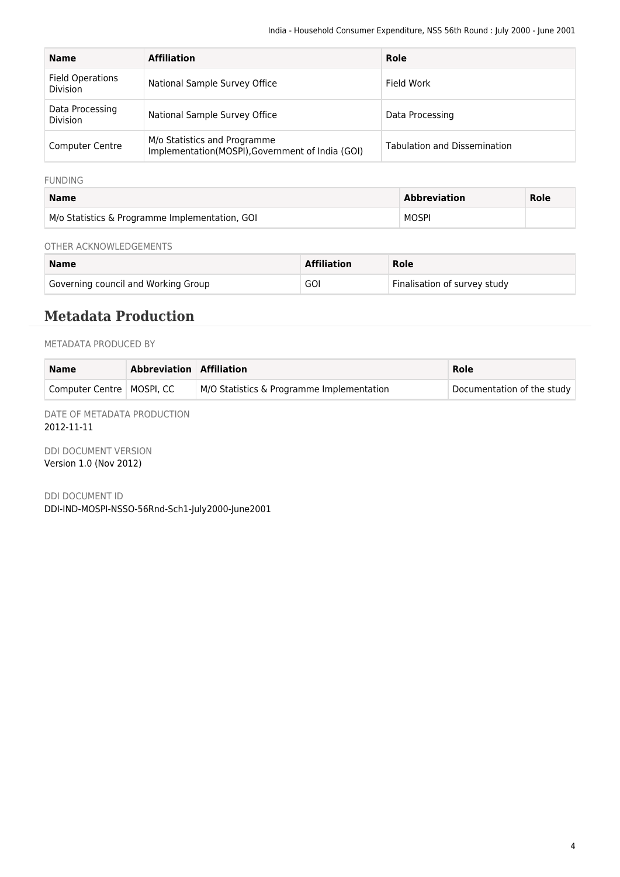| Name | Affiliation | Role |
|---|---|---|
| Field Operations Division | National Sample Survey Office | Field Work |
| Data Processing Division | National Sample Survey Office | Data Processing |
| Computer Centre | M/o Statistics and Programme Implementation(MOSPI),Government of India (GOI) | Tabulation and Dissemination |

FUNDING

| Name | Abbreviation | Role |
|---|---|---|
| M/o Statistics & Programme Implementation, GOI | MOSPI | |

OTHER ACKNOWLEDGEMENTS

| Name | Affiliation | Role |
|---|---|---|
| Governing council and Working Group | GOI | Finalisation of survey study |

## Metadata Production

METADATA PRODUCED BY

| Name | Abbreviation | Affiliation | Role |
|---|---|---|---|
| Computer Centre | MOSPI, CC | M/O Statistics & Programme Implementation | Documentation of the study |

DATE OF METADATA PRODUCTION
2012-11-11

DDI DOCUMENT VERSION
Version 1.0 (Nov 2012)

DDI DOCUMENT ID
DDI-IND-MOSPI-NSSO-56Rnd-Sch1-July2000-June2001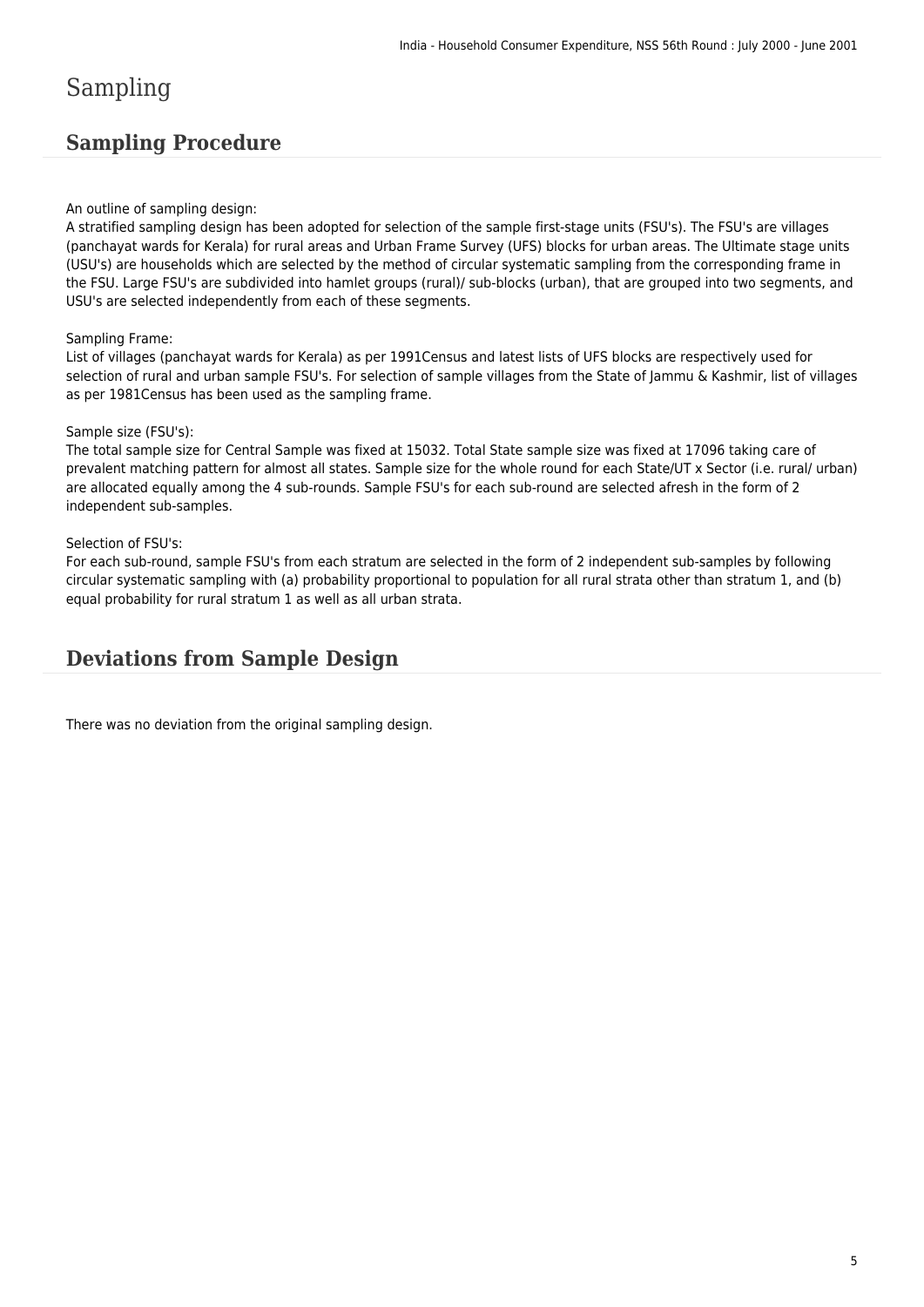# Sampling

## Sampling Procedure

An outline of sampling design:
A stratified sampling design has been adopted for selection of the sample first-stage units (FSU's). The FSU's are villages (panchayat wards for Kerala) for rural areas and Urban Frame Survey (UFS) blocks for urban areas. The Ultimate stage units (USU's) are households which are selected by the method of circular systematic sampling from the corresponding frame in the FSU. Large FSU's are subdivided into hamlet groups (rural)/ sub-blocks (urban), that are grouped into two segments, and USU's are selected independently from each of these segments.

Sampling Frame:
List of villages (panchayat wards for Kerala) as per 1991Census and latest lists of UFS blocks are respectively used for selection of rural and urban sample FSU's. For selection of sample villages from the State of Jammu & Kashmir, list of villages as per 1981Census has been used as the sampling frame.

Sample size (FSU's):
The total sample size for Central Sample was fixed at 15032. Total State sample size was fixed at 17096 taking care of prevalent matching pattern for almost all states. Sample size for the whole round for each State/UT x Sector (i.e. rural/ urban) are allocated equally among the 4 sub-rounds. Sample FSU's for each sub-round are selected afresh in the form of 2 independent sub-samples.

Selection of FSU's:
For each sub-round, sample FSU's from each stratum are selected in the form of 2 independent sub-samples by following circular systematic sampling with (a) probability proportional to population for all rural strata other than stratum 1, and (b) equal probability for rural stratum 1 as well as all urban strata.

## Deviations from Sample Design

There was no deviation from the original sampling design.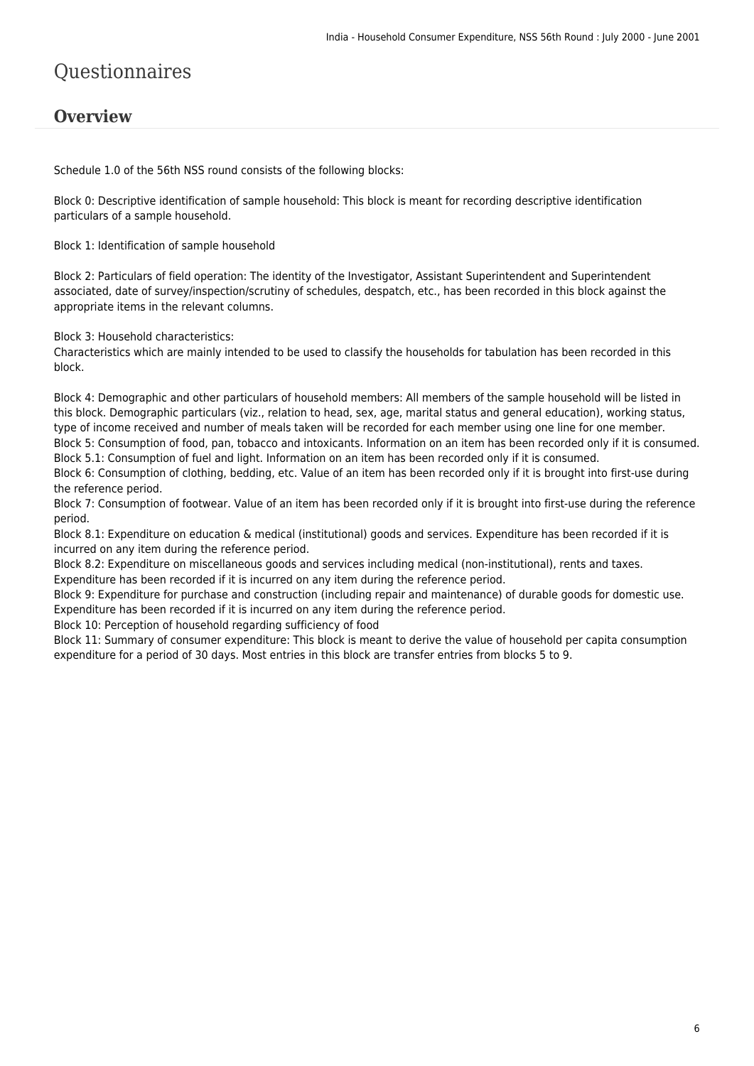# Questionnaires

## Overview

Schedule 1.0 of the 56th NSS round consists of the following blocks:

Block 0: Descriptive identification of sample household: This block is meant for recording descriptive identification particulars of a sample household.

Block 1: Identification of sample household

Block 2: Particulars of field operation: The identity of the Investigator, Assistant Superintendent and Superintendent associated, date of survey/inspection/scrutiny of schedules, despatch, etc., has been recorded in this block against the appropriate items in the relevant columns.

Block 3: Household characteristics:
Characteristics which are mainly intended to be used to classify the households for tabulation has been recorded in this block.

Block 4: Demographic and other particulars of household members: All members of the sample household will be listed in this block. Demographic particulars (viz., relation to head, sex, age, marital status and general education), working status, type of income received and number of meals taken will be recorded for each member using one line for one member.
Block 5: Consumption of food, pan, tobacco and intoxicants. Information on an item has been recorded only if it is consumed.
Block 5.1: Consumption of fuel and light. Information on an item has been recorded only if it is consumed.
Block 6: Consumption of clothing, bedding, etc. Value of an item has been recorded only if it is brought into first-use during the reference period.
Block 7: Consumption of footwear. Value of an item has been recorded only if it is brought into first-use during the reference period.
Block 8.1: Expenditure on education & medical (institutional) goods and services. Expenditure has been recorded if it is incurred on any item during the reference period.
Block 8.2: Expenditure on miscellaneous goods and services including medical (non-institutional), rents and taxes. Expenditure has been recorded if it is incurred on any item during the reference period.
Block 9: Expenditure for purchase and construction (including repair and maintenance) of durable goods for domestic use. Expenditure has been recorded if it is incurred on any item during the reference period.
Block 10: Perception of household regarding sufficiency of food
Block 11: Summary of consumer expenditure: This block is meant to derive the value of household per capita consumption expenditure for a period of 30 days. Most entries in this block are transfer entries from blocks 5 to 9.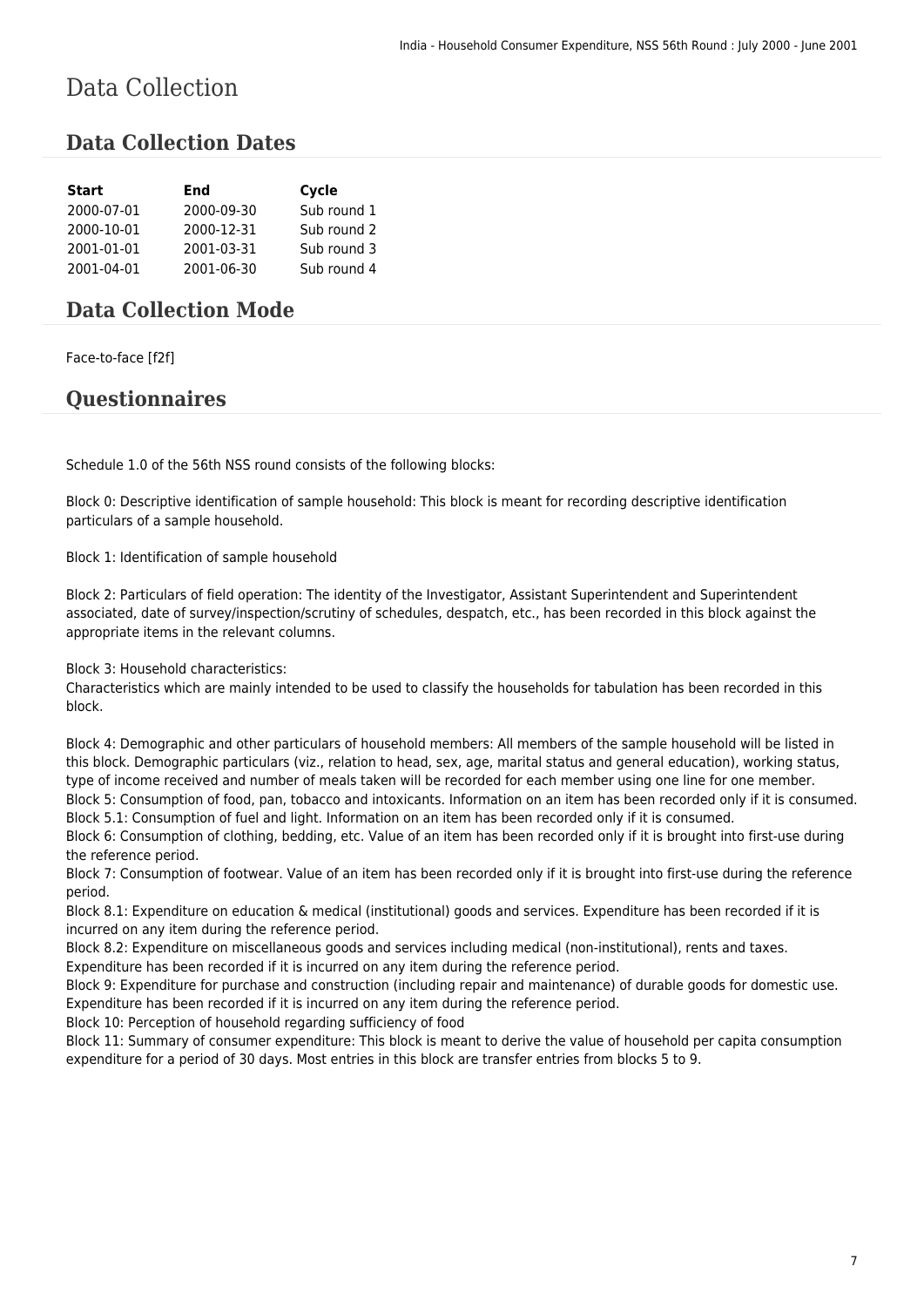# Data Collection

## Data Collection Dates

| Start | End | Cycle |
| --- | --- | --- |
| 2000-07-01 | 2000-09-30 | Sub round 1 |
| 2000-10-01 | 2000-12-31 | Sub round 2 |
| 2001-01-01 | 2001-03-31 | Sub round 3 |
| 2001-04-01 | 2001-06-30 | Sub round 4 |

## Data Collection Mode

Face-to-face [f2f]

## Questionnaires

Schedule 1.0 of the 56th NSS round consists of the following blocks:

Block 0: Descriptive identification of sample household: This block is meant for recording descriptive identification particulars of a sample household.

Block 1: Identification of sample household

Block 2: Particulars of field operation: The identity of the Investigator, Assistant Superintendent and Superintendent associated, date of survey/inspection/scrutiny of schedules, despatch, etc., has been recorded in this block against the appropriate items in the relevant columns.

Block 3: Household characteristics:
Characteristics which are mainly intended to be used to classify the households for tabulation has been recorded in this block.

Block 4: Demographic and other particulars of household members: All members of the sample household will be listed in this block. Demographic particulars (viz., relation to head, sex, age, marital status and general education), working status, type of income received and number of meals taken will be recorded for each member using one line for one member.
Block 5: Consumption of food, pan, tobacco and intoxicants. Information on an item has been recorded only if it is consumed.
Block 5.1: Consumption of fuel and light. Information on an item has been recorded only if it is consumed.
Block 6: Consumption of clothing, bedding, etc. Value of an item has been recorded only if it is brought into first-use during the reference period.
Block 7: Consumption of footwear. Value of an item has been recorded only if it is brought into first-use during the reference period.
Block 8.1: Expenditure on education & medical (institutional) goods and services. Expenditure has been recorded if it is incurred on any item during the reference period.
Block 8.2: Expenditure on miscellaneous goods and services including medical (non-institutional), rents and taxes. Expenditure has been recorded if it is incurred on any item during the reference period.
Block 9: Expenditure for purchase and construction (including repair and maintenance) of durable goods for domestic use. Expenditure has been recorded if it is incurred on any item during the reference period.
Block 10: Perception of household regarding sufficiency of food
Block 11: Summary of consumer expenditure: This block is meant to derive the value of household per capita consumption expenditure for a period of 30 days. Most entries in this block are transfer entries from blocks 5 to 9.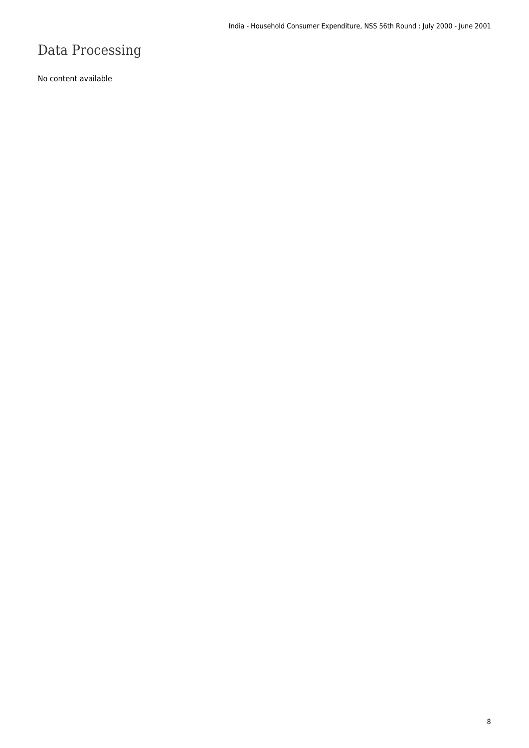# Data Processing

No content available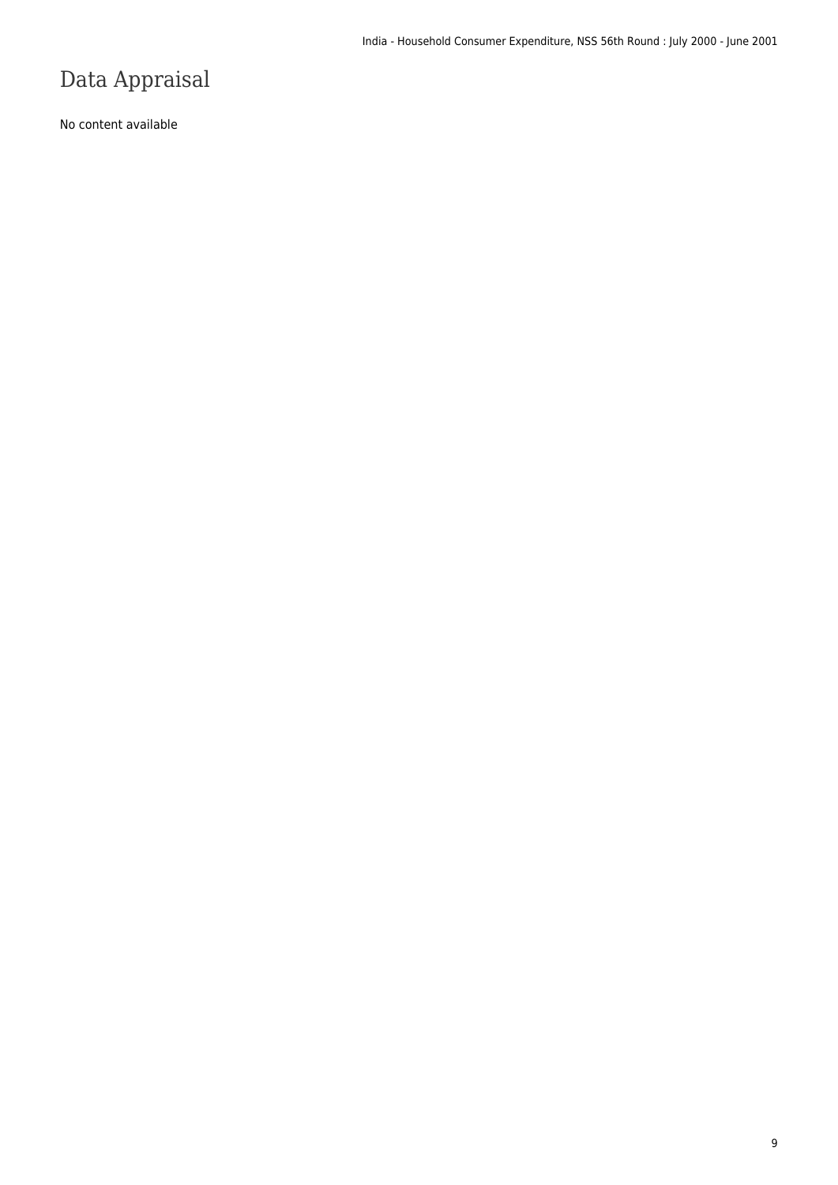# Data Appraisal

No content available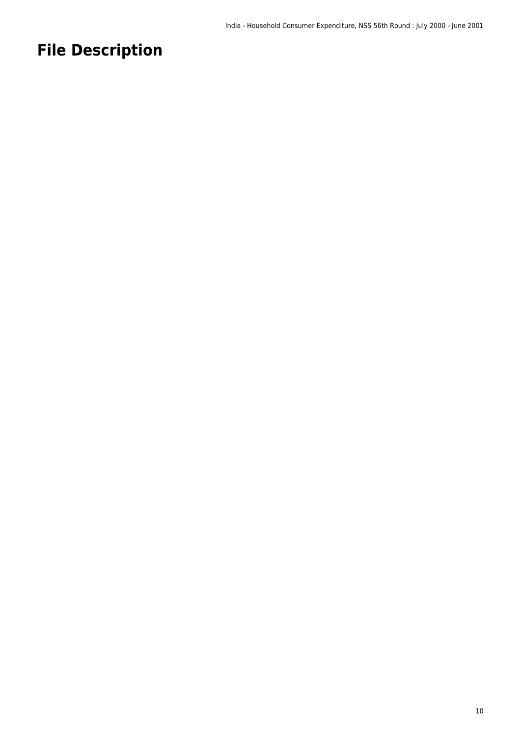# File Description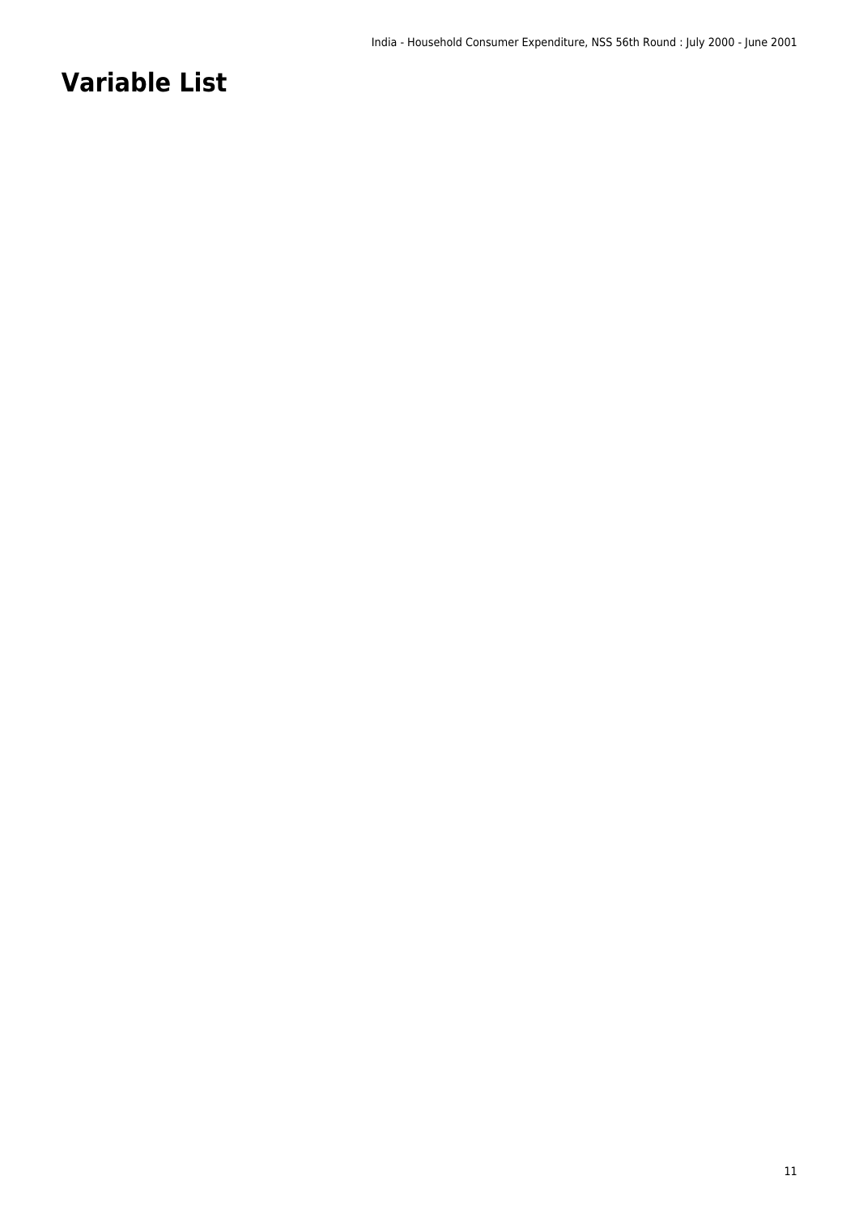# Variable List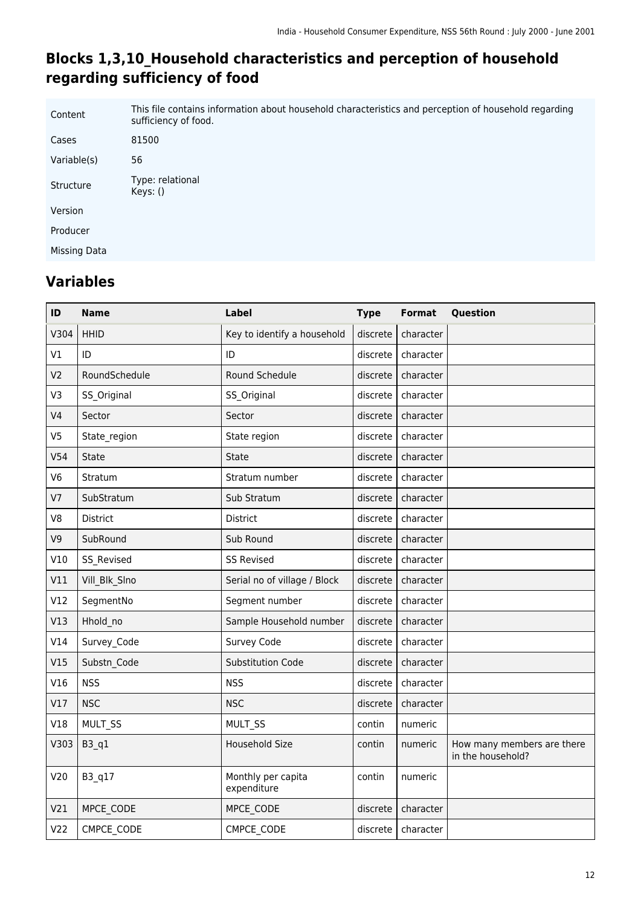## Blocks 1,3,10_Household characteristics and perception of household regarding sufficiency of food

| | |
|---|---|
| Content | This file contains information about household characteristics and perception of household regarding sufficiency of food. |
| Cases | 81500 |
| Variable(s) | 56 |
| Structure | Type: relational<br>Keys: () |
| Version | |
| Producer | |
| Missing Data | |

## Variables

| ID | Name | Label | Type | Format | Question |
|---|---|---|---|---|---|
| V304 | HHID | Key to identify a household | discrete | character | |
| V1 | ID | ID | discrete | character | |
| V2 | RoundSchedule | Round Schedule | discrete | character | |
| V3 | SS_Original | SS_Original | discrete | character | |
| V4 | Sector | Sector | discrete | character | |
| V5 | State_region | State region | discrete | character | |
| V54 | State | State | discrete | character | |
| V6 | Stratum | Stratum number | discrete | character | |
| V7 | SubStratum | Sub Stratum | discrete | character | |
| V8 | District | District | discrete | character | |
| V9 | SubRound | Sub Round | discrete | character | |
| V10 | SS_Revised | SS Revised | discrete | character | |
| V11 | Vill_Blk_Slno | Serial no of village / Block | discrete | character | |
| V12 | SegmentNo | Segment number | discrete | character | |
| V13 | Hhold_no | Sample Household number | discrete | character | |
| V14 | Survey_Code | Survey Code | discrete | character | |
| V15 | Substn_Code | Substitution Code | discrete | character | |
| V16 | NSS | NSS | discrete | character | |
| V17 | NSC | NSC | discrete | character | |
| V18 | MULT_SS | MULT_SS | contin | numeric | |
| V303 | B3_q1 | Household Size | contin | numeric | How many members are there in the household? |
| V20 | B3_q17 | Monthly per capita expenditure | contin | numeric | |
| V21 | MPCE_CODE | MPCE_CODE | discrete | character | |
| V22 | CMPCE_CODE | CMPCE_CODE | discrete | character | |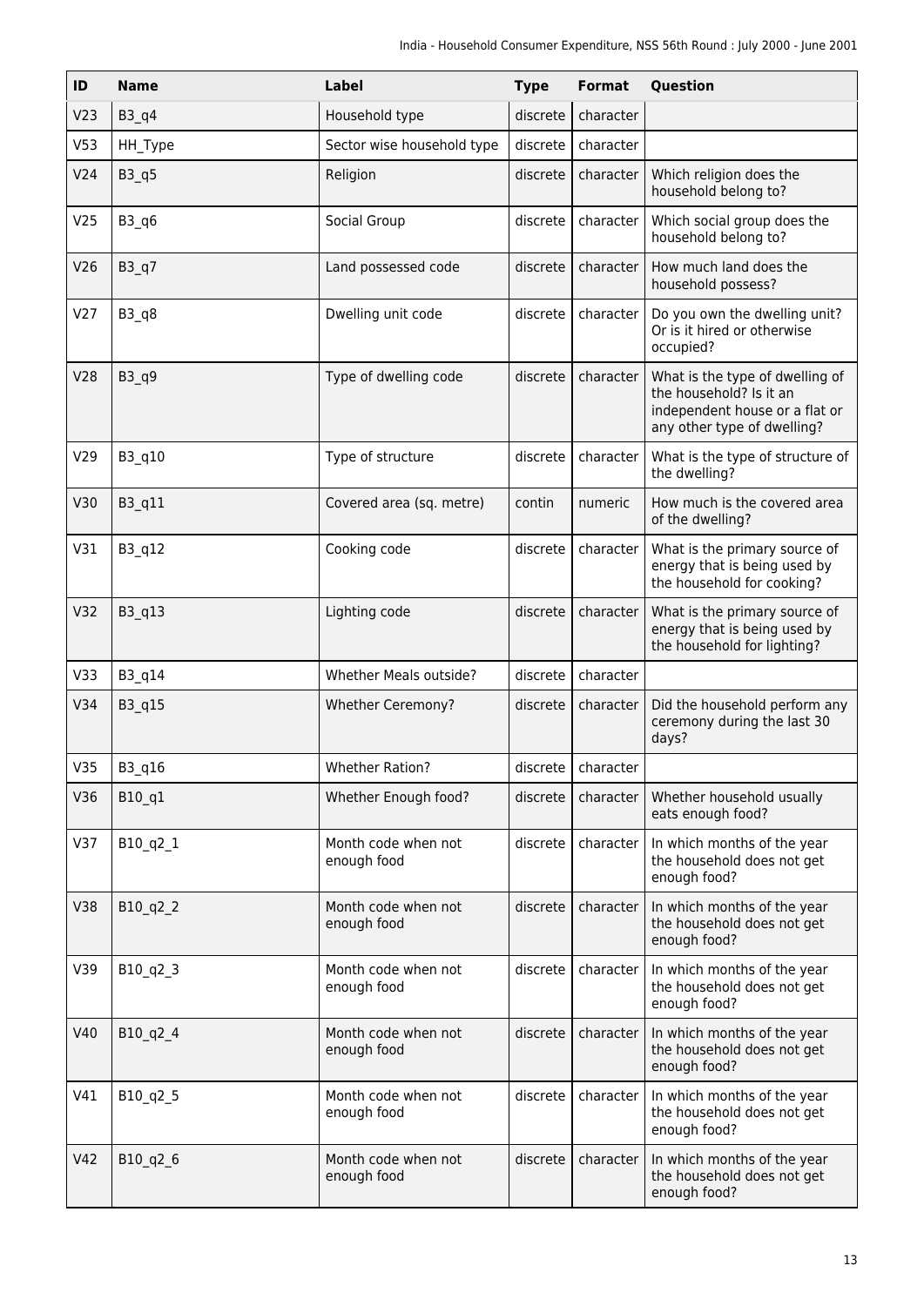| ID | Name | Label | Type | Format | Question |
|---|---|---|---|---|---|
| V23 | B3_q4 | Household type | discrete | character | |
| V53 | HH_Type | Sector wise household type | discrete | character | |
| V24 | B3_q5 | Religion | discrete | character | Which religion does the household belong to? |
| V25 | B3_q6 | Social Group | discrete | character | Which social group does the household belong to? |
| V26 | B3_q7 | Land possessed code | discrete | character | How much land does the household possess? |
| V27 | B3_q8 | Dwelling unit code | discrete | character | Do you own the dwelling unit? Or is it hired or otherwise occupied? |
| V28 | B3_q9 | Type of dwelling code | discrete | character | What is the type of dwelling of the household? Is it an independent house or a flat or any other type of dwelling? |
| V29 | B3_q10 | Type of structure | discrete | character | What is the type of structure of the dwelling? |
| V30 | B3_q11 | Covered area (sq. metre) | contin | numeric | How much is the covered area of the dwelling? |
| V31 | B3_q12 | Cooking code | discrete | character | What is the primary source of energy that is being used by the household for cooking? |
| V32 | B3_q13 | Lighting code | discrete | character | What is the primary source of energy that is being used by the household for lighting? |
| V33 | B3_q14 | Whether Meals outside? | discrete | character | |
| V34 | B3_q15 | Whether Ceremony? | discrete | character | Did the household perform any ceremony during the last 30 days? |
| V35 | B3_q16 | Whether Ration? | discrete | character | |
| V36 | B10_q1 | Whether Enough food? | discrete | character | Whether household usually eats enough food? |
| V37 | B10_q2_1 | Month code when not enough food | discrete | character | In which months of the year the household does not get enough food? |
| V38 | B10_q2_2 | Month code when not enough food | discrete | character | In which months of the year the household does not get enough food? |
| V39 | B10_q2_3 | Month code when not enough food | discrete | character | In which months of the year the household does not get enough food? |
| V40 | B10_q2_4 | Month code when not enough food | discrete | character | In which months of the year the household does not get enough food? |
| V41 | B10_q2_5 | Month code when not enough food | discrete | character | In which months of the year the household does not get enough food? |
| V42 | B10_q2_6 | Month code when not enough food | discrete | character | In which months of the year the household does not get enough food? |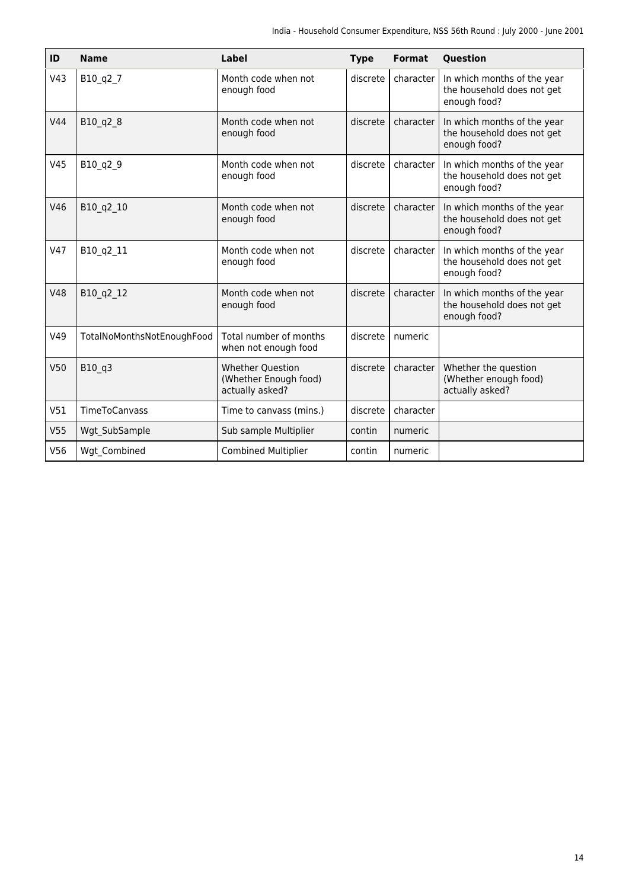| ID | Name | Label | Type | Format | Question |
| --- | --- | --- | --- | --- | --- |
| V43 | B10_q2_7 | Month code when not enough food | discrete | character | In which months of the year the household does not get enough food? |
| V44 | B10_q2_8 | Month code when not enough food | discrete | character | In which months of the year the household does not get enough food? |
| V45 | B10_q2_9 | Month code when not enough food | discrete | character | In which months of the year the household does not get enough food? |
| V46 | B10_q2_10 | Month code when not enough food | discrete | character | In which months of the year the household does not get enough food? |
| V47 | B10_q2_11 | Month code when not enough food | discrete | character | In which months of the year the household does not get enough food? |
| V48 | B10_q2_12 | Month code when not enough food | discrete | character | In which months of the year the household does not get enough food? |
| V49 | TotalNoMonthsNotEnoughFood | Total number of months when not enough food | discrete | numeric | |
| V50 | B10_q3 | Whether Question (Whether Enough food) actually asked? | discrete | character | Whether the question (Whether enough food) actually asked? |
| V51 | TimeToCanvass | Time to canvass (mins.) | discrete | character | |
| V55 | Wgt_SubSample | Sub sample Multiplier | contin | numeric | |
| V56 | Wgt_Combined | Combined Multiplier | contin | numeric | |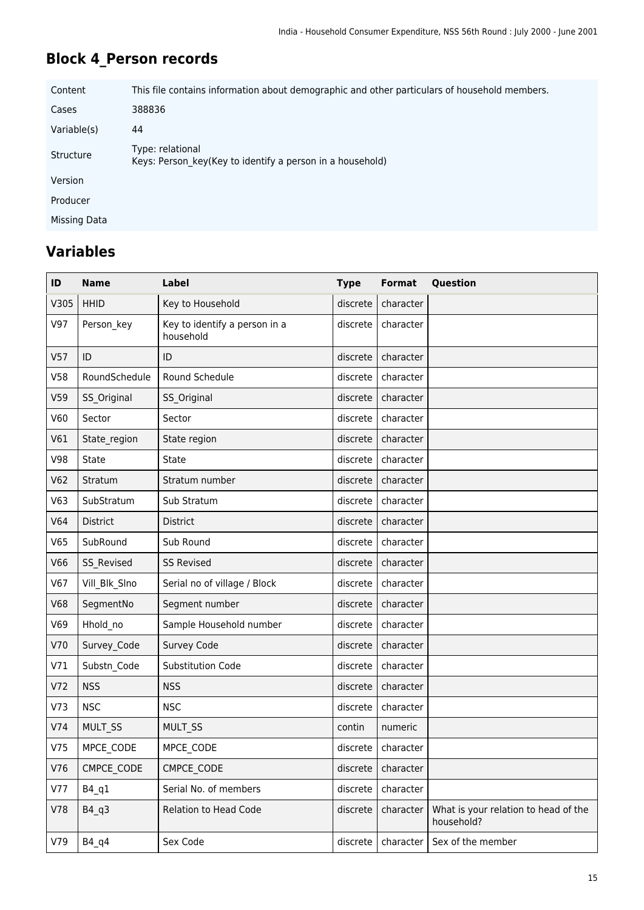## Block 4_Person records

| | |
|---|---|
| Content | This file contains information about demographic and other particulars of household members. |
| Cases | 388836 |
| Variable(s) | 44 |
| Structure | Type: relational<br>Keys: Person_key(Key to identify a person in a household) |
| Version | |
| Producer | |
| Missing Data | |

## Variables

| ID | Name | Label | Type | Format | Question |
|---|---|---|---|---|---|
| V305 | HHID | Key to Household | discrete | character | |
| V97 | Person_key | Key to identify a person in a household | discrete | character | |
| V57 | ID | ID | discrete | character | |
| V58 | RoundSchedule | Round Schedule | discrete | character | |
| V59 | SS_Original | SS_Original | discrete | character | |
| V60 | Sector | Sector | discrete | character | |
| V61 | State_region | State region | discrete | character | |
| V98 | State | State | discrete | character | |
| V62 | Stratum | Stratum number | discrete | character | |
| V63 | SubStratum | Sub Stratum | discrete | character | |
| V64 | District | District | discrete | character | |
| V65 | SubRound | Sub Round | discrete | character | |
| V66 | SS_Revised | SS Revised | discrete | character | |
| V67 | Vill_Blk_Slno | Serial no of village / Block | discrete | character | |
| V68 | SegmentNo | Segment number | discrete | character | |
| V69 | Hhold_no | Sample Household number | discrete | character | |
| V70 | Survey_Code | Survey Code | discrete | character | |
| V71 | Substn_Code | Substitution Code | discrete | character | |
| V72 | NSS | NSS | discrete | character | |
| V73 | NSC | NSC | discrete | character | |
| V74 | MULT_SS | MULT_SS | contin | numeric | |
| V75 | MPCE_CODE | MPCE_CODE | discrete | character | |
| V76 | CMPCE_CODE | CMPCE_CODE | discrete | character | |
| V77 | B4_q1 | Serial No. of members | discrete | character | |
| V78 | B4_q3 | Relation to Head Code | discrete | character | What is your relation to head of the household? |
| V79 | B4_q4 | Sex Code | discrete | character | Sex of the member |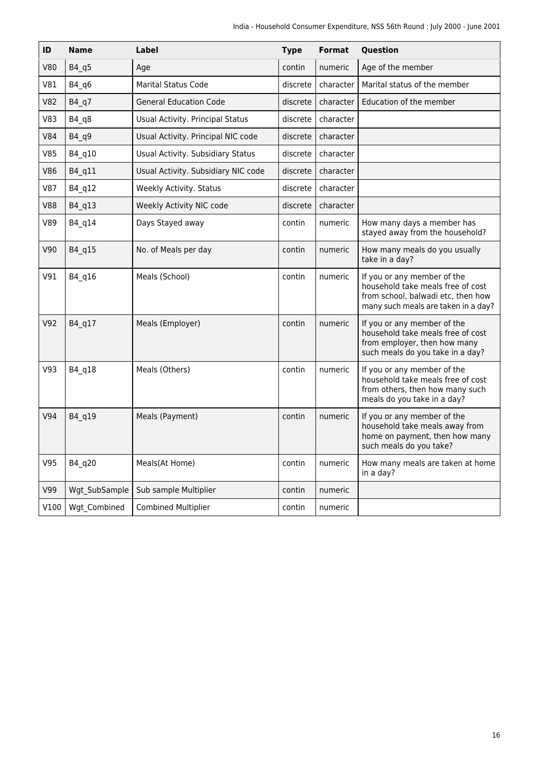| ID | Name | Label | Type | Format | Question |
|---|---|---|---|---|---|
| V80 | B4_q5 | Age | contin | numeric | Age of the member |
| V81 | B4_q6 | Marital Status Code | discrete | character | Marital status of the member |
| V82 | B4_q7 | General Education Code | discrete | character | Education of the member |
| V83 | B4_q8 | Usual Activity. Principal Status | discrete | character | |
| V84 | B4_q9 | Usual Activity. Principal NIC code | discrete | character | |
| V85 | B4_q10 | Usual Activity. Subsidiary Status | discrete | character | |
| V86 | B4_q11 | Usual Activity. Subsidiary NIC code | discrete | character | |
| V87 | B4_q12 | Weekly Activity. Status | discrete | character | |
| V88 | B4_q13 | Weekly Activity NIC code | discrete | character | |
| V89 | B4_q14 | Days Stayed away | contin | numeric | How many days a member has stayed away from the household? |
| V90 | B4_q15 | No. of Meals per day | contin | numeric | How many meals do you usually take in a day? |
| V91 | B4_q16 | Meals (School) | contin | numeric | If you or any member of the household take meals free of cost from school, balwadi etc, then how many such meals are taken in a day? |
| V92 | B4_q17 | Meals (Employer) | contin | numeric | If you or any member of the household take meals free of cost from employer, then how many such meals do you take in a day? |
| V93 | B4_q18 | Meals (Others) | contin | numeric | If you or any member of the household take meals free of cost from others, then how many such meals do you take in a day? |
| V94 | B4_q19 | Meals (Payment) | contin | numeric | If you or any member of the household take meals away from home on payment, then how many such meals do you take? |
| V95 | B4_q20 | Meals(At Home) | contin | numeric | How many meals are taken at home in a day? |
| V99 | Wgt_SubSample | Sub sample Multiplier | contin | numeric | |
| V100 | Wgt_Combined | Combined Multiplier | contin | numeric | |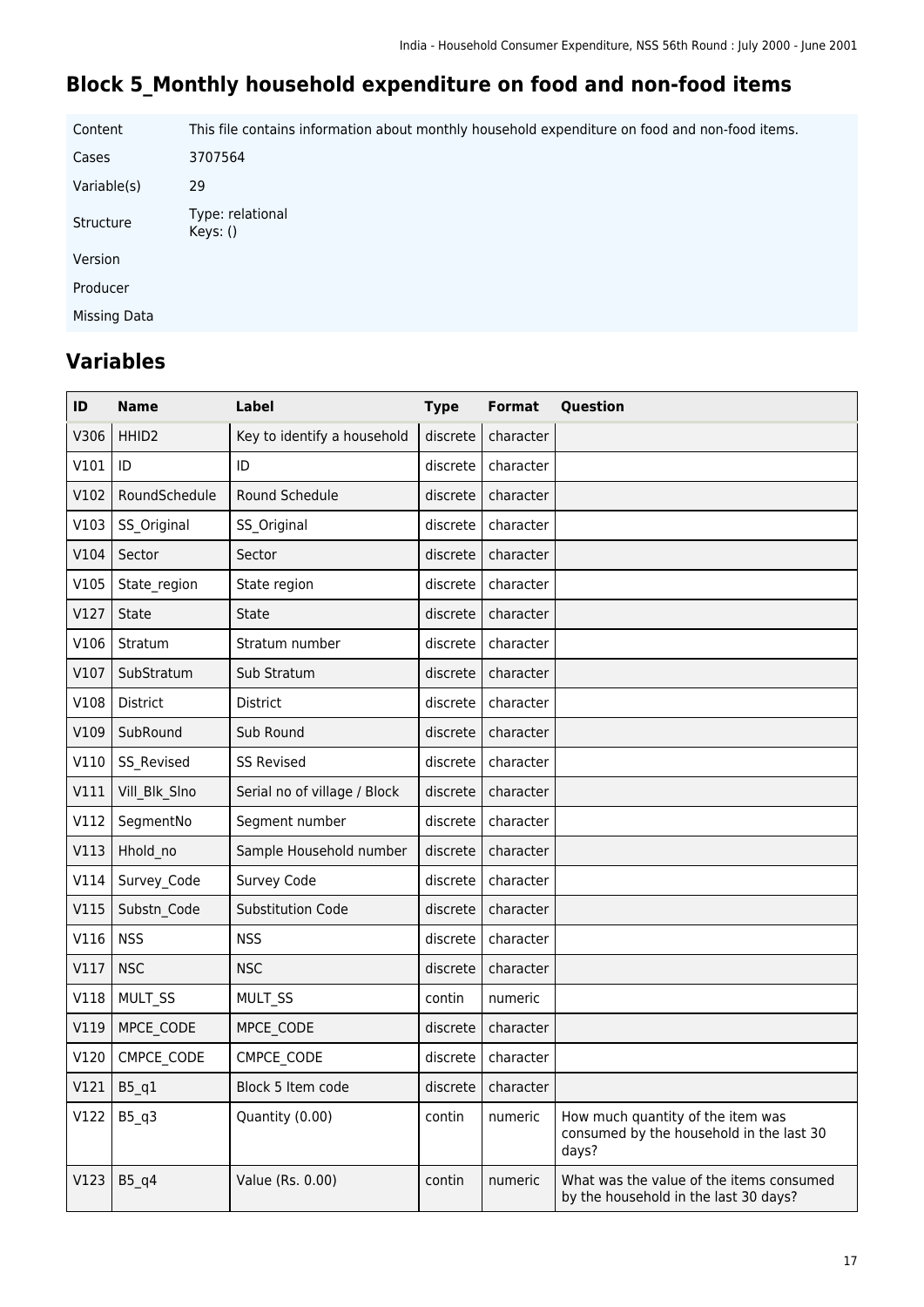# Block 5_Monthly household expenditure on food and non-food items

| | |
|---|---|
| Content | This file contains information about monthly household expenditure on food and non-food items. |
| Cases | 3707564 |
| Variable(s) | 29 |
| Structure | Type: relational<br>Keys: () |
| Version | |
| Producer | |
| Missing Data | |

## Variables

| ID | Name | Label | Type | Format | Question |
|---|---|---|---|---|---|
| V306 | HHID2 | Key to identify a household | discrete | character | |
| V101 | ID | ID | discrete | character | |
| V102 | RoundSchedule | Round Schedule | discrete | character | |
| V103 | SS_Original | SS_Original | discrete | character | |
| V104 | Sector | Sector | discrete | character | |
| V105 | State_region | State region | discrete | character | |
| V127 | State | State | discrete | character | |
| V106 | Stratum | Stratum number | discrete | character | |
| V107 | SubStratum | Sub Stratum | discrete | character | |
| V108 | District | District | discrete | character | |
| V109 | SubRound | Sub Round | discrete | character | |
| V110 | SS_Revised | SS Revised | discrete | character | |
| V111 | Vill_Blk_Slno | Serial no of village / Block | discrete | character | |
| V112 | SegmentNo | Segment number | discrete | character | |
| V113 | Hhold_no | Sample Household number | discrete | character | |
| V114 | Survey_Code | Survey Code | discrete | character | |
| V115 | Substn_Code | Substitution Code | discrete | character | |
| V116 | NSS | NSS | discrete | character | |
| V117 | NSC | NSC | discrete | character | |
| V118 | MULT_SS | MULT_SS | contin | numeric | |
| V119 | MPCE_CODE | MPCE_CODE | discrete | character | |
| V120 | CMPCE_CODE | CMPCE_CODE | discrete | character | |
| V121 | B5_q1 | Block 5 Item code | discrete | character | |
| V122 | B5_q3 | Quantity (0.00) | contin | numeric | How much quantity of the item was consumed by the household in the last 30 days? |
| V123 | B5_q4 | Value (Rs. 0.00) | contin | numeric | What was the value of the items consumed by the household in the last 30 days? |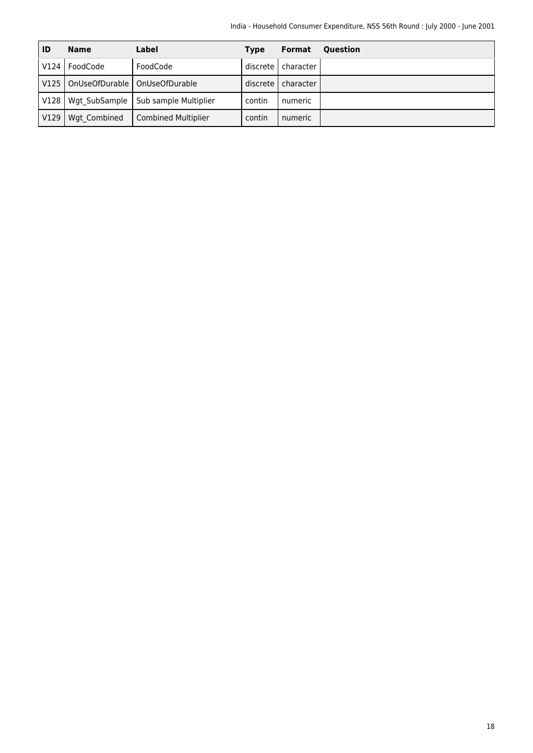| ID | Name | Label | Type | Format | Question |
|---|---|---|---|---|---|
| V124 | FoodCode | FoodCode | discrete | character | |
| V125 | OnUseOfDurable | OnUseOfDurable | discrete | character | |
| V128 | Wgt_SubSample | Sub sample Multiplier | contin | numeric | |
| V129 | Wgt_Combined | Combined Multiplier | contin | numeric | |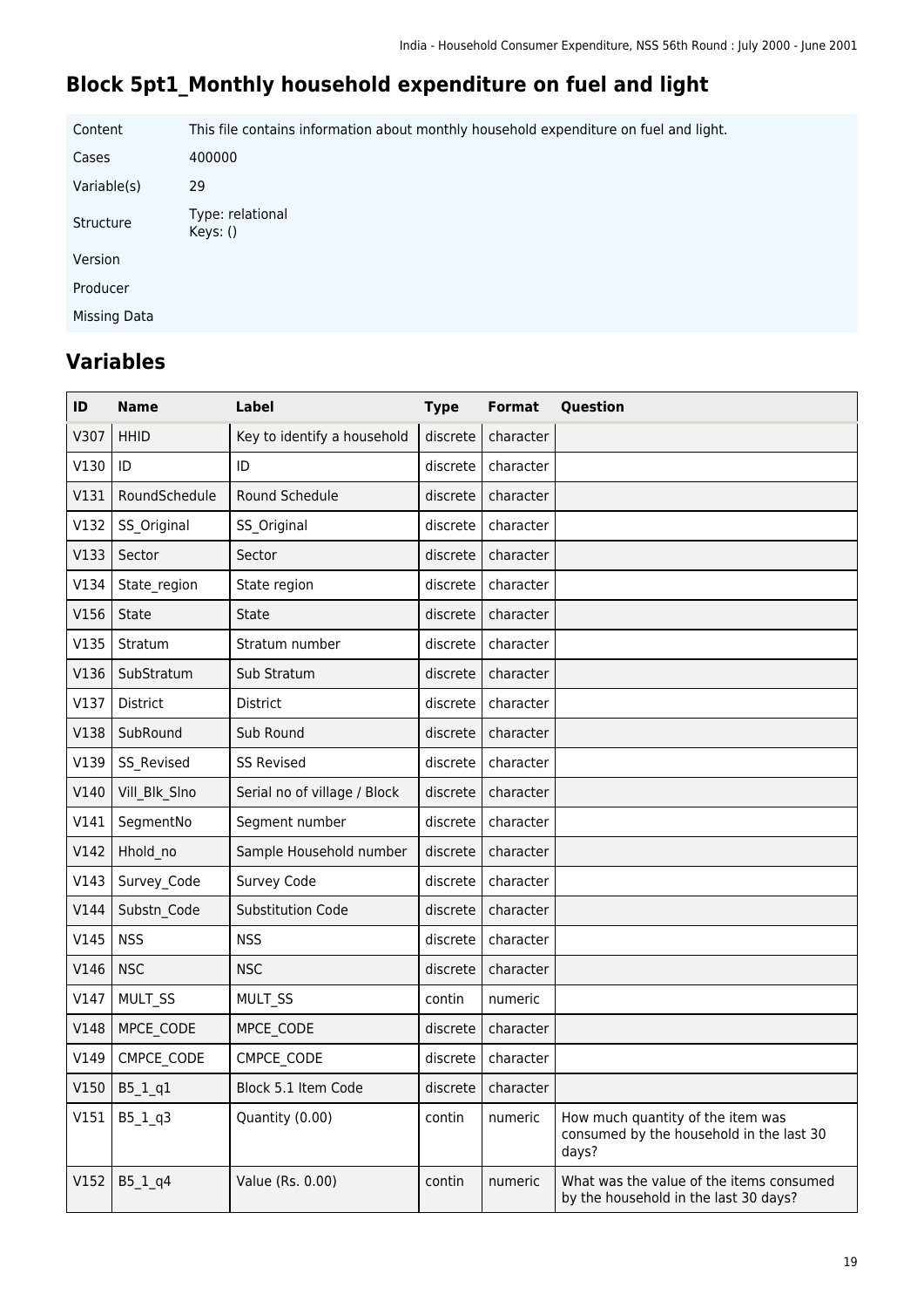## Block 5pt1_Monthly household expenditure on fuel and light

| | |
|---|---|
| Content | This file contains information about monthly household expenditure on fuel and light. |
| Cases | 400000 |
| Variable(s) | 29 |
| Structure | Type: relational<br>Keys: () |
| Version | |
| Producer | |
| Missing Data | |

## Variables

| ID | Name | Label | Type | Format | Question |
|---|---|---|---|---|---|
| V307 | HHID | Key to identify a household | discrete | character | |
| V130 | ID | ID | discrete | character | |
| V131 | RoundSchedule | Round Schedule | discrete | character | |
| V132 | SS_Original | SS_Original | discrete | character | |
| V133 | Sector | Sector | discrete | character | |
| V134 | State_region | State region | discrete | character | |
| V156 | State | State | discrete | character | |
| V135 | Stratum | Stratum number | discrete | character | |
| V136 | SubStratum | Sub Stratum | discrete | character | |
| V137 | District | District | discrete | character | |
| V138 | SubRound | Sub Round | discrete | character | |
| V139 | SS_Revised | SS Revised | discrete | character | |
| V140 | Vill_Blk_Slno | Serial no of village / Block | discrete | character | |
| V141 | SegmentNo | Segment number | discrete | character | |
| V142 | Hhold_no | Sample Household number | discrete | character | |
| V143 | Survey_Code | Survey Code | discrete | character | |
| V144 | Substn_Code | Substitution Code | discrete | character | |
| V145 | NSS | NSS | discrete | character | |
| V146 | NSC | NSC | discrete | character | |
| V147 | MULT_SS | MULT_SS | contin | numeric | |
| V148 | MPCE_CODE | MPCE_CODE | discrete | character | |
| V149 | CMPCE_CODE | CMPCE_CODE | discrete | character | |
| V150 | B5_1_q1 | Block 5.1 Item Code | discrete | character | |
| V151 | B5_1_q3 | Quantity (0.00) | contin | numeric | How much quantity of the item was consumed by the household in the last 30 days? |
| V152 | B5_1_q4 | Value (Rs. 0.00) | contin | numeric | What was the value of the items consumed by the household in the last 30 days? |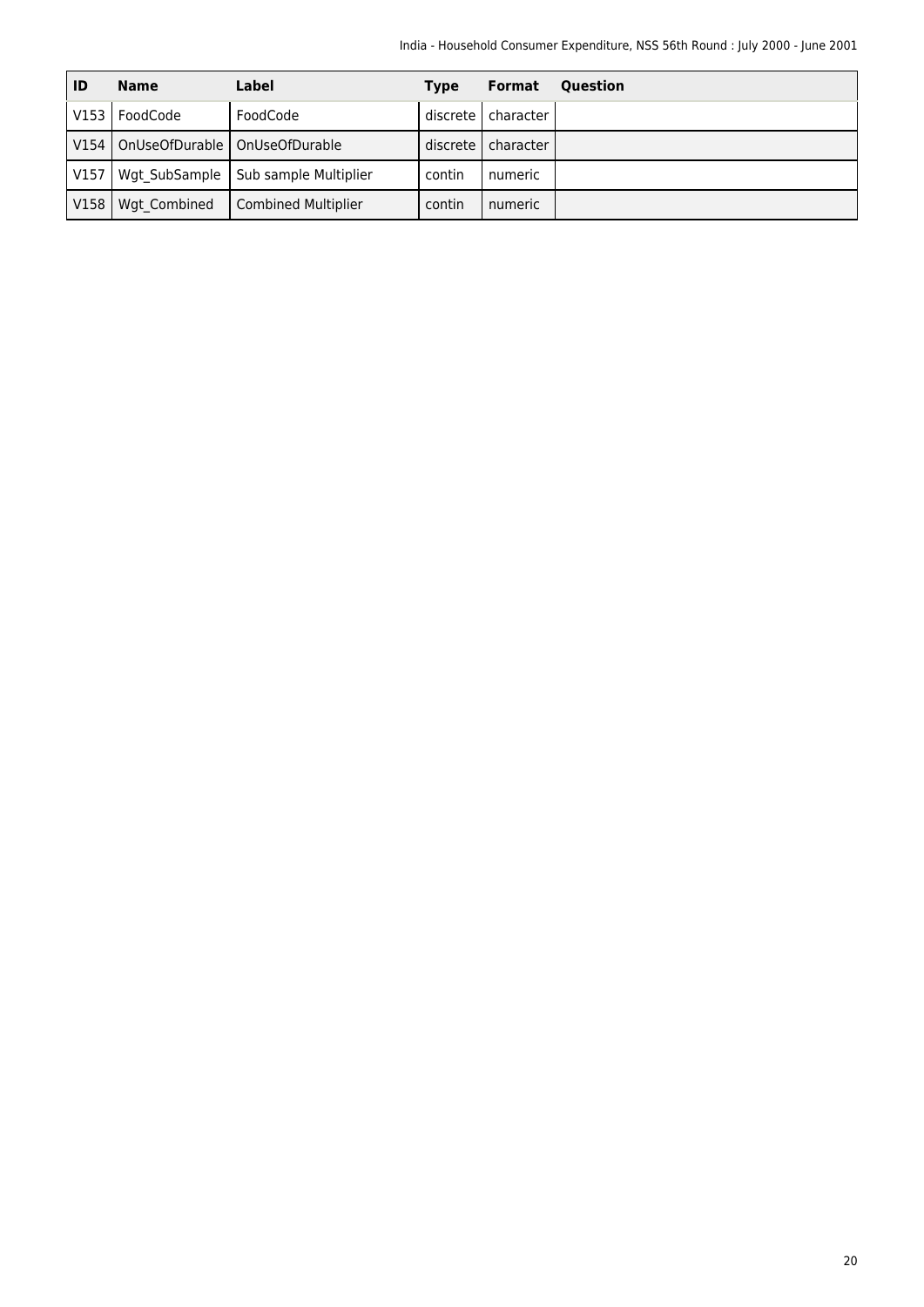| ID | Name | Label | Type | Format | Question |
|---|---|---|---|---|---|
| V153 | FoodCode | FoodCode | discrete | character | |
| V154 | OnUseOfDurable | OnUseOfDurable | discrete | character | |
| V157 | Wgt_SubSample | Sub sample Multiplier | contin | numeric | |
| V158 | Wgt_Combined | Combined Multiplier | contin | numeric | |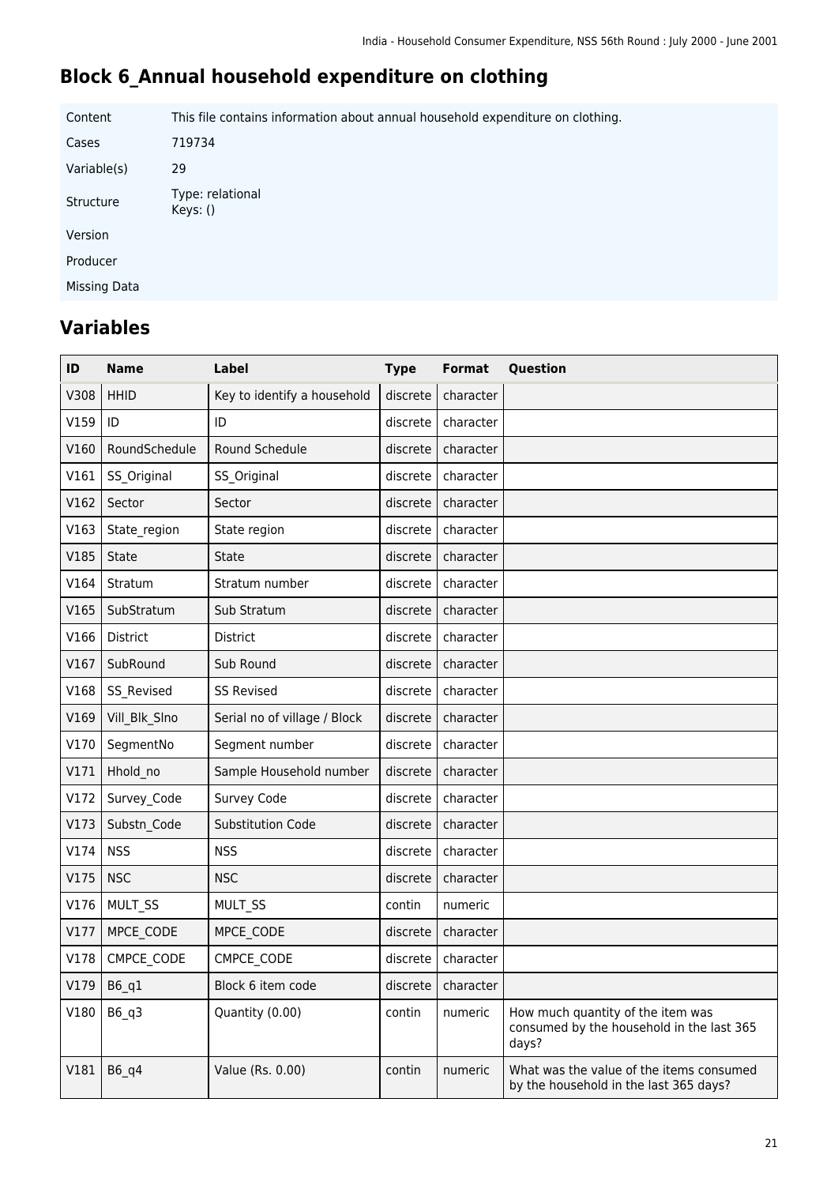# Block 6_Annual household expenditure on clothing

| | |
|---|---|
| Content | This file contains information about annual household expenditure on clothing. |
| Cases | 719734 |
| Variable(s) | 29 |
| Structure | Type: relational<br>Keys: () |
| Version | |
| Producer | |
| Missing Data | |

## Variables

| ID | Name | Label | Type | Format | Question |
|---|---|---|---|---|---|
| V308 | HHID | Key to identify a household | discrete | character | |
| V159 | ID | ID | discrete | character | |
| V160 | RoundSchedule | Round Schedule | discrete | character | |
| V161 | SS_Original | SS_Original | discrete | character | |
| V162 | Sector | Sector | discrete | character | |
| V163 | State_region | State region | discrete | character | |
| V185 | State | State | discrete | character | |
| V164 | Stratum | Stratum number | discrete | character | |
| V165 | SubStratum | Sub Stratum | discrete | character | |
| V166 | District | District | discrete | character | |
| V167 | SubRound | Sub Round | discrete | character | |
| V168 | SS_Revised | SS Revised | discrete | character | |
| V169 | Vill_Blk_Slno | Serial no of village / Block | discrete | character | |
| V170 | SegmentNo | Segment number | discrete | character | |
| V171 | Hhold_no | Sample Household number | discrete | character | |
| V172 | Survey_Code | Survey Code | discrete | character | |
| V173 | Substn_Code | Substitution Code | discrete | character | |
| V174 | NSS | NSS | discrete | character | |
| V175 | NSC | NSC | discrete | character | |
| V176 | MULT_SS | MULT_SS | contin | numeric | |
| V177 | MPCE_CODE | MPCE_CODE | discrete | character | |
| V178 | CMPCE_CODE | CMPCE_CODE | discrete | character | |
| V179 | B6_q1 | Block 6 item code | discrete | character | |
| V180 | B6_q3 | Quantity (0.00) | contin | numeric | How much quantity of the item was consumed by the household in the last 365 days? |
| V181 | B6_q4 | Value (Rs. 0.00) | contin | numeric | What was the value of the items consumed by the household in the last 365 days? |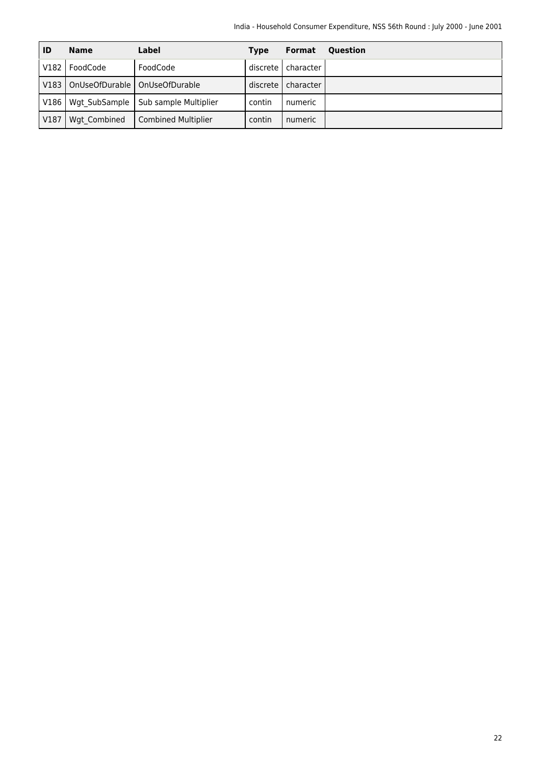| ID | Name | Label | Type | Format | Question |
| --- | --- | --- | --- | --- | --- |
| V182 | FoodCode | FoodCode | discrete | character | |
| V183 | OnUseOfDurable | OnUseOfDurable | discrete | character | |
| V186 | Wgt_SubSample | Sub sample Multiplier | contin | numeric | |
| V187 | Wgt_Combined | Combined Multiplier | contin | numeric | |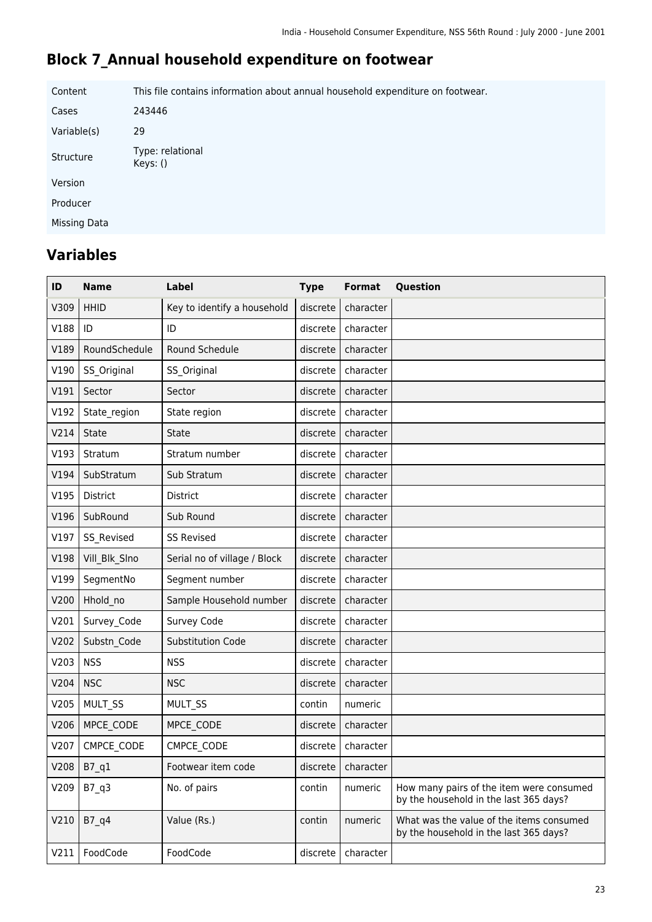# Block 7_Annual household expenditure on footwear

| | |
|---|---|
| Content | This file contains information about annual household expenditure on footwear. |
| Cases | 243446 |
| Variable(s) | 29 |
| Structure | Type: relational<br>Keys: () |
| Version | |
| Producer | |
| Missing Data | |

## Variables

| ID | Name | Label | Type | Format | Question |
|---|---|---|---|---|---|
| V309 | HHID | Key to identify a household | discrete | character | |
| V188 | ID | ID | discrete | character | |
| V189 | RoundSchedule | Round Schedule | discrete | character | |
| V190 | SS_Original | SS_Original | discrete | character | |
| V191 | Sector | Sector | discrete | character | |
| V192 | State_region | State region | discrete | character | |
| V214 | State | State | discrete | character | |
| V193 | Stratum | Stratum number | discrete | character | |
| V194 | SubStratum | Sub Stratum | discrete | character | |
| V195 | District | District | discrete | character | |
| V196 | SubRound | Sub Round | discrete | character | |
| V197 | SS_Revised | SS Revised | discrete | character | |
| V198 | Vill_Blk_Slno | Serial no of village / Block | discrete | character | |
| V199 | SegmentNo | Segment number | discrete | character | |
| V200 | Hhold_no | Sample Household number | discrete | character | |
| V201 | Survey_Code | Survey Code | discrete | character | |
| V202 | Substn_Code | Substitution Code | discrete | character | |
| V203 | NSS | NSS | discrete | character | |
| V204 | NSC | NSC | discrete | character | |
| V205 | MULT_SS | MULT_SS | contin | numeric | |
| V206 | MPCE_CODE | MPCE_CODE | discrete | character | |
| V207 | CMPCE_CODE | CMPCE_CODE | discrete | character | |
| V208 | B7_q1 | Footwear item code | discrete | character | |
| V209 | B7_q3 | No. of pairs | contin | numeric | How many pairs of the item were consumed by the household in the last 365 days? |
| V210 | B7_q4 | Value (Rs.) | contin | numeric | What was the value of the items consumed by the household in the last 365 days? |
| V211 | FoodCode | FoodCode | discrete | character | |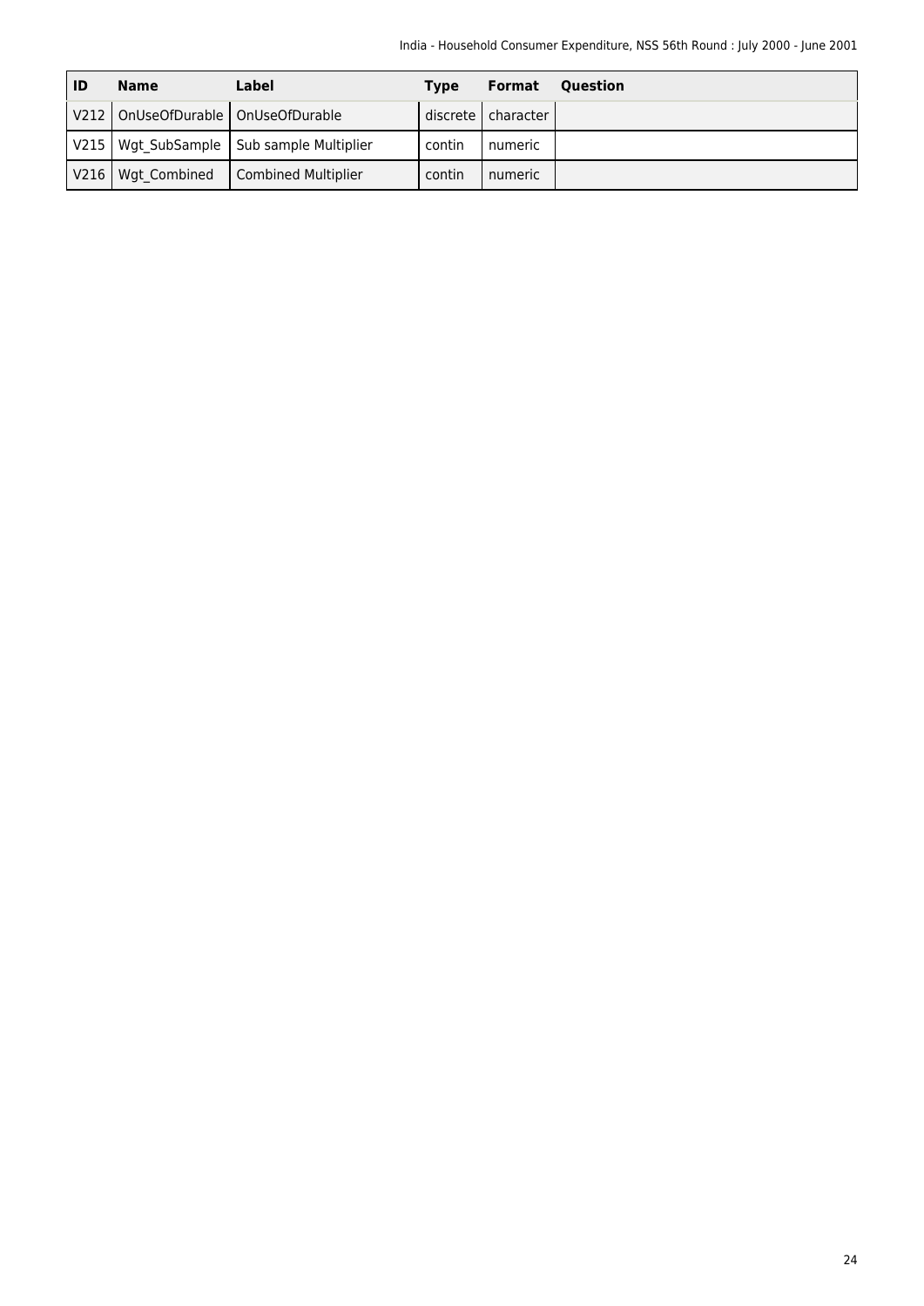| ID | Name | Label | Type | Format | Question |
|---|---|---|---|---|---|
| V212 | OnUseOfDurable | OnUseOfDurable | discrete | character | |
| V215 | Wgt_SubSample | Sub sample Multiplier | contin | numeric | |
| V216 | Wgt_Combined | Combined Multiplier | contin | numeric | |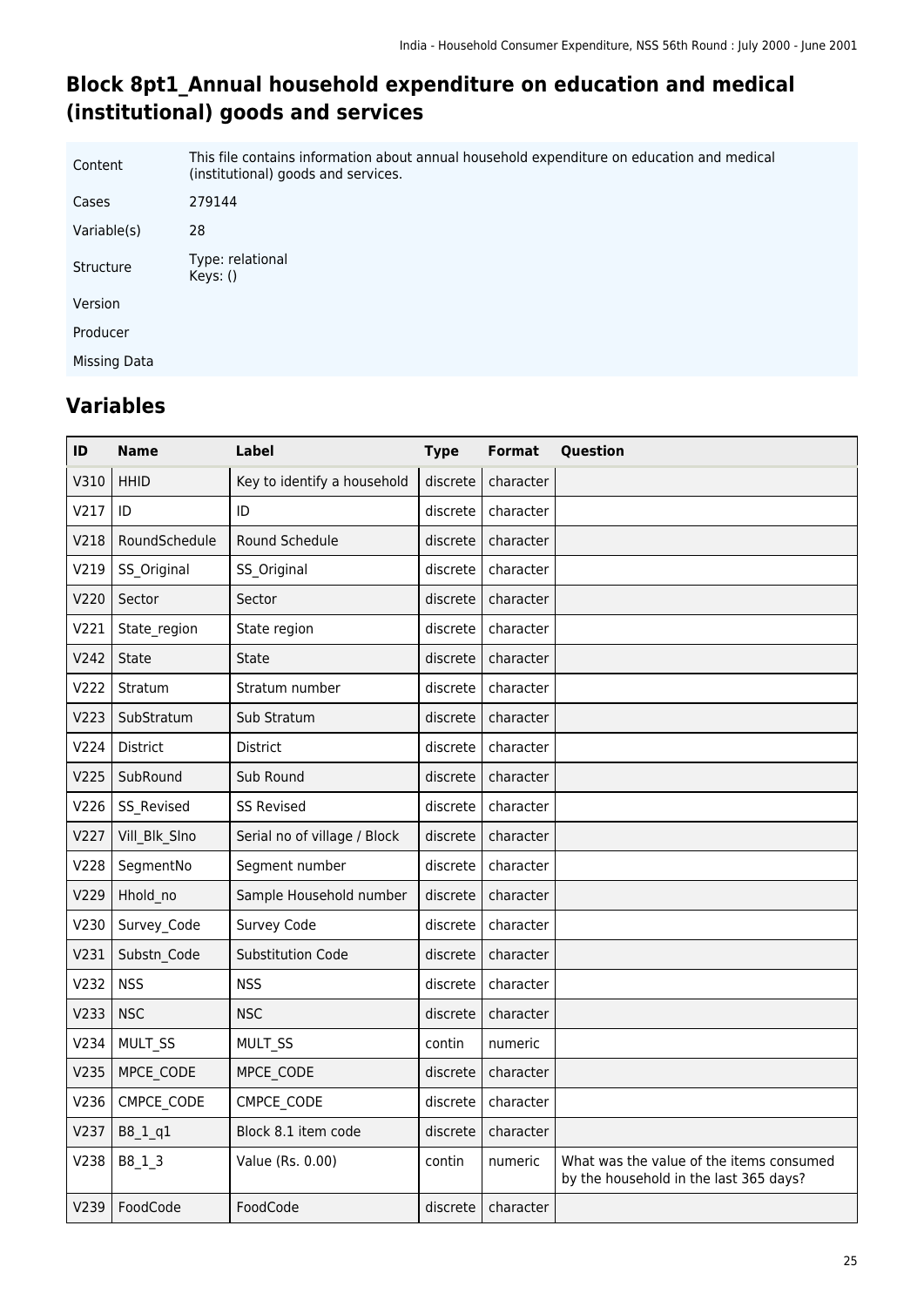# Block 8pt1_Annual household expenditure on education and medical (institutional) goods and services

| | |
|---|---|
| Content | This file contains information about annual household expenditure on education and medical (institutional) goods and services. |
| Cases | 279144 |
| Variable(s) | 28 |
| Structure | Type: relational<br>Keys: () |
| Version | |
| Producer | |
| Missing Data | |

## Variables

| ID | Name | Label | Type | Format | Question |
|---|---|---|---|---|---|
| V310 | HHID | Key to identify a household | discrete | character | |
| V217 | ID | ID | discrete | character | |
| V218 | RoundSchedule | Round Schedule | discrete | character | |
| V219 | SS_Original | SS_Original | discrete | character | |
| V220 | Sector | Sector | discrete | character | |
| V221 | State_region | State region | discrete | character | |
| V242 | State | State | discrete | character | |
| V222 | Stratum | Stratum number | discrete | character | |
| V223 | SubStratum | Sub Stratum | discrete | character | |
| V224 | District | District | discrete | character | |
| V225 | SubRound | Sub Round | discrete | character | |
| V226 | SS_Revised | SS Revised | discrete | character | |
| V227 | Vill_Blk_Slno | Serial no of village / Block | discrete | character | |
| V228 | SegmentNo | Segment number | discrete | character | |
| V229 | Hhold_no | Sample Household number | discrete | character | |
| V230 | Survey_Code | Survey Code | discrete | character | |
| V231 | Substn_Code | Substitution Code | discrete | character | |
| V232 | NSS | NSS | discrete | character | |
| V233 | NSC | NSC | discrete | character | |
| V234 | MULT_SS | MULT_SS | contin | numeric | |
| V235 | MPCE_CODE | MPCE_CODE | discrete | character | |
| V236 | CMPCE_CODE | CMPCE_CODE | discrete | character | |
| V237 | B8_1_q1 | Block 8.1 item code | discrete | character | |
| V238 | B8_1_3 | Value (Rs. 0.00) | contin | numeric | What was the value of the items consumed by the household in the last 365 days? |
| V239 | FoodCode | FoodCode | discrete | character | |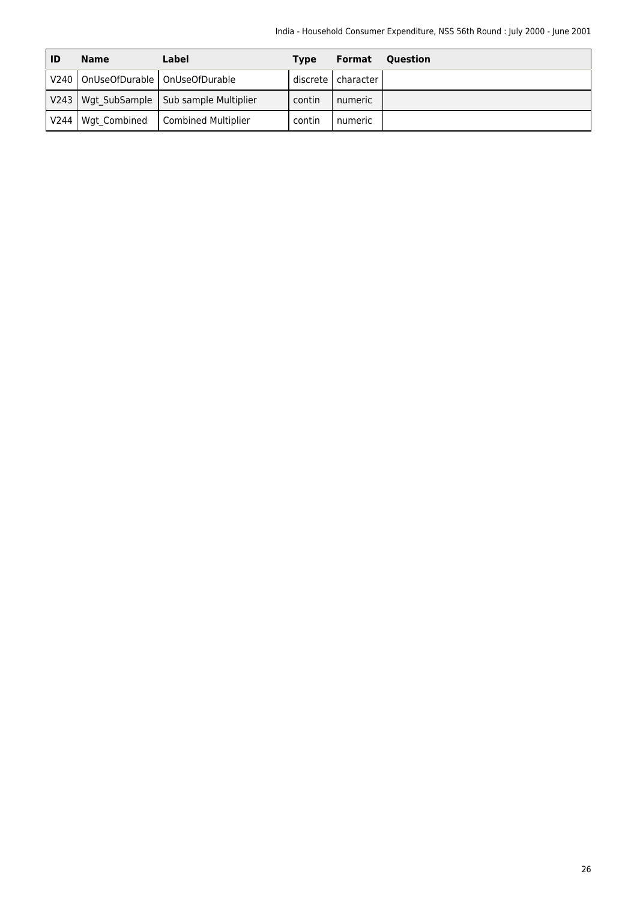| ID | Name | Label | Type | Format | Question |
|---|---|---|---|---|---|
| V240 | OnUseOfDurable | OnUseOfDurable | discrete | character | |
| V243 | Wgt_SubSample | Sub sample Multiplier | contin | numeric | |
| V244 | Wgt_Combined | Combined Multiplier | contin | numeric | |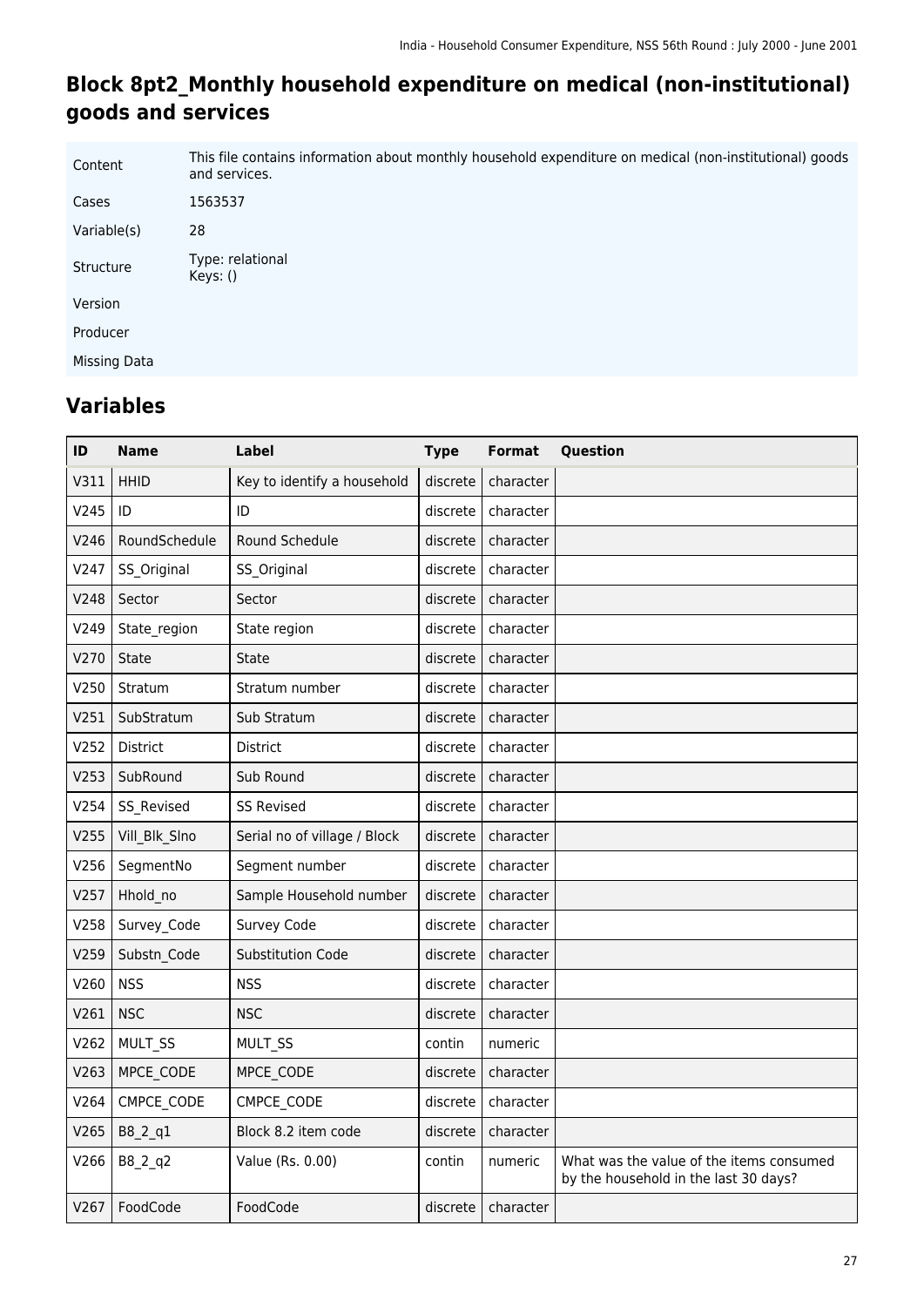# Block 8pt2_Monthly household expenditure on medical (non-institutional) goods and services

| | |
|---|---|
| Content | This file contains information about monthly household expenditure on medical (non-institutional) goods and services. |
| Cases | 1563537 |
| Variable(s) | 28 |
| Structure | Type: relational<br>Keys: () |
| Version | |
| Producer | |
| Missing Data | |

## Variables

| ID | Name | Label | Type | Format | Question |
|---|---|---|---|---|---|
| V311 | HHID | Key to identify a household | discrete | character | |
| V245 | ID | ID | discrete | character | |
| V246 | RoundSchedule | Round Schedule | discrete | character | |
| V247 | SS_Original | SS_Original | discrete | character | |
| V248 | Sector | Sector | discrete | character | |
| V249 | State_region | State region | discrete | character | |
| V270 | State | State | discrete | character | |
| V250 | Stratum | Stratum number | discrete | character | |
| V251 | SubStratum | Sub Stratum | discrete | character | |
| V252 | District | District | discrete | character | |
| V253 | SubRound | Sub Round | discrete | character | |
| V254 | SS_Revised | SS Revised | discrete | character | |
| V255 | Vill_Blk_Slno | Serial no of village / Block | discrete | character | |
| V256 | SegmentNo | Segment number | discrete | character | |
| V257 | Hhold_no | Sample Household number | discrete | character | |
| V258 | Survey_Code | Survey Code | discrete | character | |
| V259 | Substn_Code | Substitution Code | discrete | character | |
| V260 | NSS | NSS | discrete | character | |
| V261 | NSC | NSC | discrete | character | |
| V262 | MULT_SS | MULT_SS | contin | numeric | |
| V263 | MPCE_CODE | MPCE_CODE | discrete | character | |
| V264 | CMPCE_CODE | CMPCE_CODE | discrete | character | |
| V265 | B8_2_q1 | Block 8.2 item code | discrete | character | |
| V266 | B8_2_q2 | Value (Rs. 0.00) | contin | numeric | What was the value of the items consumed by the household in the last 30 days? |
| V267 | FoodCode | FoodCode | discrete | character | |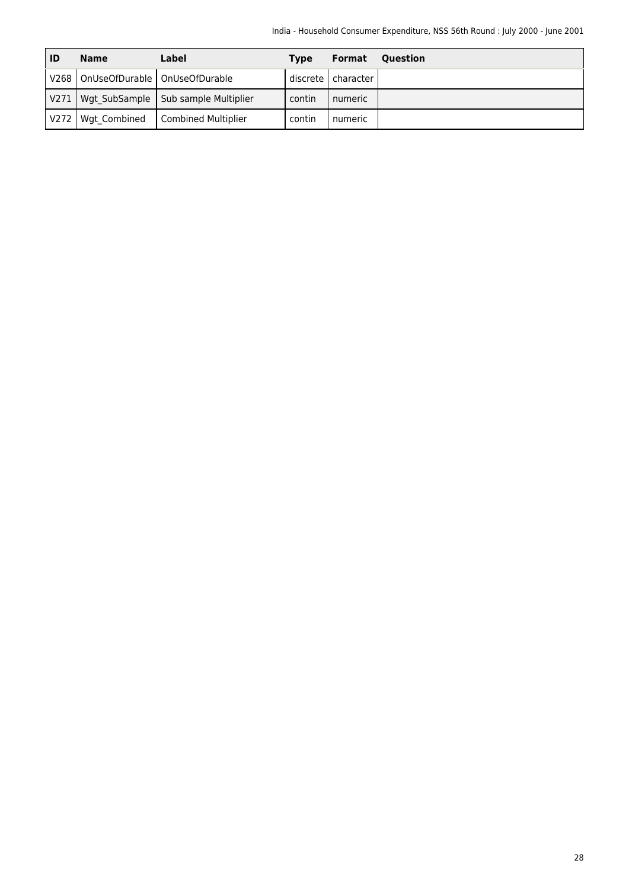| ID | Name | Label | Type | Format | Question |
|---|---|---|---|---|---|
| V268 | OnUseOfDurable | OnUseOfDurable | discrete | character | |
| V271 | Wgt_SubSample | Sub sample Multiplier | contin | numeric | |
| V272 | Wgt_Combined | Combined Multiplier | contin | numeric | |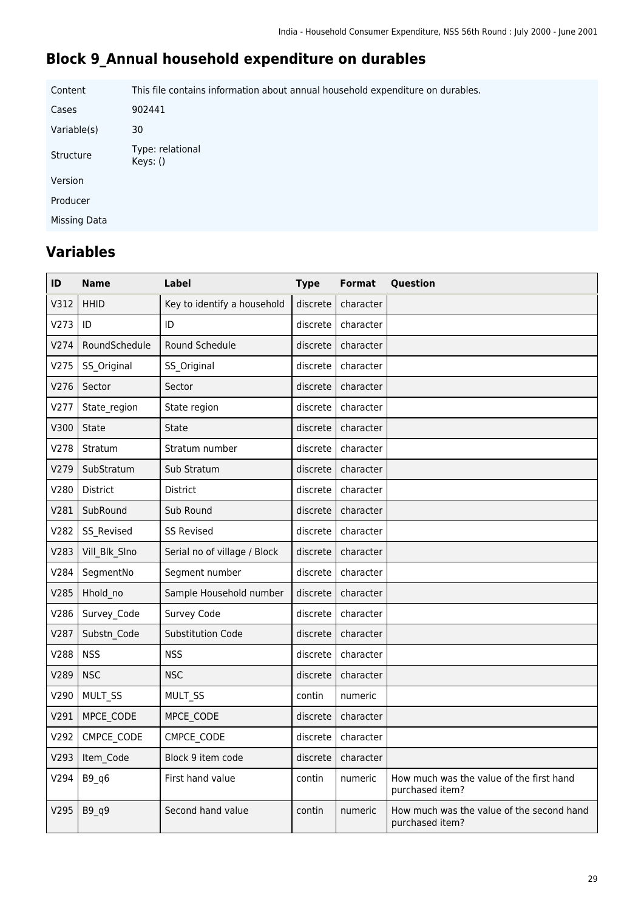# Block 9_Annual household expenditure on durables

| | |
|---|---|
| Content | This file contains information about annual household expenditure on durables. |
| Cases | 902441 |
| Variable(s) | 30 |
| Structure | Type: relational<br>Keys: () |
| Version | |
| Producer | |
| Missing Data | |

## Variables

| ID | Name | Label | Type | Format | Question |
|---|---|---|---|---|---|
| V312 | HHID | Key to identify a household | discrete | character | |
| V273 | ID | ID | discrete | character | |
| V274 | RoundSchedule | Round Schedule | discrete | character | |
| V275 | SS_Original | SS_Original | discrete | character | |
| V276 | Sector | Sector | discrete | character | |
| V277 | State_region | State region | discrete | character | |
| V300 | State | State | discrete | character | |
| V278 | Stratum | Stratum number | discrete | character | |
| V279 | SubStratum | Sub Stratum | discrete | character | |
| V280 | District | District | discrete | character | |
| V281 | SubRound | Sub Round | discrete | character | |
| V282 | SS_Revised | SS Revised | discrete | character | |
| V283 | Vill_Blk_Slno | Serial no of village / Block | discrete | character | |
| V284 | SegmentNo | Segment number | discrete | character | |
| V285 | Hhold_no | Sample Household number | discrete | character | |
| V286 | Survey_Code | Survey Code | discrete | character | |
| V287 | Substn_Code | Substitution Code | discrete | character | |
| V288 | NSS | NSS | discrete | character | |
| V289 | NSC | NSC | discrete | character | |
| V290 | MULT_SS | MULT_SS | contin | numeric | |
| V291 | MPCE_CODE | MPCE_CODE | discrete | character | |
| V292 | CMPCE_CODE | CMPCE_CODE | discrete | character | |
| V293 | Item_Code | Block 9 item code | discrete | character | |
| V294 | B9_q6 | First hand value | contin | numeric | How much was the value of the first hand purchased item? |
| V295 | B9_q9 | Second hand value | contin | numeric | How much was the value of the second hand purchased item? |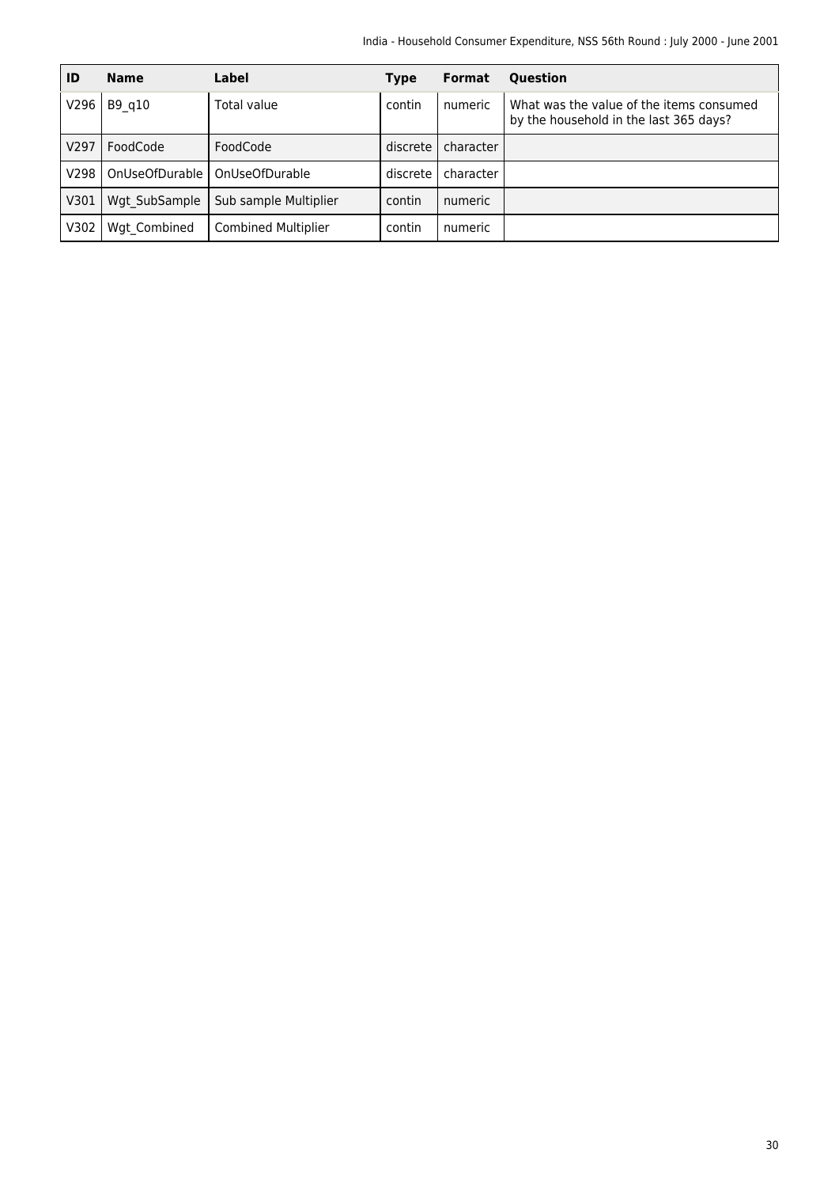| ID | Name | Label | Type | Format | Question |
|---|---|---|---|---|---|
| V296 | B9_q10 | Total value | contin | numeric | What was the value of the items consumed by the household in the last 365 days? |
| V297 | FoodCode | FoodCode | discrete | character | |
| V298 | OnUseOfDurable | OnUseOfDurable | discrete | character | |
| V301 | Wgt_SubSample | Sub sample Multiplier | contin | numeric | |
| V302 | Wgt_Combined | Combined Multiplier | contin | numeric | |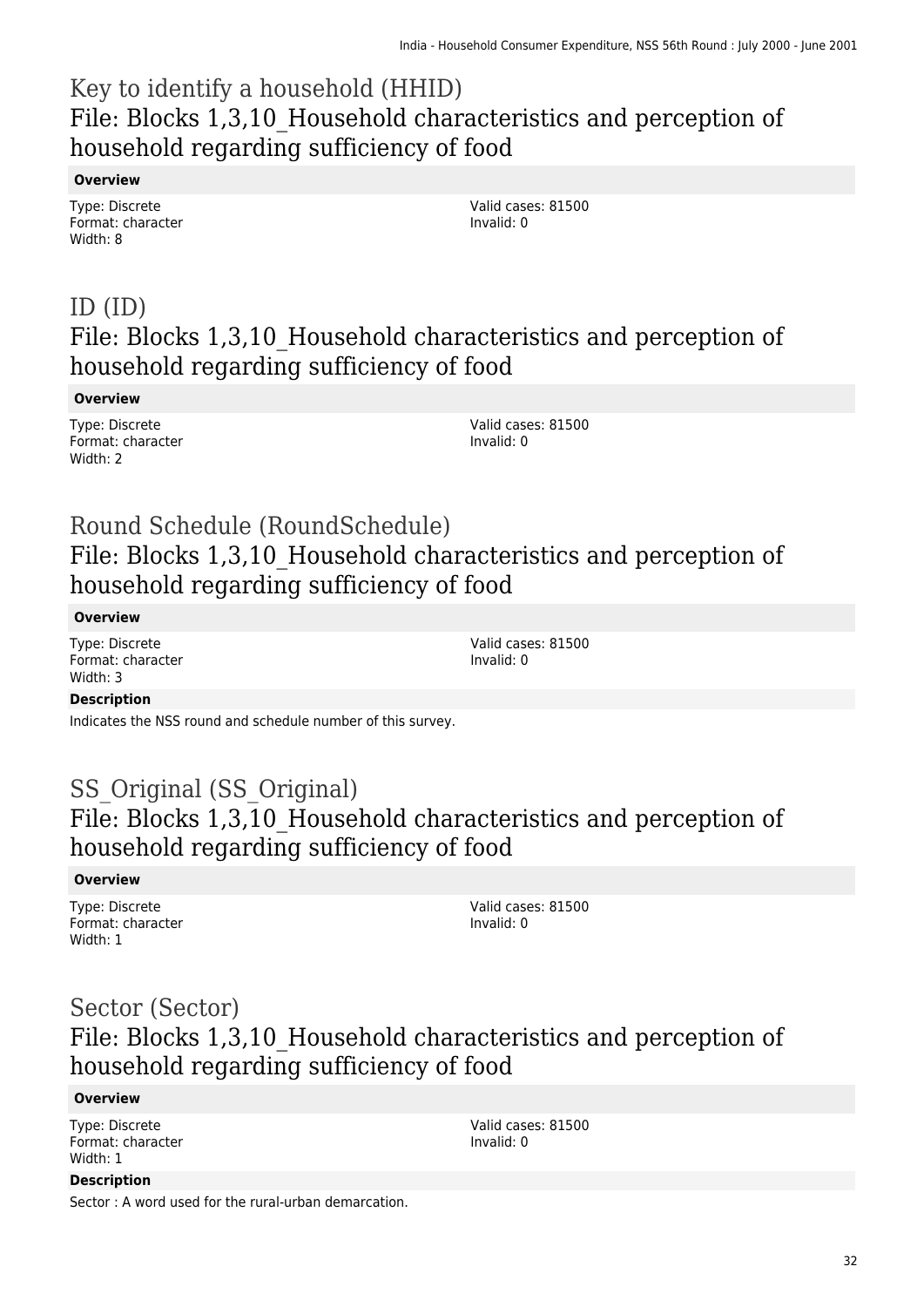## Key to identify a household (HHID)
## File: Blocks 1,3,10_Household characteristics and perception of household regarding sufficiency of food

**Overview**

Type: Discrete
Format: character
Width: 8

Valid cases: 81500
Invalid: 0

## ID (ID)
## File: Blocks 1,3,10_Household characteristics and perception of household regarding sufficiency of food

**Overview**

Type: Discrete
Format: character
Width: 2

Valid cases: 81500
Invalid: 0

## Round Schedule (RoundSchedule)
## File: Blocks 1,3,10_Household characteristics and perception of household regarding sufficiency of food

**Overview**

Type: Discrete
Format: character
Width: 3

Valid cases: 81500
Invalid: 0

**Description**

Indicates the NSS round and schedule number of this survey.

## SS_Original (SS_Original)
## File: Blocks 1,3,10_Household characteristics and perception of household regarding sufficiency of food

**Overview**

Type: Discrete
Format: character
Width: 1

Valid cases: 81500
Invalid: 0

## Sector (Sector)
## File: Blocks 1,3,10_Household characteristics and perception of household regarding sufficiency of food

**Overview**

Type: Discrete
Format: character
Width: 1

Valid cases: 81500
Invalid: 0

**Description**

Sector : A word used for the rural-urban demarcation.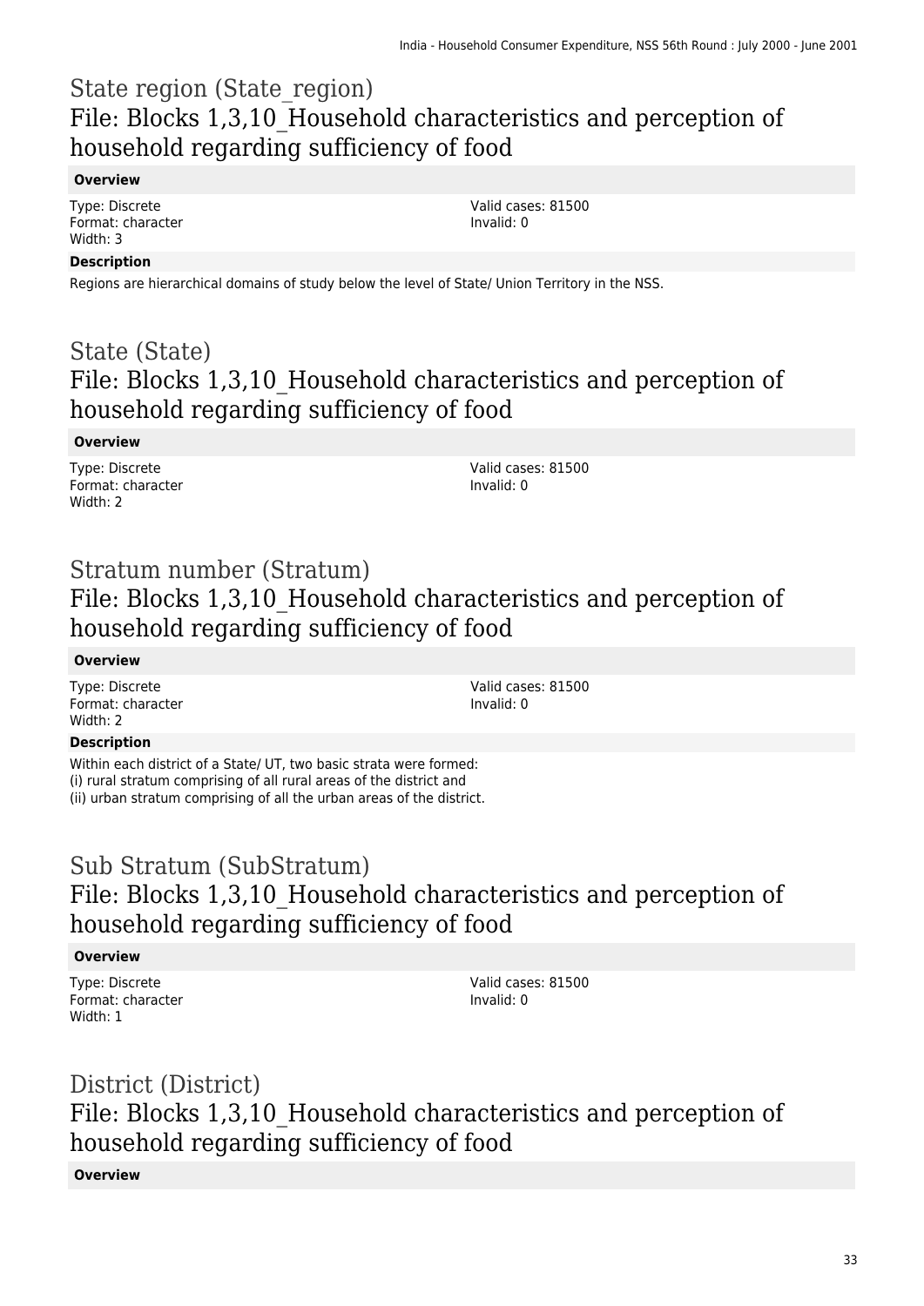# State region (State_region)
## File: Blocks 1,3,10_Household characteristics and perception of household regarding sufficiency of food

**Overview**

Type: Discrete
Format: character
Width: 3

Valid cases: 81500
Invalid: 0

**Description**

Regions are hierarchical domains of study below the level of State/ Union Territory in the NSS.

# State (State)
## File: Blocks 1,3,10_Household characteristics and perception of household regarding sufficiency of food

**Overview**

Type: Discrete
Format: character
Width: 2

Valid cases: 81500
Invalid: 0

# Stratum number (Stratum)
## File: Blocks 1,3,10_Household characteristics and perception of household regarding sufficiency of food

**Overview**

Type: Discrete
Format: character
Width: 2

Valid cases: 81500
Invalid: 0

**Description**

Within each district of a State/ UT, two basic strata were formed:
(i) rural stratum comprising of all rural areas of the district and
(ii) urban stratum comprising of all the urban areas of the district.

# Sub Stratum (SubStratum)
## File: Blocks 1,3,10_Household characteristics and perception of household regarding sufficiency of food

**Overview**

Type: Discrete
Format: character
Width: 1

Valid cases: 81500
Invalid: 0

# District (District)
## File: Blocks 1,3,10_Household characteristics and perception of household regarding sufficiency of food

**Overview**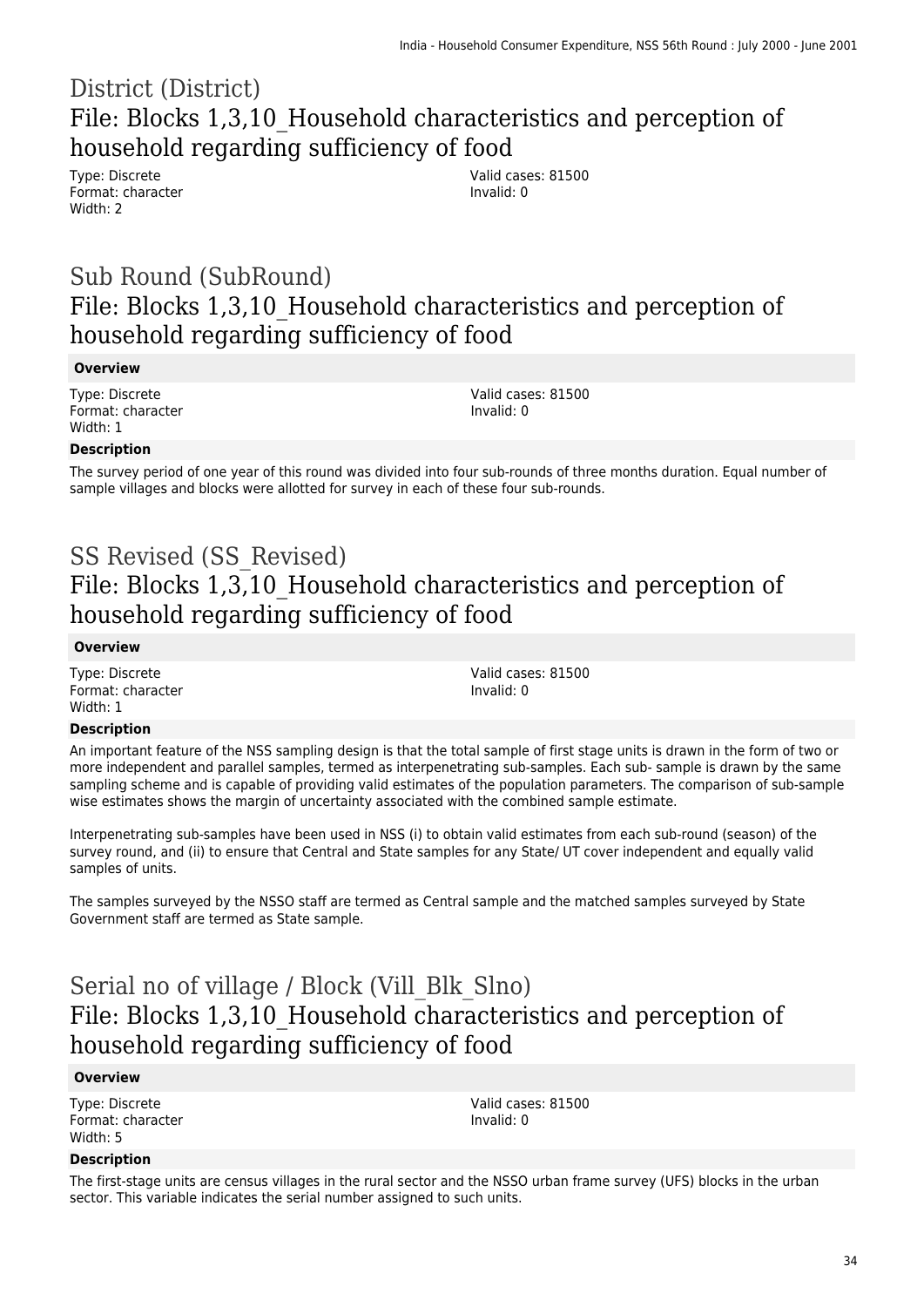# District (District)

## File: Blocks 1,3,10_Household characteristics and perception of household regarding sufficiency of food

Type: Discrete
Format: character
Width: 2

Valid cases: 81500
Invalid: 0

# Sub Round (SubRound)

## File: Blocks 1,3,10_Household characteristics and perception of household regarding sufficiency of food

**Overview**

Type: Discrete
Format: character
Width: 1

Valid cases: 81500
Invalid: 0

**Description**

The survey period of one year of this round was divided into four sub-rounds of three months duration. Equal number of sample villages and blocks were allotted for survey in each of these four sub-rounds.

# SS Revised (SS_Revised)

## File: Blocks 1,3,10_Household characteristics and perception of household regarding sufficiency of food

**Overview**

Type: Discrete
Format: character
Width: 1

Valid cases: 81500
Invalid: 0

**Description**

An important feature of the NSS sampling design is that the total sample of first stage units is drawn in the form of two or more independent and parallel samples, termed as interpenetrating sub-samples. Each sub- sample is drawn by the same sampling scheme and is capable of providing valid estimates of the population parameters. The comparison of sub-sample wise estimates shows the margin of uncertainty associated with the combined sample estimate.

Interpenetrating sub-samples have been used in NSS (i) to obtain valid estimates from each sub-round (season) of the survey round, and (ii) to ensure that Central and State samples for any State/ UT cover independent and equally valid samples of units.

The samples surveyed by the NSSO staff are termed as Central sample and the matched samples surveyed by State Government staff are termed as State sample.

# Serial no of village / Block (Vill_Blk_Slno)

## File: Blocks 1,3,10_Household characteristics and perception of household regarding sufficiency of food

**Overview**

Type: Discrete
Format: character
Width: 5

Valid cases: 81500
Invalid: 0

**Description**

The first-stage units are census villages in the rural sector and the NSSO urban frame survey (UFS) blocks in the urban sector. This variable indicates the serial number assigned to such units.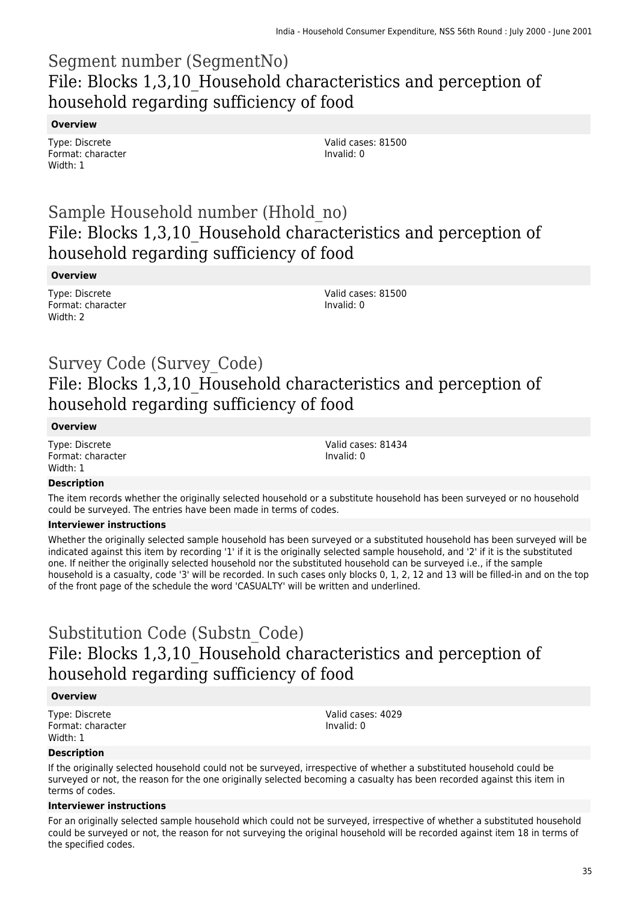## Segment number (SegmentNo)
## File: Blocks 1,3,10_Household characteristics and perception of household regarding sufficiency of food

#### Overview

Type: Discrete
Format: character
Width: 1

Valid cases: 81500
Invalid: 0

## Sample Household number (Hhold_no)
## File: Blocks 1,3,10_Household characteristics and perception of household regarding sufficiency of food

#### Overview

Type: Discrete
Format: character
Width: 2

Valid cases: 81500
Invalid: 0

## Survey Code (Survey_Code)
## File: Blocks 1,3,10_Household characteristics and perception of household regarding sufficiency of food

#### Overview

Type: Discrete
Format: character
Width: 1

Valid cases: 81434
Invalid: 0

#### Description

The item records whether the originally selected household or a substitute household has been surveyed or no household could be surveyed. The entries have been made in terms of codes.

#### Interviewer instructions

Whether the originally selected sample household has been surveyed or a substituted household has been surveyed will be indicated against this item by recording '1' if it is the originally selected sample household, and '2' if it is the substituted one. If neither the originally selected household nor the substituted household can be surveyed i.e., if the sample household is a casualty, code '3' will be recorded. In such cases only blocks 0, 1, 2, 12 and 13 will be filled-in and on the top of the front page of the schedule the word 'CASUALTY' will be written and underlined.

## Substitution Code (Substn_Code)
## File: Blocks 1,3,10_Household characteristics and perception of household regarding sufficiency of food

#### Overview

Type: Discrete
Format: character
Width: 1

Valid cases: 4029
Invalid: 0

#### Description

If the originally selected household could not be surveyed, irrespective of whether a substituted household could be surveyed or not, the reason for the one originally selected becoming a casualty has been recorded against this item in terms of codes.

#### Interviewer instructions

For an originally selected sample household which could not be surveyed, irrespective of whether a substituted household could be surveyed or not, the reason for not surveying the original household will be recorded against item 18 in terms of the specified codes.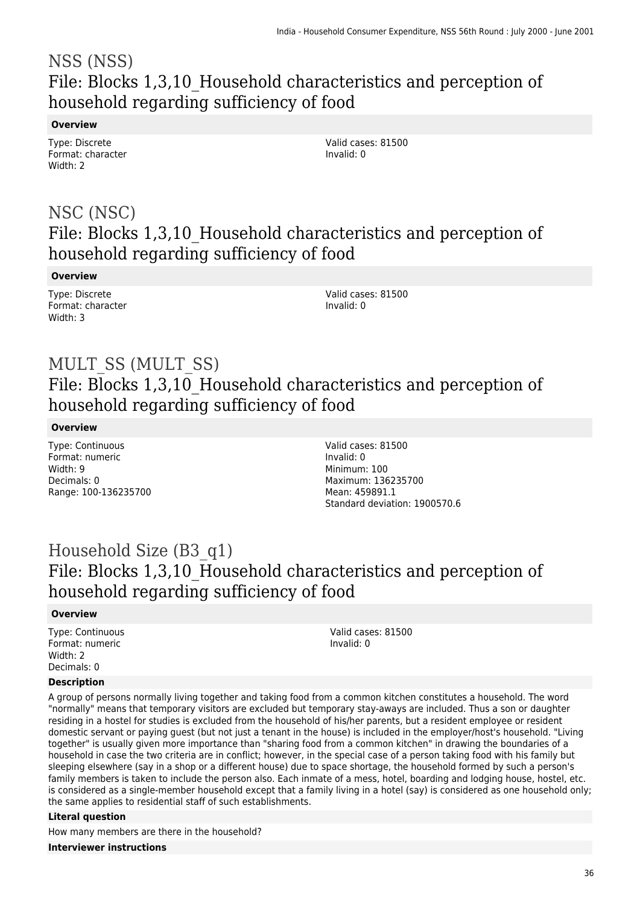# NSS (NSS)
## File: Blocks 1,3,10_Household characteristics and perception of household regarding sufficiency of food

**Overview**

Type: Discrete
Format: character
Width: 2

Valid cases: 81500
Invalid: 0

# NSC (NSC)
## File: Blocks 1,3,10_Household characteristics and perception of household regarding sufficiency of food

**Overview**

Type: Discrete
Format: character
Width: 3

Valid cases: 81500
Invalid: 0

# MULT_SS (MULT_SS)
## File: Blocks 1,3,10_Household characteristics and perception of household regarding sufficiency of food

**Overview**

Type: Continuous
Format: numeric
Width: 9
Decimals: 0
Range: 100-136235700

Valid cases: 81500
Invalid: 0
Minimum: 100
Maximum: 136235700
Mean: 459891.1
Standard deviation: 1900570.6

# Household Size (B3_q1)
## File: Blocks 1,3,10_Household characteristics and perception of household regarding sufficiency of food

**Overview**

Type: Continuous
Format: numeric
Width: 2
Decimals: 0

Valid cases: 81500
Invalid: 0

**Description**

A group of persons normally living together and taking food from a common kitchen constitutes a household. The word "normally" means that temporary visitors are excluded but temporary stay-aways are included. Thus a son or daughter residing in a hostel for studies is excluded from the household of his/her parents, but a resident employee or resident domestic servant or paying guest (but not just a tenant in the house) is included in the employer/host's household. "Living together" is usually given more importance than "sharing food from a common kitchen" in drawing the boundaries of a household in case the two criteria are in conflict; however, in the special case of a person taking food with his family but sleeping elsewhere (say in a shop or a different house) due to space shortage, the household formed by such a person's family members is taken to include the person also. Each inmate of a mess, hotel, boarding and lodging house, hostel, etc. is considered as a single-member household except that a family living in a hotel (say) is considered as one household only; the same applies to residential staff of such establishments.

**Literal question**

How many members are there in the household?

**Interviewer instructions**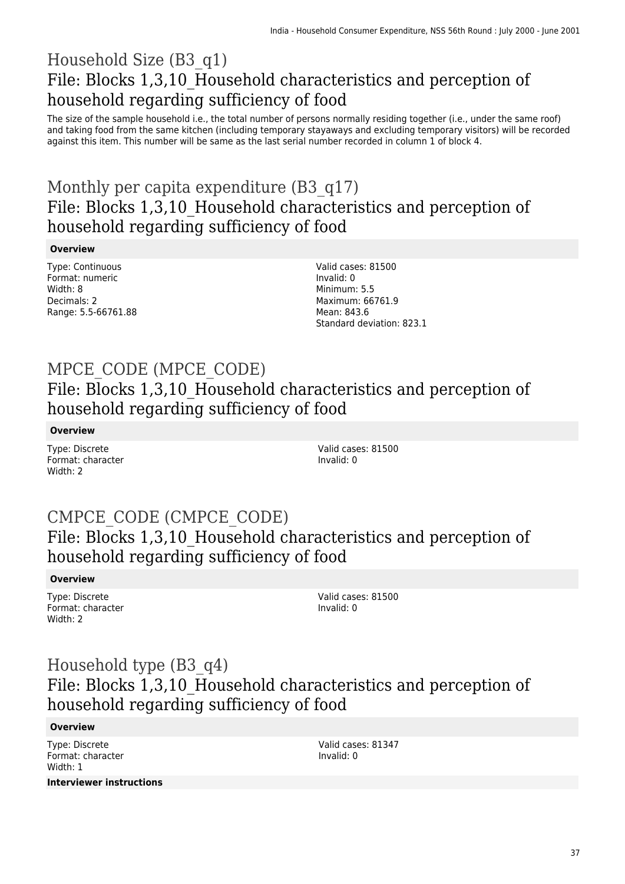# Household Size (B3_q1)

## File: Blocks 1,3,10_Household characteristics and perception of household regarding sufficiency of food

The size of the sample household i.e., the total number of persons normally residing together (i.e., under the same roof) and taking food from the same kitchen (including temporary stayaways and excluding temporary visitors) will be recorded against this item. This number will be same as the last serial number recorded in column 1 of block 4.

# Monthly per capita expenditure (B3_q17)

## File: Blocks 1,3,10_Household characteristics and perception of household regarding sufficiency of food

**Overview**

Type: Continuous
Format: numeric
Width: 8
Decimals: 2
Range: 5.5-66761.88

Valid cases: 81500
Invalid: 0
Minimum: 5.5
Maximum: 66761.9
Mean: 843.6
Standard deviation: 823.1

# MPCE_CODE (MPCE_CODE)

## File: Blocks 1,3,10_Household characteristics and perception of household regarding sufficiency of food

**Overview**

Type: Discrete
Format: character
Width: 2

Valid cases: 81500
Invalid: 0

# CMPCE_CODE (CMPCE_CODE)

## File: Blocks 1,3,10_Household characteristics and perception of household regarding sufficiency of food

**Overview**

Type: Discrete
Format: character
Width: 2

Valid cases: 81500
Invalid: 0

# Household type (B3_q4)

## File: Blocks 1,3,10_Household characteristics and perception of household regarding sufficiency of food

**Overview**

Type: Discrete
Format: character
Width: 1

Valid cases: 81347
Invalid: 0

**Interviewer instructions**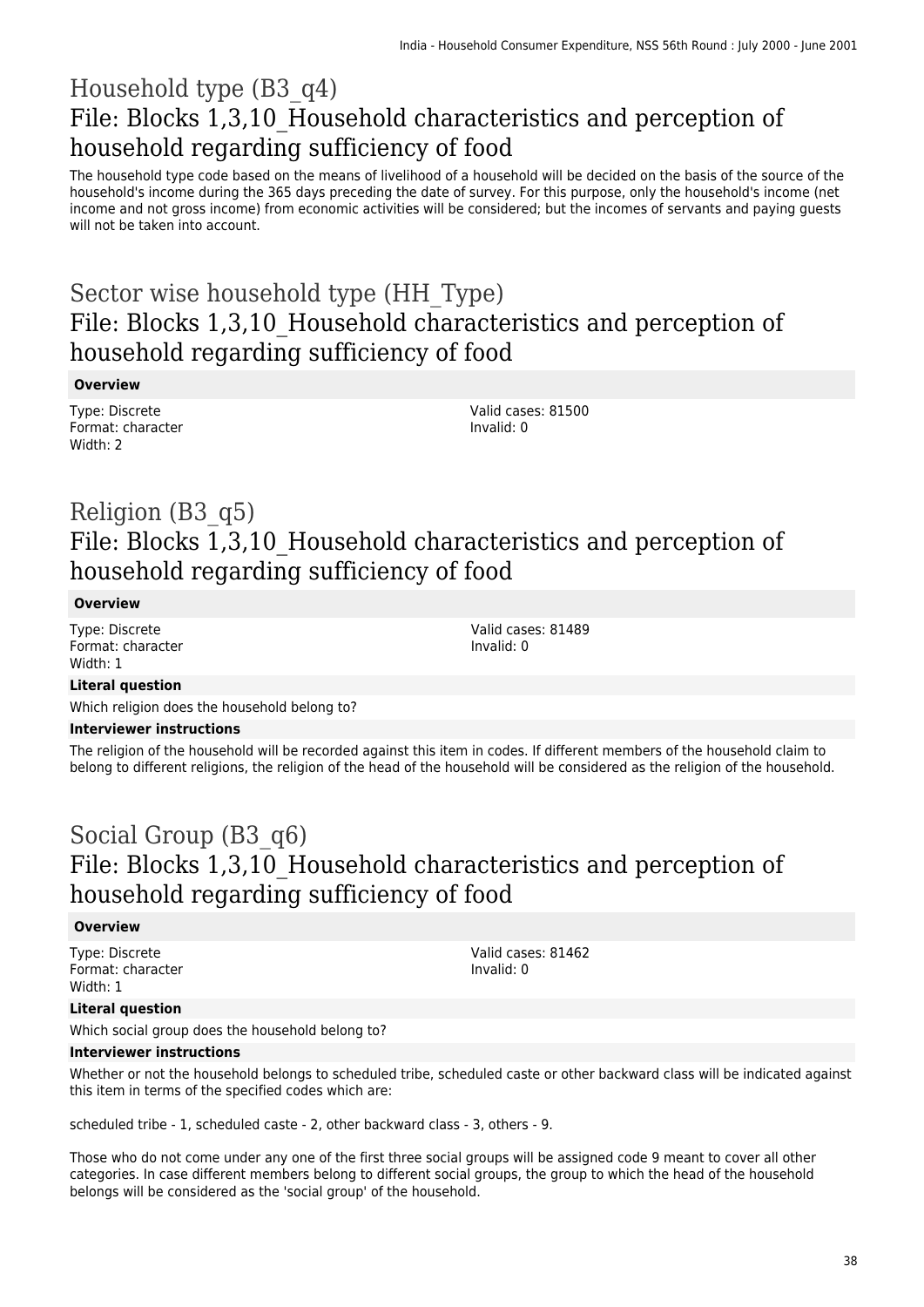# Household type (B3_q4)

## File: Blocks 1,3,10_Household characteristics and perception of household regarding sufficiency of food

The household type code based on the means of livelihood of a household will be decided on the basis of the source of the household's income during the 365 days preceding the date of survey. For this purpose, only the household's income (net income and not gross income) from economic activities will be considered; but the incomes of servants and paying guests will not be taken into account.

# Sector wise household type (HH_Type)

## File: Blocks 1,3,10_Household characteristics and perception of household regarding sufficiency of food

**Overview**

Type: Discrete
Format: character
Width: 2

Valid cases: 81500
Invalid: 0

# Religion (B3_q5)

## File: Blocks 1,3,10_Household characteristics and perception of household regarding sufficiency of food

**Overview**

Type: Discrete
Format: character
Width: 1

Valid cases: 81489
Invalid: 0

**Literal question**

Which religion does the household belong to?

**Interviewer instructions**

The religion of the household will be recorded against this item in codes. If different members of the household claim to belong to different religions, the religion of the head of the household will be considered as the religion of the household.

# Social Group (B3_q6)

## File: Blocks 1,3,10_Household characteristics and perception of household regarding sufficiency of food

**Overview**

Type: Discrete
Format: character
Width: 1

Valid cases: 81462
Invalid: 0

**Literal question**

Which social group does the household belong to?

**Interviewer instructions**

Whether or not the household belongs to scheduled tribe, scheduled caste or other backward class will be indicated against this item in terms of the specified codes which are:

scheduled tribe - 1, scheduled caste - 2, other backward class - 3, others - 9.

Those who do not come under any one of the first three social groups will be assigned code 9 meant to cover all other categories. In case different members belong to different social groups, the group to which the head of the household belongs will be considered as the 'social group' of the household.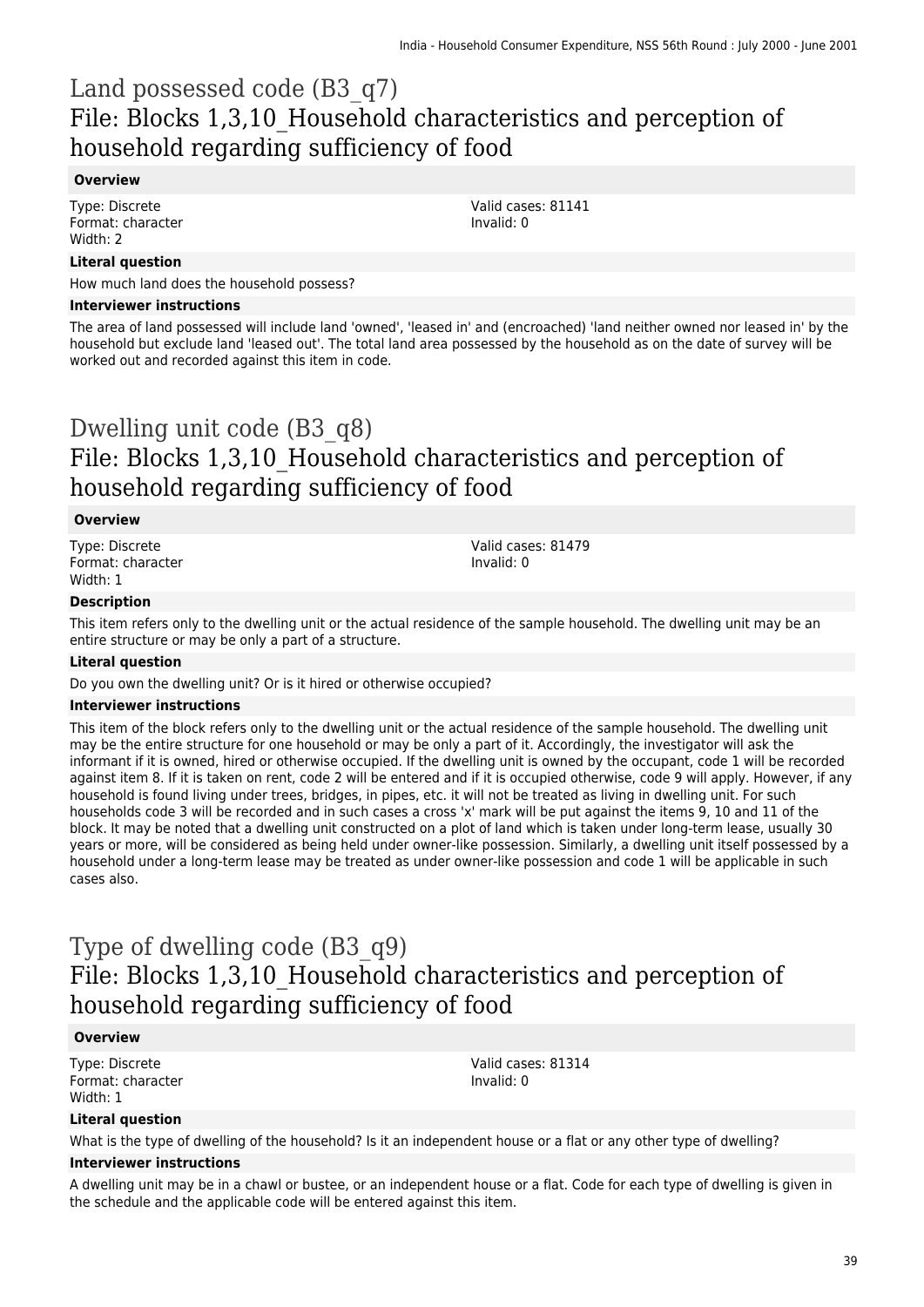# Land possessed code (B3_q7)
## File: Blocks 1,3,10_Household characteristics and perception of household regarding sufficiency of food

### Overview

Type: Discrete
Format: character
Width: 2

Valid cases: 81141
Invalid: 0

### Literal question

How much land does the household possess?

### Interviewer instructions

The area of land possessed will include land 'owned', 'leased in' and (encroached) 'land neither owned nor leased in' by the household but exclude land 'leased out'. The total land area possessed by the household as on the date of survey will be worked out and recorded against this item in code.

# Dwelling unit code (B3_q8)
## File: Blocks 1,3,10_Household characteristics and perception of household regarding sufficiency of food

### Overview

Type: Discrete
Format: character
Width: 1

Valid cases: 81479
Invalid: 0

### Description

This item refers only to the dwelling unit or the actual residence of the sample household. The dwelling unit may be an entire structure or may be only a part of a structure.

### Literal question

Do you own the dwelling unit? Or is it hired or otherwise occupied?

### Interviewer instructions

This item of the block refers only to the dwelling unit or the actual residence of the sample household. The dwelling unit may be the entire structure for one household or may be only a part of it. Accordingly, the investigator will ask the informant if it is owned, hired or otherwise occupied. If the dwelling unit is owned by the occupant, code 1 will be recorded against item 8. If it is taken on rent, code 2 will be entered and if it is occupied otherwise, code 9 will apply. However, if any household is found living under trees, bridges, in pipes, etc. it will not be treated as living in dwelling unit. For such households code 3 will be recorded and in such cases a cross 'x' mark will be put against the items 9, 10 and 11 of the block. It may be noted that a dwelling unit constructed on a plot of land which is taken under long-term lease, usually 30 years or more, will be considered as being held under owner-like possession. Similarly, a dwelling unit itself possessed by a household under a long-term lease may be treated as under owner-like possession and code 1 will be applicable in such cases also.

# Type of dwelling code (B3_q9)
## File: Blocks 1,3,10_Household characteristics and perception of household regarding sufficiency of food

### Overview

Type: Discrete
Format: character
Width: 1

Valid cases: 81314
Invalid: 0

### Literal question

What is the type of dwelling of the household? Is it an independent house or a flat or any other type of dwelling?

### Interviewer instructions

A dwelling unit may be in a chawl or bustee, or an independent house or a flat. Code for each type of dwelling is given in the schedule and the applicable code will be entered against this item.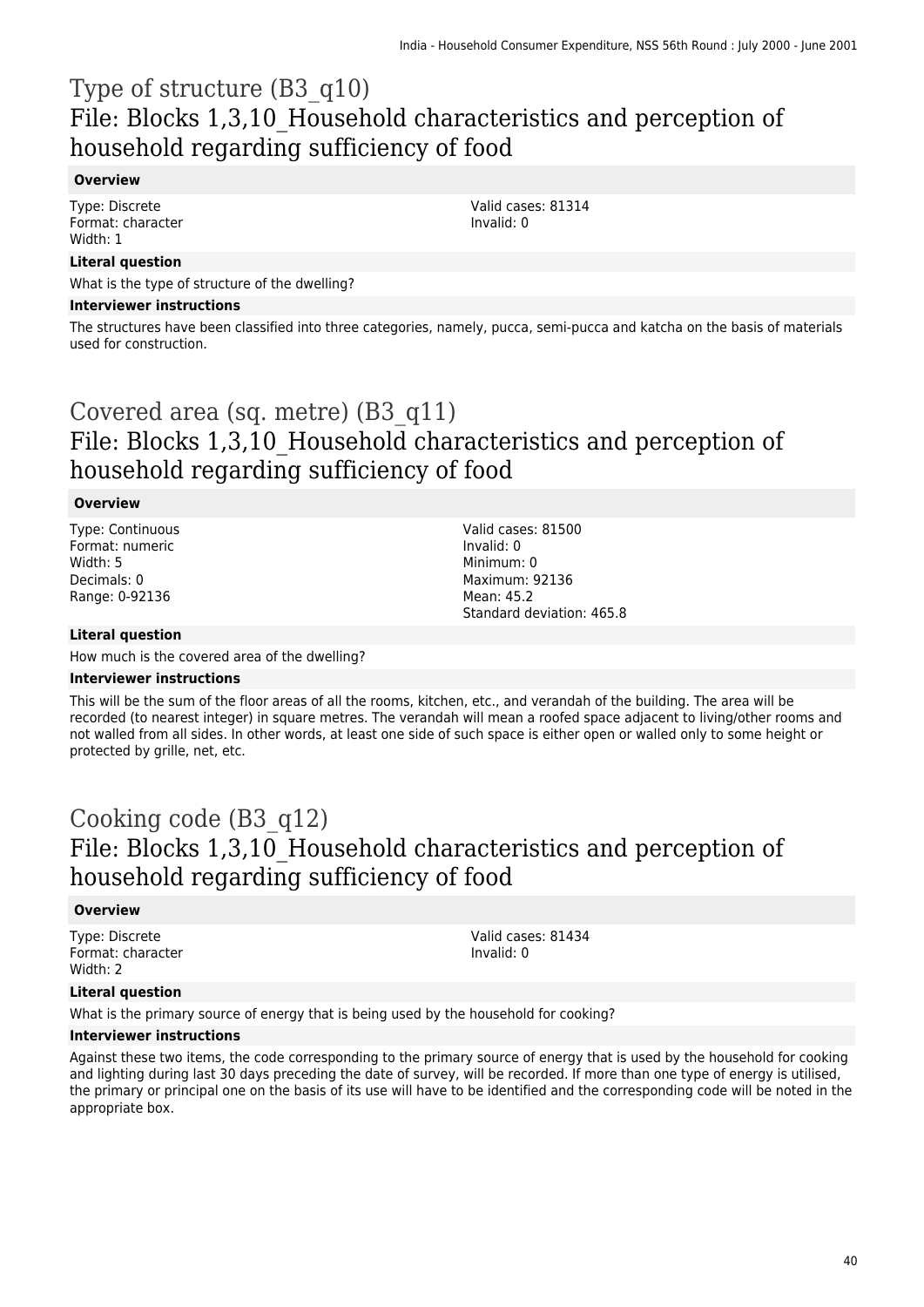# Type of structure (B3_q10)
## File: Blocks 1,3,10_Household characteristics and perception of household regarding sufficiency of food

### Overview

Type: Discrete
Format: character
Width: 1

Valid cases: 81314
Invalid: 0

### Literal question

What is the type of structure of the dwelling?

### Interviewer instructions

The structures have been classified into three categories, namely, pucca, semi-pucca and katcha on the basis of materials used for construction.

# Covered area (sq. metre) (B3_q11)
## File: Blocks 1,3,10_Household characteristics and perception of household regarding sufficiency of food

### Overview

Type: Continuous
Format: numeric
Width: 5
Decimals: 0
Range: 0-92136

Valid cases: 81500
Invalid: 0
Minimum: 0
Maximum: 92136
Mean: 45.2
Standard deviation: 465.8

### Literal question

How much is the covered area of the dwelling?

### Interviewer instructions

This will be the sum of the floor areas of all the rooms, kitchen, etc., and verandah of the building. The area will be recorded (to nearest integer) in square metres. The verandah will mean a roofed space adjacent to living/other rooms and not walled from all sides. In other words, at least one side of such space is either open or walled only to some height or protected by grille, net, etc.

# Cooking code (B3_q12)
## File: Blocks 1,3,10_Household characteristics and perception of household regarding sufficiency of food

### Overview

Type: Discrete
Format: character
Width: 2

Valid cases: 81434
Invalid: 0

### Literal question

What is the primary source of energy that is being used by the household for cooking?

### Interviewer instructions

Against these two items, the code corresponding to the primary source of energy that is used by the household for cooking and lighting during last 30 days preceding the date of survey, will be recorded. If more than one type of energy is utilised, the primary or principal one on the basis of its use will have to be identified and the corresponding code will be noted in the appropriate box.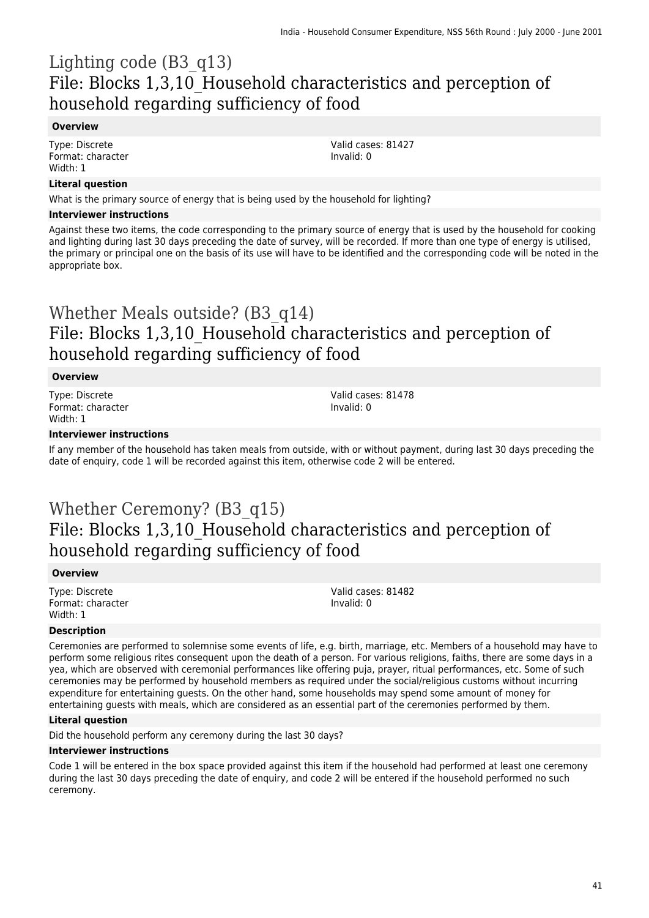# Lighting code (B3_q13)
## File: Blocks 1,3,10_Household characteristics and perception of household regarding sufficiency of food

**Overview**

Type: Discrete
Format: character
Width: 1

Valid cases: 81427
Invalid: 0

**Literal question**

What is the primary source of energy that is being used by the household for lighting?

**Interviewer instructions**

Against these two items, the code corresponding to the primary source of energy that is used by the household for cooking and lighting during last 30 days preceding the date of survey, will be recorded. If more than one type of energy is utilised, the primary or principal one on the basis of its use will have to be identified and the corresponding code will be noted in the appropriate box.

# Whether Meals outside? (B3_q14)
## File: Blocks 1,3,10_Household characteristics and perception of household regarding sufficiency of food

**Overview**

Type: Discrete
Format: character
Width: 1

Valid cases: 81478
Invalid: 0

**Interviewer instructions**

If any member of the household has taken meals from outside, with or without payment, during last 30 days preceding the date of enquiry, code 1 will be recorded against this item, otherwise code 2 will be entered.

# Whether Ceremony? (B3_q15)
## File: Blocks 1,3,10_Household characteristics and perception of household regarding sufficiency of food

**Overview**

Type: Discrete
Format: character
Width: 1

Valid cases: 81482
Invalid: 0

**Description**

Ceremonies are performed to solemnise some events of life, e.g. birth, marriage, etc. Members of a household may have to perform some religious rites consequent upon the death of a person. For various religions, faiths, there are some days in a yea, which are observed with ceremonial performances like offering puja, prayer, ritual performances, etc. Some of such ceremonies may be performed by household members as required under the social/religious customs without incurring expenditure for entertaining guests. On the other hand, some households may spend some amount of money for entertaining guests with meals, which are considered as an essential part of the ceremonies performed by them.

**Literal question**

Did the household perform any ceremony during the last 30 days?

**Interviewer instructions**

Code 1 will be entered in the box space provided against this item if the household had performed at least one ceremony during the last 30 days preceding the date of enquiry, and code 2 will be entered if the household performed no such ceremony.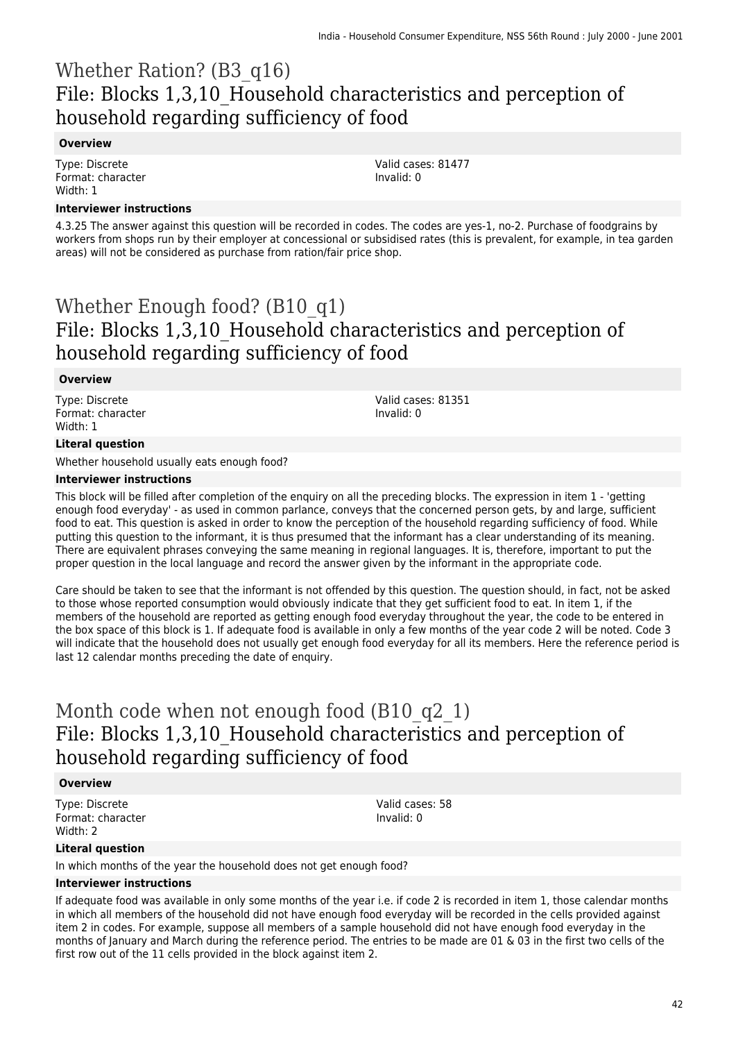# Whether Ration? (B3_q16)

## File: Blocks 1,3,10_Household characteristics and perception of household regarding sufficiency of food

### Overview

Type: Discrete
Format: character
Width: 1

Valid cases: 81477
Invalid: 0

### Interviewer instructions

4.3.25 The answer against this question will be recorded in codes. The codes are yes-1, no-2. Purchase of foodgrains by workers from shops run by their employer at concessional or subsidised rates (this is prevalent, for example, in tea garden areas) will not be considered as purchase from ration/fair price shop.

# Whether Enough food? (B10_q1)

## File: Blocks 1,3,10_Household characteristics and perception of household regarding sufficiency of food

### Overview

Type: Discrete
Format: character
Width: 1

Valid cases: 81351
Invalid: 0

### Literal question

Whether household usually eats enough food?

### Interviewer instructions

This block will be filled after completion of the enquiry on all the preceding blocks. The expression in item 1 - 'getting enough food everyday' - as used in common parlance, conveys that the concerned person gets, by and large, sufficient food to eat. This question is asked in order to know the perception of the household regarding sufficiency of food. While putting this question to the informant, it is thus presumed that the informant has a clear understanding of its meaning. There are equivalent phrases conveying the same meaning in regional languages. It is, therefore, important to put the proper question in the local language and record the answer given by the informant in the appropriate code.

Care should be taken to see that the informant is not offended by this question. The question should, in fact, not be asked to those whose reported consumption would obviously indicate that they get sufficient food to eat. In item 1, if the members of the household are reported as getting enough food everyday throughout the year, the code to be entered in the box space of this block is 1. If adequate food is available in only a few months of the year code 2 will be noted. Code 3 will indicate that the household does not usually get enough food everyday for all its members. Here the reference period is last 12 calendar months preceding the date of enquiry.

# Month code when not enough food (B10_q2_1)

## File: Blocks 1,3,10_Household characteristics and perception of household regarding sufficiency of food

### Overview

Type: Discrete
Format: character
Width: 2

Valid cases: 58
Invalid: 0

### Literal question

In which months of the year the household does not get enough food?

### Interviewer instructions

If adequate food was available in only some months of the year i.e. if code 2 is recorded in item 1, those calendar months in which all members of the household did not have enough food everyday will be recorded in the cells provided against item 2 in codes. For example, suppose all members of a sample household did not have enough food everyday in the months of January and March during the reference period. The entries to be made are 01 & 03 in the first two cells of the first row out of the 11 cells provided in the block against item 2.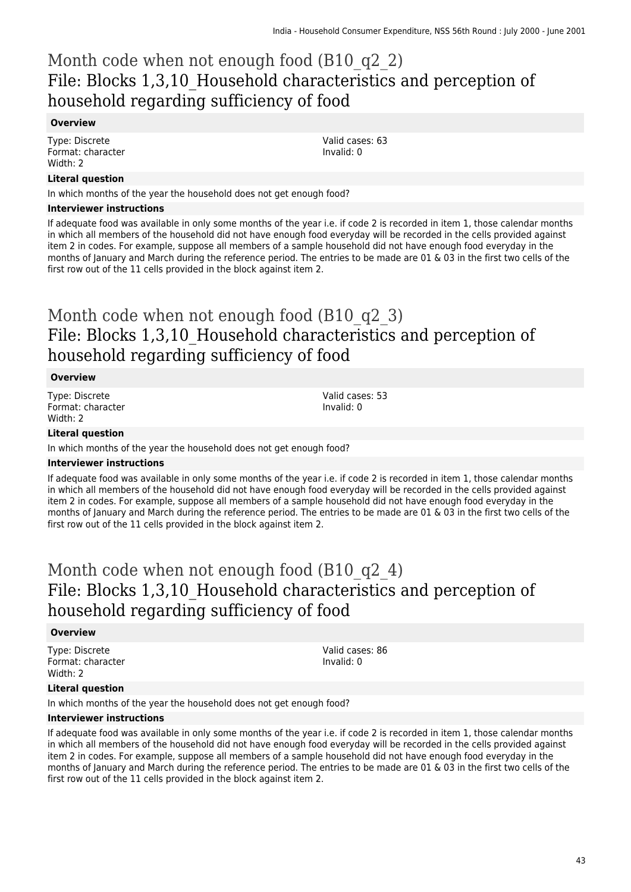# Month code when not enough food (B10_q2_2)
## File: Blocks 1,3,10_Household characteristics and perception of household regarding sufficiency of food

**Overview**

Type: Discrete
Format: character
Width: 2

Valid cases: 63
Invalid: 0

**Literal question**

In which months of the year the household does not get enough food?

**Interviewer instructions**

If adequate food was available in only some months of the year i.e. if code 2 is recorded in item 1, those calendar months in which all members of the household did not have enough food everyday will be recorded in the cells provided against item 2 in codes. For example, suppose all members of a sample household did not have enough food everyday in the months of January and March during the reference period. The entries to be made are 01 & 03 in the first two cells of the first row out of the 11 cells provided in the block against item 2.

# Month code when not enough food (B10_q2_3)
## File: Blocks 1,3,10_Household characteristics and perception of household regarding sufficiency of food

**Overview**

Type: Discrete
Format: character
Width: 2

Valid cases: 53
Invalid: 0

**Literal question**

In which months of the year the household does not get enough food?

**Interviewer instructions**

If adequate food was available in only some months of the year i.e. if code 2 is recorded in item 1, those calendar months in which all members of the household did not have enough food everyday will be recorded in the cells provided against item 2 in codes. For example, suppose all members of a sample household did not have enough food everyday in the months of January and March during the reference period. The entries to be made are 01 & 03 in the first two cells of the first row out of the 11 cells provided in the block against item 2.

# Month code when not enough food (B10_q2_4)
## File: Blocks 1,3,10_Household characteristics and perception of household regarding sufficiency of food

**Overview**

Type: Discrete
Format: character
Width: 2

Valid cases: 86
Invalid: 0

**Literal question**

In which months of the year the household does not get enough food?

**Interviewer instructions**

If adequate food was available in only some months of the year i.e. if code 2 is recorded in item 1, those calendar months in which all members of the household did not have enough food everyday will be recorded in the cells provided against item 2 in codes. For example, suppose all members of a sample household did not have enough food everyday in the months of January and March during the reference period. The entries to be made are 01 & 03 in the first two cells of the first row out of the 11 cells provided in the block against item 2.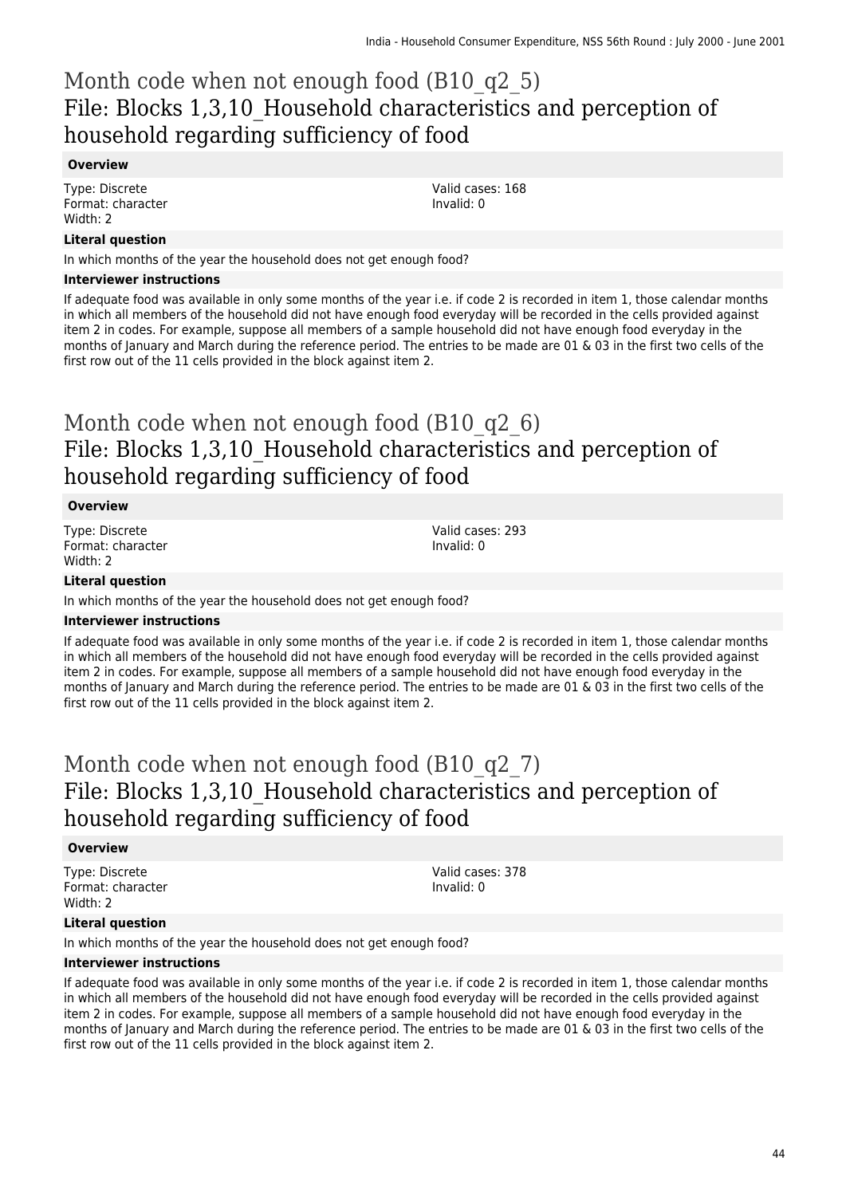# Month code when not enough food (B10_q2_5)
## File: Blocks 1,3,10_Household characteristics and perception of household regarding sufficiency of food

**Overview**

Type: Discrete
Format: character
Width: 2

Valid cases: 168
Invalid: 0

**Literal question**

In which months of the year the household does not get enough food?

**Interviewer instructions**

If adequate food was available in only some months of the year i.e. if code 2 is recorded in item 1, those calendar months in which all members of the household did not have enough food everyday will be recorded in the cells provided against item 2 in codes. For example, suppose all members of a sample household did not have enough food everyday in the months of January and March during the reference period. The entries to be made are 01 & 03 in the first two cells of the first row out of the 11 cells provided in the block against item 2.

# Month code when not enough food (B10_q2_6)
## File: Blocks 1,3,10_Household characteristics and perception of household regarding sufficiency of food

**Overview**

Type: Discrete
Format: character
Width: 2

Valid cases: 293
Invalid: 0

**Literal question**

In which months of the year the household does not get enough food?

**Interviewer instructions**

If adequate food was available in only some months of the year i.e. if code 2 is recorded in item 1, those calendar months in which all members of the household did not have enough food everyday will be recorded in the cells provided against item 2 in codes. For example, suppose all members of a sample household did not have enough food everyday in the months of January and March during the reference period. The entries to be made are 01 & 03 in the first two cells of the first row out of the 11 cells provided in the block against item 2.

# Month code when not enough food (B10_q2_7)
## File: Blocks 1,3,10_Household characteristics and perception of household regarding sufficiency of food

**Overview**

Type: Discrete
Format: character
Width: 2

Valid cases: 378
Invalid: 0

**Literal question**

In which months of the year the household does not get enough food?

**Interviewer instructions**

If adequate food was available in only some months of the year i.e. if code 2 is recorded in item 1, those calendar months in which all members of the household did not have enough food everyday will be recorded in the cells provided against item 2 in codes. For example, suppose all members of a sample household did not have enough food everyday in the months of January and March during the reference period. The entries to be made are 01 & 03 in the first two cells of the first row out of the 11 cells provided in the block against item 2.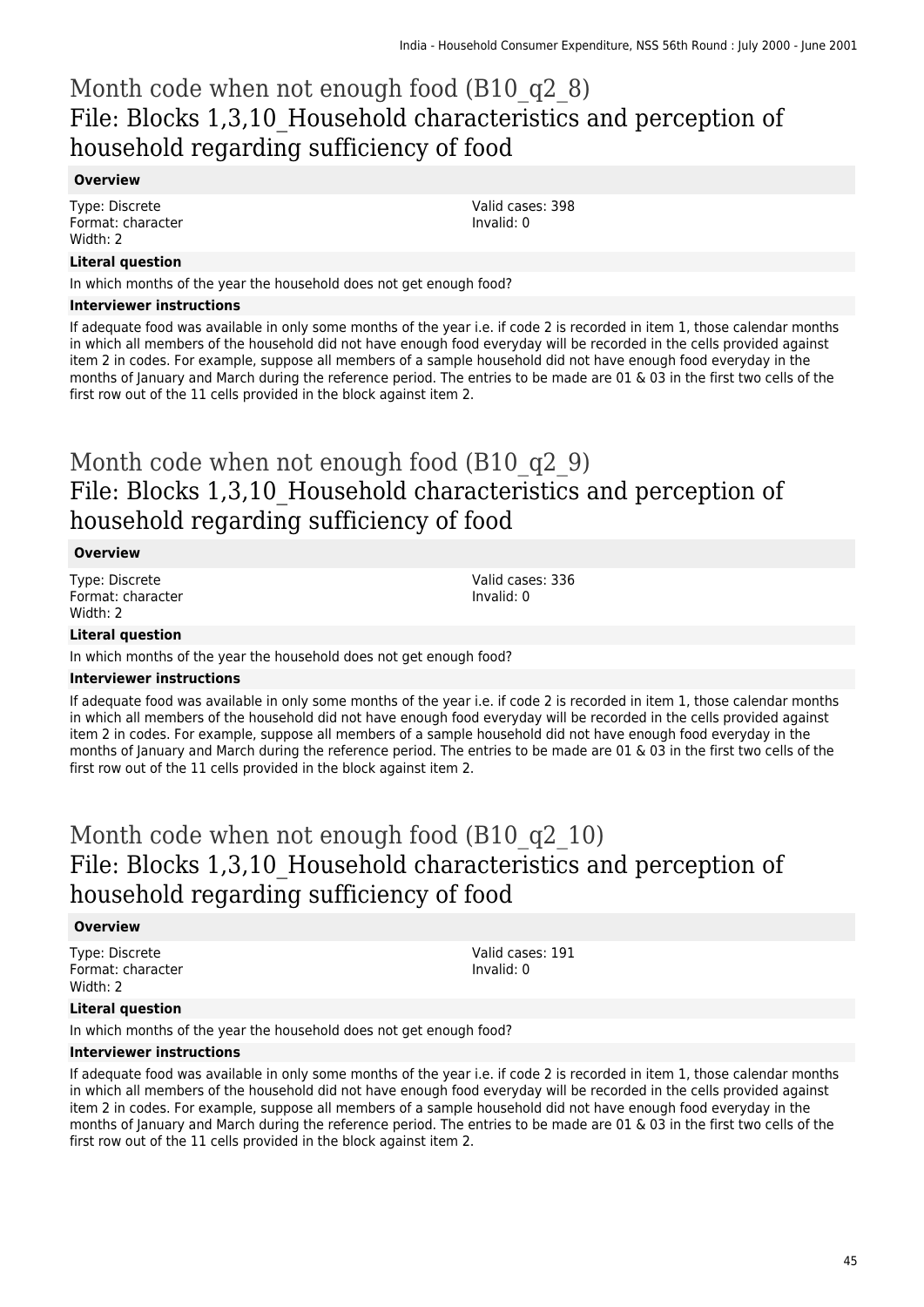# Month code when not enough food (B10_q2_8)
## File: Blocks 1,3,10_Household characteristics and perception of household regarding sufficiency of food

**Overview**

Type: Discrete
Format: character
Width: 2

Valid cases: 398
Invalid: 0

**Literal question**

In which months of the year the household does not get enough food?

**Interviewer instructions**

If adequate food was available in only some months of the year i.e. if code 2 is recorded in item 1, those calendar months in which all members of the household did not have enough food everyday will be recorded in the cells provided against item 2 in codes. For example, suppose all members of a sample household did not have enough food everyday in the months of January and March during the reference period. The entries to be made are 01 & 03 in the first two cells of the first row out of the 11 cells provided in the block against item 2.

# Month code when not enough food (B10_q2_9)
## File: Blocks 1,3,10_Household characteristics and perception of household regarding sufficiency of food

**Overview**

Type: Discrete
Format: character
Width: 2

Valid cases: 336
Invalid: 0

**Literal question**

In which months of the year the household does not get enough food?

**Interviewer instructions**

If adequate food was available in only some months of the year i.e. if code 2 is recorded in item 1, those calendar months in which all members of the household did not have enough food everyday will be recorded in the cells provided against item 2 in codes. For example, suppose all members of a sample household did not have enough food everyday in the months of January and March during the reference period. The entries to be made are 01 & 03 in the first two cells of the first row out of the 11 cells provided in the block against item 2.

# Month code when not enough food (B10_q2_10)
## File: Blocks 1,3,10_Household characteristics and perception of household regarding sufficiency of food

**Overview**

Type: Discrete
Format: character
Width: 2

Valid cases: 191
Invalid: 0

**Literal question**

In which months of the year the household does not get enough food?

**Interviewer instructions**

If adequate food was available in only some months of the year i.e. if code 2 is recorded in item 1, those calendar months in which all members of the household did not have enough food everyday will be recorded in the cells provided against item 2 in codes. For example, suppose all members of a sample household did not have enough food everyday in the months of January and March during the reference period. The entries to be made are 01 & 03 in the first two cells of the first row out of the 11 cells provided in the block against item 2.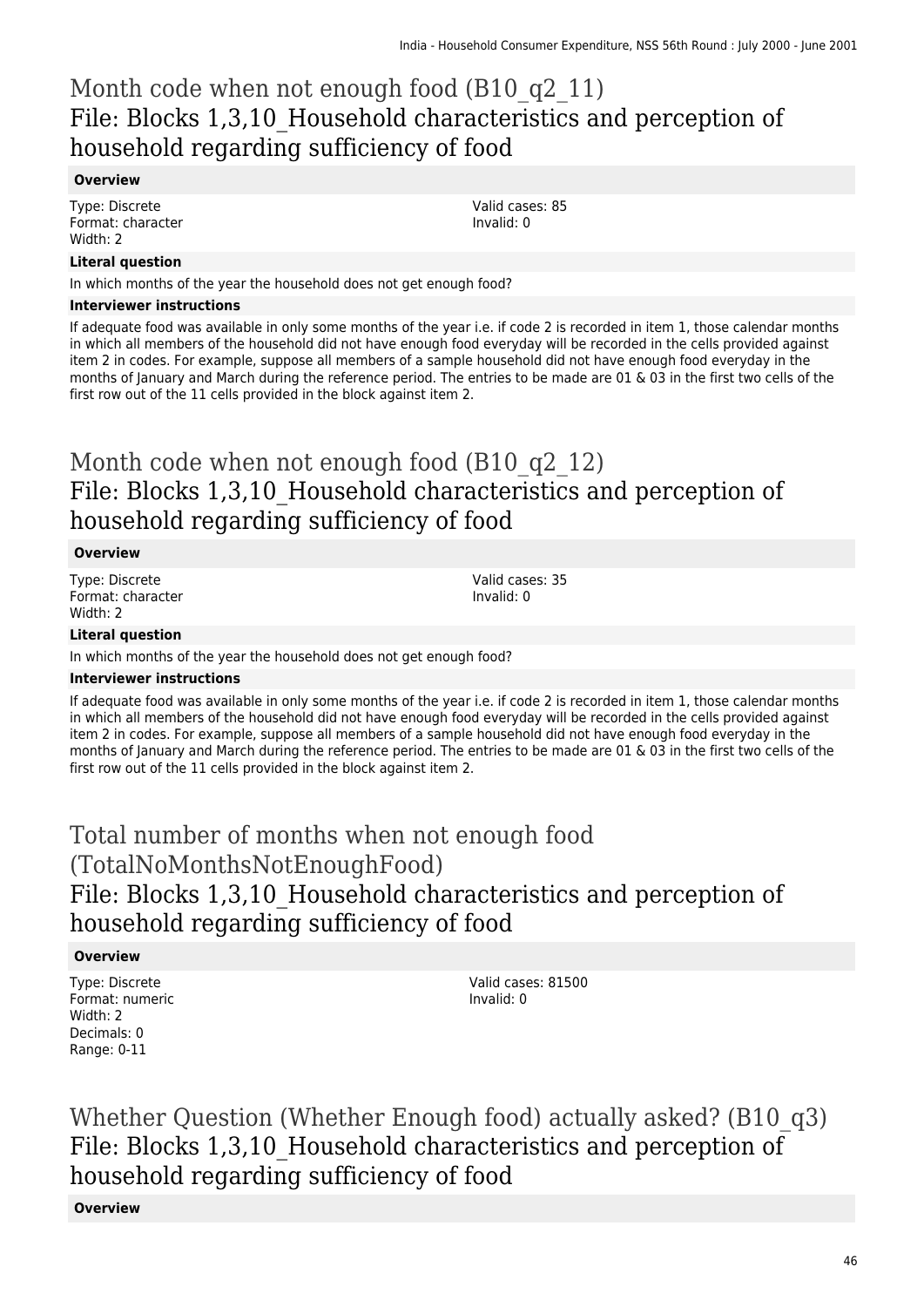# Month code when not enough food (B10_q2_11)
## File: Blocks 1,3,10_Household characteristics and perception of household regarding sufficiency of food

**Overview**

Type: Discrete
Format: character
Width: 2

Valid cases: 85
Invalid: 0

**Literal question**

In which months of the year the household does not get enough food?

**Interviewer instructions**

If adequate food was available in only some months of the year i.e. if code 2 is recorded in item 1, those calendar months in which all members of the household did not have enough food everyday will be recorded in the cells provided against item 2 in codes. For example, suppose all members of a sample household did not have enough food everyday in the months of January and March during the reference period. The entries to be made are 01 & 03 in the first two cells of the first row out of the 11 cells provided in the block against item 2.

# Month code when not enough food (B10_q2_12)
## File: Blocks 1,3,10_Household characteristics and perception of household regarding sufficiency of food

**Overview**

Type: Discrete
Format: character
Width: 2

Valid cases: 35
Invalid: 0

**Literal question**

In which months of the year the household does not get enough food?

**Interviewer instructions**

If adequate food was available in only some months of the year i.e. if code 2 is recorded in item 1, those calendar months in which all members of the household did not have enough food everyday will be recorded in the cells provided against item 2 in codes. For example, suppose all members of a sample household did not have enough food everyday in the months of January and March during the reference period. The entries to be made are 01 & 03 in the first two cells of the first row out of the 11 cells provided in the block against item 2.

# Total number of months when not enough food (TotalNoMonthsNotEnoughFood)
## File: Blocks 1,3,10_Household characteristics and perception of household regarding sufficiency of food

**Overview**

Type: Discrete
Format: numeric
Width: 2
Decimals: 0
Range: 0-11

Valid cases: 81500
Invalid: 0

# Whether Question (Whether Enough food) actually asked? (B10_q3)
## File: Blocks 1,3,10_Household characteristics and perception of household regarding sufficiency of food

**Overview**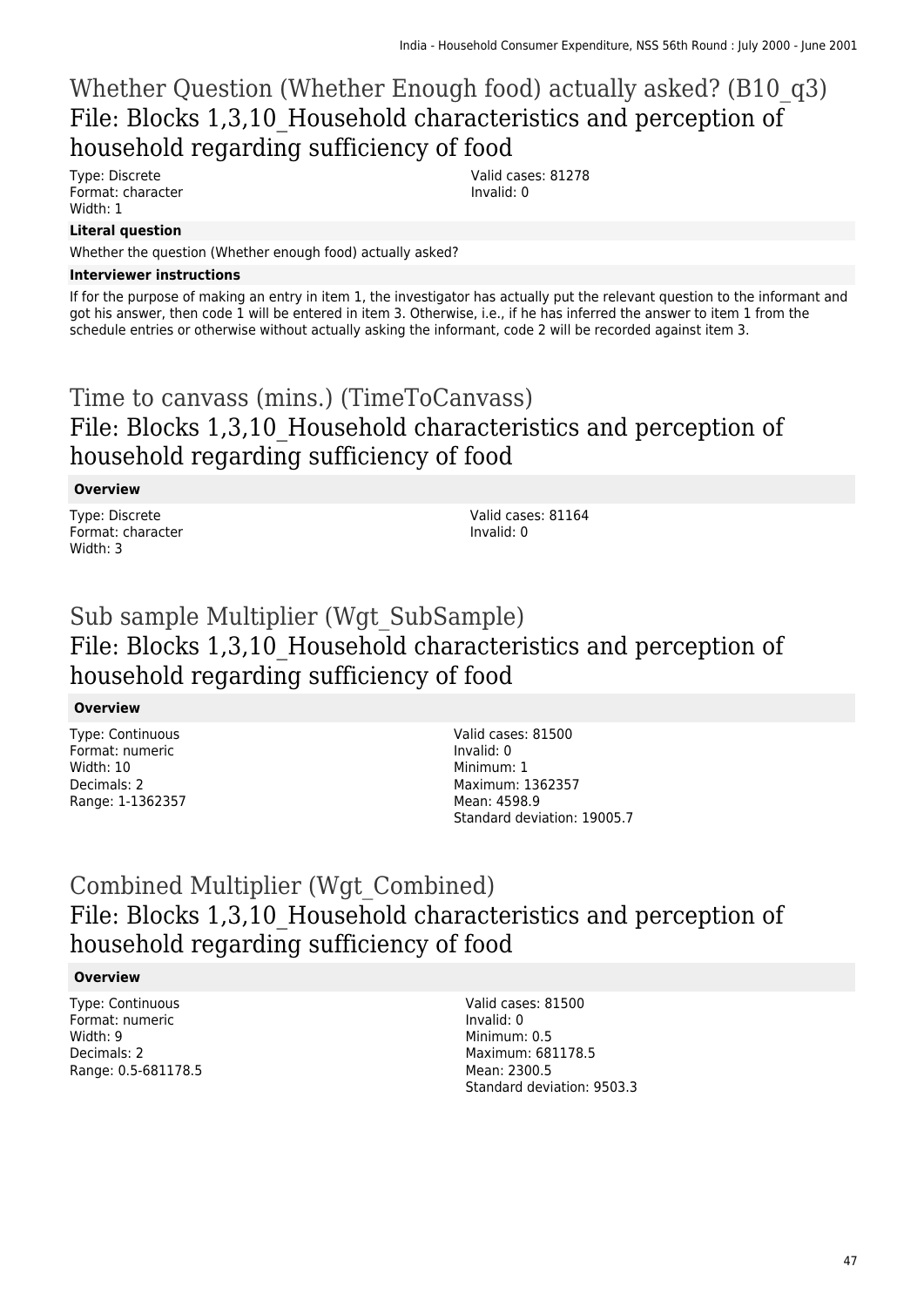## Whether Question (Whether Enough food) actually asked? (B10_q3)

## File: Blocks 1,3,10_Household characteristics and perception of household regarding sufficiency of food

Type: Discrete
Format: character
Width: 1

Valid cases: 81278
Invalid: 0

**Literal question**

Whether the question (Whether enough food) actually asked?

**Interviewer instructions**

If for the purpose of making an entry in item 1, the investigator has actually put the relevant question to the informant and got his answer, then code 1 will be entered in item 3. Otherwise, i.e., if he has inferred the answer to item 1 from the schedule entries or otherwise without actually asking the informant, code 2 will be recorded against item 3.

## Time to canvass (mins.) (TimeToCanvass)

## File: Blocks 1,3,10_Household characteristics and perception of household regarding sufficiency of food

**Overview**

Type: Discrete
Format: character
Width: 3

Valid cases: 81164
Invalid: 0

## Sub sample Multiplier (Wgt_SubSample)

## File: Blocks 1,3,10_Household characteristics and perception of household regarding sufficiency of food

**Overview**

Type: Continuous
Format: numeric
Width: 10
Decimals: 2
Range: 1-1362357

Valid cases: 81500
Invalid: 0
Minimum: 1
Maximum: 1362357
Mean: 4598.9
Standard deviation: 19005.7

## Combined Multiplier (Wgt_Combined)

## File: Blocks 1,3,10_Household characteristics and perception of household regarding sufficiency of food

**Overview**

Type: Continuous
Format: numeric
Width: 9
Decimals: 2
Range: 0.5-681178.5

Valid cases: 81500
Invalid: 0
Minimum: 0.5
Maximum: 681178.5
Mean: 2300.5
Standard deviation: 9503.3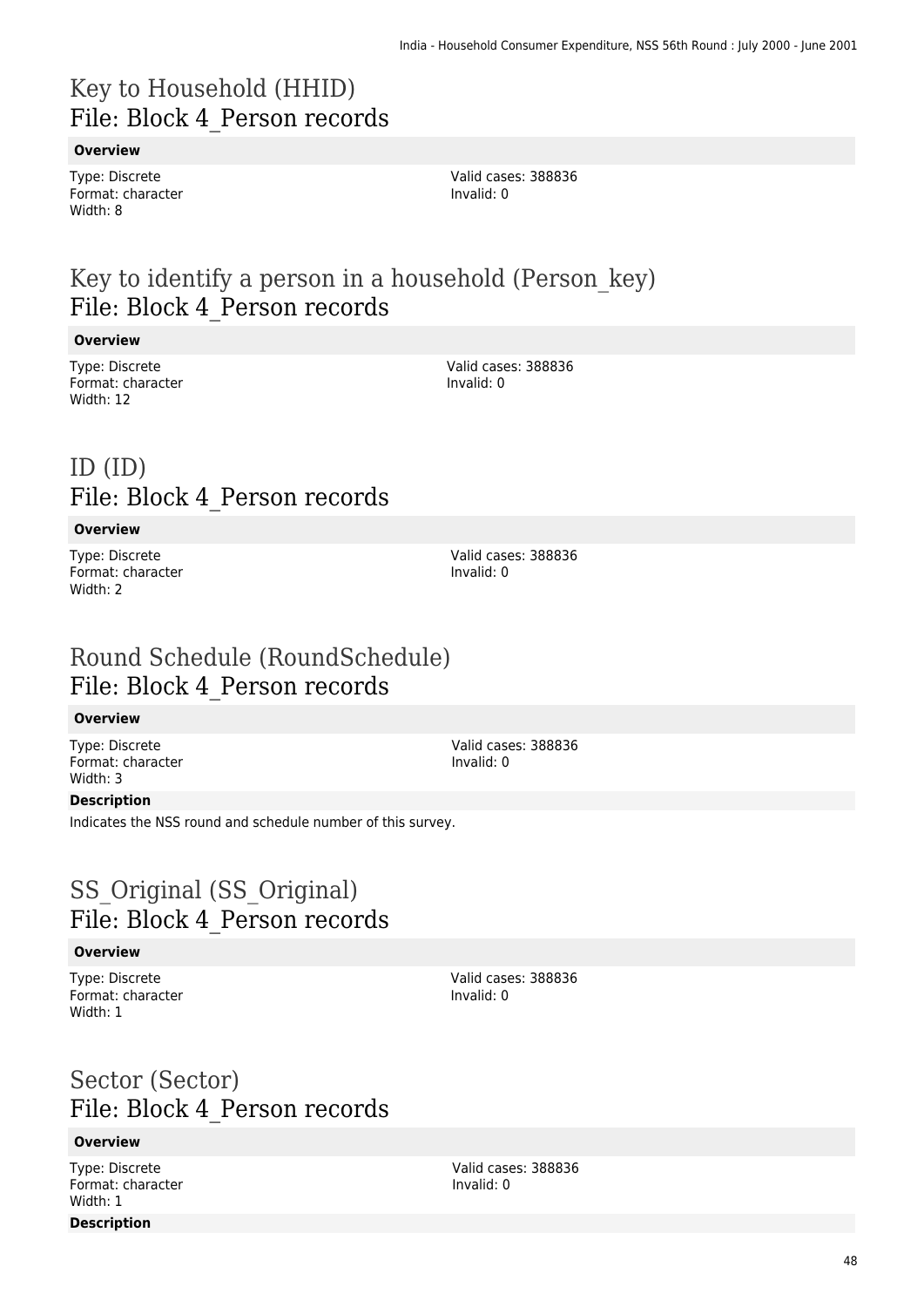# Key to Household (HHID)
## File: Block 4_Person records

**Overview**

Type: Discrete
Format: character
Width: 8

Valid cases: 388836
Invalid: 0

# Key to identify a person in a household (Person_key)
## File: Block 4_Person records

**Overview**

Type: Discrete
Format: character
Width: 12

Valid cases: 388836
Invalid: 0

# ID (ID)
## File: Block 4_Person records

**Overview**

Type: Discrete
Format: character
Width: 2

Valid cases: 388836
Invalid: 0

# Round Schedule (RoundSchedule)
## File: Block 4_Person records

**Overview**

Type: Discrete
Format: character
Width: 3

Valid cases: 388836
Invalid: 0

**Description**

Indicates the NSS round and schedule number of this survey.

# SS_Original (SS_Original)
## File: Block 4_Person records

**Overview**

Type: Discrete
Format: character
Width: 1

Valid cases: 388836
Invalid: 0

# Sector (Sector)
## File: Block 4_Person records

**Overview**

Type: Discrete
Format: character
Width: 1

Valid cases: 388836
Invalid: 0

**Description**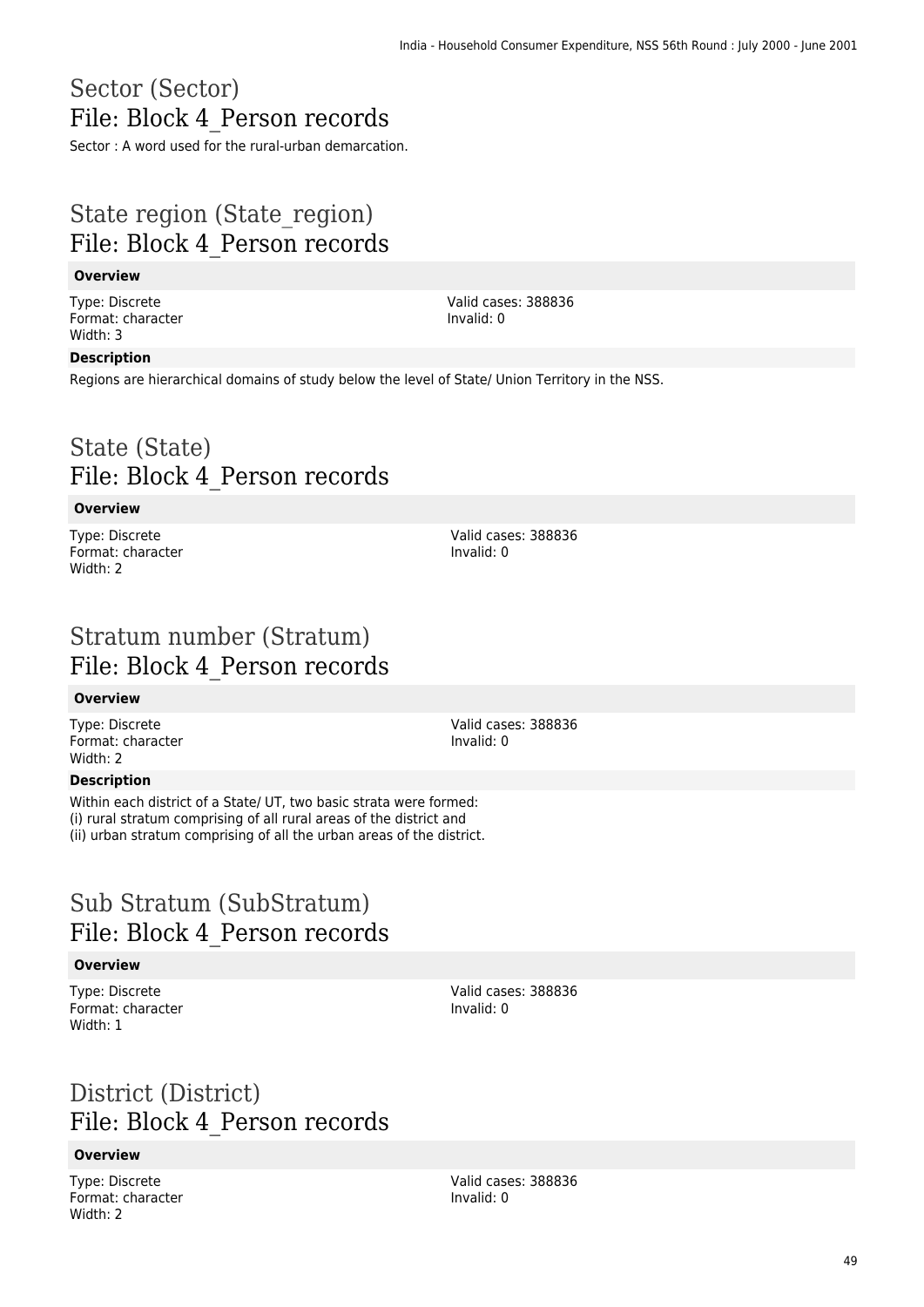# Sector (Sector)
## File: Block 4_Person records

Sector : A word used for the rural-urban demarcation.

# State region (State_region)
## File: Block 4_Person records

**Overview**

Type: Discrete
Format: character
Width: 3

Valid cases: 388836
Invalid: 0

**Description**

Regions are hierarchical domains of study below the level of State/ Union Territory in the NSS.

# State (State)
## File: Block 4_Person records

**Overview**

Type: Discrete
Format: character
Width: 2

Valid cases: 388836
Invalid: 0

# Stratum number (Stratum)
## File: Block 4_Person records

**Overview**

Type: Discrete
Format: character
Width: 2

Valid cases: 388836
Invalid: 0

**Description**

Within each district of a State/ UT, two basic strata were formed:
(i) rural stratum comprising of all rural areas of the district and
(ii) urban stratum comprising of all the urban areas of the district.

# Sub Stratum (SubStratum)
## File: Block 4_Person records

**Overview**

Type: Discrete
Format: character
Width: 1

Valid cases: 388836
Invalid: 0

# District (District)
## File: Block 4_Person records

**Overview**

Type: Discrete
Format: character
Width: 2

Valid cases: 388836
Invalid: 0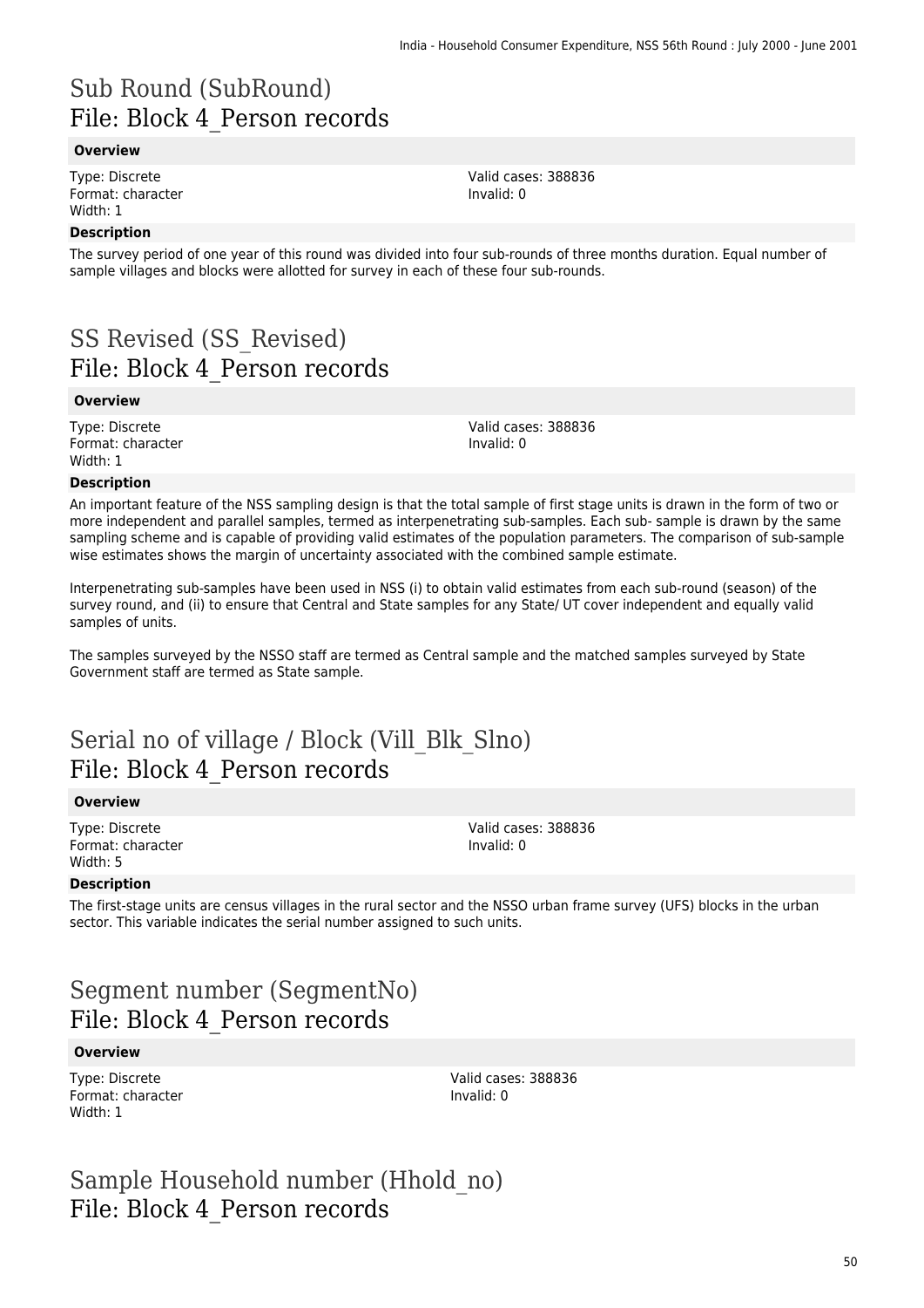# Sub Round (SubRound)
## File: Block 4_Person records

**Overview**

Type: Discrete
Format: character
Width: 1

Valid cases: 388836
Invalid: 0

**Description**

The survey period of one year of this round was divided into four sub-rounds of three months duration. Equal number of sample villages and blocks were allotted for survey in each of these four sub-rounds.

# SS Revised (SS_Revised)
## File: Block 4_Person records

**Overview**

Type: Discrete
Format: character
Width: 1

Valid cases: 388836
Invalid: 0

**Description**

An important feature of the NSS sampling design is that the total sample of first stage units is drawn in the form of two or more independent and parallel samples, termed as interpenetrating sub-samples. Each sub- sample is drawn by the same sampling scheme and is capable of providing valid estimates of the population parameters. The comparison of sub-sample wise estimates shows the margin of uncertainty associated with the combined sample estimate.

Interpenetrating sub-samples have been used in NSS (i) to obtain valid estimates from each sub-round (season) of the survey round, and (ii) to ensure that Central and State samples for any State/ UT cover independent and equally valid samples of units.

The samples surveyed by the NSSO staff are termed as Central sample and the matched samples surveyed by State Government staff are termed as State sample.

# Serial no of village / Block (Vill_Blk_Slno)
## File: Block 4_Person records

**Overview**

Type: Discrete
Format: character
Width: 5

Valid cases: 388836
Invalid: 0

**Description**

The first-stage units are census villages in the rural sector and the NSSO urban frame survey (UFS) blocks in the urban sector. This variable indicates the serial number assigned to such units.

# Segment number (SegmentNo)
## File: Block 4_Person records

**Overview**

Type: Discrete
Format: character
Width: 1

Valid cases: 388836
Invalid: 0

# Sample Household number (Hhold_no)
## File: Block 4_Person records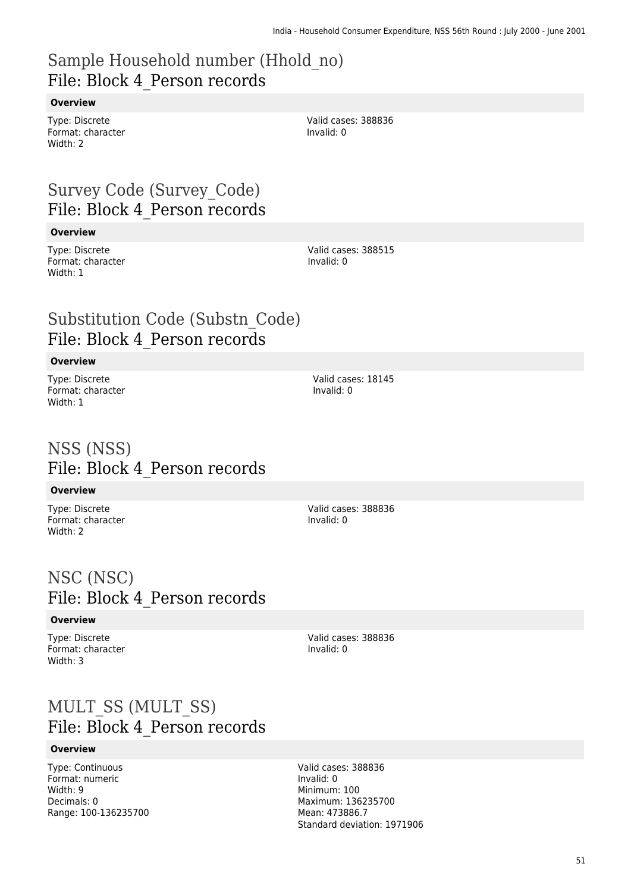## Sample Household number (Hhold_no)
### File: Block 4_Person records

**Overview**

Type: Discrete
Format: character
Width: 2

Valid cases: 388836
Invalid: 0

## Survey Code (Survey_Code)
### File: Block 4_Person records

**Overview**

Type: Discrete
Format: character
Width: 1

Valid cases: 388515
Invalid: 0

## Substitution Code (Substn_Code)
### File: Block 4_Person records

**Overview**

Type: Discrete
Format: character
Width: 1

Valid cases: 18145
Invalid: 0

## NSS (NSS)
### File: Block 4_Person records

**Overview**

Type: Discrete
Format: character
Width: 2

Valid cases: 388836
Invalid: 0

## NSC (NSC)
### File: Block 4_Person records

**Overview**

Type: Discrete
Format: character
Width: 3

Valid cases: 388836
Invalid: 0

## MULT_SS (MULT_SS)
### File: Block 4_Person records

**Overview**

Type: Continuous
Format: numeric
Width: 9
Decimals: 0
Range: 100-136235700

Valid cases: 388836
Invalid: 0
Minimum: 100
Maximum: 136235700
Mean: 473886.7
Standard deviation: 1971906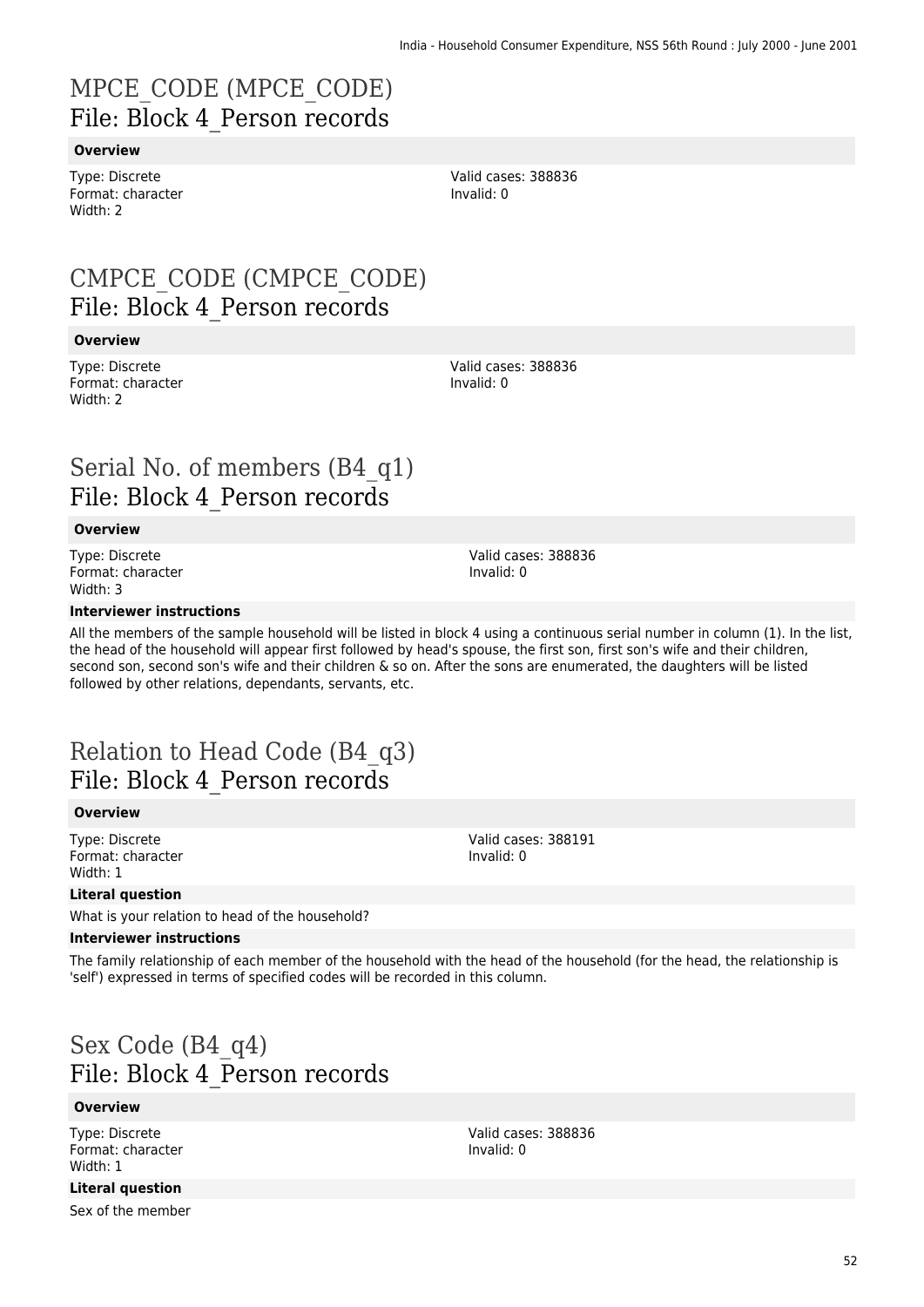# MPCE_CODE (MPCE_CODE)
## File: Block 4_Person records

**Overview**

Type: Discrete
Format: character
Width: 2

Valid cases: 388836
Invalid: 0

# CMPCE_CODE (CMPCE_CODE)
## File: Block 4_Person records

**Overview**

Type: Discrete
Format: character
Width: 2

Valid cases: 388836
Invalid: 0

# Serial No. of members (B4_q1)
## File: Block 4_Person records

**Overview**

Type: Discrete
Format: character
Width: 3

Valid cases: 388836
Invalid: 0

**Interviewer instructions**

All the members of the sample household will be listed in block 4 using a continuous serial number in column (1). In the list, the head of the household will appear first followed by head's spouse, the first son, first son's wife and their children, second son, second son's wife and their children & so on. After the sons are enumerated, the daughters will be listed followed by other relations, dependants, servants, etc.

# Relation to Head Code (B4_q3)
## File: Block 4_Person records

**Overview**

Type: Discrete
Format: character
Width: 1

Valid cases: 388191
Invalid: 0

**Literal question**

What is your relation to head of the household?

**Interviewer instructions**

The family relationship of each member of the household with the head of the household (for the head, the relationship is 'self') expressed in terms of specified codes will be recorded in this column.

# Sex Code (B4_q4)
## File: Block 4_Person records

**Overview**

Type: Discrete
Format: character
Width: 1

Valid cases: 388836
Invalid: 0

**Literal question**

Sex of the member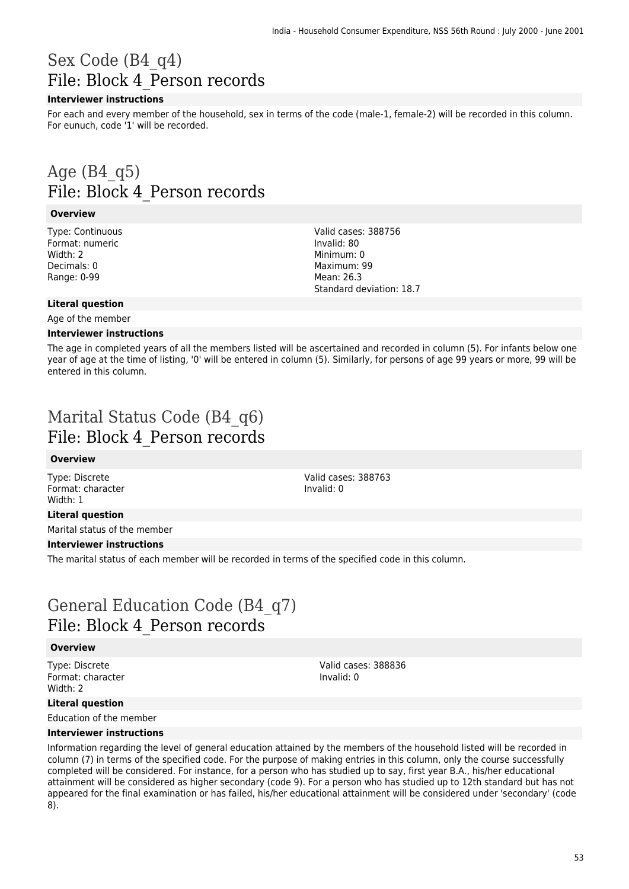# Sex Code (B4_q4)
## File: Block 4_Person records

**Interviewer instructions**

For each and every member of the household, sex in terms of the code (male-1, female-2) will be recorded in this column. For eunuch, code '1' will be recorded.

# Age (B4_q5)
## File: Block 4_Person records

**Overview**

Type: Continuous
Format: numeric
Width: 2
Decimals: 0
Range: 0-99

Valid cases: 388756
Invalid: 80
Minimum: 0
Maximum: 99
Mean: 26.3
Standard deviation: 18.7

**Literal question**

Age of the member

**Interviewer instructions**

The age in completed years of all the members listed will be ascertained and recorded in column (5). For infants below one year of age at the time of listing, '0' will be entered in column (5). Similarly, for persons of age 99 years or more, 99 will be entered in this column.

# Marital Status Code (B4_q6)
## File: Block 4_Person records

**Overview**

Type: Discrete
Format: character
Width: 1

Valid cases: 388763
Invalid: 0

**Literal question**

Marital status of the member

**Interviewer instructions**

The marital status of each member will be recorded in terms of the specified code in this column.

# General Education Code (B4_q7)
## File: Block 4_Person records

**Overview**

Type: Discrete
Format: character
Width: 2

Valid cases: 388836
Invalid: 0

**Literal question**

Education of the member

**Interviewer instructions**

Information regarding the level of general education attained by the members of the household listed will be recorded in column (7) in terms of the specified code. For the purpose of making entries in this column, only the course successfully completed will be considered. For instance, for a person who has studied up to say, first year B.A., his/her educational attainment will be considered as higher secondary (code 9). For a person who has studied up to 12th standard but has not appeared for the final examination or has failed, his/her educational attainment will be considered under 'secondary' (code 8).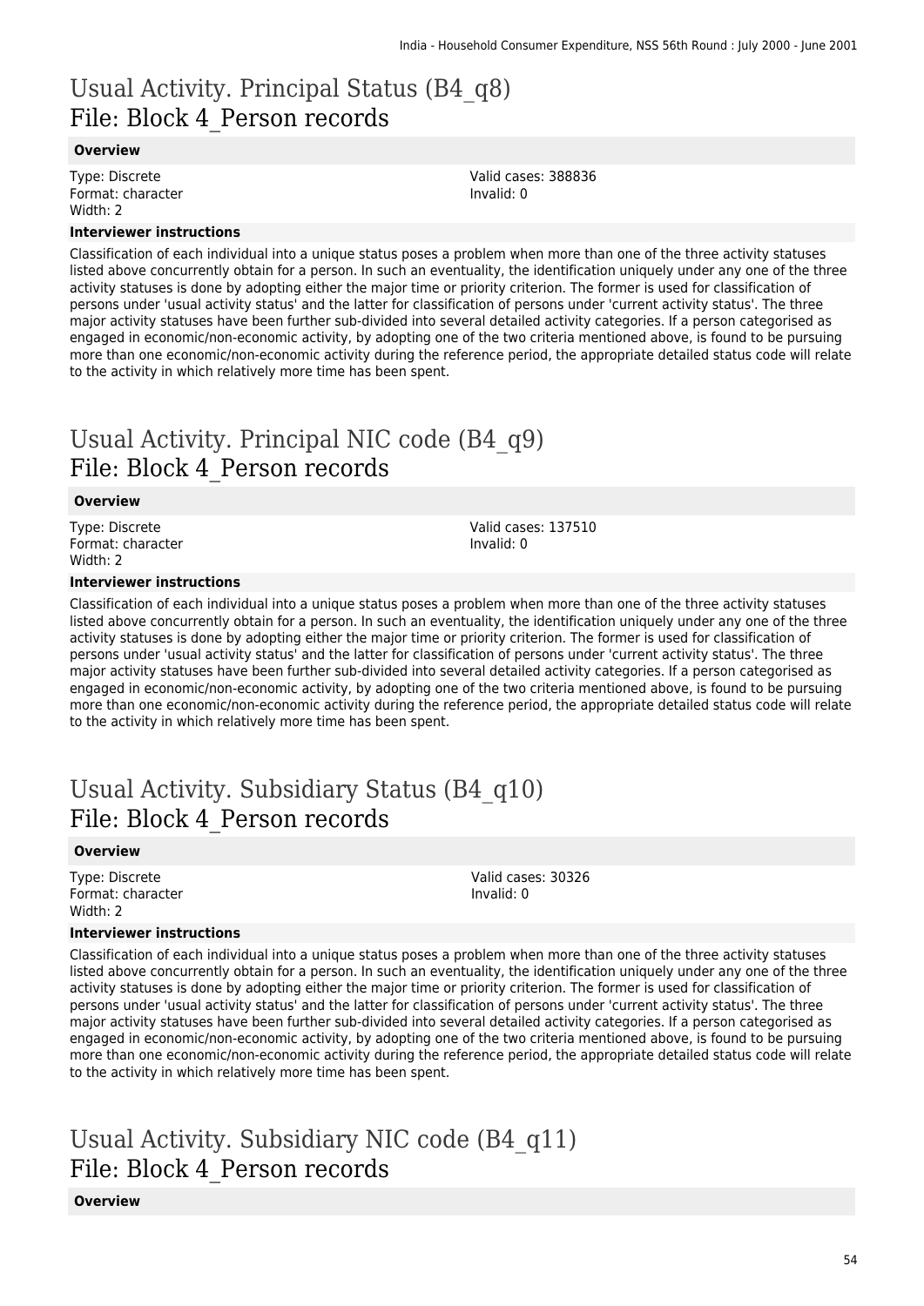# Usual Activity. Principal Status (B4_q8)
## File: Block 4_Person records

**Overview**

Type: Discrete
Format: character
Width: 2

Valid cases: 388836
Invalid: 0

**Interviewer instructions**

Classification of each individual into a unique status poses a problem when more than one of the three activity statuses listed above concurrently obtain for a person. In such an eventuality, the identification uniquely under any one of the three activity statuses is done by adopting either the major time or priority criterion. The former is used for classification of persons under 'usual activity status' and the latter for classification of persons under 'current activity status'. The three major activity statuses have been further sub-divided into several detailed activity categories. If a person categorised as engaged in economic/non-economic activity, by adopting one of the two criteria mentioned above, is found to be pursuing more than one economic/non-economic activity during the reference period, the appropriate detailed status code will relate to the activity in which relatively more time has been spent.

# Usual Activity. Principal NIC code (B4_q9)
## File: Block 4_Person records

**Overview**

Type: Discrete
Format: character
Width: 2

Valid cases: 137510
Invalid: 0

**Interviewer instructions**

Classification of each individual into a unique status poses a problem when more than one of the three activity statuses listed above concurrently obtain for a person. In such an eventuality, the identification uniquely under any one of the three activity statuses is done by adopting either the major time or priority criterion. The former is used for classification of persons under 'usual activity status' and the latter for classification of persons under 'current activity status'. The three major activity statuses have been further sub-divided into several detailed activity categories. If a person categorised as engaged in economic/non-economic activity, by adopting one of the two criteria mentioned above, is found to be pursuing more than one economic/non-economic activity during the reference period, the appropriate detailed status code will relate to the activity in which relatively more time has been spent.

# Usual Activity. Subsidiary Status (B4_q10)
## File: Block 4_Person records

**Overview**

Type: Discrete
Format: character
Width: 2

Valid cases: 30326
Invalid: 0

**Interviewer instructions**

Classification of each individual into a unique status poses a problem when more than one of the three activity statuses listed above concurrently obtain for a person. In such an eventuality, the identification uniquely under any one of the three activity statuses is done by adopting either the major time or priority criterion. The former is used for classification of persons under 'usual activity status' and the latter for classification of persons under 'current activity status'. The three major activity statuses have been further sub-divided into several detailed activity categories. If a person categorised as engaged in economic/non-economic activity, by adopting one of the two criteria mentioned above, is found to be pursuing more than one economic/non-economic activity during the reference period, the appropriate detailed status code will relate to the activity in which relatively more time has been spent.

# Usual Activity. Subsidiary NIC code (B4_q11)
## File: Block 4_Person records

**Overview**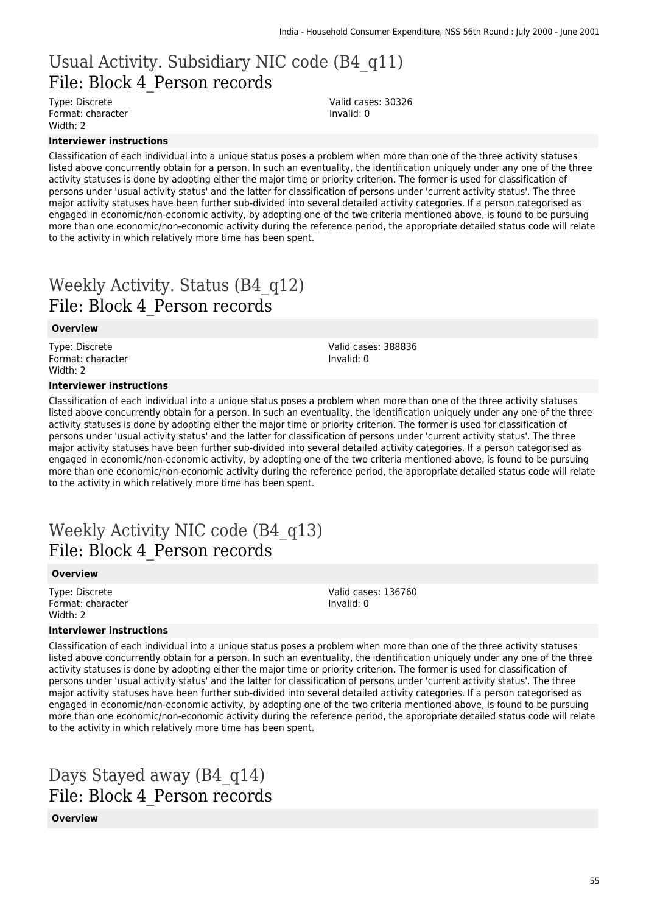## Usual Activity. Subsidiary NIC code (B4_q11)
## File: Block 4_Person records

Type: Discrete
Format: character
Width: 2

Valid cases: 30326
Invalid: 0

**Interviewer instructions**

Classification of each individual into a unique status poses a problem when more than one of the three activity statuses listed above concurrently obtain for a person. In such an eventuality, the identification uniquely under any one of the three activity statuses is done by adopting either the major time or priority criterion. The former is used for classification of persons under 'usual activity status' and the latter for classification of persons under 'current activity status'. The three major activity statuses have been further sub-divided into several detailed activity categories. If a person categorised as engaged in economic/non-economic activity, by adopting one of the two criteria mentioned above, is found to be pursuing more than one economic/non-economic activity during the reference period, the appropriate detailed status code will relate to the activity in which relatively more time has been spent.

## Weekly Activity. Status (B4_q12)
## File: Block 4_Person records

**Overview**

Type: Discrete
Format: character
Width: 2

Valid cases: 388836
Invalid: 0

**Interviewer instructions**

Classification of each individual into a unique status poses a problem when more than one of the three activity statuses listed above concurrently obtain for a person. In such an eventuality, the identification uniquely under any one of the three activity statuses is done by adopting either the major time or priority criterion. The former is used for classification of persons under 'usual activity status' and the latter for classification of persons under 'current activity status'. The three major activity statuses have been further sub-divided into several detailed activity categories. If a person categorised as engaged in economic/non-economic activity, by adopting one of the two criteria mentioned above, is found to be pursuing more than one economic/non-economic activity during the reference period, the appropriate detailed status code will relate to the activity in which relatively more time has been spent.

## Weekly Activity NIC code (B4_q13)
## File: Block 4_Person records

**Overview**

Type: Discrete
Format: character
Width: 2

Valid cases: 136760
Invalid: 0

**Interviewer instructions**

Classification of each individual into a unique status poses a problem when more than one of the three activity statuses listed above concurrently obtain for a person. In such an eventuality, the identification uniquely under any one of the three activity statuses is done by adopting either the major time or priority criterion. The former is used for classification of persons under 'usual activity status' and the latter for classification of persons under 'current activity status'. The three major activity statuses have been further sub-divided into several detailed activity categories. If a person categorised as engaged in economic/non-economic activity, by adopting one of the two criteria mentioned above, is found to be pursuing more than one economic/non-economic activity during the reference period, the appropriate detailed status code will relate to the activity in which relatively more time has been spent.

## Days Stayed away (B4_q14)
## File: Block 4_Person records

**Overview**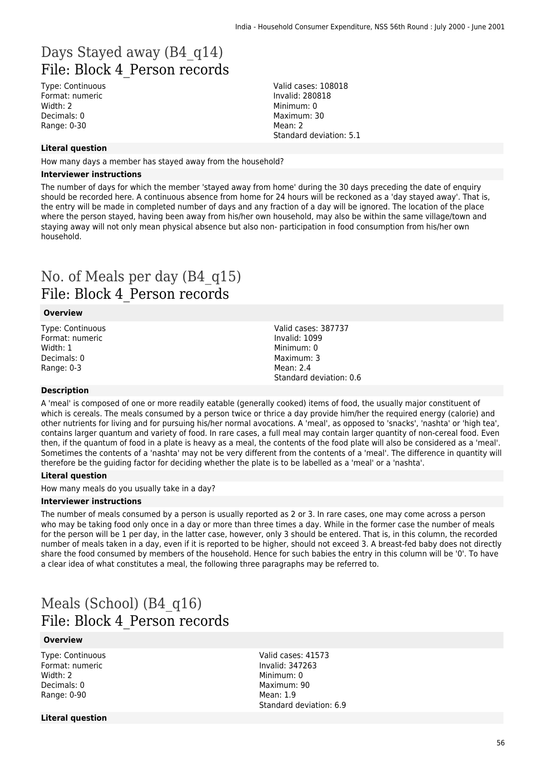# Days Stayed away (B4_q14)
## File: Block 4_Person records

Type: Continuous
Format: numeric
Width: 2
Decimals: 0
Range: 0-30

Valid cases: 108018
Invalid: 280818
Minimum: 0
Maximum: 30
Mean: 2
Standard deviation: 5.1

### Literal question

How many days a member has stayed away from the household?

### Interviewer instructions

The number of days for which the member 'stayed away from home' during the 30 days preceding the date of enquiry should be recorded here. A continuous absence from home for 24 hours will be reckoned as a 'day stayed away'. That is, the entry will be made in completed number of days and any fraction of a day will be ignored. The location of the place where the person stayed, having been away from his/her own household, may also be within the same village/town and staying away will not only mean physical absence but also non- participation in food consumption from his/her own household.

# No. of Meals per day (B4_q15)
## File: Block 4_Person records

### Overview

Type: Continuous
Format: numeric
Width: 1
Decimals: 0
Range: 0-3

Valid cases: 387737
Invalid: 1099
Minimum: 0
Maximum: 3
Mean: 2.4
Standard deviation: 0.6

### Description

A 'meal' is composed of one or more readily eatable (generally cooked) items of food, the usually major constituent of which is cereals. The meals consumed by a person twice or thrice a day provide him/her the required energy (calorie) and other nutrients for living and for pursuing his/her normal avocations. A 'meal', as opposed to 'snacks', 'nashta' or 'high tea', contains larger quantum and variety of food. In rare cases, a full meal may contain larger quantity of non-cereal food. Even then, if the quantum of food in a plate is heavy as a meal, the contents of the food plate will also be considered as a 'meal'. Sometimes the contents of a 'nashta' may not be very different from the contents of a 'meal'. The difference in quantity will therefore be the guiding factor for deciding whether the plate is to be labelled as a 'meal' or a 'nashta'.

### Literal question

How many meals do you usually take in a day?

### Interviewer instructions

The number of meals consumed by a person is usually reported as 2 or 3. In rare cases, one may come across a person who may be taking food only once in a day or more than three times a day. While in the former case the number of meals for the person will be 1 per day, in the latter case, however, only 3 should be entered. That is, in this column, the recorded number of meals taken in a day, even if it is reported to be higher, should not exceed 3. A breast-fed baby does not directly share the food consumed by members of the household. Hence for such babies the entry in this column will be '0'. To have a clear idea of what constitutes a meal, the following three paragraphs may be referred to.

# Meals (School) (B4_q16)
## File: Block 4_Person records

### Overview

Type: Continuous
Format: numeric
Width: 2
Decimals: 0
Range: 0-90

Valid cases: 41573
Invalid: 347263
Minimum: 0
Maximum: 90
Mean: 1.9
Standard deviation: 6.9

### Literal question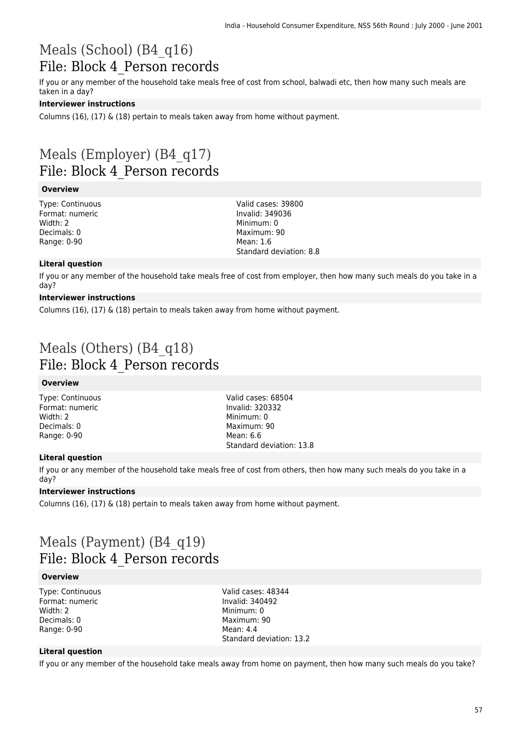# Meals (School) (B4_q16)
## File: Block 4_Person records

If you or any member of the household take meals free of cost from school, balwadi etc, then how many such meals are taken in a day?

**Interviewer instructions**

Columns (16), (17) & (18) pertain to meals taken away from home without payment.

# Meals (Employer) (B4_q17)
## File: Block 4_Person records

**Overview**

Type: Continuous
Format: numeric
Width: 2
Decimals: 0
Range: 0-90

Valid cases: 39800
Invalid: 349036
Minimum: 0
Maximum: 90
Mean: 1.6
Standard deviation: 8.8

**Literal question**

If you or any member of the household take meals free of cost from employer, then how many such meals do you take in a day?

**Interviewer instructions**

Columns (16), (17) & (18) pertain to meals taken away from home without payment.

# Meals (Others) (B4_q18)
## File: Block 4_Person records

**Overview**

Type: Continuous
Format: numeric
Width: 2
Decimals: 0
Range: 0-90

Valid cases: 68504
Invalid: 320332
Minimum: 0
Maximum: 90
Mean: 6.6
Standard deviation: 13.8

**Literal question**

If you or any member of the household take meals free of cost from others, then how many such meals do you take in a day?

**Interviewer instructions**

Columns (16), (17) & (18) pertain to meals taken away from home without payment.

# Meals (Payment) (B4_q19)
## File: Block 4_Person records

**Overview**

Type: Continuous
Format: numeric
Width: 2
Decimals: 0
Range: 0-90

Valid cases: 48344
Invalid: 340492
Minimum: 0
Maximum: 90
Mean: 4.4
Standard deviation: 13.2

**Literal question**

If you or any member of the household take meals away from home on payment, then how many such meals do you take?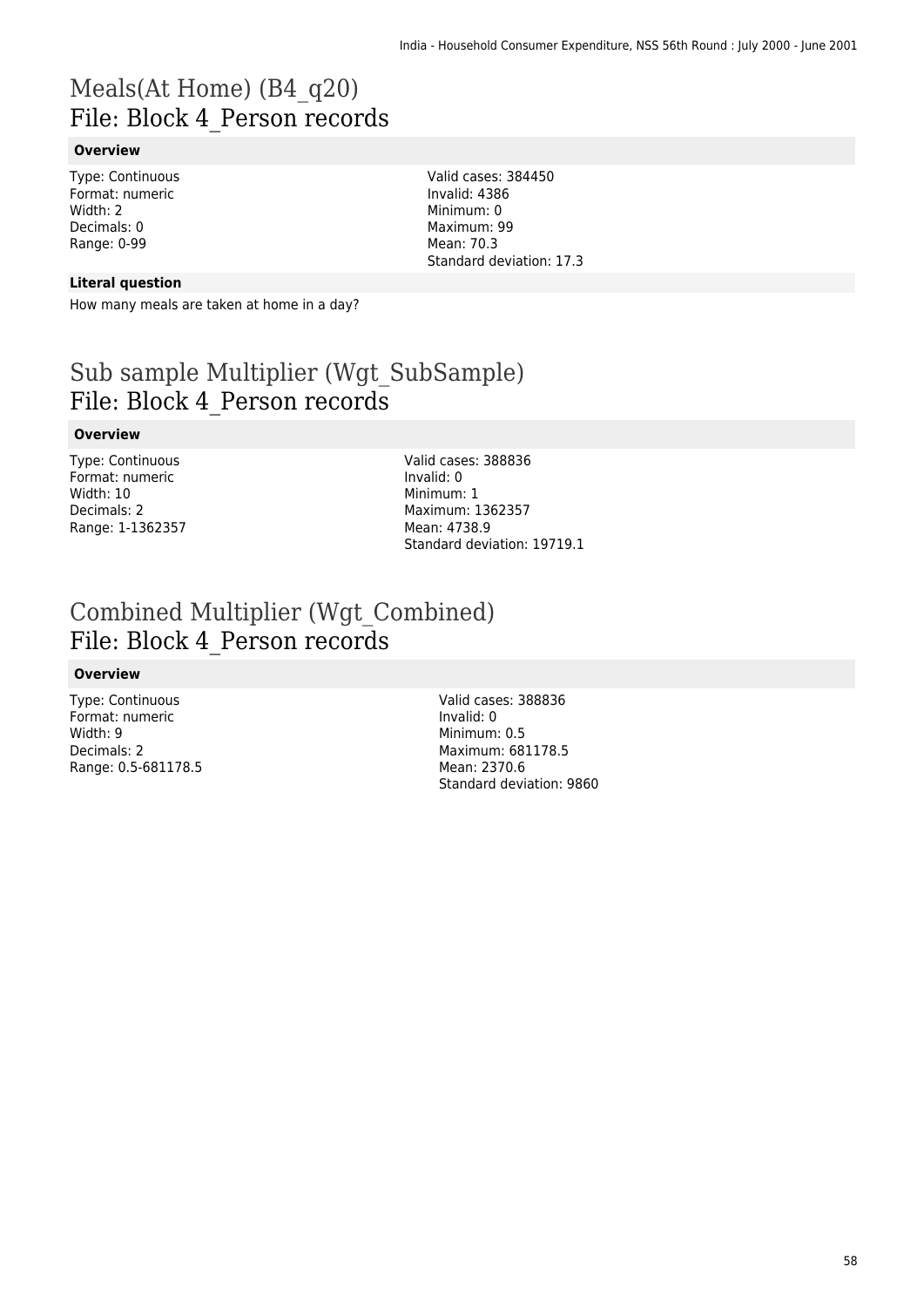# Meals(At Home) (B4_q20)
## File: Block 4_Person records

### Overview

Type: Continuous
Format: numeric
Width: 2
Decimals: 0
Range: 0-99

Valid cases: 384450
Invalid: 4386
Minimum: 0
Maximum: 99
Mean: 70.3
Standard deviation: 17.3

### Literal question

How many meals are taken at home in a day?

# Sub sample Multiplier (Wgt_SubSample)
## File: Block 4_Person records

### Overview

Type: Continuous
Format: numeric
Width: 10
Decimals: 2
Range: 1-1362357

Valid cases: 388836
Invalid: 0
Minimum: 1
Maximum: 1362357
Mean: 4738.9
Standard deviation: 19719.1

# Combined Multiplier (Wgt_Combined)
## File: Block 4_Person records

### Overview

Type: Continuous
Format: numeric
Width: 9
Decimals: 2
Range: 0.5-681178.5

Valid cases: 388836
Invalid: 0
Minimum: 0.5
Maximum: 681178.5
Mean: 2370.6
Standard deviation: 9860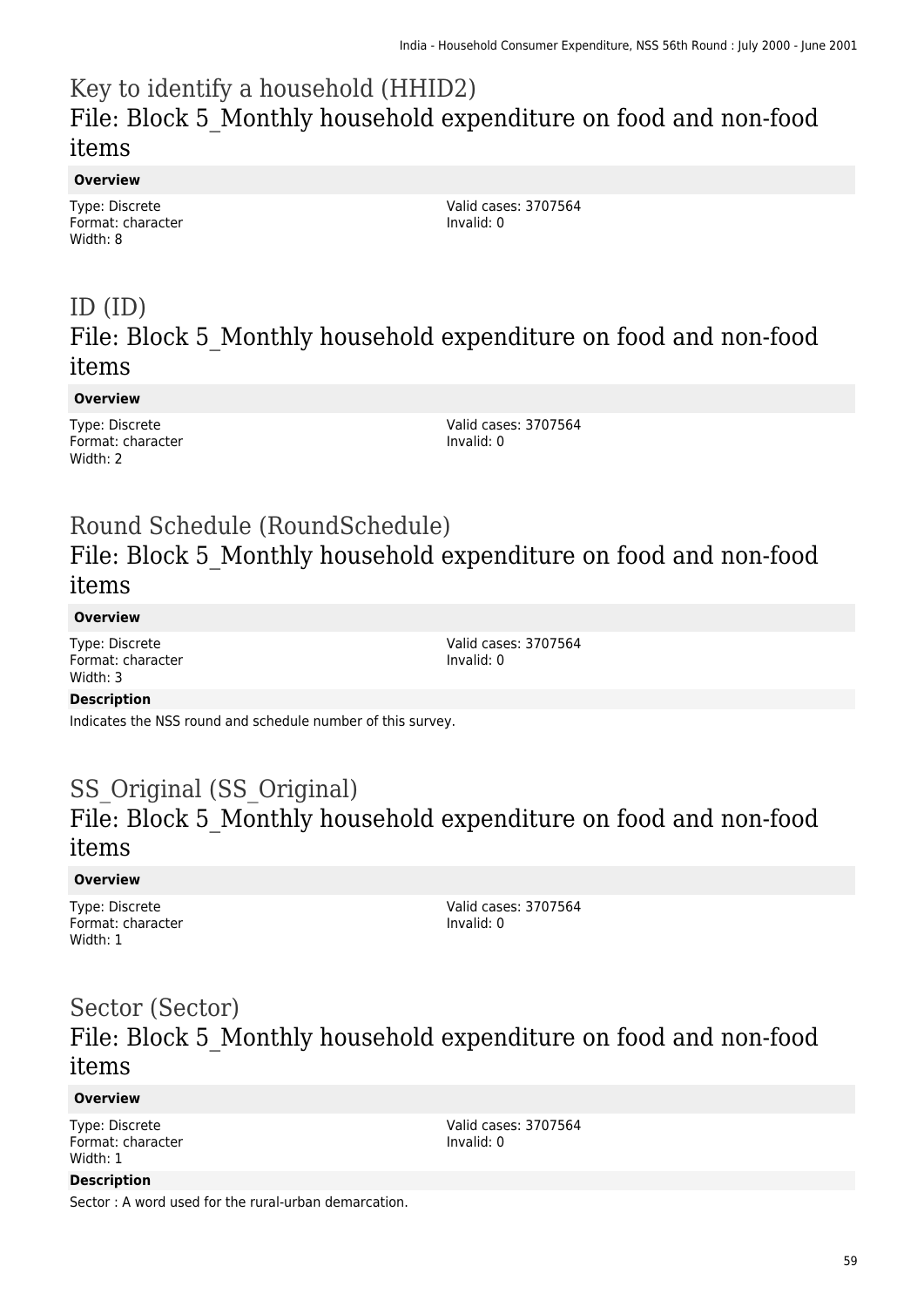# Key to identify a household (HHID2)
## File: Block 5_Monthly household expenditure on food and non-food items

**Overview**

Type: Discrete
Format: character
Width: 8

Valid cases: 3707564
Invalid: 0

# ID (ID)
## File: Block 5_Monthly household expenditure on food and non-food items

**Overview**

Type: Discrete
Format: character
Width: 2

Valid cases: 3707564
Invalid: 0

# Round Schedule (RoundSchedule)
## File: Block 5_Monthly household expenditure on food and non-food items

**Overview**

Type: Discrete
Format: character
Width: 3

Valid cases: 3707564
Invalid: 0

**Description**

Indicates the NSS round and schedule number of this survey.

# SS_Original (SS_Original)
## File: Block 5_Monthly household expenditure on food and non-food items

**Overview**

Type: Discrete
Format: character
Width: 1

Valid cases: 3707564
Invalid: 0

# Sector (Sector)
## File: Block 5_Monthly household expenditure on food and non-food items

**Overview**

Type: Discrete
Format: character
Width: 1

Valid cases: 3707564
Invalid: 0

**Description**

Sector : A word used for the rural-urban demarcation.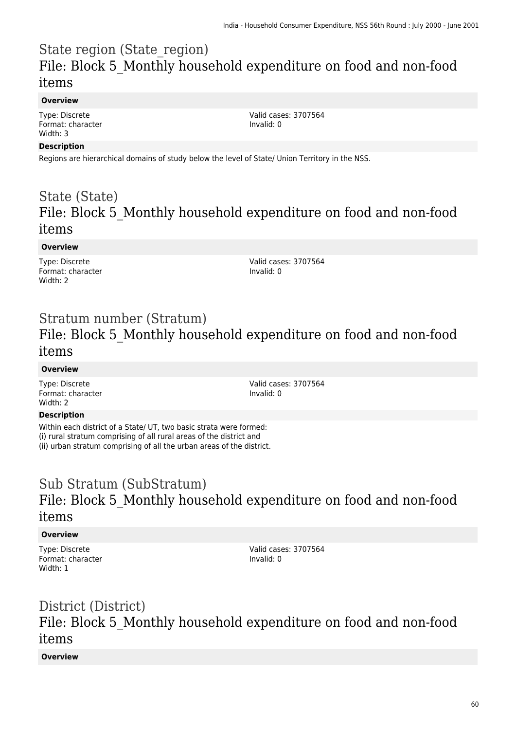## State region (State_region)
## File: Block 5_Monthly household expenditure on food and non-food items

**Overview**

Type: Discrete
Format: character
Width: 3

Valid cases: 3707564
Invalid: 0

**Description**

Regions are hierarchical domains of study below the level of State/ Union Territory in the NSS.

## State (State)
## File: Block 5_Monthly household expenditure on food and non-food items

**Overview**

Type: Discrete
Format: character
Width: 2

Valid cases: 3707564
Invalid: 0

## Stratum number (Stratum)
## File: Block 5_Monthly household expenditure on food and non-food items

**Overview**

Type: Discrete
Format: character
Width: 2

Valid cases: 3707564
Invalid: 0

**Description**

Within each district of a State/ UT, two basic strata were formed:
(i) rural stratum comprising of all rural areas of the district and
(ii) urban stratum comprising of all the urban areas of the district.

## Sub Stratum (SubStratum)
## File: Block 5_Monthly household expenditure on food and non-food items

**Overview**

Type: Discrete
Format: character
Width: 1

Valid cases: 3707564
Invalid: 0

## District (District)
## File: Block 5_Monthly household expenditure on food and non-food items

**Overview**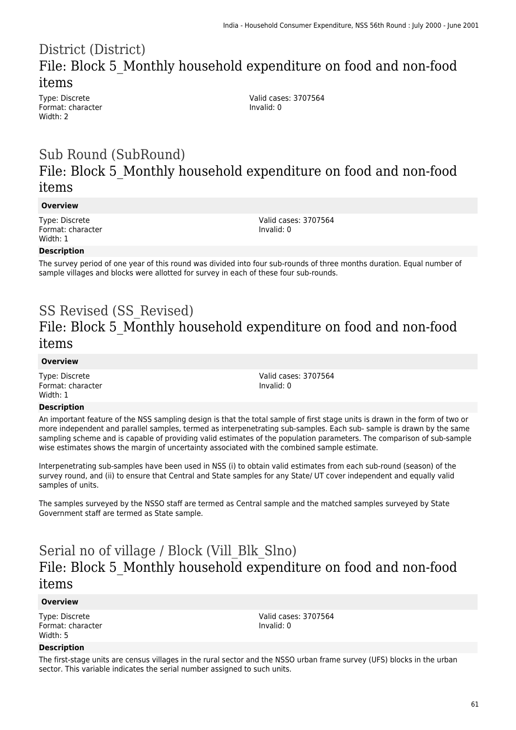# District (District)

## File: Block 5_Monthly household expenditure on food and non-food items

Type: Discrete
Format: character
Width: 2

Valid cases: 3707564
Invalid: 0

# Sub Round (SubRound)

## File: Block 5_Monthly household expenditure on food and non-food items

**Overview**

Type: Discrete
Format: character
Width: 1

Valid cases: 3707564
Invalid: 0

**Description**

The survey period of one year of this round was divided into four sub-rounds of three months duration. Equal number of sample villages and blocks were allotted for survey in each of these four sub-rounds.

# SS Revised (SS_Revised)

## File: Block 5_Monthly household expenditure on food and non-food items

**Overview**

Type: Discrete
Format: character
Width: 1

Valid cases: 3707564
Invalid: 0

**Description**

An important feature of the NSS sampling design is that the total sample of first stage units is drawn in the form of two or more independent and parallel samples, termed as interpenetrating sub-samples. Each sub- sample is drawn by the same sampling scheme and is capable of providing valid estimates of the population parameters. The comparison of sub-sample wise estimates shows the margin of uncertainty associated with the combined sample estimate.

Interpenetrating sub-samples have been used in NSS (i) to obtain valid estimates from each sub-round (season) of the survey round, and (ii) to ensure that Central and State samples for any State/ UT cover independent and equally valid samples of units.

The samples surveyed by the NSSO staff are termed as Central sample and the matched samples surveyed by State Government staff are termed as State sample.

# Serial no of village / Block (Vill_Blk_Slno)

## File: Block 5_Monthly household expenditure on food and non-food items

**Overview**

Type: Discrete
Format: character
Width: 5

Valid cases: 3707564
Invalid: 0

**Description**

The first-stage units are census villages in the rural sector and the NSSO urban frame survey (UFS) blocks in the urban sector. This variable indicates the serial number assigned to such units.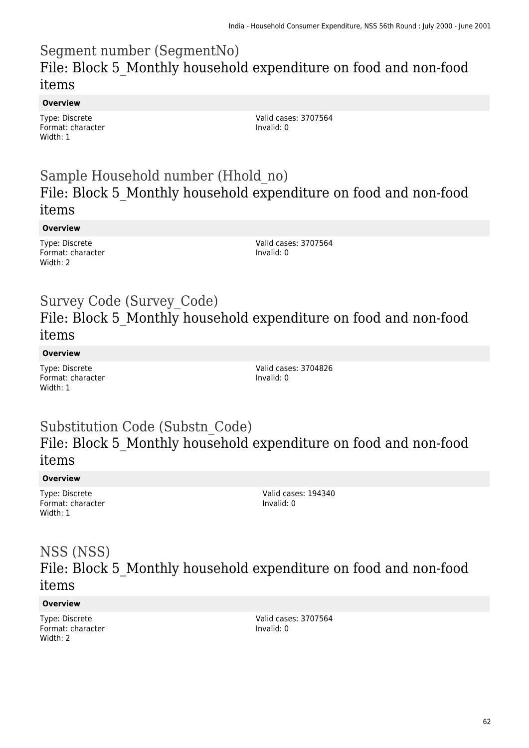## Segment number (SegmentNo)
### File: Block 5_Monthly household expenditure on food and non-food items

**Overview**

Type: Discrete
Format: character
Width: 1

Valid cases: 3707564
Invalid: 0

## Sample Household number (Hhold_no)
### File: Block 5_Monthly household expenditure on food and non-food items

**Overview**

Type: Discrete
Format: character
Width: 2

Valid cases: 3707564
Invalid: 0

## Survey Code (Survey_Code)
### File: Block 5_Monthly household expenditure on food and non-food items

**Overview**

Type: Discrete
Format: character
Width: 1

Valid cases: 3704826
Invalid: 0

## Substitution Code (Substn_Code)
### File: Block 5_Monthly household expenditure on food and non-food items

**Overview**

Type: Discrete
Format: character
Width: 1

Valid cases: 194340
Invalid: 0

## NSS (NSS)
### File: Block 5_Monthly household expenditure on food and non-food items

**Overview**

Type: Discrete
Format: character
Width: 2

Valid cases: 3707564
Invalid: 0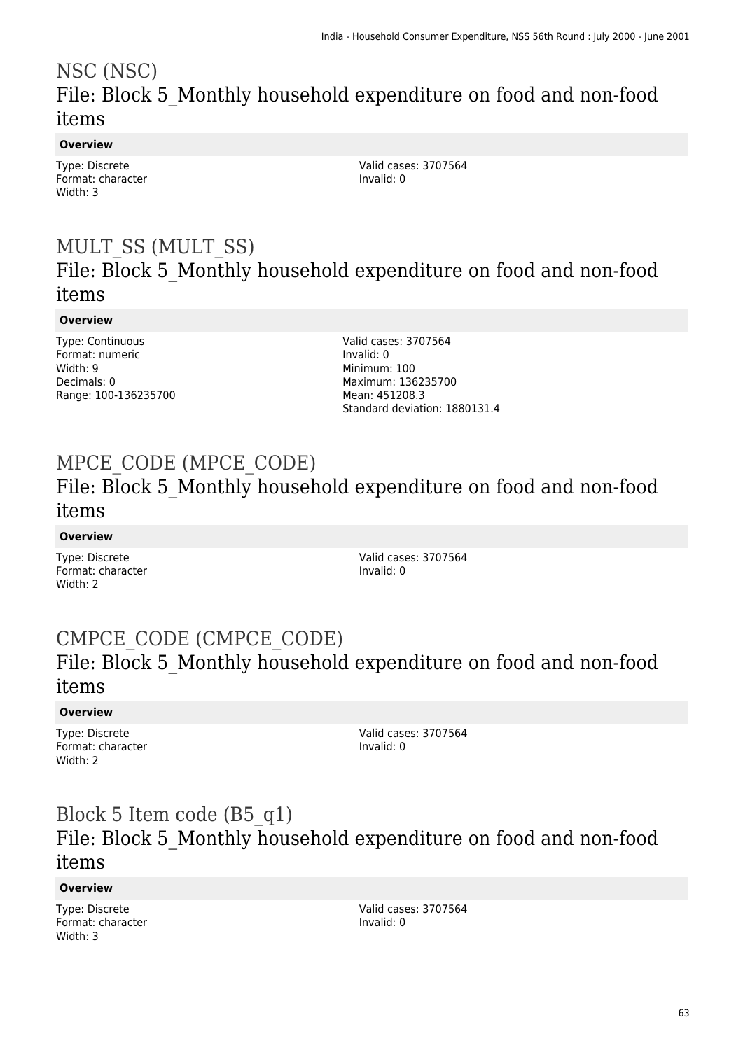# NSC (NSC)

## File: Block 5_Monthly household expenditure on food and non-food items

**Overview**

Type: Discrete
Format: character
Width: 3

Valid cases: 3707564
Invalid: 0

# MULT_SS (MULT_SS)

## File: Block 5_Monthly household expenditure on food and non-food items

**Overview**

Type: Continuous
Format: numeric
Width: 9
Decimals: 0
Range: 100-136235700

Valid cases: 3707564
Invalid: 0
Minimum: 100
Maximum: 136235700
Mean: 451208.3
Standard deviation: 1880131.4

# MPCE_CODE (MPCE_CODE)

## File: Block 5_Monthly household expenditure on food and non-food items

**Overview**

Type: Discrete
Format: character
Width: 2

Valid cases: 3707564
Invalid: 0

# CMPCE_CODE (CMPCE_CODE)

## File: Block 5_Monthly household expenditure on food and non-food items

**Overview**

Type: Discrete
Format: character
Width: 2

Valid cases: 3707564
Invalid: 0

# Block 5 Item code (B5_q1)

## File: Block 5_Monthly household expenditure on food and non-food items

**Overview**

Type: Discrete
Format: character
Width: 3

Valid cases: 3707564
Invalid: 0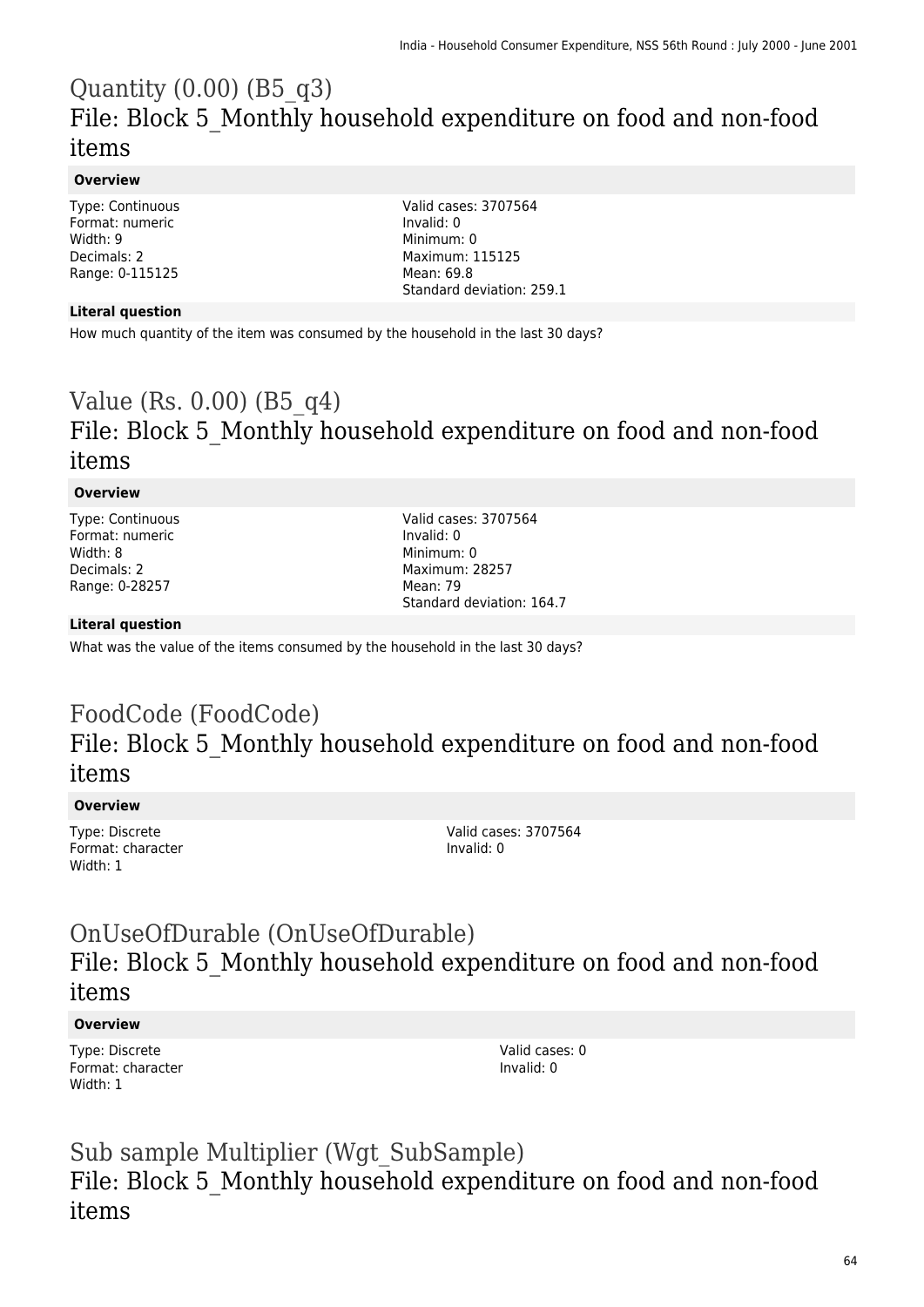# Quantity (0.00) (B5_q3)
## File: Block 5_Monthly household expenditure on food and non-food items

**Overview**

Type: Continuous
Format: numeric
Width: 9
Decimals: 2
Range: 0-115125

Valid cases: 3707564
Invalid: 0
Minimum: 0
Maximum: 115125
Mean: 69.8
Standard deviation: 259.1

**Literal question**

How much quantity of the item was consumed by the household in the last 30 days?

# Value (Rs. 0.00) (B5_q4)
## File: Block 5_Monthly household expenditure on food and non-food items

**Overview**

Type: Continuous
Format: numeric
Width: 8
Decimals: 2
Range: 0-28257

Valid cases: 3707564
Invalid: 0
Minimum: 0
Maximum: 28257
Mean: 79
Standard deviation: 164.7

**Literal question**

What was the value of the items consumed by the household in the last 30 days?

# FoodCode (FoodCode)
## File: Block 5_Monthly household expenditure on food and non-food items

**Overview**

Type: Discrete
Format: character
Width: 1

Valid cases: 3707564
Invalid: 0

# OnUseOfDurable (OnUseOfDurable)
## File: Block 5_Monthly household expenditure on food and non-food items

**Overview**

Type: Discrete
Format: character
Width: 1

Valid cases: 0
Invalid: 0

# Sub sample Multiplier (Wgt_SubSample)
## File: Block 5_Monthly household expenditure on food and non-food items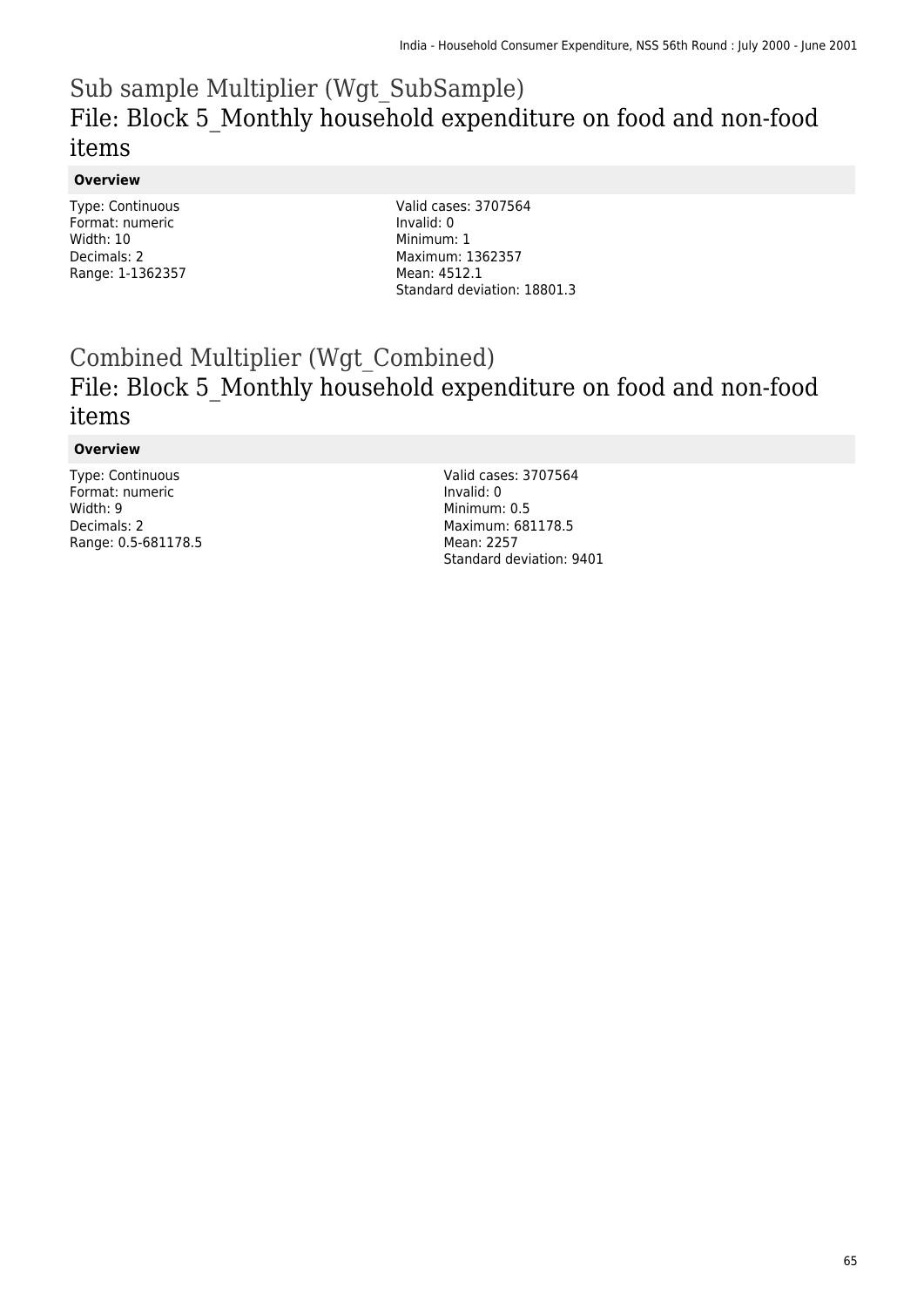# Sub sample Multiplier (Wgt_SubSample)

## File: Block 5_Monthly household expenditure on food and non-food items

### Overview

Type: Continuous
Format: numeric
Width: 10
Decimals: 2
Range: 1-1362357

Valid cases: 3707564
Invalid: 0
Minimum: 1
Maximum: 1362357
Mean: 4512.1
Standard deviation: 18801.3

# Combined Multiplier (Wgt_Combined)

## File: Block 5_Monthly household expenditure on food and non-food items

### Overview

Type: Continuous
Format: numeric
Width: 9
Decimals: 2
Range: 0.5-681178.5

Valid cases: 3707564
Invalid: 0
Minimum: 0.5
Maximum: 681178.5
Mean: 2257
Standard deviation: 9401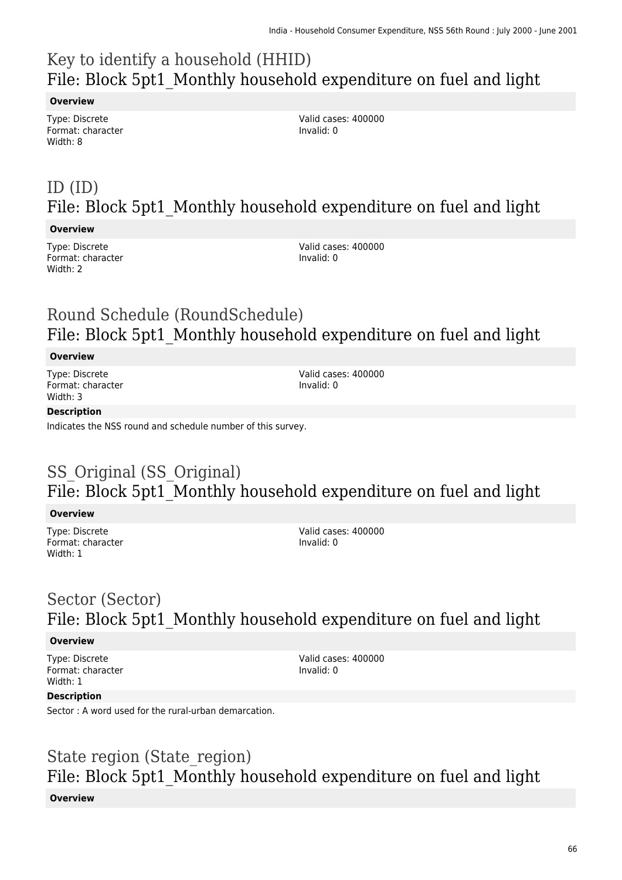# Key to identify a household (HHID)
## File: Block 5pt1_Monthly household expenditure on fuel and light

**Overview**

Type: Discrete
Format: character
Width: 8

Valid cases: 400000
Invalid: 0

# ID (ID)
## File: Block 5pt1_Monthly household expenditure on fuel and light

**Overview**

Type: Discrete
Format: character
Width: 2

Valid cases: 400000
Invalid: 0

# Round Schedule (RoundSchedule)
## File: Block 5pt1_Monthly household expenditure on fuel and light

**Overview**

Type: Discrete
Format: character
Width: 3

Valid cases: 400000
Invalid: 0

**Description**

Indicates the NSS round and schedule number of this survey.

# SS_Original (SS_Original)
## File: Block 5pt1_Monthly household expenditure on fuel and light

**Overview**

Type: Discrete
Format: character
Width: 1

Valid cases: 400000
Invalid: 0

# Sector (Sector)
## File: Block 5pt1_Monthly household expenditure on fuel and light

**Overview**

Type: Discrete
Format: character
Width: 1

Valid cases: 400000
Invalid: 0

**Description**

Sector : A word used for the rural-urban demarcation.

# State region (State_region)
## File: Block 5pt1_Monthly household expenditure on fuel and light

**Overview**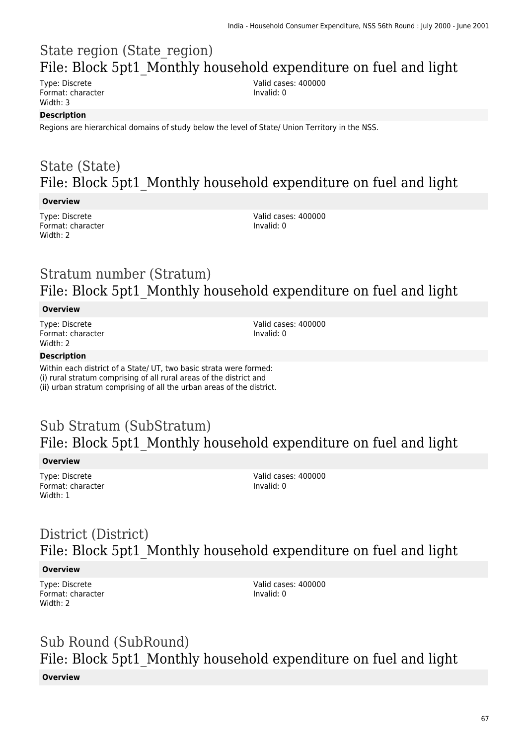## State region (State_region)
## File: Block 5pt1_Monthly household expenditure on fuel and light

Type: Discrete
Format: character
Width: 3

Valid cases: 400000
Invalid: 0

**Description**

Regions are hierarchical domains of study below the level of State/ Union Territory in the NSS.

## State (State)
## File: Block 5pt1_Monthly household expenditure on fuel and light

**Overview**

Type: Discrete
Format: character
Width: 2

Valid cases: 400000
Invalid: 0

## Stratum number (Stratum)
## File: Block 5pt1_Monthly household expenditure on fuel and light

**Overview**

Type: Discrete
Format: character
Width: 2

Valid cases: 400000
Invalid: 0

**Description**

Within each district of a State/ UT, two basic strata were formed:
(i) rural stratum comprising of all rural areas of the district and
(ii) urban stratum comprising of all the urban areas of the district.

## Sub Stratum (SubStratum)
## File: Block 5pt1_Monthly household expenditure on fuel and light

**Overview**

Type: Discrete
Format: character
Width: 1

Valid cases: 400000
Invalid: 0

## District (District)
## File: Block 5pt1_Monthly household expenditure on fuel and light

**Overview**

Type: Discrete
Format: character
Width: 2

Valid cases: 400000
Invalid: 0

## Sub Round (SubRound)
## File: Block 5pt1_Monthly household expenditure on fuel and light

**Overview**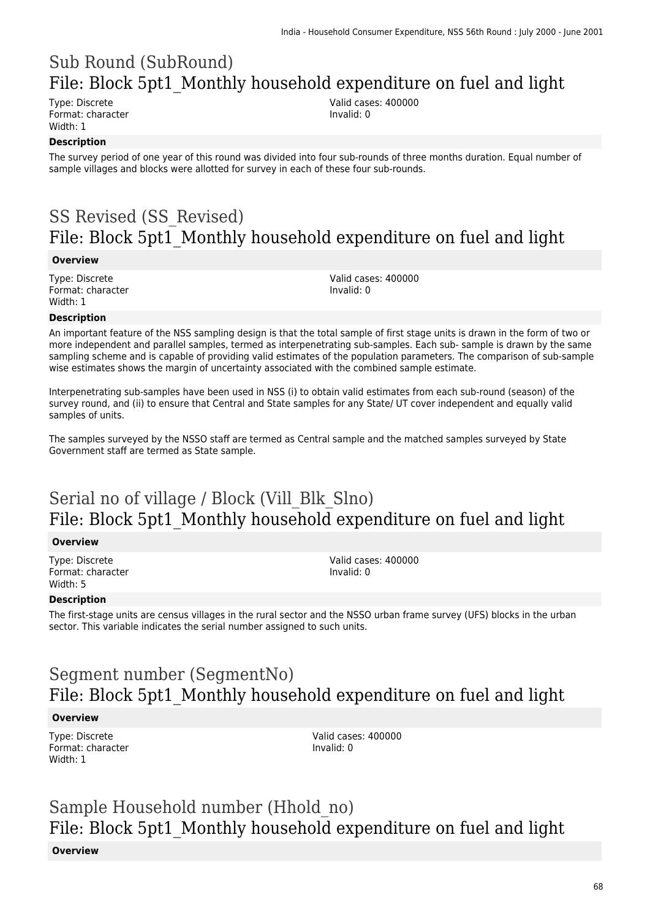## Sub Round (SubRound)
## File: Block 5pt1_Monthly household expenditure on fuel and light

Type: Discrete
Format: character
Width: 1

Valid cases: 400000
Invalid: 0

**Description**

The survey period of one year of this round was divided into four sub-rounds of three months duration. Equal number of sample villages and blocks were allotted for survey in each of these four sub-rounds.

## SS Revised (SS_Revised)
## File: Block 5pt1_Monthly household expenditure on fuel and light

**Overview**

Type: Discrete
Format: character
Width: 1

Valid cases: 400000
Invalid: 0

**Description**

An important feature of the NSS sampling design is that the total sample of first stage units is drawn in the form of two or more independent and parallel samples, termed as interpenetrating sub-samples. Each sub- sample is drawn by the same sampling scheme and is capable of providing valid estimates of the population parameters. The comparison of sub-sample wise estimates shows the margin of uncertainty associated with the combined sample estimate.

Interpenetrating sub-samples have been used in NSS (i) to obtain valid estimates from each sub-round (season) of the survey round, and (ii) to ensure that Central and State samples for any State/ UT cover independent and equally valid samples of units.

The samples surveyed by the NSSO staff are termed as Central sample and the matched samples surveyed by State Government staff are termed as State sample.

## Serial no of village / Block (Vill_Blk_Slno)
## File: Block 5pt1_Monthly household expenditure on fuel and light

**Overview**

Type: Discrete
Format: character
Width: 5

Valid cases: 400000
Invalid: 0

**Description**

The first-stage units are census villages in the rural sector and the NSSO urban frame survey (UFS) blocks in the urban sector. This variable indicates the serial number assigned to such units.

## Segment number (SegmentNo)
## File: Block 5pt1_Monthly household expenditure on fuel and light

**Overview**

Type: Discrete
Format: character
Width: 1

Valid cases: 400000
Invalid: 0

## Sample Household number (Hhold_no)
## File: Block 5pt1_Monthly household expenditure on fuel and light

**Overview**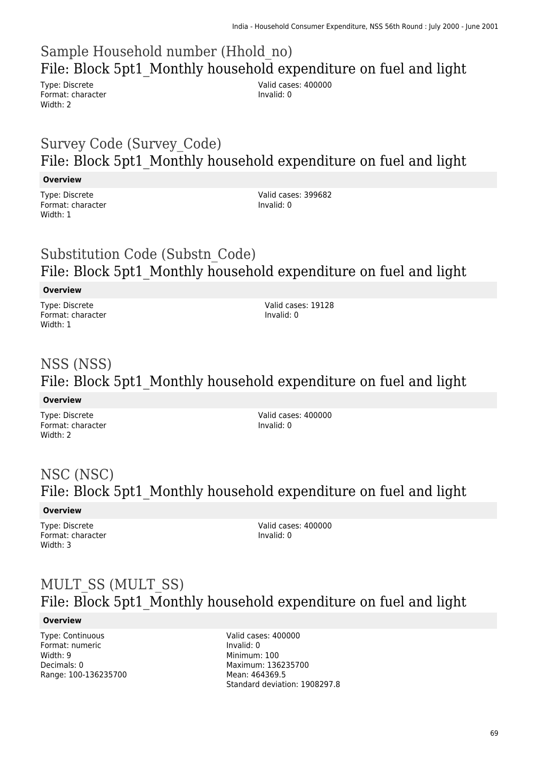## Sample Household number (Hhold_no)
## File: Block 5pt1_Monthly household expenditure on fuel and light

Type: Discrete
Format: character
Width: 2

Valid cases: 400000
Invalid: 0

## Survey Code (Survey_Code)
## File: Block 5pt1_Monthly household expenditure on fuel and light

**Overview**

Type: Discrete
Format: character
Width: 1

Valid cases: 399682
Invalid: 0

## Substitution Code (Substn_Code)
## File: Block 5pt1_Monthly household expenditure on fuel and light

**Overview**

Type: Discrete
Format: character
Width: 1

Valid cases: 19128
Invalid: 0

## NSS (NSS)
## File: Block 5pt1_Monthly household expenditure on fuel and light

**Overview**

Type: Discrete
Format: character
Width: 2

Valid cases: 400000
Invalid: 0

## NSC (NSC)
## File: Block 5pt1_Monthly household expenditure on fuel and light

**Overview**

Type: Discrete
Format: character
Width: 3

Valid cases: 400000
Invalid: 0

## MULT_SS (MULT_SS)
## File: Block 5pt1_Monthly household expenditure on fuel and light

**Overview**

Type: Continuous
Format: numeric
Width: 9
Decimals: 0
Range: 100-136235700

Valid cases: 400000
Invalid: 0
Minimum: 100
Maximum: 136235700
Mean: 464369.5
Standard deviation: 1908297.8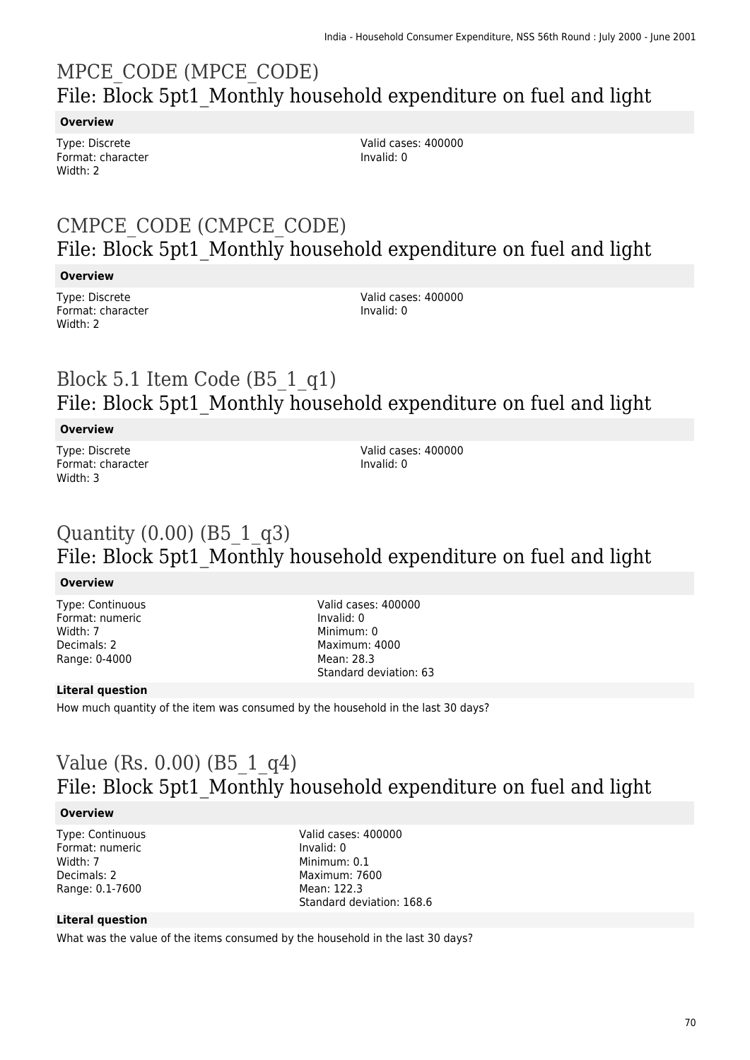# MPCE_CODE (MPCE_CODE)

## File: Block 5pt1_Monthly household expenditure on fuel and light

**Overview**

Type: Discrete
Format: character
Width: 2

Valid cases: 400000
Invalid: 0

# CMPCE_CODE (CMPCE_CODE)

## File: Block 5pt1_Monthly household expenditure on fuel and light

**Overview**

Type: Discrete
Format: character
Width: 2

Valid cases: 400000
Invalid: 0

# Block 5.1 Item Code (B5_1_q1)

## File: Block 5pt1_Monthly household expenditure on fuel and light

**Overview**

Type: Discrete
Format: character
Width: 3

Valid cases: 400000
Invalid: 0

# Quantity (0.00) (B5_1_q3)

## File: Block 5pt1_Monthly household expenditure on fuel and light

**Overview**

Type: Continuous
Format: numeric
Width: 7
Decimals: 2
Range: 0-4000

Valid cases: 400000
Invalid: 0
Minimum: 0
Maximum: 4000
Mean: 28.3
Standard deviation: 63

**Literal question**

How much quantity of the item was consumed by the household in the last 30 days?

# Value (Rs. 0.00) (B5_1_q4)

## File: Block 5pt1_Monthly household expenditure on fuel and light

**Overview**

Type: Continuous
Format: numeric
Width: 7
Decimals: 2
Range: 0.1-7600

Valid cases: 400000
Invalid: 0
Minimum: 0.1
Maximum: 7600
Mean: 122.3
Standard deviation: 168.6

**Literal question**

What was the value of the items consumed by the household in the last 30 days?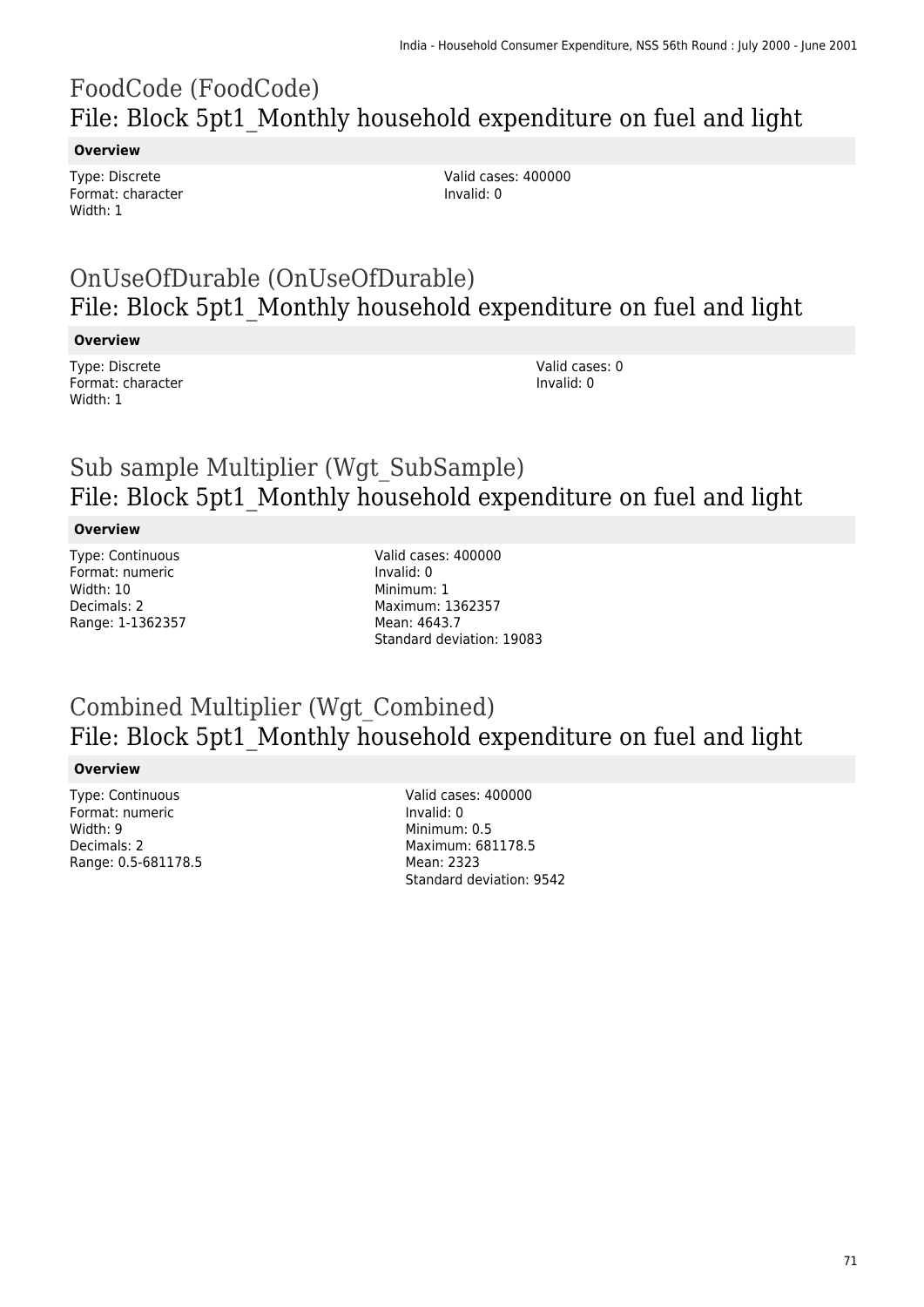# FoodCode (FoodCode)
## File: Block 5pt1_Monthly household expenditure on fuel and light

**Overview**

Type: Discrete
Format: character
Width: 1

Valid cases: 400000
Invalid: 0

# OnUseOfDurable (OnUseOfDurable)
## File: Block 5pt1_Monthly household expenditure on fuel and light

**Overview**

Type: Discrete
Format: character
Width: 1

Valid cases: 0
Invalid: 0

# Sub sample Multiplier (Wgt_SubSample)
## File: Block 5pt1_Monthly household expenditure on fuel and light

**Overview**

Type: Continuous
Format: numeric
Width: 10
Decimals: 2
Range: 1-1362357

Valid cases: 400000
Invalid: 0
Minimum: 1
Maximum: 1362357
Mean: 4643.7
Standard deviation: 19083

# Combined Multiplier (Wgt_Combined)
## File: Block 5pt1_Monthly household expenditure on fuel and light

**Overview**

Type: Continuous
Format: numeric
Width: 9
Decimals: 2
Range: 0.5-681178.5

Valid cases: 400000
Invalid: 0
Minimum: 0.5
Maximum: 681178.5
Mean: 2323
Standard deviation: 9542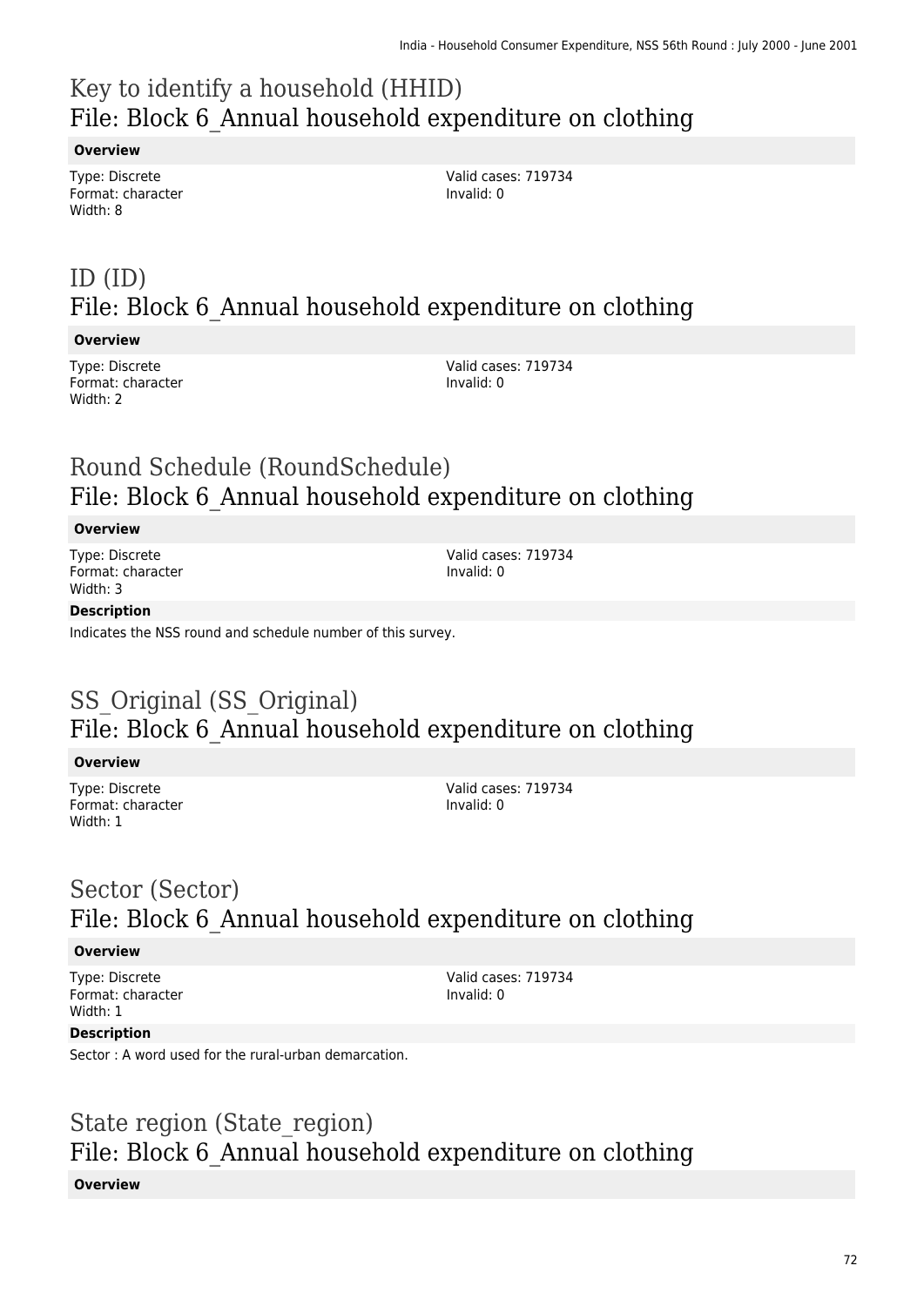## Key to identify a household (HHID)
## File: Block 6_Annual household expenditure on clothing

**Overview**

Type: Discrete
Format: character
Width: 8

Valid cases: 719734
Invalid: 0

## ID (ID)
## File: Block 6_Annual household expenditure on clothing

**Overview**

Type: Discrete
Format: character
Width: 2

Valid cases: 719734
Invalid: 0

## Round Schedule (RoundSchedule)
## File: Block 6_Annual household expenditure on clothing

**Overview**

Type: Discrete
Format: character
Width: 3

Valid cases: 719734
Invalid: 0

**Description**

Indicates the NSS round and schedule number of this survey.

## SS_Original (SS_Original)
## File: Block 6_Annual household expenditure on clothing

**Overview**

Type: Discrete
Format: character
Width: 1

Valid cases: 719734
Invalid: 0

## Sector (Sector)
## File: Block 6_Annual household expenditure on clothing

**Overview**

Type: Discrete
Format: character
Width: 1

Valid cases: 719734
Invalid: 0

**Description**

Sector : A word used for the rural-urban demarcation.

## State region (State_region)
## File: Block 6_Annual household expenditure on clothing

**Overview**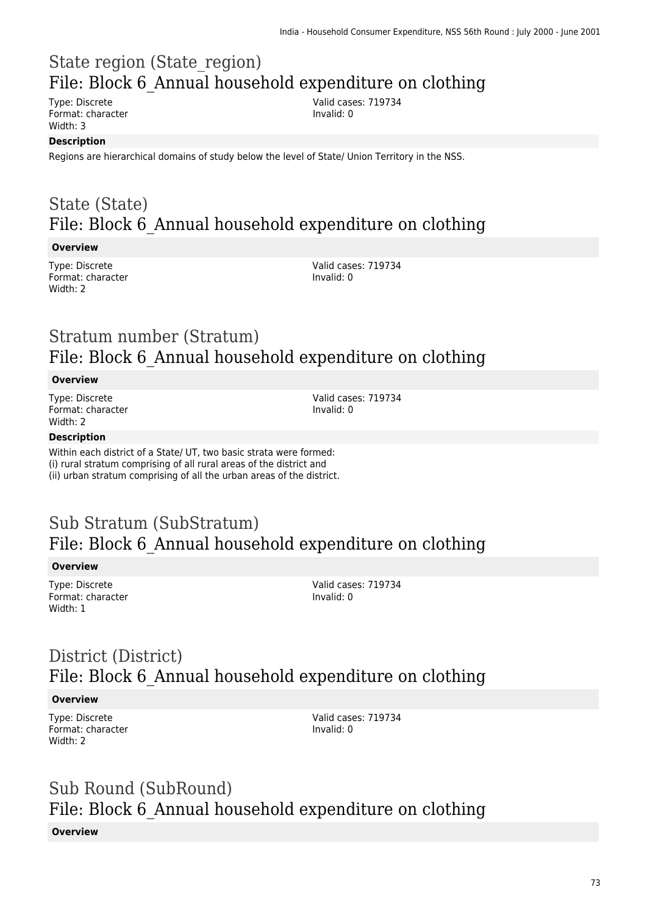## State region (State_region)
## File: Block 6_Annual household expenditure on clothing

Type: Discrete
Format: character
Width: 3

Valid cases: 719734
Invalid: 0

**Description**

Regions are hierarchical domains of study below the level of State/ Union Territory in the NSS.

## State (State)
## File: Block 6_Annual household expenditure on clothing

**Overview**

Type: Discrete
Format: character
Width: 2

Valid cases: 719734
Invalid: 0

## Stratum number (Stratum)
## File: Block 6_Annual household expenditure on clothing

**Overview**

Type: Discrete
Format: character
Width: 2

Valid cases: 719734
Invalid: 0

**Description**

Within each district of a State/ UT, two basic strata were formed:
(i) rural stratum comprising of all rural areas of the district and
(ii) urban stratum comprising of all the urban areas of the district.

## Sub Stratum (SubStratum)
## File: Block 6_Annual household expenditure on clothing

**Overview**

Type: Discrete
Format: character
Width: 1

Valid cases: 719734
Invalid: 0

## District (District)
## File: Block 6_Annual household expenditure on clothing

**Overview**

Type: Discrete
Format: character
Width: 2

Valid cases: 719734
Invalid: 0

## Sub Round (SubRound)
## File: Block 6_Annual household expenditure on clothing

**Overview**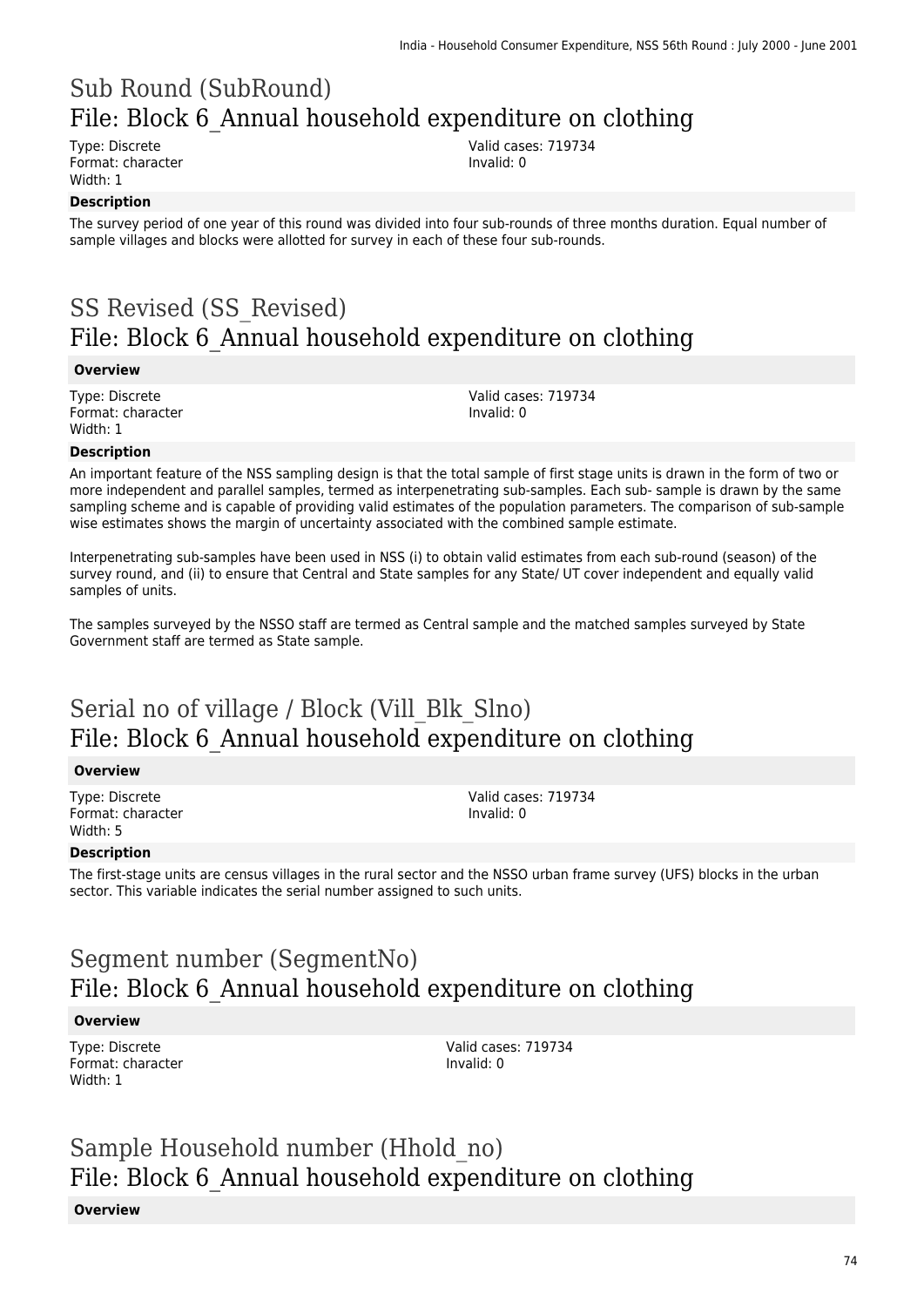# Sub Round (SubRound)
## File: Block 6_Annual household expenditure on clothing

Type: Discrete
Format: character
Width: 1

Valid cases: 719734
Invalid: 0

**Description**

The survey period of one year of this round was divided into four sub-rounds of three months duration. Equal number of sample villages and blocks were allotted for survey in each of these four sub-rounds.

# SS Revised (SS_Revised)
## File: Block 6_Annual household expenditure on clothing

**Overview**

Type: Discrete
Format: character
Width: 1

Valid cases: 719734
Invalid: 0

**Description**

An important feature of the NSS sampling design is that the total sample of first stage units is drawn in the form of two or more independent and parallel samples, termed as interpenetrating sub-samples. Each sub- sample is drawn by the same sampling scheme and is capable of providing valid estimates of the population parameters. The comparison of sub-sample wise estimates shows the margin of uncertainty associated with the combined sample estimate.

Interpenetrating sub-samples have been used in NSS (i) to obtain valid estimates from each sub-round (season) of the survey round, and (ii) to ensure that Central and State samples for any State/ UT cover independent and equally valid samples of units.

The samples surveyed by the NSSO staff are termed as Central sample and the matched samples surveyed by State Government staff are termed as State sample.

# Serial no of village / Block (Vill_Blk_Slno)
## File: Block 6_Annual household expenditure on clothing

**Overview**

Type: Discrete
Format: character
Width: 5

Valid cases: 719734
Invalid: 0

**Description**

The first-stage units are census villages in the rural sector and the NSSO urban frame survey (UFS) blocks in the urban sector. This variable indicates the serial number assigned to such units.

# Segment number (SegmentNo)
## File: Block 6_Annual household expenditure on clothing

**Overview**

Type: Discrete
Format: character
Width: 1

Valid cases: 719734
Invalid: 0

# Sample Household number (Hhold_no)
## File: Block 6_Annual household expenditure on clothing

**Overview**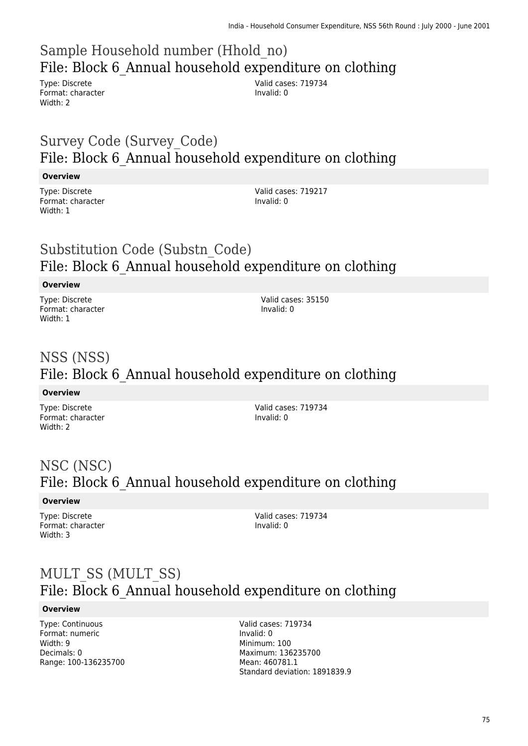## Sample Household number (Hhold_no)

### File: Block 6_Annual household expenditure on clothing

Type: Discrete
Format: character
Width: 2

Valid cases: 719734
Invalid: 0

## Survey Code (Survey_Code)

### File: Block 6_Annual household expenditure on clothing

**Overview**

Type: Discrete
Format: character
Width: 1

Valid cases: 719217
Invalid: 0

## Substitution Code (Substn_Code)

### File: Block 6_Annual household expenditure on clothing

**Overview**

Type: Discrete
Format: character
Width: 1

Valid cases: 35150
Invalid: 0

## NSS (NSS)

### File: Block 6_Annual household expenditure on clothing

**Overview**

Type: Discrete
Format: character
Width: 2

Valid cases: 719734
Invalid: 0

## NSC (NSC)

### File: Block 6_Annual household expenditure on clothing

**Overview**

Type: Discrete
Format: character
Width: 3

Valid cases: 719734
Invalid: 0

## MULT_SS (MULT_SS)

### File: Block 6_Annual household expenditure on clothing

**Overview**

Type: Continuous
Format: numeric
Width: 9
Decimals: 0
Range: 100-136235700

Valid cases: 719734
Invalid: 0
Minimum: 100
Maximum: 136235700
Mean: 460781.1
Standard deviation: 1891839.9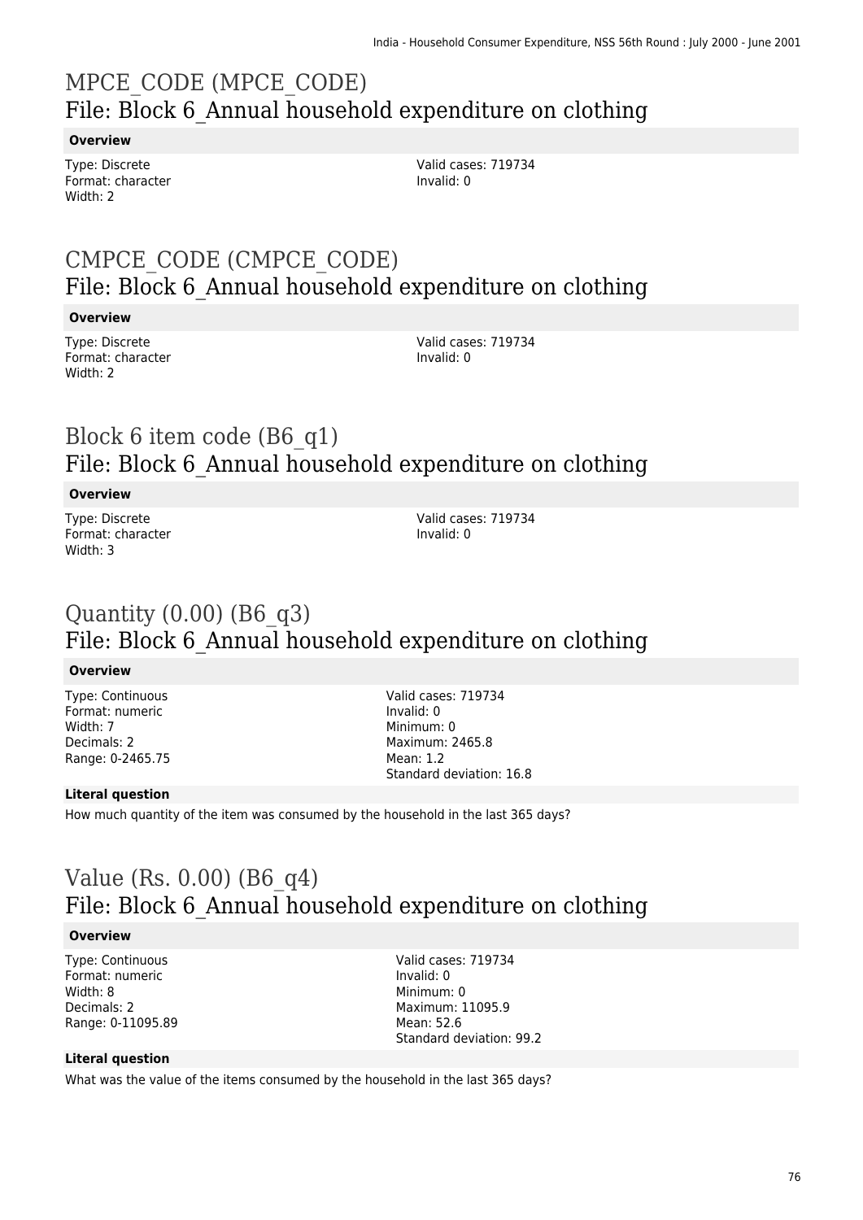# MPCE_CODE (MPCE_CODE)

## File: Block 6_Annual household expenditure on clothing

### Overview

Type: Discrete
Format: character
Width: 2

Valid cases: 719734
Invalid: 0

# CMPCE_CODE (CMPCE_CODE)

## File: Block 6_Annual household expenditure on clothing

### Overview

Type: Discrete
Format: character
Width: 2

Valid cases: 719734
Invalid: 0

# Block 6 item code (B6_q1)

## File: Block 6_Annual household expenditure on clothing

### Overview

Type: Discrete
Format: character
Width: 3

Valid cases: 719734
Invalid: 0

# Quantity (0.00) (B6_q3)

## File: Block 6_Annual household expenditure on clothing

### Overview

Type: Continuous
Format: numeric
Width: 7
Decimals: 2
Range: 0-2465.75

Valid cases: 719734
Invalid: 0
Minimum: 0
Maximum: 2465.8
Mean: 1.2
Standard deviation: 16.8

### Literal question

How much quantity of the item was consumed by the household in the last 365 days?

# Value (Rs. 0.00) (B6_q4)

## File: Block 6_Annual household expenditure on clothing

### Overview

Type: Continuous
Format: numeric
Width: 8
Decimals: 2
Range: 0-11095.89

Valid cases: 719734
Invalid: 0
Minimum: 0
Maximum: 11095.9
Mean: 52.6
Standard deviation: 99.2

### Literal question

What was the value of the items consumed by the household in the last 365 days?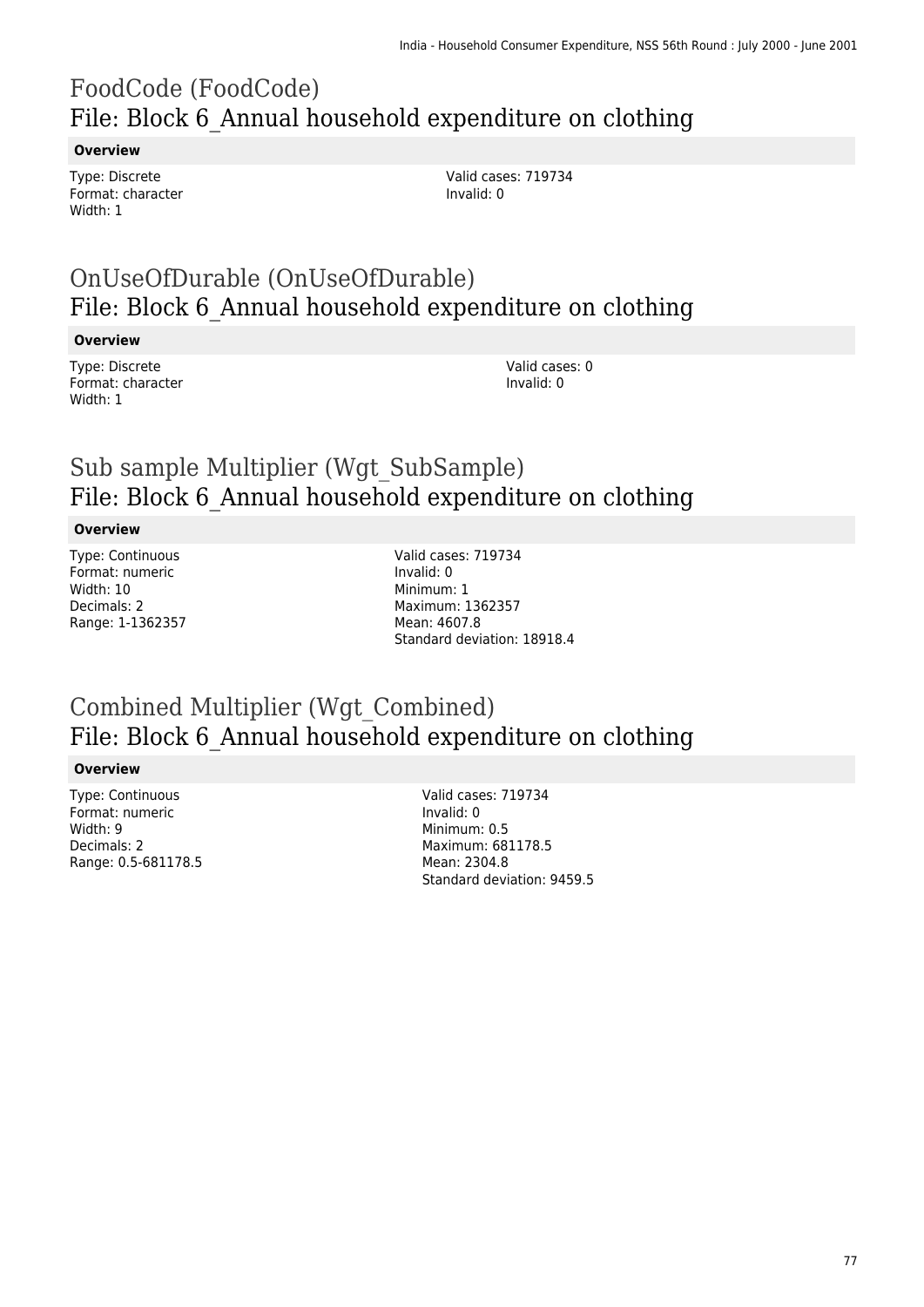## FoodCode (FoodCode)

### File: Block 6_Annual household expenditure on clothing

**Overview**

Type: Discrete
Format: character
Width: 1

Valid cases: 719734
Invalid: 0

## OnUseOfDurable (OnUseOfDurable)

### File: Block 6_Annual household expenditure on clothing

**Overview**

Type: Discrete
Format: character
Width: 1

Valid cases: 0
Invalid: 0

## Sub sample Multiplier (Wgt_SubSample)

### File: Block 6_Annual household expenditure on clothing

**Overview**

Type: Continuous
Format: numeric
Width: 10
Decimals: 2
Range: 1-1362357

Valid cases: 719734
Invalid: 0
Minimum: 1
Maximum: 1362357
Mean: 4607.8
Standard deviation: 18918.4

## Combined Multiplier (Wgt_Combined)

### File: Block 6_Annual household expenditure on clothing

**Overview**

Type: Continuous
Format: numeric
Width: 9
Decimals: 2
Range: 0.5-681178.5

Valid cases: 719734
Invalid: 0
Minimum: 0.5
Maximum: 681178.5
Mean: 2304.8
Standard deviation: 9459.5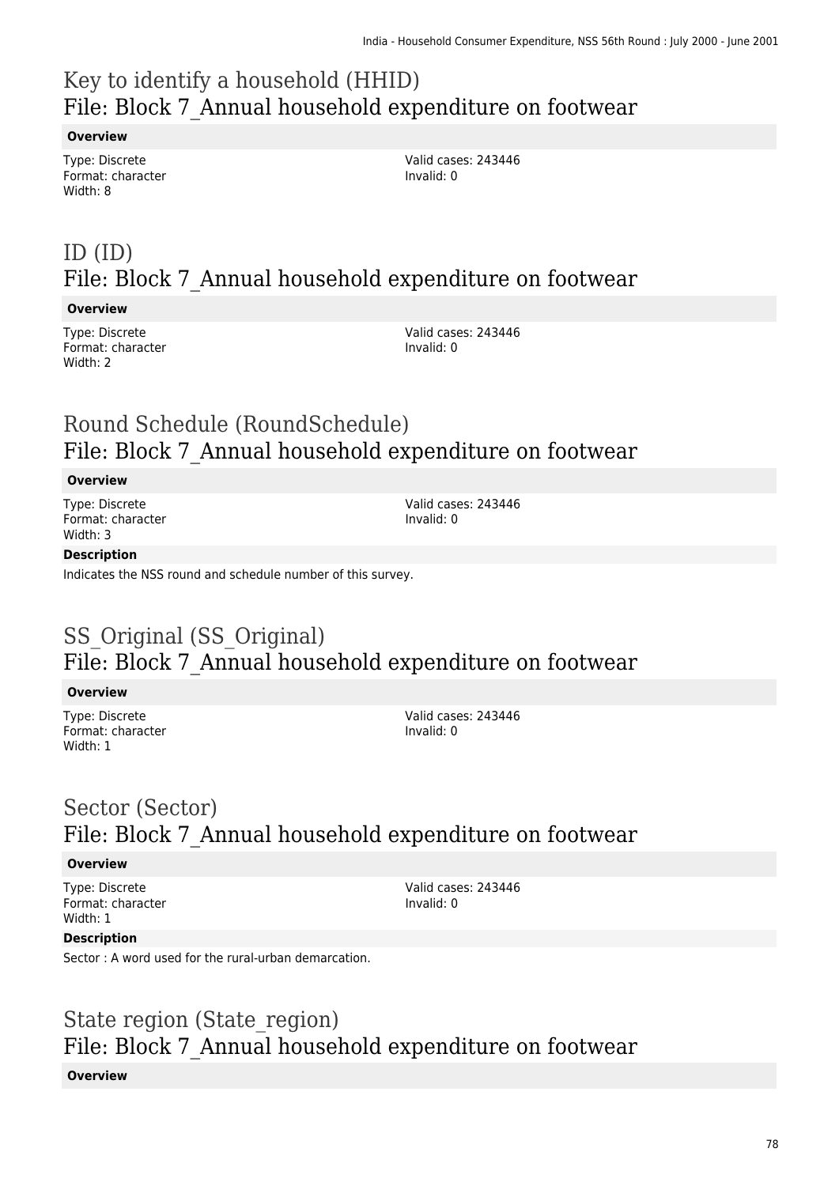# Key to identify a household (HHID)
## File: Block 7_Annual household expenditure on footwear

**Overview**

Type: Discrete
Format: character
Width: 8

Valid cases: 243446
Invalid: 0

# ID (ID)
## File: Block 7_Annual household expenditure on footwear

**Overview**

Type: Discrete
Format: character
Width: 2

Valid cases: 243446
Invalid: 0

# Round Schedule (RoundSchedule)
## File: Block 7_Annual household expenditure on footwear

**Overview**

Type: Discrete
Format: character
Width: 3

Valid cases: 243446
Invalid: 0

**Description**

Indicates the NSS round and schedule number of this survey.

# SS_Original (SS_Original)
## File: Block 7_Annual household expenditure on footwear

**Overview**

Type: Discrete
Format: character
Width: 1

Valid cases: 243446
Invalid: 0

# Sector (Sector)
## File: Block 7_Annual household expenditure on footwear

**Overview**

Type: Discrete
Format: character
Width: 1

Valid cases: 243446
Invalid: 0

**Description**

Sector : A word used for the rural-urban demarcation.

# State region (State_region)
## File: Block 7_Annual household expenditure on footwear

**Overview**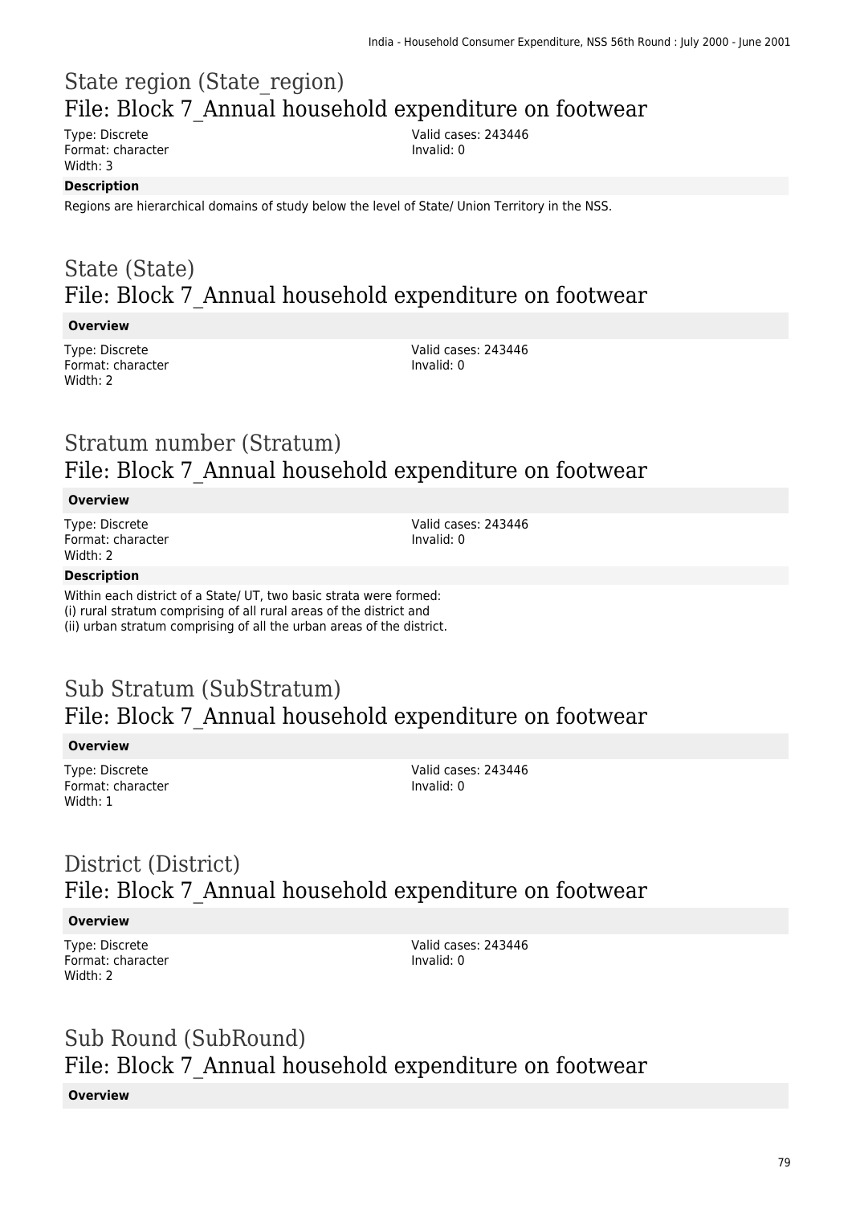## State region (State_region)
## File: Block 7_Annual household expenditure on footwear

Type: Discrete
Format: character
Width: 3

Valid cases: 243446
Invalid: 0

**Description**

Regions are hierarchical domains of study below the level of State/ Union Territory in the NSS.

## State (State)
## File: Block 7_Annual household expenditure on footwear

**Overview**

Type: Discrete
Format: character
Width: 2

Valid cases: 243446
Invalid: 0

## Stratum number (Stratum)
## File: Block 7_Annual household expenditure on footwear

**Overview**

Type: Discrete
Format: character
Width: 2

Valid cases: 243446
Invalid: 0

**Description**

Within each district of a State/ UT, two basic strata were formed:
(i) rural stratum comprising of all rural areas of the district and
(ii) urban stratum comprising of all the urban areas of the district.

## Sub Stratum (SubStratum)
## File: Block 7_Annual household expenditure on footwear

**Overview**

Type: Discrete
Format: character
Width: 1

Valid cases: 243446
Invalid: 0

## District (District)
## File: Block 7_Annual household expenditure on footwear

**Overview**

Type: Discrete
Format: character
Width: 2

Valid cases: 243446
Invalid: 0

## Sub Round (SubRound)
## File: Block 7_Annual household expenditure on footwear

**Overview**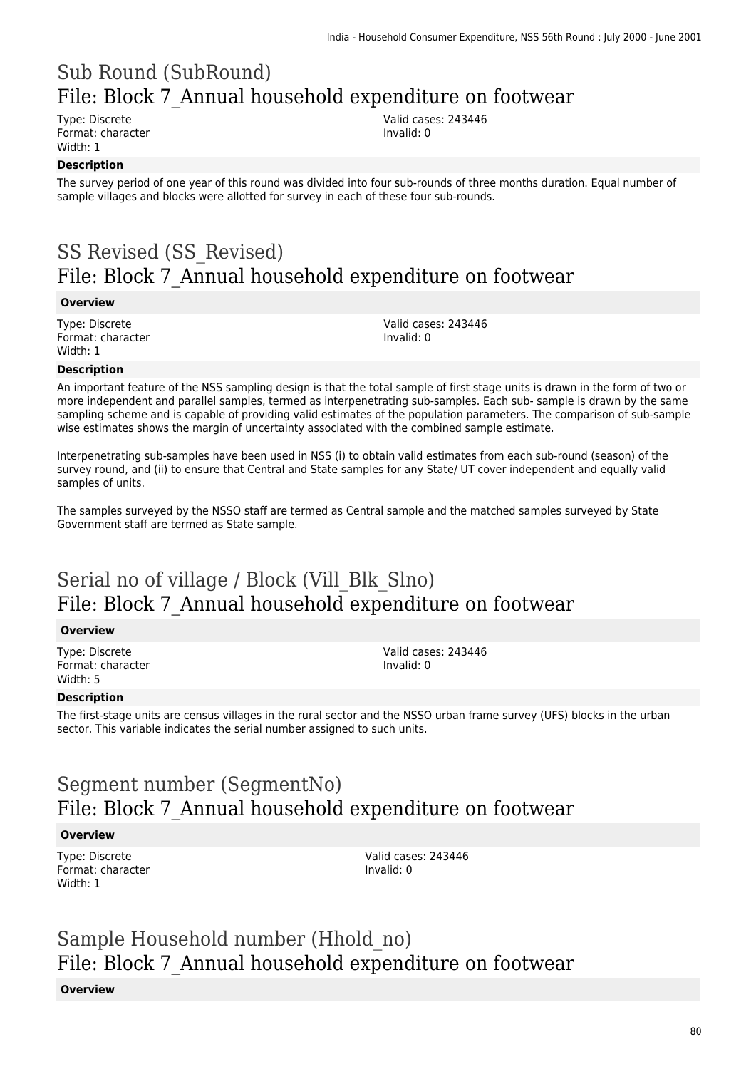## Sub Round (SubRound)
## File: Block 7_Annual household expenditure on footwear

Type: Discrete
Format: character
Width: 1

Valid cases: 243446
Invalid: 0

**Description**

The survey period of one year of this round was divided into four sub-rounds of three months duration. Equal number of sample villages and blocks were allotted for survey in each of these four sub-rounds.

## SS Revised (SS_Revised)
## File: Block 7_Annual household expenditure on footwear

**Overview**

Type: Discrete
Format: character
Width: 1

Valid cases: 243446
Invalid: 0

**Description**

An important feature of the NSS sampling design is that the total sample of first stage units is drawn in the form of two or more independent and parallel samples, termed as interpenetrating sub-samples. Each sub- sample is drawn by the same sampling scheme and is capable of providing valid estimates of the population parameters. The comparison of sub-sample wise estimates shows the margin of uncertainty associated with the combined sample estimate.

Interpenetrating sub-samples have been used in NSS (i) to obtain valid estimates from each sub-round (season) of the survey round, and (ii) to ensure that Central and State samples for any State/ UT cover independent and equally valid samples of units.

The samples surveyed by the NSSO staff are termed as Central sample and the matched samples surveyed by State Government staff are termed as State sample.

## Serial no of village / Block (Vill_Blk_Slno)
## File: Block 7_Annual household expenditure on footwear

**Overview**

Type: Discrete
Format: character
Width: 5

Valid cases: 243446
Invalid: 0

**Description**

The first-stage units are census villages in the rural sector and the NSSO urban frame survey (UFS) blocks in the urban sector. This variable indicates the serial number assigned to such units.

## Segment number (SegmentNo)
## File: Block 7_Annual household expenditure on footwear

**Overview**

Type: Discrete
Format: character
Width: 1

Valid cases: 243446
Invalid: 0

## Sample Household number (Hhold_no)
## File: Block 7_Annual household expenditure on footwear

**Overview**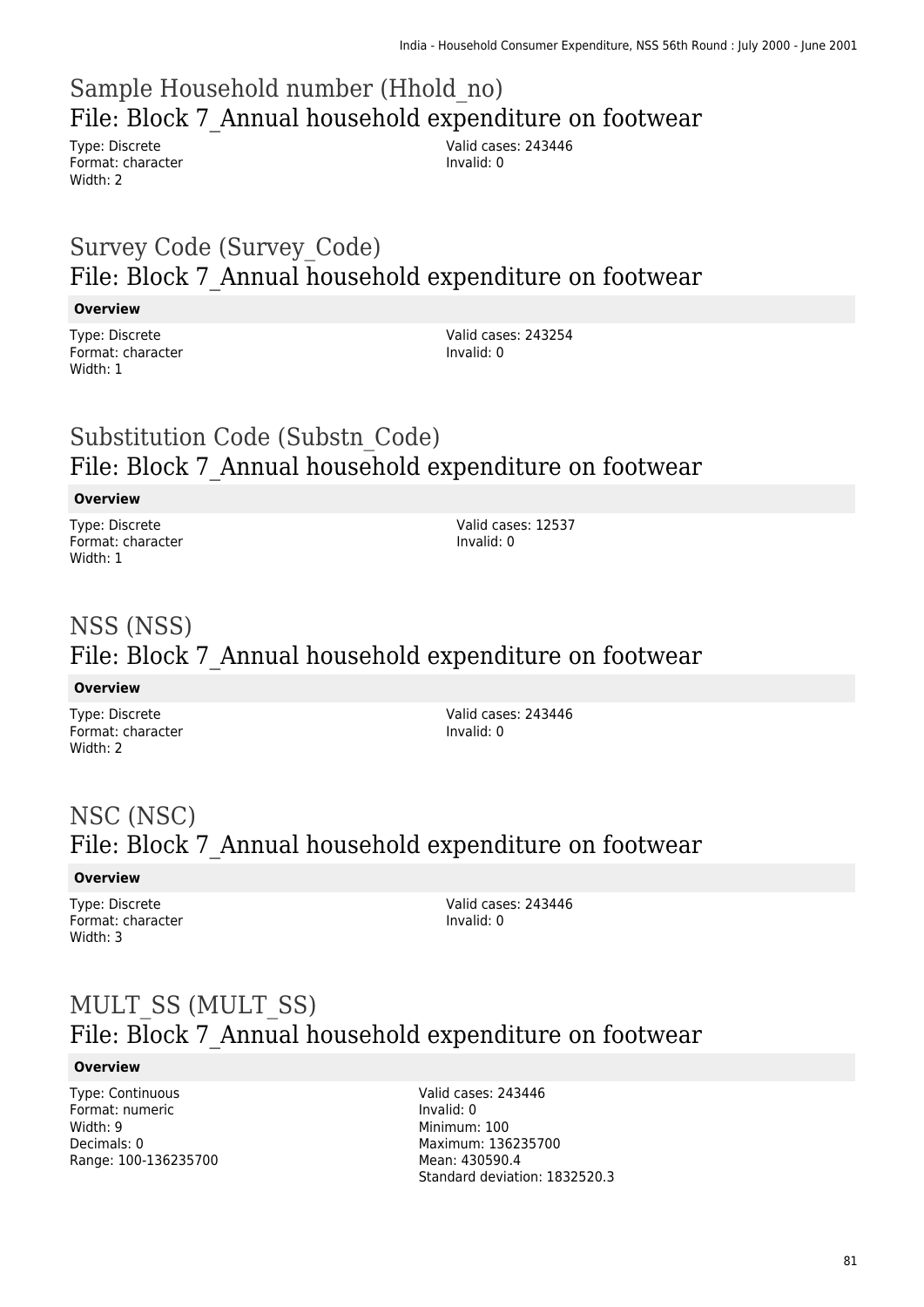## Sample Household number (Hhold_no)
### File: Block 7_Annual household expenditure on footwear

Type: Discrete
Format: character
Width: 2

Valid cases: 243446
Invalid: 0

## Survey Code (Survey_Code)
### File: Block 7_Annual household expenditure on footwear

**Overview**

Type: Discrete
Format: character
Width: 1

Valid cases: 243254
Invalid: 0

## Substitution Code (Substn_Code)
### File: Block 7_Annual household expenditure on footwear

**Overview**

Type: Discrete
Format: character
Width: 1

Valid cases: 12537
Invalid: 0

## NSS (NSS)
### File: Block 7_Annual household expenditure on footwear

**Overview**

Type: Discrete
Format: character
Width: 2

Valid cases: 243446
Invalid: 0

## NSC (NSC)
### File: Block 7_Annual household expenditure on footwear

**Overview**

Type: Discrete
Format: character
Width: 3

Valid cases: 243446
Invalid: 0

## MULT_SS (MULT_SS)
### File: Block 7_Annual household expenditure on footwear

**Overview**

Type: Continuous
Format: numeric
Width: 9
Decimals: 0
Range: 100-136235700

Valid cases: 243446
Invalid: 0
Minimum: 100
Maximum: 136235700
Mean: 430590.4
Standard deviation: 1832520.3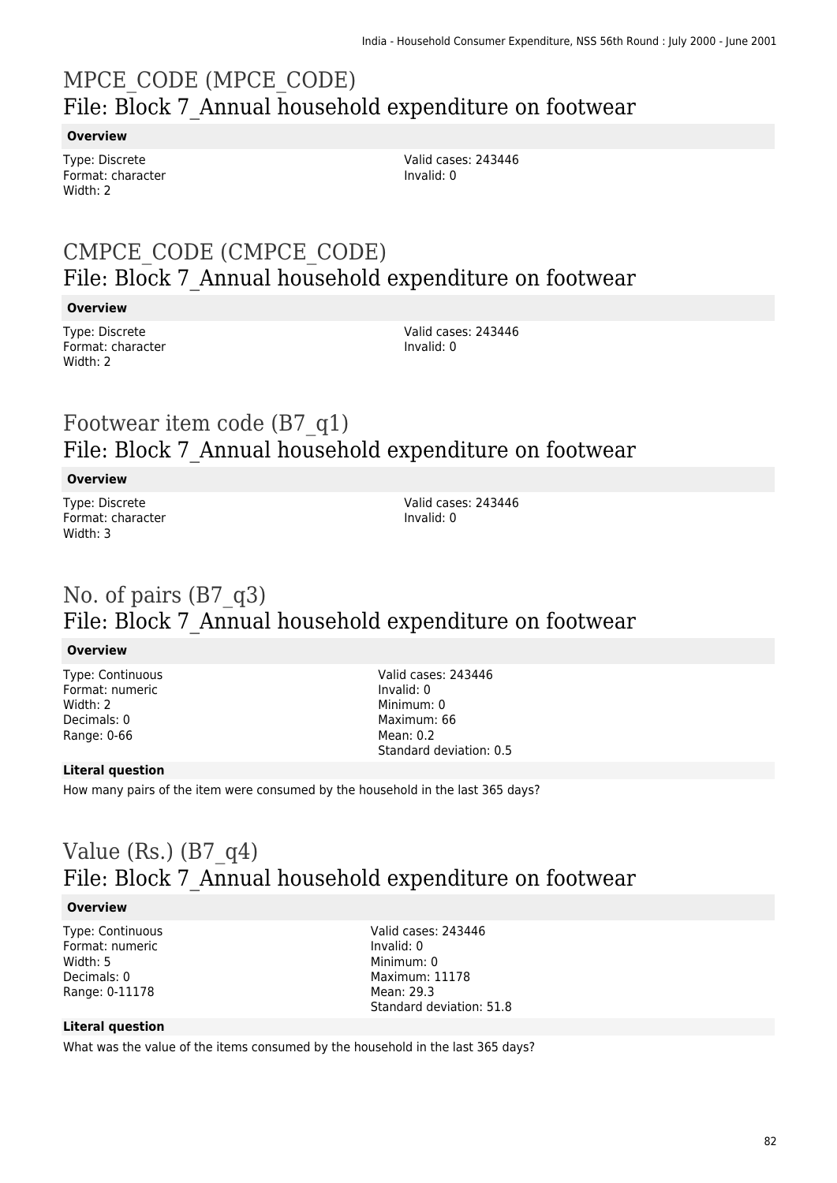# MPCE_CODE (MPCE_CODE)

## File: Block 7_Annual household expenditure on footwear

### Overview

Type: Discrete
Format: character
Width: 2

Valid cases: 243446
Invalid: 0

# CMPCE_CODE (CMPCE_CODE)

## File: Block 7_Annual household expenditure on footwear

### Overview

Type: Discrete
Format: character
Width: 2

Valid cases: 243446
Invalid: 0

# Footwear item code (B7_q1)

## File: Block 7_Annual household expenditure on footwear

### Overview

Type: Discrete
Format: character
Width: 3

Valid cases: 243446
Invalid: 0

# No. of pairs (B7_q3)

## File: Block 7_Annual household expenditure on footwear

### Overview

Type: Continuous
Format: numeric
Width: 2
Decimals: 0
Range: 0-66

Valid cases: 243446
Invalid: 0
Minimum: 0
Maximum: 66
Mean: 0.2
Standard deviation: 0.5

### Literal question

How many pairs of the item were consumed by the household in the last 365 days?

# Value (Rs.) (B7_q4)

## File: Block 7_Annual household expenditure on footwear

### Overview

Type: Continuous
Format: numeric
Width: 5
Decimals: 0
Range: 0-11178

Valid cases: 243446
Invalid: 0
Minimum: 0
Maximum: 11178
Mean: 29.3
Standard deviation: 51.8

### Literal question

What was the value of the items consumed by the household in the last 365 days?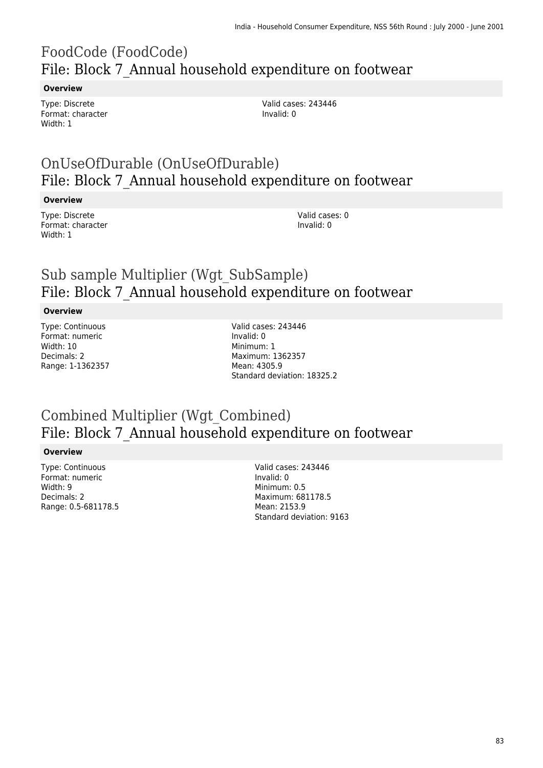## FoodCode (FoodCode)
## File: Block 7_Annual household expenditure on footwear

**Overview**

Type: Discrete
Format: character
Width: 1

Valid cases: 243446
Invalid: 0

## OnUseOfDurable (OnUseOfDurable)
## File: Block 7_Annual household expenditure on footwear

**Overview**

Type: Discrete
Format: character
Width: 1

Valid cases: 0
Invalid: 0

## Sub sample Multiplier (Wgt_SubSample)
## File: Block 7_Annual household expenditure on footwear

**Overview**

Type: Continuous
Format: numeric
Width: 10
Decimals: 2
Range: 1-1362357

Valid cases: 243446
Invalid: 0
Minimum: 1
Maximum: 1362357
Mean: 4305.9
Standard deviation: 18325.2

## Combined Multiplier (Wgt_Combined)
## File: Block 7_Annual household expenditure on footwear

**Overview**

Type: Continuous
Format: numeric
Width: 9
Decimals: 2
Range: 0.5-681178.5

Valid cases: 243446
Invalid: 0
Minimum: 0.5
Maximum: 681178.5
Mean: 2153.9
Standard deviation: 9163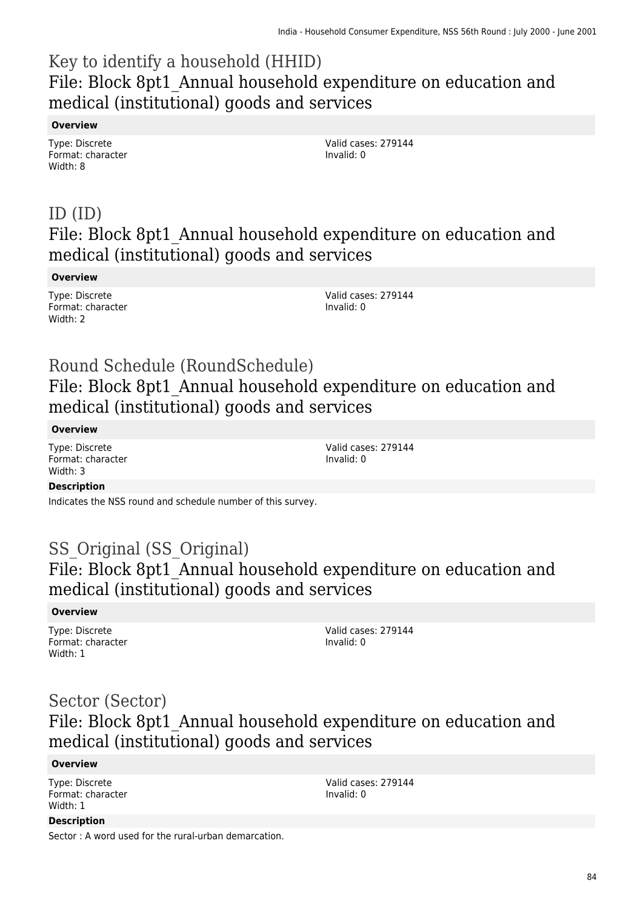# Key to identify a household (HHID)
## File: Block 8pt1_Annual household expenditure on education and medical (institutional) goods and services

**Overview**

Type: Discrete
Format: character
Width: 8

Valid cases: 279144
Invalid: 0

# ID (ID)
## File: Block 8pt1_Annual household expenditure on education and medical (institutional) goods and services

**Overview**

Type: Discrete
Format: character
Width: 2

Valid cases: 279144
Invalid: 0

# Round Schedule (RoundSchedule)
## File: Block 8pt1_Annual household expenditure on education and medical (institutional) goods and services

**Overview**

Type: Discrete
Format: character
Width: 3

Valid cases: 279144
Invalid: 0

**Description**

Indicates the NSS round and schedule number of this survey.

# SS_Original (SS_Original)
## File: Block 8pt1_Annual household expenditure on education and medical (institutional) goods and services

**Overview**

Type: Discrete
Format: character
Width: 1

Valid cases: 279144
Invalid: 0

# Sector (Sector)
## File: Block 8pt1_Annual household expenditure on education and medical (institutional) goods and services

**Overview**

Type: Discrete
Format: character
Width: 1

Valid cases: 279144
Invalid: 0

**Description**

Sector : A word used for the rural-urban demarcation.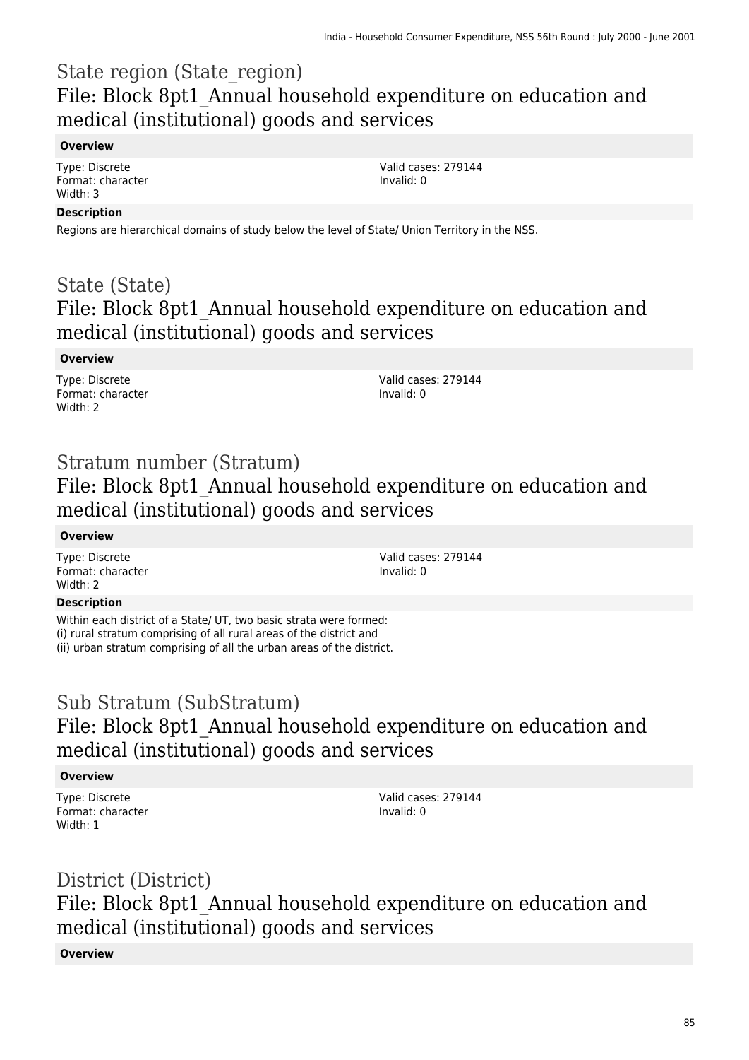# State region (State_region)

## File: Block 8pt1_Annual household expenditure on education and medical (institutional) goods and services

**Overview**

Type: Discrete
Format: character
Width: 3

Valid cases: 279144
Invalid: 0

**Description**

Regions are hierarchical domains of study below the level of State/ Union Territory in the NSS.

# State (State)

## File: Block 8pt1_Annual household expenditure on education and medical (institutional) goods and services

**Overview**

Type: Discrete
Format: character
Width: 2

Valid cases: 279144
Invalid: 0

# Stratum number (Stratum)

## File: Block 8pt1_Annual household expenditure on education and medical (institutional) goods and services

**Overview**

Type: Discrete
Format: character
Width: 2

Valid cases: 279144
Invalid: 0

**Description**

Within each district of a State/ UT, two basic strata were formed:
(i) rural stratum comprising of all rural areas of the district and
(ii) urban stratum comprising of all the urban areas of the district.

# Sub Stratum (SubStratum)

## File: Block 8pt1_Annual household expenditure on education and medical (institutional) goods and services

**Overview**

Type: Discrete
Format: character
Width: 1

Valid cases: 279144
Invalid: 0

# District (District)

## File: Block 8pt1_Annual household expenditure on education and medical (institutional) goods and services

**Overview**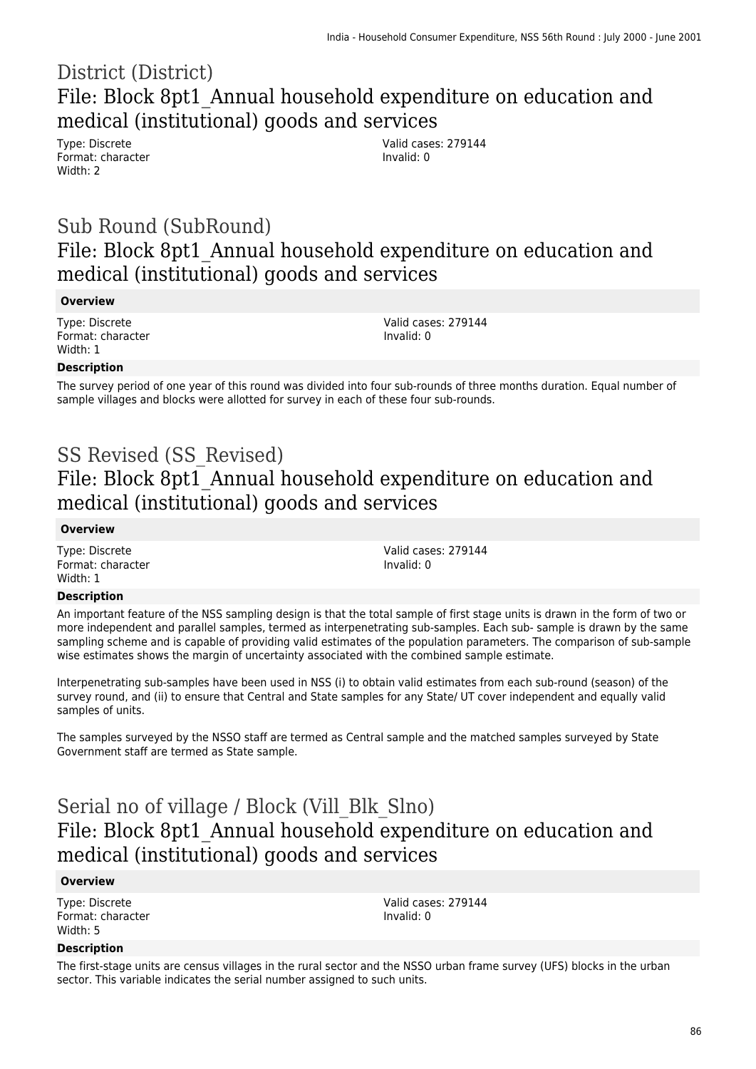## District (District)

## File: Block 8pt1_Annual household expenditure on education and medical (institutional) goods and services

Type: Discrete
Format: character
Width: 2

Valid cases: 279144
Invalid: 0

## Sub Round (SubRound)

## File: Block 8pt1_Annual household expenditure on education and medical (institutional) goods and services

**Overview**

Type: Discrete
Format: character
Width: 1

Valid cases: 279144
Invalid: 0

**Description**

The survey period of one year of this round was divided into four sub-rounds of three months duration. Equal number of sample villages and blocks were allotted for survey in each of these four sub-rounds.

## SS Revised (SS_Revised)

## File: Block 8pt1_Annual household expenditure on education and medical (institutional) goods and services

**Overview**

Type: Discrete
Format: character
Width: 1

Valid cases: 279144
Invalid: 0

**Description**

An important feature of the NSS sampling design is that the total sample of first stage units is drawn in the form of two or more independent and parallel samples, termed as interpenetrating sub-samples. Each sub- sample is drawn by the same sampling scheme and is capable of providing valid estimates of the population parameters. The comparison of sub-sample wise estimates shows the margin of uncertainty associated with the combined sample estimate.

Interpenetrating sub-samples have been used in NSS (i) to obtain valid estimates from each sub-round (season) of the survey round, and (ii) to ensure that Central and State samples for any State/ UT cover independent and equally valid samples of units.

The samples surveyed by the NSSO staff are termed as Central sample and the matched samples surveyed by State Government staff are termed as State sample.

## Serial no of village / Block (Vill_Blk_Slno)

## File: Block 8pt1_Annual household expenditure on education and medical (institutional) goods and services

**Overview**

Type: Discrete
Format: character
Width: 5

Valid cases: 279144
Invalid: 0

**Description**

The first-stage units are census villages in the rural sector and the NSSO urban frame survey (UFS) blocks in the urban sector. This variable indicates the serial number assigned to such units.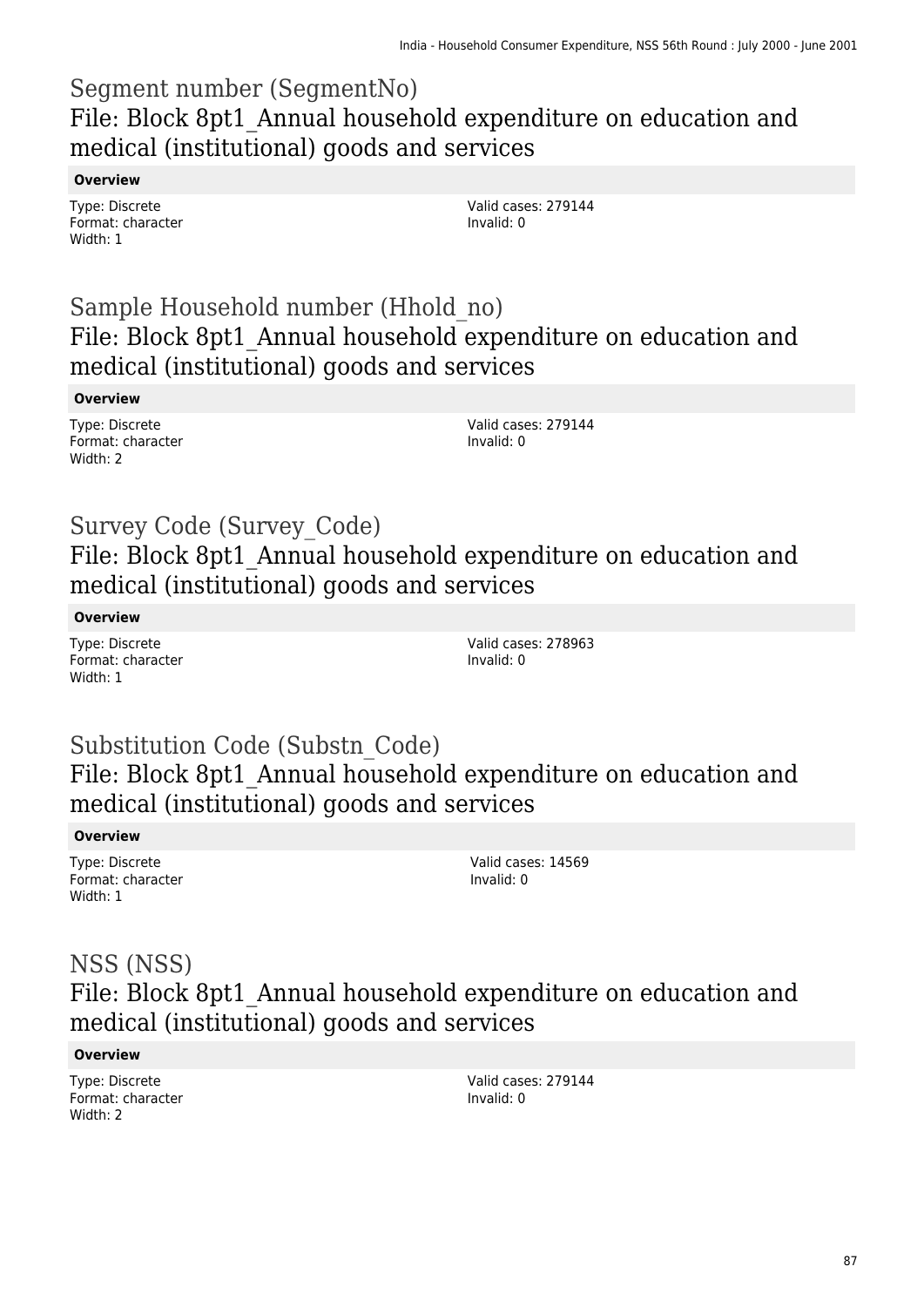# Segment number (SegmentNo)
## File: Block 8pt1_Annual household expenditure on education and medical (institutional) goods and services

**Overview**

Type: Discrete
Format: character
Width: 1

Valid cases: 279144
Invalid: 0

# Sample Household number (Hhold_no)
## File: Block 8pt1_Annual household expenditure on education and medical (institutional) goods and services

**Overview**

Type: Discrete
Format: character
Width: 2

Valid cases: 279144
Invalid: 0

# Survey Code (Survey_Code)
## File: Block 8pt1_Annual household expenditure on education and medical (institutional) goods and services

**Overview**

Type: Discrete
Format: character
Width: 1

Valid cases: 278963
Invalid: 0

# Substitution Code (Substn_Code)
## File: Block 8pt1_Annual household expenditure on education and medical (institutional) goods and services

**Overview**

Type: Discrete
Format: character
Width: 1

Valid cases: 14569
Invalid: 0

# NSS (NSS)
## File: Block 8pt1_Annual household expenditure on education and medical (institutional) goods and services

**Overview**

Type: Discrete
Format: character
Width: 2

Valid cases: 279144
Invalid: 0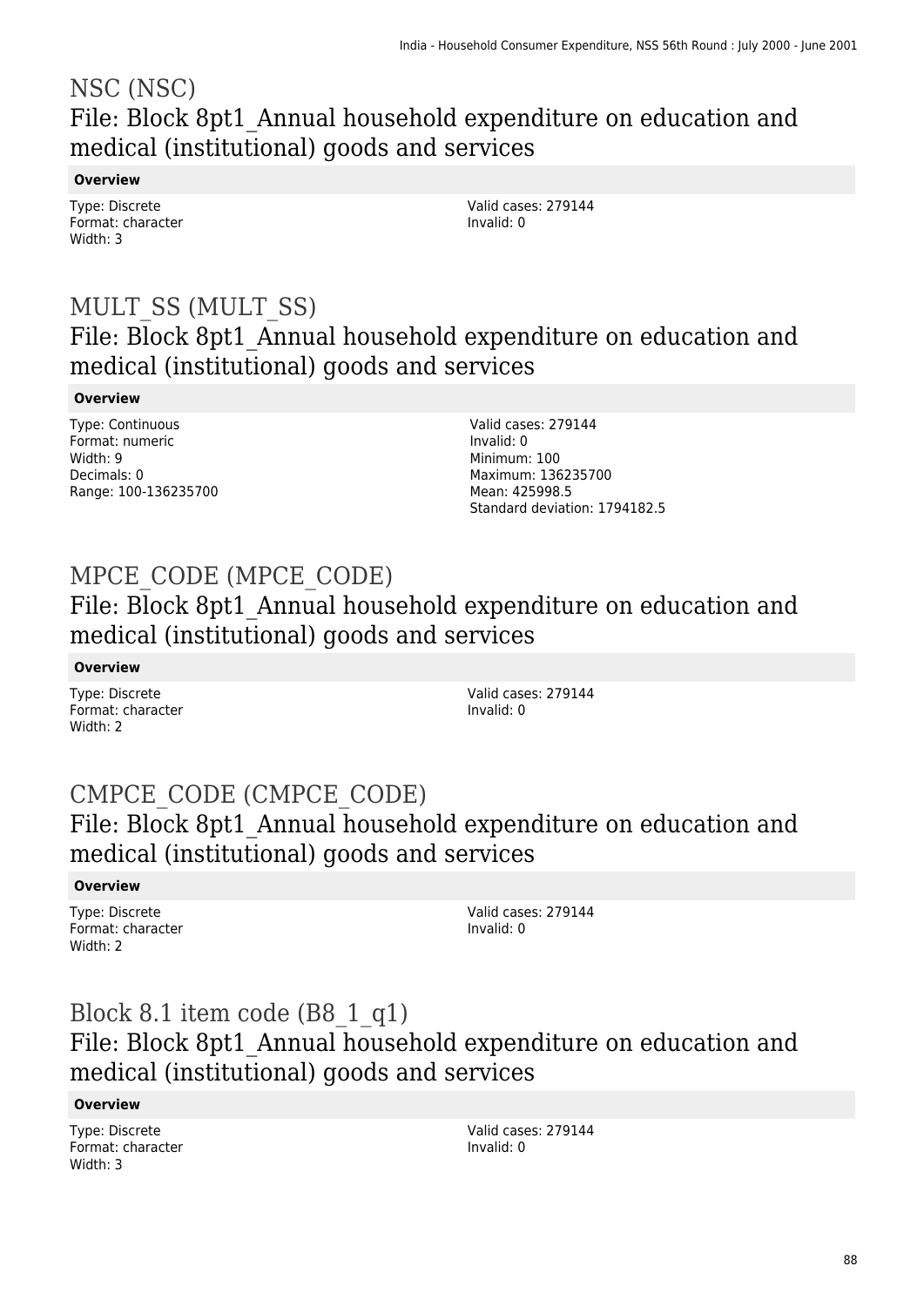## NSC (NSC)

### File: Block 8pt1_Annual household expenditure on education and medical (institutional) goods and services

**Overview**

Type: Discrete
Format: character
Width: 3

Valid cases: 279144
Invalid: 0

## MULT_SS (MULT_SS)

### File: Block 8pt1_Annual household expenditure on education and medical (institutional) goods and services

**Overview**

Type: Continuous
Format: numeric
Width: 9
Decimals: 0
Range: 100-136235700

Valid cases: 279144
Invalid: 0
Minimum: 100
Maximum: 136235700
Mean: 425998.5
Standard deviation: 1794182.5

## MPCE_CODE (MPCE_CODE)

### File: Block 8pt1_Annual household expenditure on education and medical (institutional) goods and services

**Overview**

Type: Discrete
Format: character
Width: 2

Valid cases: 279144
Invalid: 0

## CMPCE_CODE (CMPCE_CODE)

### File: Block 8pt1_Annual household expenditure on education and medical (institutional) goods and services

**Overview**

Type: Discrete
Format: character
Width: 2

Valid cases: 279144
Invalid: 0

## Block 8.1 item code (B8_1_q1)

### File: Block 8pt1_Annual household expenditure on education and medical (institutional) goods and services

**Overview**

Type: Discrete
Format: character
Width: 3

Valid cases: 279144
Invalid: 0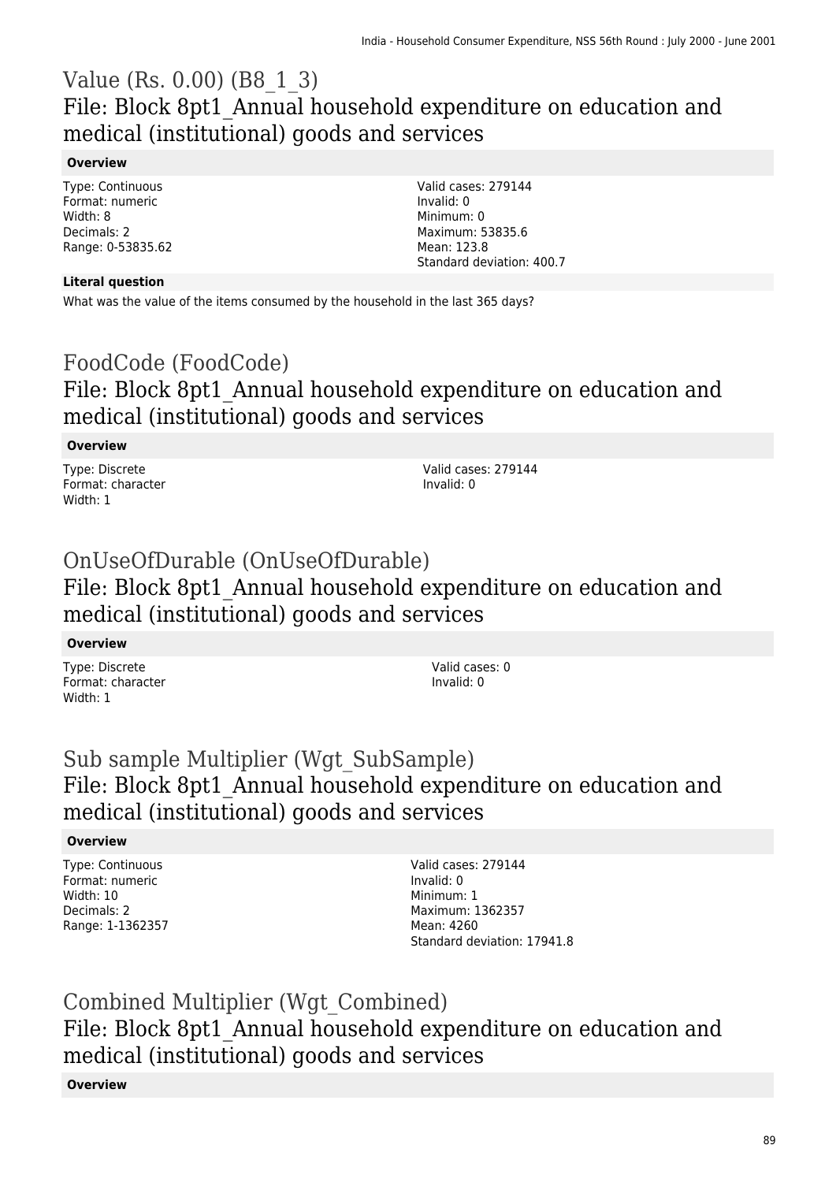## Value (Rs. 0.00) (B8_1_3)
## File: Block 8pt1_Annual household expenditure on education and medical (institutional) goods and services

**Overview**

Type: Continuous
Format: numeric
Width: 8
Decimals: 2
Range: 0-53835.62

Valid cases: 279144
Invalid: 0
Minimum: 0
Maximum: 53835.6
Mean: 123.8
Standard deviation: 400.7

**Literal question**

What was the value of the items consumed by the household in the last 365 days?

## FoodCode (FoodCode)
## File: Block 8pt1_Annual household expenditure on education and medical (institutional) goods and services

**Overview**

Type: Discrete
Format: character
Width: 1

Valid cases: 279144
Invalid: 0

## OnUseOfDurable (OnUseOfDurable)
## File: Block 8pt1_Annual household expenditure on education and medical (institutional) goods and services

**Overview**

Type: Discrete
Format: character
Width: 1

Valid cases: 0
Invalid: 0

## Sub sample Multiplier (Wgt_SubSample)
## File: Block 8pt1_Annual household expenditure on education and medical (institutional) goods and services

**Overview**

Type: Continuous
Format: numeric
Width: 10
Decimals: 2
Range: 1-1362357

Valid cases: 279144
Invalid: 0
Minimum: 1
Maximum: 1362357
Mean: 4260
Standard deviation: 17941.8

## Combined Multiplier (Wgt_Combined)
## File: Block 8pt1_Annual household expenditure on education and medical (institutional) goods and services

**Overview**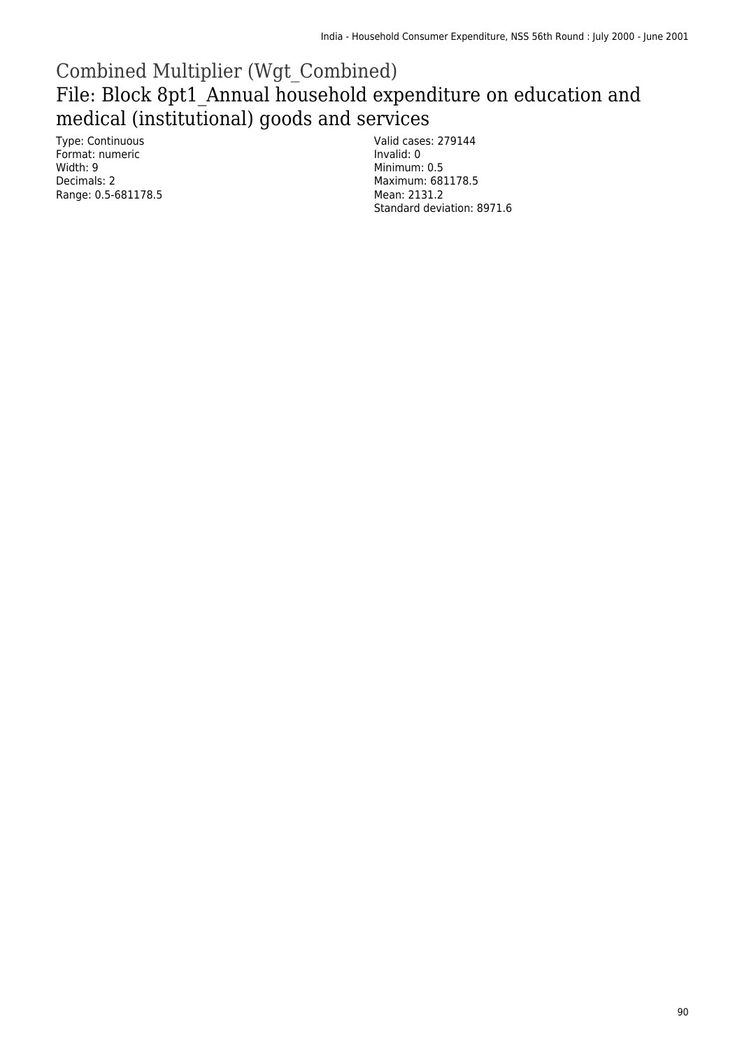# Combined Multiplier (Wgt_Combined)

## File: Block 8pt1_Annual household expenditure on education and medical (institutional) goods and services

Type: Continuous
Format: numeric
Width: 9
Decimals: 2
Range: 0.5-681178.5

Valid cases: 279144
Invalid: 0
Minimum: 0.5
Maximum: 681178.5
Mean: 2131.2
Standard deviation: 8971.6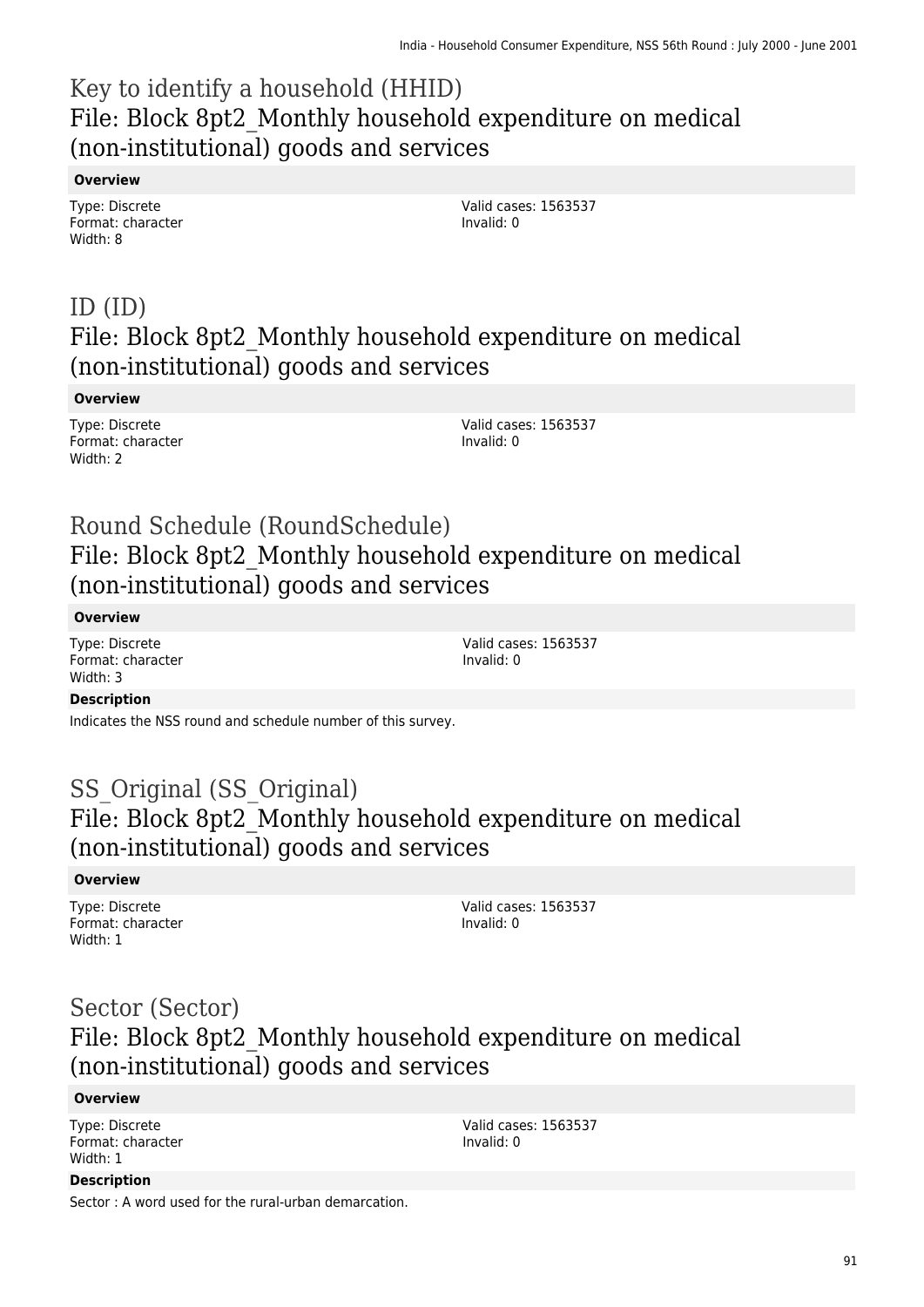# Key to identify a household (HHID)
## File: Block 8pt2_Monthly household expenditure on medical (non-institutional) goods and services

**Overview**

Type: Discrete
Format: character
Width: 8

Valid cases: 1563537
Invalid: 0

# ID (ID)
## File: Block 8pt2_Monthly household expenditure on medical (non-institutional) goods and services

**Overview**

Type: Discrete
Format: character
Width: 2

Valid cases: 1563537
Invalid: 0

# Round Schedule (RoundSchedule)
## File: Block 8pt2_Monthly household expenditure on medical (non-institutional) goods and services

**Overview**

Type: Discrete
Format: character
Width: 3

Valid cases: 1563537
Invalid: 0

**Description**

Indicates the NSS round and schedule number of this survey.

# SS_Original (SS_Original)
## File: Block 8pt2_Monthly household expenditure on medical (non-institutional) goods and services

**Overview**

Type: Discrete
Format: character
Width: 1

Valid cases: 1563537
Invalid: 0

# Sector (Sector)
## File: Block 8pt2_Monthly household expenditure on medical (non-institutional) goods and services

**Overview**

Type: Discrete
Format: character
Width: 1

Valid cases: 1563537
Invalid: 0

**Description**

Sector : A word used for the rural-urban demarcation.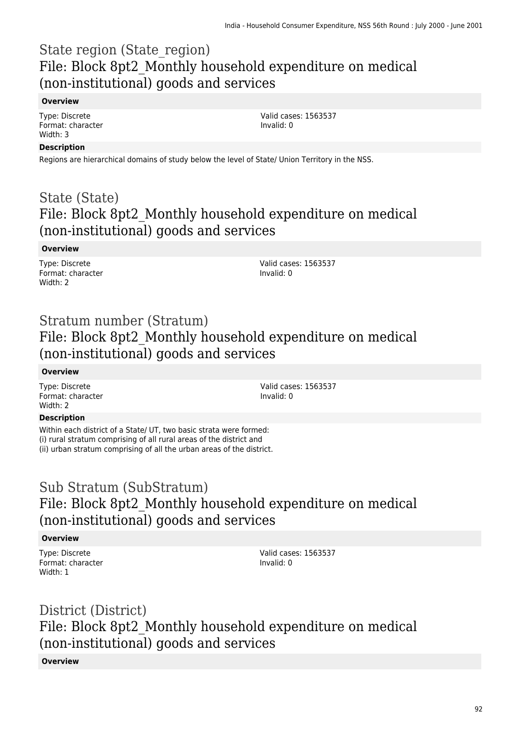## State region (State_region)
## File: Block 8pt2_Monthly household expenditure on medical (non-institutional) goods and services

**Overview**

Type: Discrete
Format: character
Width: 3

Valid cases: 1563537
Invalid: 0

**Description**

Regions are hierarchical domains of study below the level of State/ Union Territory in the NSS.

## State (State)
## File: Block 8pt2_Monthly household expenditure on medical (non-institutional) goods and services

**Overview**

Type: Discrete
Format: character
Width: 2

Valid cases: 1563537
Invalid: 0

## Stratum number (Stratum)
## File: Block 8pt2_Monthly household expenditure on medical (non-institutional) goods and services

**Overview**

Type: Discrete
Format: character
Width: 2

Valid cases: 1563537
Invalid: 0

**Description**

Within each district of a State/ UT, two basic strata were formed:
(i) rural stratum comprising of all rural areas of the district and
(ii) urban stratum comprising of all the urban areas of the district.

## Sub Stratum (SubStratum)
## File: Block 8pt2_Monthly household expenditure on medical (non-institutional) goods and services

**Overview**

Type: Discrete
Format: character
Width: 1

Valid cases: 1563537
Invalid: 0

## District (District)
## File: Block 8pt2_Monthly household expenditure on medical (non-institutional) goods and services

**Overview**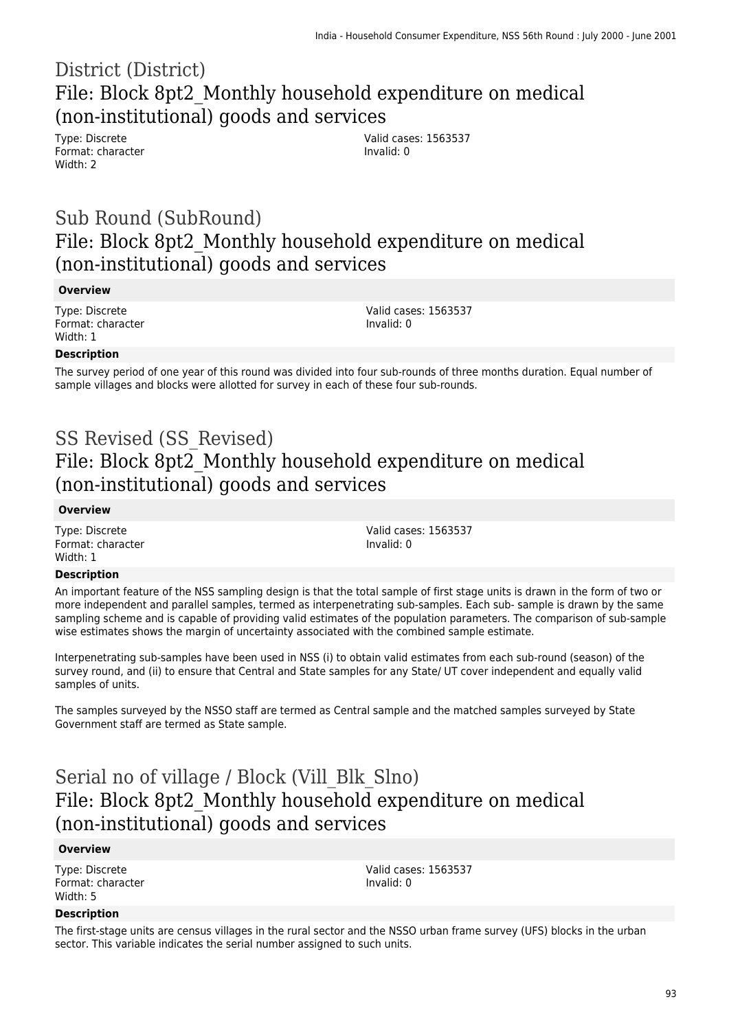# District (District)

## File: Block 8pt2_Monthly household expenditure on medical (non-institutional) goods and services

Type: Discrete
Format: character
Width: 2

Valid cases: 1563537
Invalid: 0

# Sub Round (SubRound)

## File: Block 8pt2_Monthly household expenditure on medical (non-institutional) goods and services

**Overview**

Type: Discrete
Format: character
Width: 1

Valid cases: 1563537
Invalid: 0

**Description**

The survey period of one year of this round was divided into four sub-rounds of three months duration. Equal number of sample villages and blocks were allotted for survey in each of these four sub-rounds.

# SS Revised (SS_Revised)

## File: Block 8pt2_Monthly household expenditure on medical (non-institutional) goods and services

**Overview**

Type: Discrete
Format: character
Width: 1

Valid cases: 1563537
Invalid: 0

**Description**

An important feature of the NSS sampling design is that the total sample of first stage units is drawn in the form of two or more independent and parallel samples, termed as interpenetrating sub-samples. Each sub- sample is drawn by the same sampling scheme and is capable of providing valid estimates of the population parameters. The comparison of sub-sample wise estimates shows the margin of uncertainty associated with the combined sample estimate.

Interpenetrating sub-samples have been used in NSS (i) to obtain valid estimates from each sub-round (season) of the survey round, and (ii) to ensure that Central and State samples for any State/ UT cover independent and equally valid samples of units.

The samples surveyed by the NSSO staff are termed as Central sample and the matched samples surveyed by State Government staff are termed as State sample.

# Serial no of village / Block (Vill_Blk_Slno)

## File: Block 8pt2_Monthly household expenditure on medical (non-institutional) goods and services

**Overview**

Type: Discrete
Format: character
Width: 5

Valid cases: 1563537
Invalid: 0

**Description**

The first-stage units are census villages in the rural sector and the NSSO urban frame survey (UFS) blocks in the urban sector. This variable indicates the serial number assigned to such units.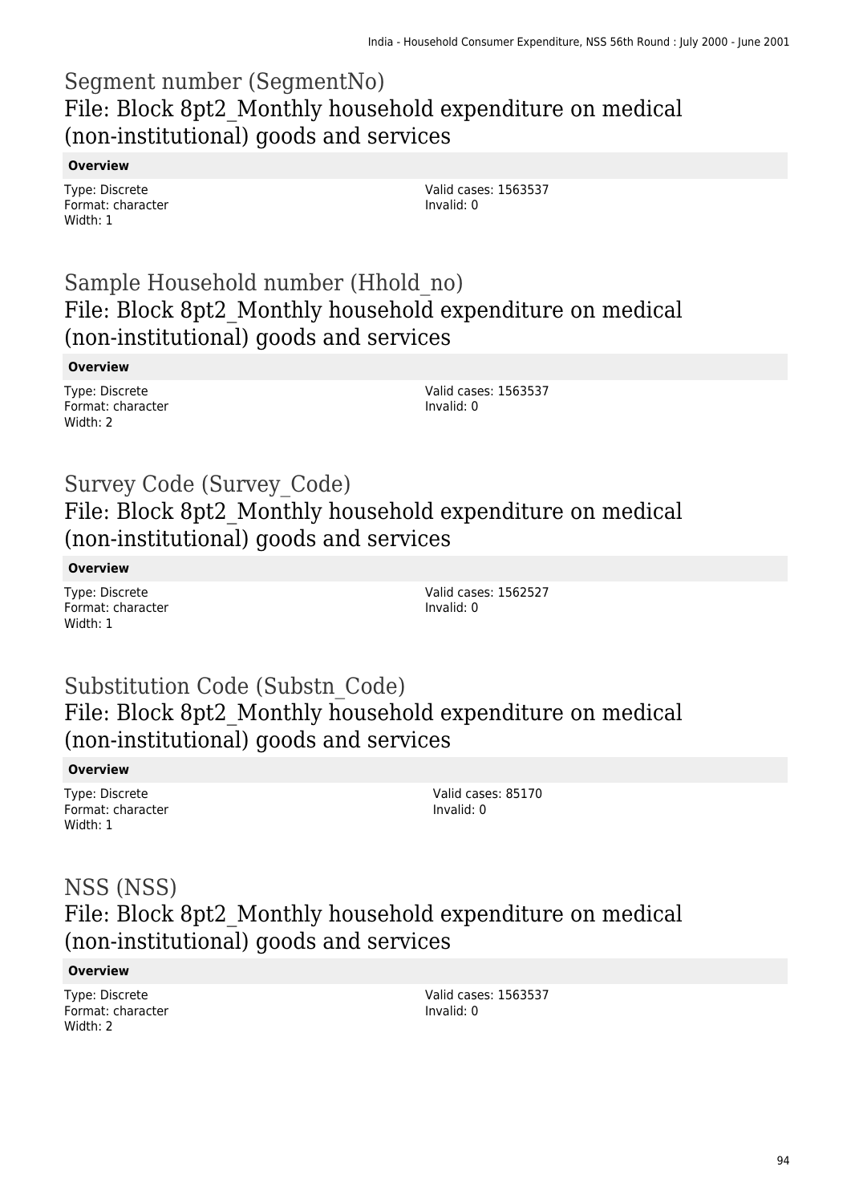## Segment number (SegmentNo)
## File: Block 8pt2_Monthly household expenditure on medical (non-institutional) goods and services

**Overview**

Type: Discrete
Format: character
Width: 1

Valid cases: 1563537
Invalid: 0

## Sample Household number (Hhold_no)
## File: Block 8pt2_Monthly household expenditure on medical (non-institutional) goods and services

**Overview**

Type: Discrete
Format: character
Width: 2

Valid cases: 1563537
Invalid: 0

## Survey Code (Survey_Code)
## File: Block 8pt2_Monthly household expenditure on medical (non-institutional) goods and services

**Overview**

Type: Discrete
Format: character
Width: 1

Valid cases: 1562527
Invalid: 0

## Substitution Code (Substn_Code)
## File: Block 8pt2_Monthly household expenditure on medical (non-institutional) goods and services

**Overview**

Type: Discrete
Format: character
Width: 1

Valid cases: 85170
Invalid: 0

## NSS (NSS)
## File: Block 8pt2_Monthly household expenditure on medical (non-institutional) goods and services

**Overview**

Type: Discrete
Format: character
Width: 2

Valid cases: 1563537
Invalid: 0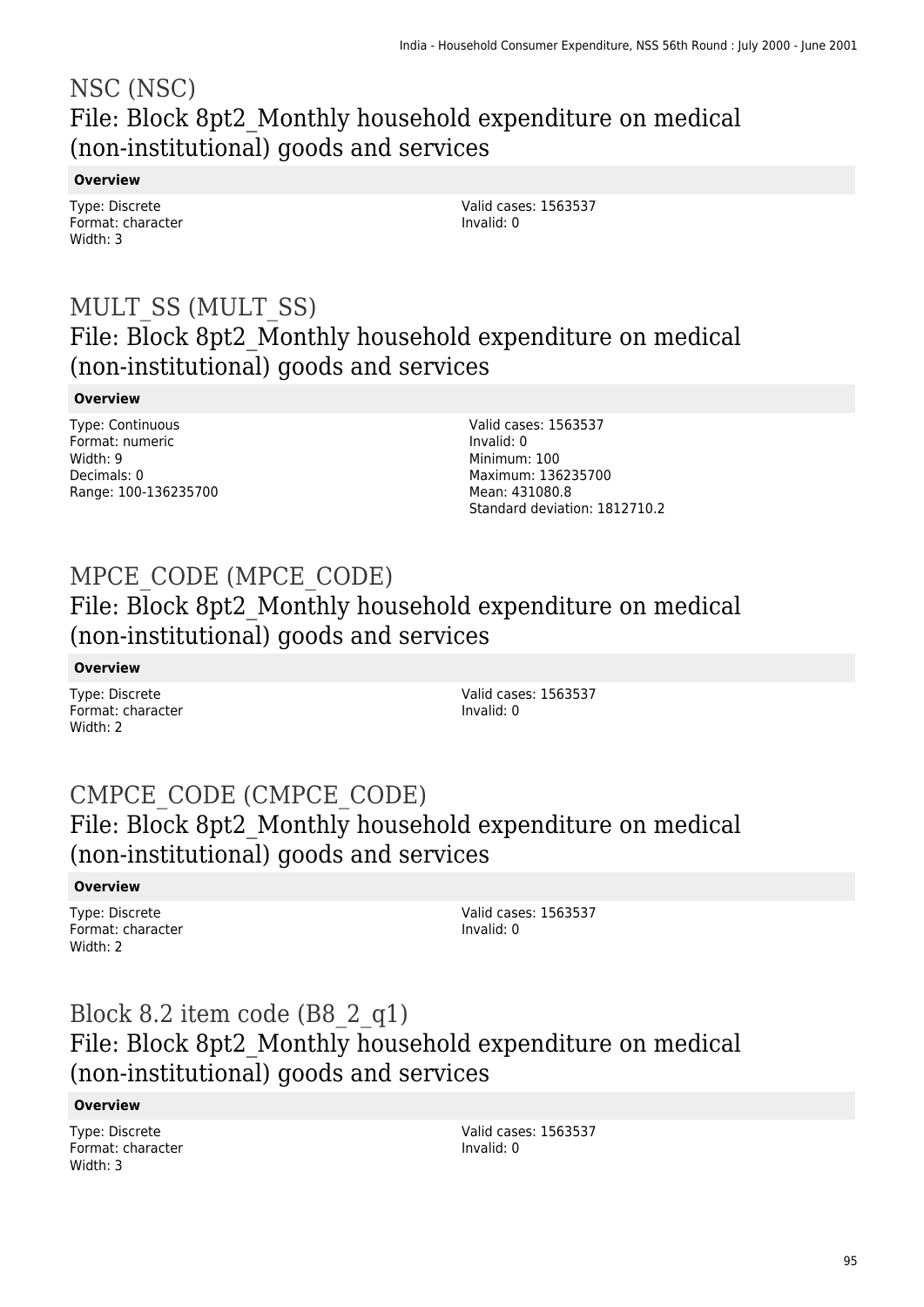# NSC (NSC)
## File: Block 8pt2_Monthly household expenditure on medical (non-institutional) goods and services

**Overview**

Type: Discrete
Format: character
Width: 3

Valid cases: 1563537
Invalid: 0

# MULT_SS (MULT_SS)
## File: Block 8pt2_Monthly household expenditure on medical (non-institutional) goods and services

**Overview**

Type: Continuous
Format: numeric
Width: 9
Decimals: 0
Range: 100-136235700

Valid cases: 1563537
Invalid: 0
Minimum: 100
Maximum: 136235700
Mean: 431080.8
Standard deviation: 1812710.2

# MPCE_CODE (MPCE_CODE)
## File: Block 8pt2_Monthly household expenditure on medical (non-institutional) goods and services

**Overview**

Type: Discrete
Format: character
Width: 2

Valid cases: 1563537
Invalid: 0

# CMPCE_CODE (CMPCE_CODE)
## File: Block 8pt2_Monthly household expenditure on medical (non-institutional) goods and services

**Overview**

Type: Discrete
Format: character
Width: 2

Valid cases: 1563537
Invalid: 0

# Block 8.2 item code (B8_2_q1)
## File: Block 8pt2_Monthly household expenditure on medical (non-institutional) goods and services

**Overview**

Type: Discrete
Format: character
Width: 3

Valid cases: 1563537
Invalid: 0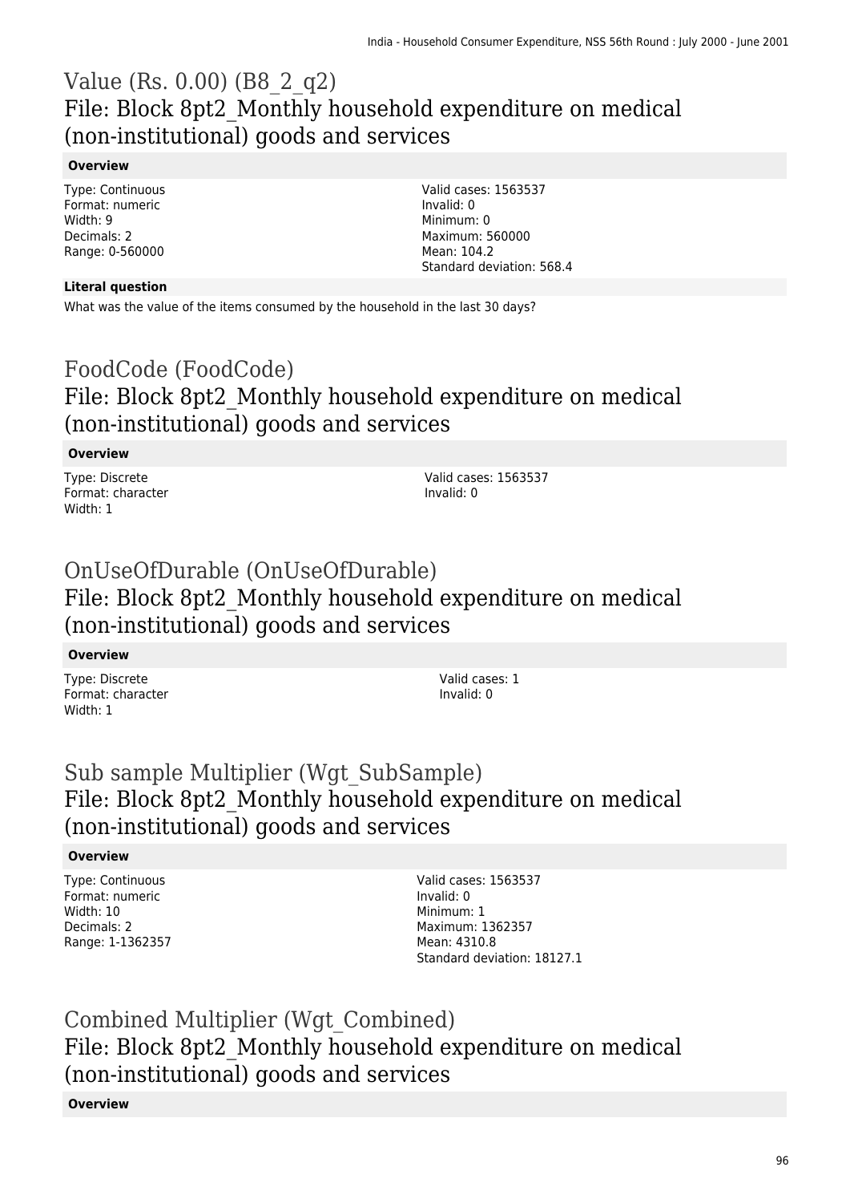# Value (Rs. 0.00) (B8_2_q2)

## File: Block 8pt2_Monthly household expenditure on medical (non-institutional) goods and services

**Overview**

Type: Continuous
Format: numeric
Width: 9
Decimals: 2
Range: 0-560000

Valid cases: 1563537
Invalid: 0
Minimum: 0
Maximum: 560000
Mean: 104.2
Standard deviation: 568.4

**Literal question**

What was the value of the items consumed by the household in the last 30 days?

# FoodCode (FoodCode)

## File: Block 8pt2_Monthly household expenditure on medical (non-institutional) goods and services

**Overview**

Type: Discrete
Format: character
Width: 1

Valid cases: 1563537
Invalid: 0

# OnUseOfDurable (OnUseOfDurable)

## File: Block 8pt2_Monthly household expenditure on medical (non-institutional) goods and services

**Overview**

Type: Discrete
Format: character
Width: 1

Valid cases: 1
Invalid: 0

# Sub sample Multiplier (Wgt_SubSample)

## File: Block 8pt2_Monthly household expenditure on medical (non-institutional) goods and services

**Overview**

Type: Continuous
Format: numeric
Width: 10
Decimals: 2
Range: 1-1362357

Valid cases: 1563537
Invalid: 0
Minimum: 1
Maximum: 1362357
Mean: 4310.8
Standard deviation: 18127.1

# Combined Multiplier (Wgt_Combined)

## File: Block 8pt2_Monthly household expenditure on medical (non-institutional) goods and services

**Overview**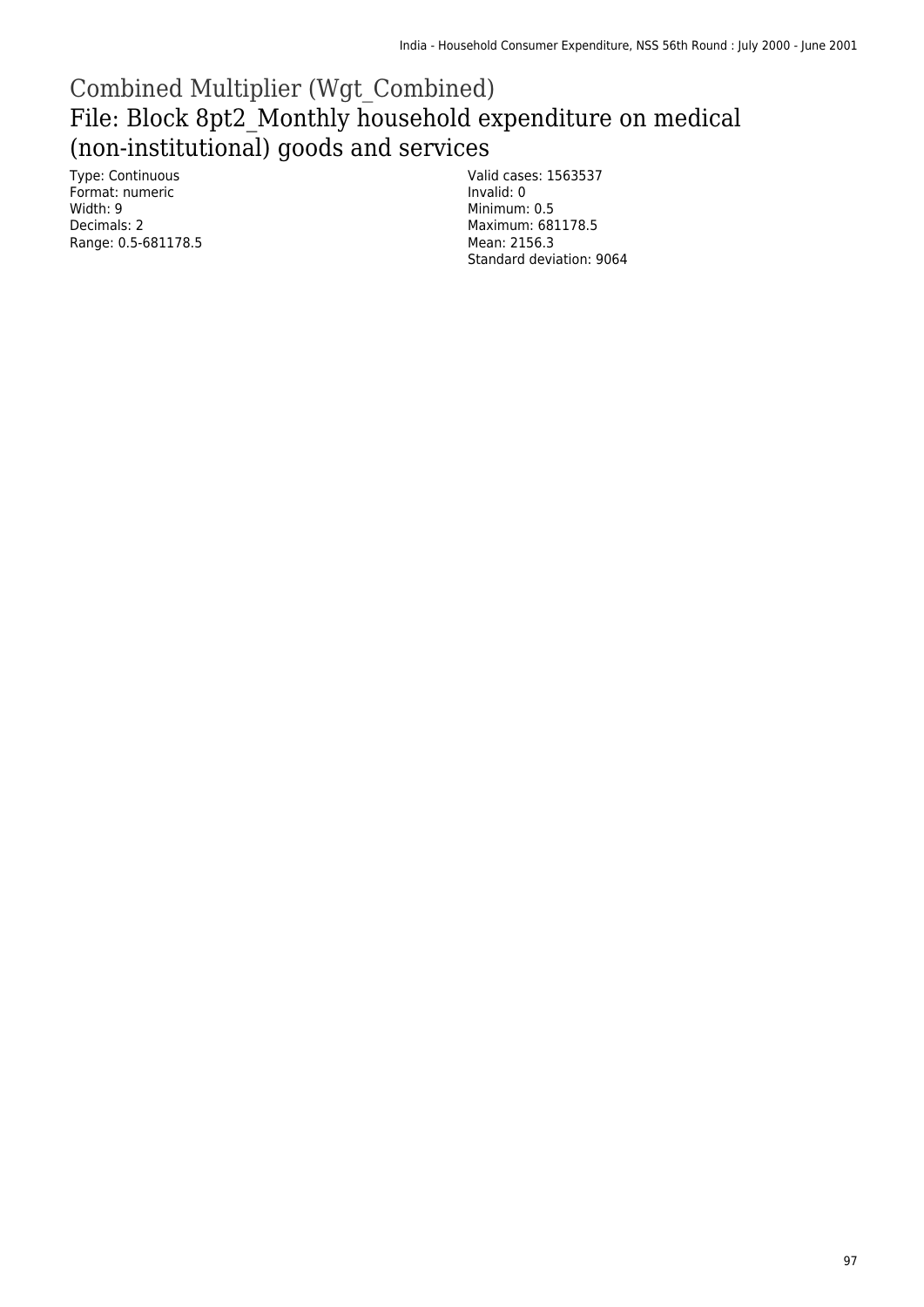# Combined Multiplier (Wgt_Combined)

## File: Block 8pt2_Monthly household expenditure on medical (non-institutional) goods and services

Type: Continuous
Format: numeric
Width: 9
Decimals: 2
Range: 0.5-681178.5

Valid cases: 1563537
Invalid: 0
Minimum: 0.5
Maximum: 681178.5
Mean: 2156.3
Standard deviation: 9064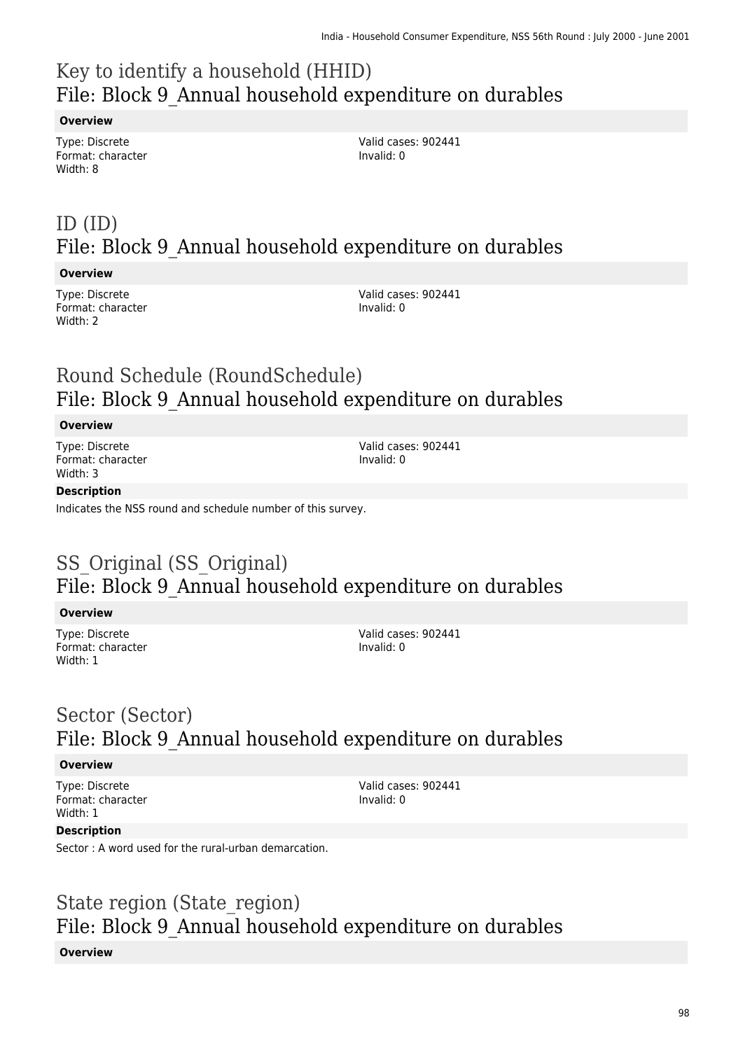# Key to identify a household (HHID)
## File: Block 9_Annual household expenditure on durables

**Overview**

Type: Discrete
Format: character
Width: 8

Valid cases: 902441
Invalid: 0

# ID (ID)
## File: Block 9_Annual household expenditure on durables

**Overview**

Type: Discrete
Format: character
Width: 2

Valid cases: 902441
Invalid: 0

# Round Schedule (RoundSchedule)
## File: Block 9_Annual household expenditure on durables

**Overview**

Type: Discrete
Format: character
Width: 3

Valid cases: 902441
Invalid: 0

**Description**

Indicates the NSS round and schedule number of this survey.

# SS_Original (SS_Original)
## File: Block 9_Annual household expenditure on durables

**Overview**

Type: Discrete
Format: character
Width: 1

Valid cases: 902441
Invalid: 0

# Sector (Sector)
## File: Block 9_Annual household expenditure on durables

**Overview**

Type: Discrete
Format: character
Width: 1

Valid cases: 902441
Invalid: 0

**Description**

Sector : A word used for the rural-urban demarcation.

# State region (State_region)
## File: Block 9_Annual household expenditure on durables

**Overview**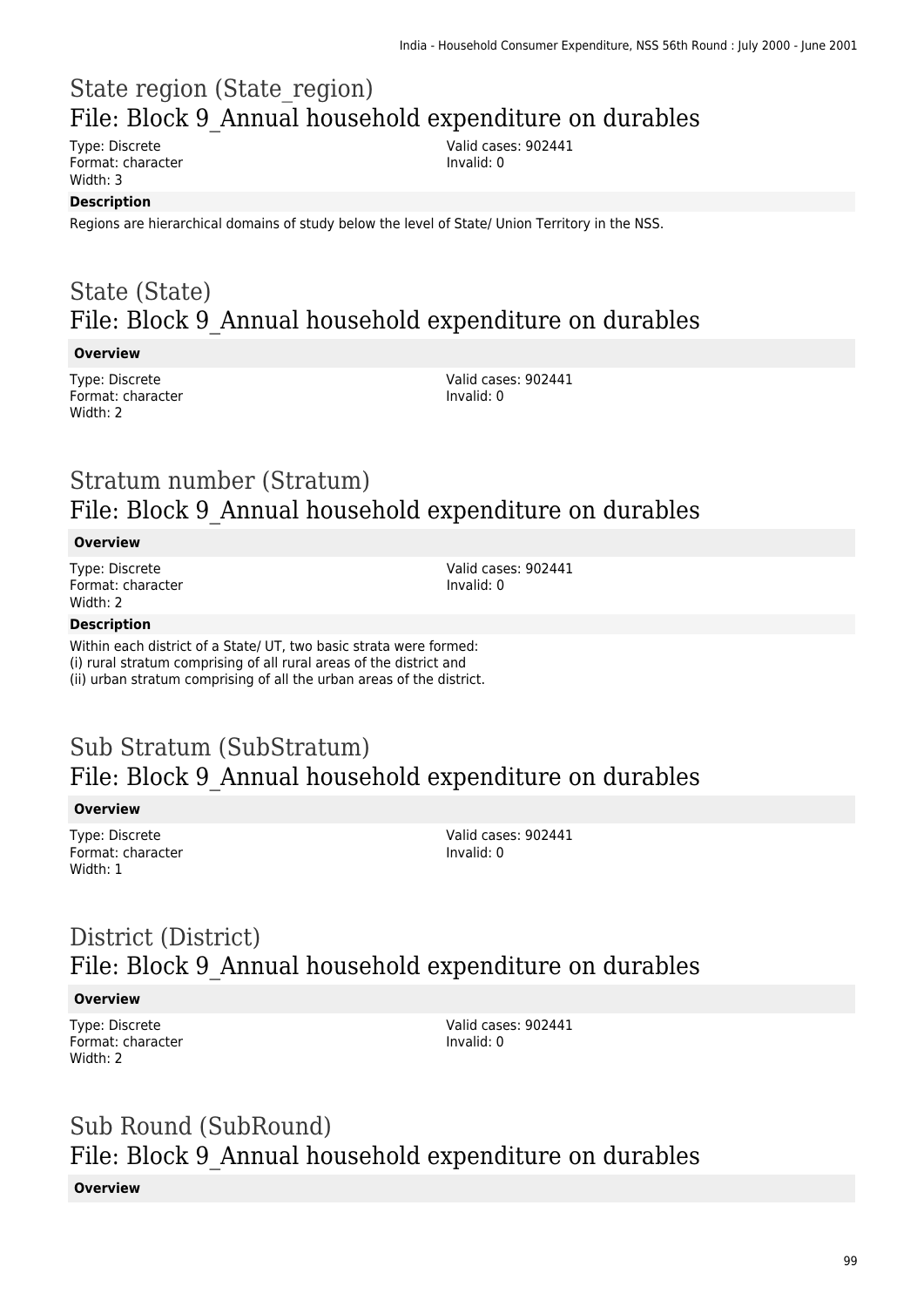## State region (State_region)
## File: Block 9_Annual household expenditure on durables

Type: Discrete
Format: character
Width: 3

Valid cases: 902441
Invalid: 0

**Description**

Regions are hierarchical domains of study below the level of State/ Union Territory in the NSS.

## State (State)
## File: Block 9_Annual household expenditure on durables

**Overview**

Type: Discrete
Format: character
Width: 2

Valid cases: 902441
Invalid: 0

## Stratum number (Stratum)
## File: Block 9_Annual household expenditure on durables

**Overview**

Type: Discrete
Format: character
Width: 2

Valid cases: 902441
Invalid: 0

**Description**

Within each district of a State/ UT, two basic strata were formed:
(i) rural stratum comprising of all rural areas of the district and
(ii) urban stratum comprising of all the urban areas of the district.

## Sub Stratum (SubStratum)
## File: Block 9_Annual household expenditure on durables

**Overview**

Type: Discrete
Format: character
Width: 1

Valid cases: 902441
Invalid: 0

## District (District)
## File: Block 9_Annual household expenditure on durables

**Overview**

Type: Discrete
Format: character
Width: 2

Valid cases: 902441
Invalid: 0

## Sub Round (SubRound)
## File: Block 9_Annual household expenditure on durables

**Overview**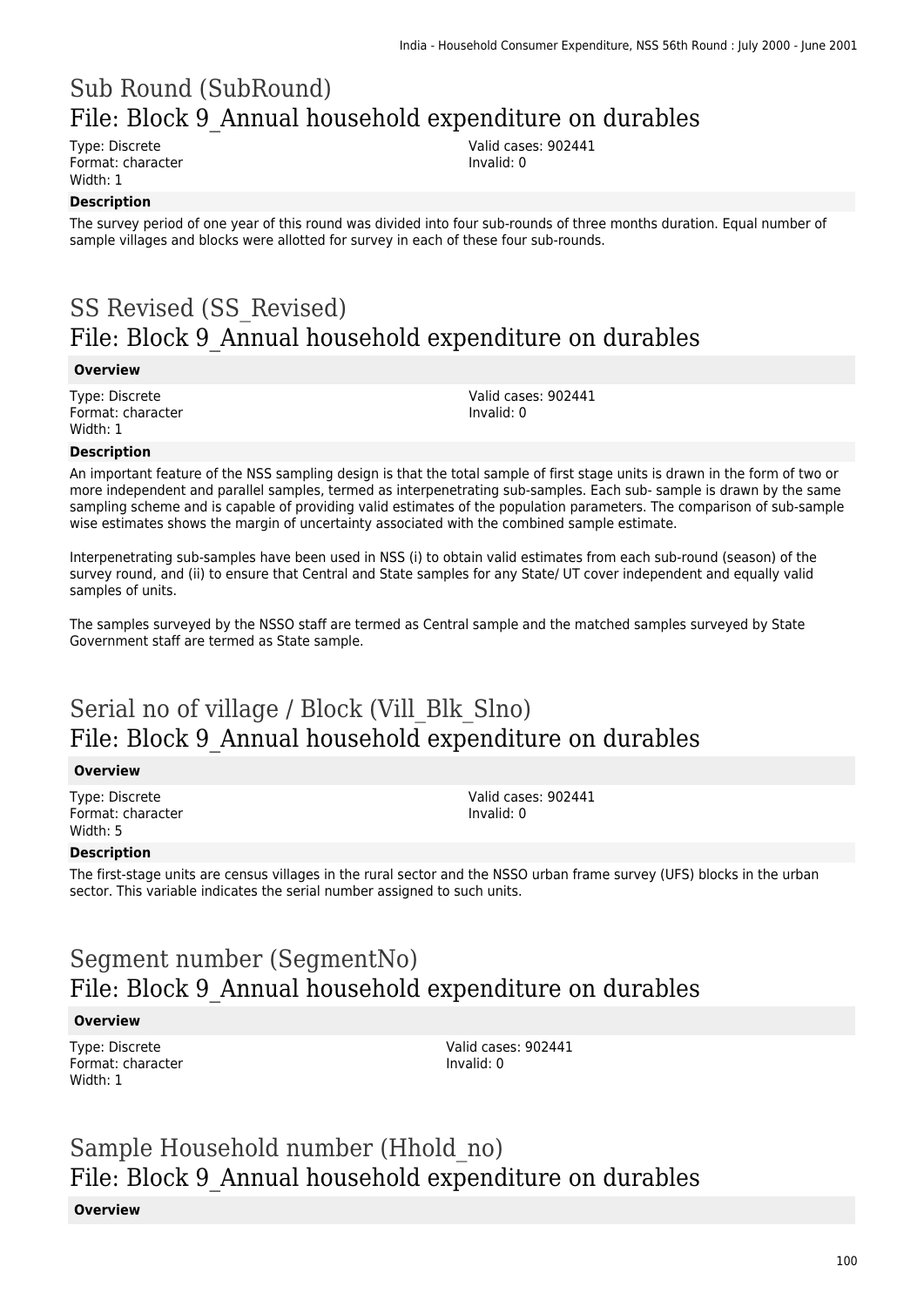# Sub Round (SubRound)
## File: Block 9_Annual household expenditure on durables

Type: Discrete
Format: character
Width: 1

Valid cases: 902441
Invalid: 0

**Description**

The survey period of one year of this round was divided into four sub-rounds of three months duration. Equal number of sample villages and blocks were allotted for survey in each of these four sub-rounds.

# SS Revised (SS_Revised)
## File: Block 9_Annual household expenditure on durables

**Overview**

Type: Discrete
Format: character
Width: 1

Valid cases: 902441
Invalid: 0

**Description**

An important feature of the NSS sampling design is that the total sample of first stage units is drawn in the form of two or more independent and parallel samples, termed as interpenetrating sub-samples. Each sub- sample is drawn by the same sampling scheme and is capable of providing valid estimates of the population parameters. The comparison of sub-sample wise estimates shows the margin of uncertainty associated with the combined sample estimate.

Interpenetrating sub-samples have been used in NSS (i) to obtain valid estimates from each sub-round (season) of the survey round, and (ii) to ensure that Central and State samples for any State/ UT cover independent and equally valid samples of units.

The samples surveyed by the NSSO staff are termed as Central sample and the matched samples surveyed by State Government staff are termed as State sample.

# Serial no of village / Block (Vill_Blk_Slno)
## File: Block 9_Annual household expenditure on durables

**Overview**

Type: Discrete
Format: character
Width: 5

Valid cases: 902441
Invalid: 0

**Description**

The first-stage units are census villages in the rural sector and the NSSO urban frame survey (UFS) blocks in the urban sector. This variable indicates the serial number assigned to such units.

# Segment number (SegmentNo)
## File: Block 9_Annual household expenditure on durables

**Overview**

Type: Discrete
Format: character
Width: 1

Valid cases: 902441
Invalid: 0

# Sample Household number (Hhold_no)
## File: Block 9_Annual household expenditure on durables

**Overview**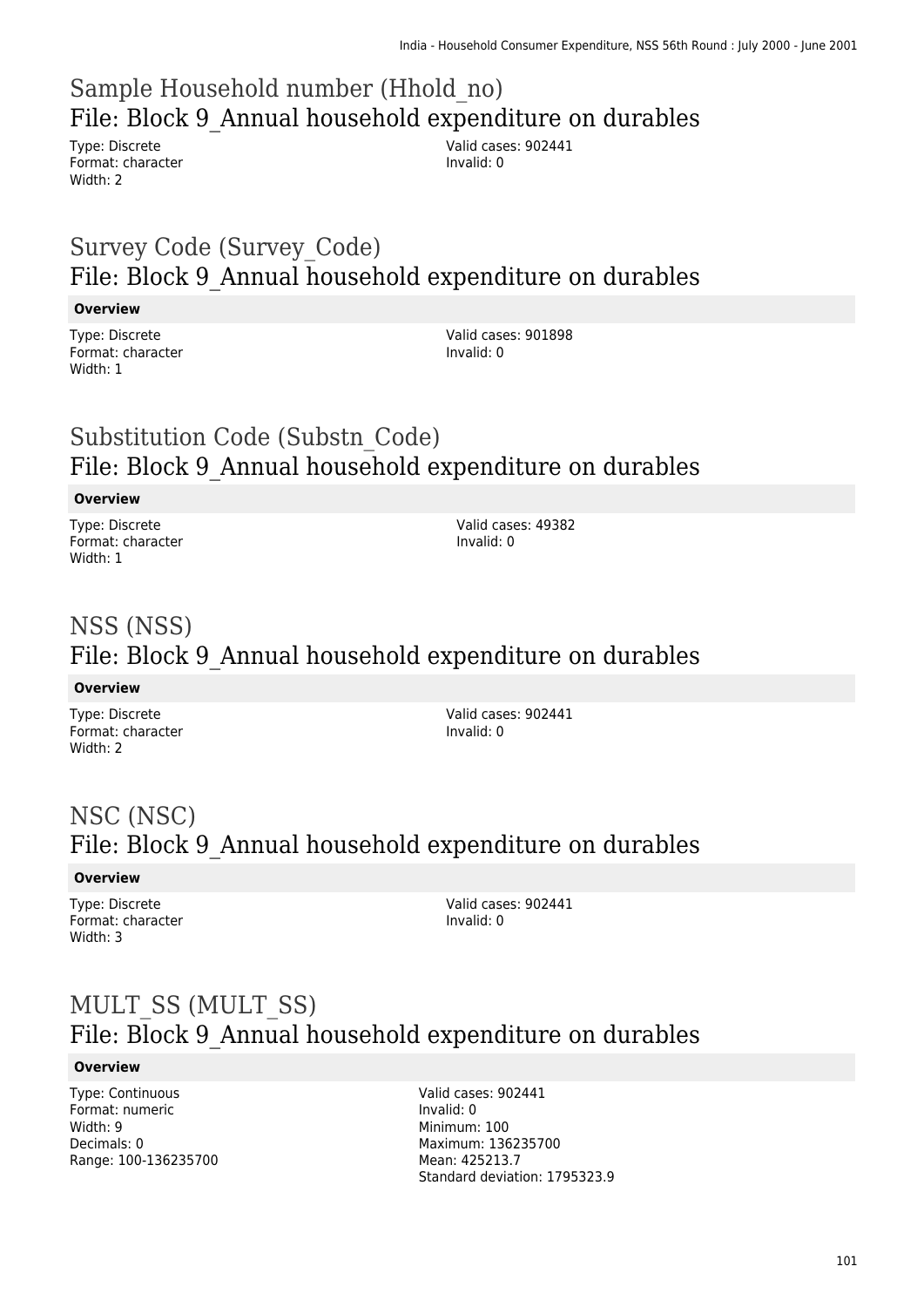## Sample Household number (Hhold_no)

### File: Block 9_Annual household expenditure on durables

Type: Discrete
Format: character
Width: 2

Valid cases: 902441
Invalid: 0

## Survey Code (Survey_Code)

### File: Block 9_Annual household expenditure on durables

**Overview**

Type: Discrete
Format: character
Width: 1

Valid cases: 901898
Invalid: 0

## Substitution Code (Substn_Code)

### File: Block 9_Annual household expenditure on durables

**Overview**

Type: Discrete
Format: character
Width: 1

Valid cases: 49382
Invalid: 0

## NSS (NSS)

### File: Block 9_Annual household expenditure on durables

**Overview**

Type: Discrete
Format: character
Width: 2

Valid cases: 902441
Invalid: 0

## NSC (NSC)

### File: Block 9_Annual household expenditure on durables

**Overview**

Type: Discrete
Format: character
Width: 3

Valid cases: 902441
Invalid: 0

## MULT_SS (MULT_SS)

### File: Block 9_Annual household expenditure on durables

**Overview**

Type: Continuous
Format: numeric
Width: 9
Decimals: 0
Range: 100-136235700

Valid cases: 902441
Invalid: 0
Minimum: 100
Maximum: 136235700
Mean: 425213.7
Standard deviation: 1795323.9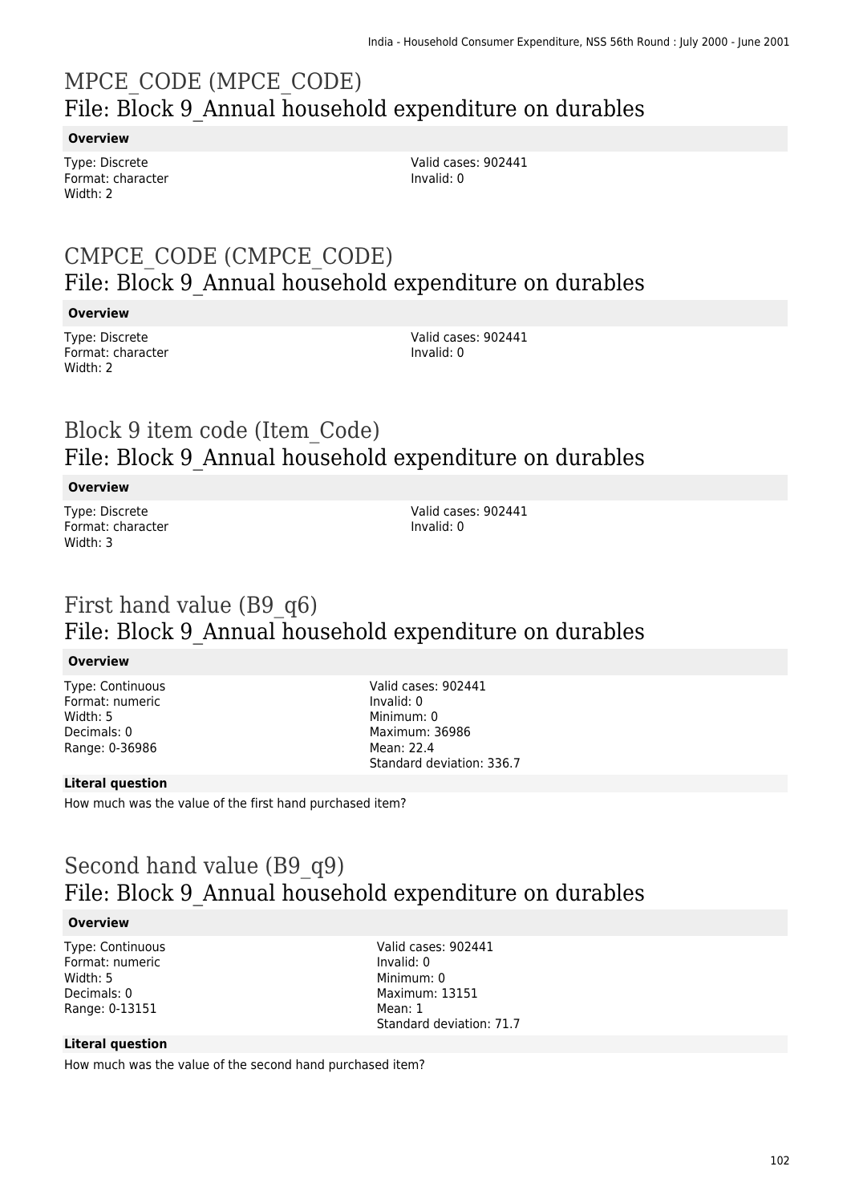# MPCE_CODE (MPCE_CODE)

## File: Block 9_Annual household expenditure on durables

**Overview**

Type: Discrete
Format: character
Width: 2

Valid cases: 902441
Invalid: 0

# CMPCE_CODE (CMPCE_CODE)

## File: Block 9_Annual household expenditure on durables

**Overview**

Type: Discrete
Format: character
Width: 2

Valid cases: 902441
Invalid: 0

# Block 9 item code (Item_Code)

## File: Block 9_Annual household expenditure on durables

**Overview**

Type: Discrete
Format: character
Width: 3

Valid cases: 902441
Invalid: 0

# First hand value (B9_q6)

## File: Block 9_Annual household expenditure on durables

**Overview**

Type: Continuous
Format: numeric
Width: 5
Decimals: 0
Range: 0-36986

Valid cases: 902441
Invalid: 0
Minimum: 0
Maximum: 36986
Mean: 22.4
Standard deviation: 336.7

**Literal question**

How much was the value of the first hand purchased item?

# Second hand value (B9_q9)

## File: Block 9_Annual household expenditure on durables

**Overview**

Type: Continuous
Format: numeric
Width: 5
Decimals: 0
Range: 0-13151

Valid cases: 902441
Invalid: 0
Minimum: 0
Maximum: 13151
Mean: 1
Standard deviation: 71.7

**Literal question**

How much was the value of the second hand purchased item?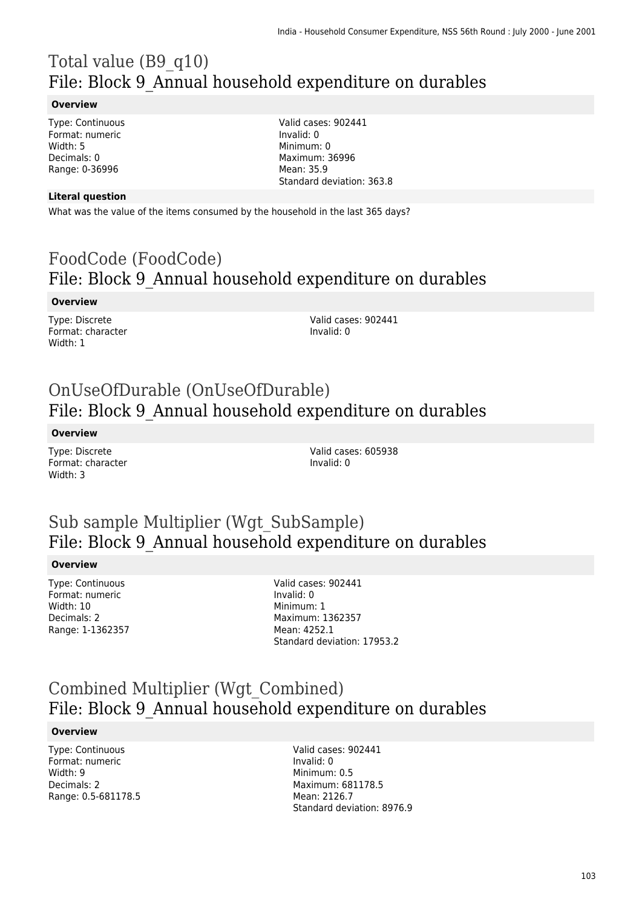# Total value (B9_q10)
## File: Block 9_Annual household expenditure on durables

**Overview**

Type: Continuous
Format: numeric
Width: 5
Decimals: 0
Range: 0-36996

Valid cases: 902441
Invalid: 0
Minimum: 0
Maximum: 36996
Mean: 35.9
Standard deviation: 363.8

**Literal question**

What was the value of the items consumed by the household in the last 365 days?

# FoodCode (FoodCode)
## File: Block 9_Annual household expenditure on durables

**Overview**

Type: Discrete
Format: character
Width: 1

Valid cases: 902441
Invalid: 0

# OnUseOfDurable (OnUseOfDurable)
## File: Block 9_Annual household expenditure on durables

**Overview**

Type: Discrete
Format: character
Width: 3

Valid cases: 605938
Invalid: 0

# Sub sample Multiplier (Wgt_SubSample)
## File: Block 9_Annual household expenditure on durables

**Overview**

Type: Continuous
Format: numeric
Width: 10
Decimals: 2
Range: 1-1362357

Valid cases: 902441
Invalid: 0
Minimum: 1
Maximum: 1362357
Mean: 4252.1
Standard deviation: 17953.2

# Combined Multiplier (Wgt_Combined)
## File: Block 9_Annual household expenditure on durables

**Overview**

Type: Continuous
Format: numeric
Width: 9
Decimals: 2
Range: 0.5-681178.5

Valid cases: 902441
Invalid: 0
Minimum: 0.5
Maximum: 681178.5
Mean: 2126.7
Standard deviation: 8976.9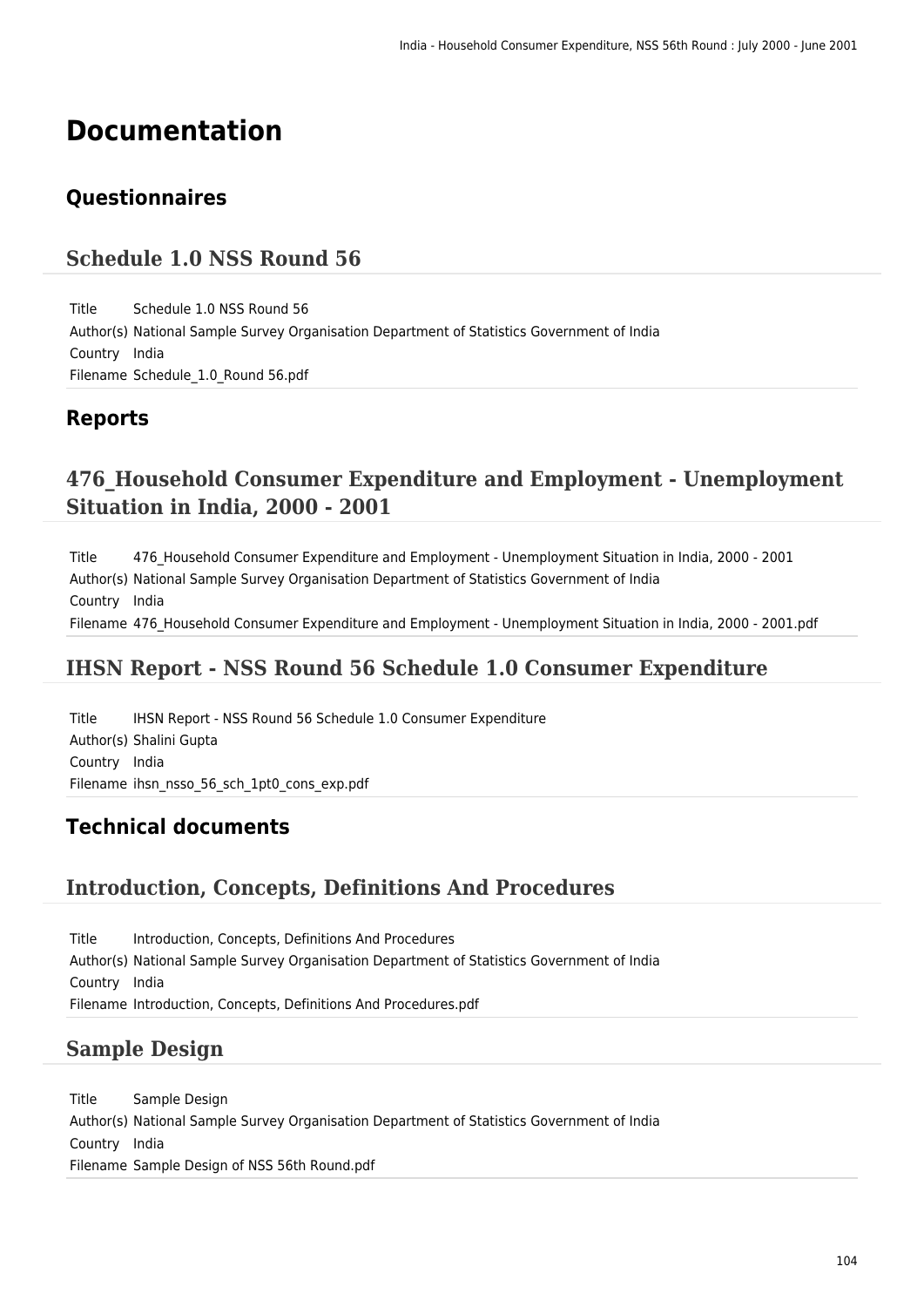# Documentation

## Questionnaires

### Schedule 1.0 NSS Round 56

| | |
|---|---|
| Title | Schedule 1.0 NSS Round 56 |
| Author(s) | National Sample Survey Organisation Department of Statistics Government of India |
| Country | India |
| Filename | Schedule_1.0_Round 56.pdf |

## Reports

### 476_Household Consumer Expenditure and Employment - Unemployment Situation in India, 2000 - 2001

| | |
|---|---|
| Title | 476_Household Consumer Expenditure and Employment - Unemployment Situation in India, 2000 - 2001 |
| Author(s) | National Sample Survey Organisation Department of Statistics Government of India |
| Country | India |
| Filename | 476_Household Consumer Expenditure and Employment - Unemployment Situation in India, 2000 - 2001.pdf |

### IHSN Report - NSS Round 56 Schedule 1.0 Consumer Expenditure

| | |
|---|---|
| Title | IHSN Report - NSS Round 56 Schedule 1.0 Consumer Expenditure |
| Author(s) | Shalini Gupta |
| Country | India |
| Filename | ihsn_nsso_56_sch_1pt0_cons_exp.pdf |

## Technical documents

### Introduction, Concepts, Definitions And Procedures

| | |
|---|---|
| Title | Introduction, Concepts, Definitions And Procedures |
| Author(s) | National Sample Survey Organisation Department of Statistics Government of India |
| Country | India |
| Filename | Introduction, Concepts, Definitions And Procedures.pdf |

### Sample Design

| | |
|---|---|
| Title | Sample Design |
| Author(s) | National Sample Survey Organisation Department of Statistics Government of India |
| Country | India |
| Filename | Sample Design of NSS 56th Round.pdf |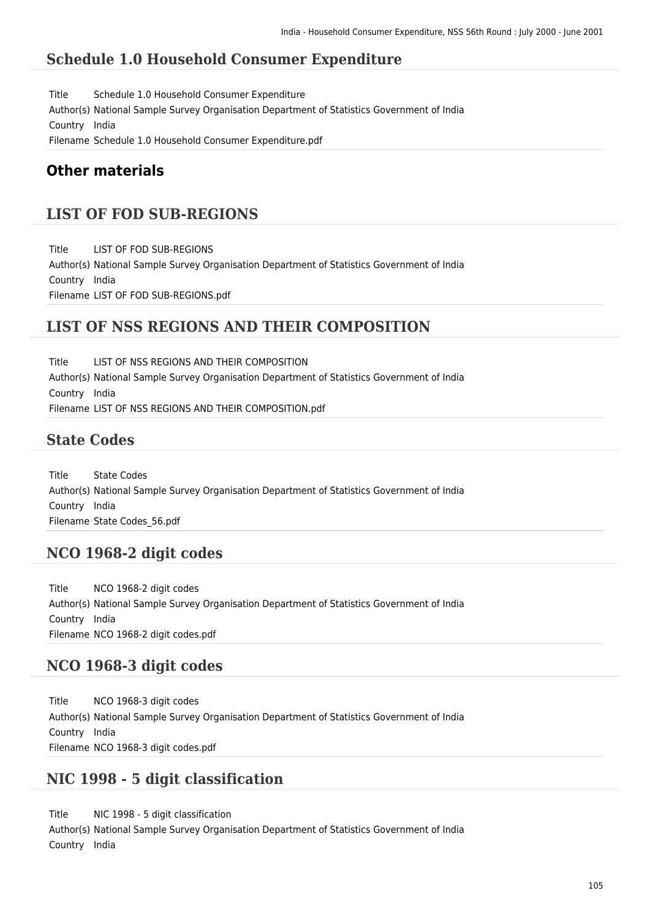## Schedule 1.0 Household Consumer Expenditure

| | |
|---|---|
| Title | Schedule 1.0 Household Consumer Expenditure |
| Author(s) | National Sample Survey Organisation Department of Statistics Government of India |
| Country | India |
| Filename | Schedule 1.0 Household Consumer Expenditure.pdf |

# Other materials

## LIST OF FOD SUB-REGIONS

| | |
|---|---|
| Title | LIST OF FOD SUB-REGIONS |
| Author(s) | National Sample Survey Organisation Department of Statistics Government of India |
| Country | India |
| Filename | LIST OF FOD SUB-REGIONS.pdf |

## LIST OF NSS REGIONS AND THEIR COMPOSITION

| | |
|---|---|
| Title | LIST OF NSS REGIONS AND THEIR COMPOSITION |
| Author(s) | National Sample Survey Organisation Department of Statistics Government of India |
| Country | India |
| Filename | LIST OF NSS REGIONS AND THEIR COMPOSITION.pdf |

## State Codes

| | |
|---|---|
| Title | State Codes |
| Author(s) | National Sample Survey Organisation Department of Statistics Government of India |
| Country | India |
| Filename | State Codes_56.pdf |

## NCO 1968-2 digit codes

| | |
|---|---|
| Title | NCO 1968-2 digit codes |
| Author(s) | National Sample Survey Organisation Department of Statistics Government of India |
| Country | India |
| Filename | NCO 1968-2 digit codes.pdf |

## NCO 1968-3 digit codes

| | |
|---|---|
| Title | NCO 1968-3 digit codes |
| Author(s) | National Sample Survey Organisation Department of Statistics Government of India |
| Country | India |
| Filename | NCO 1968-3 digit codes.pdf |

## NIC 1998 - 5 digit classification

| | |
|---|---|
| Title | NIC 1998 - 5 digit classification |
| Author(s) | National Sample Survey Organisation Department of Statistics Government of India |
| Country | India |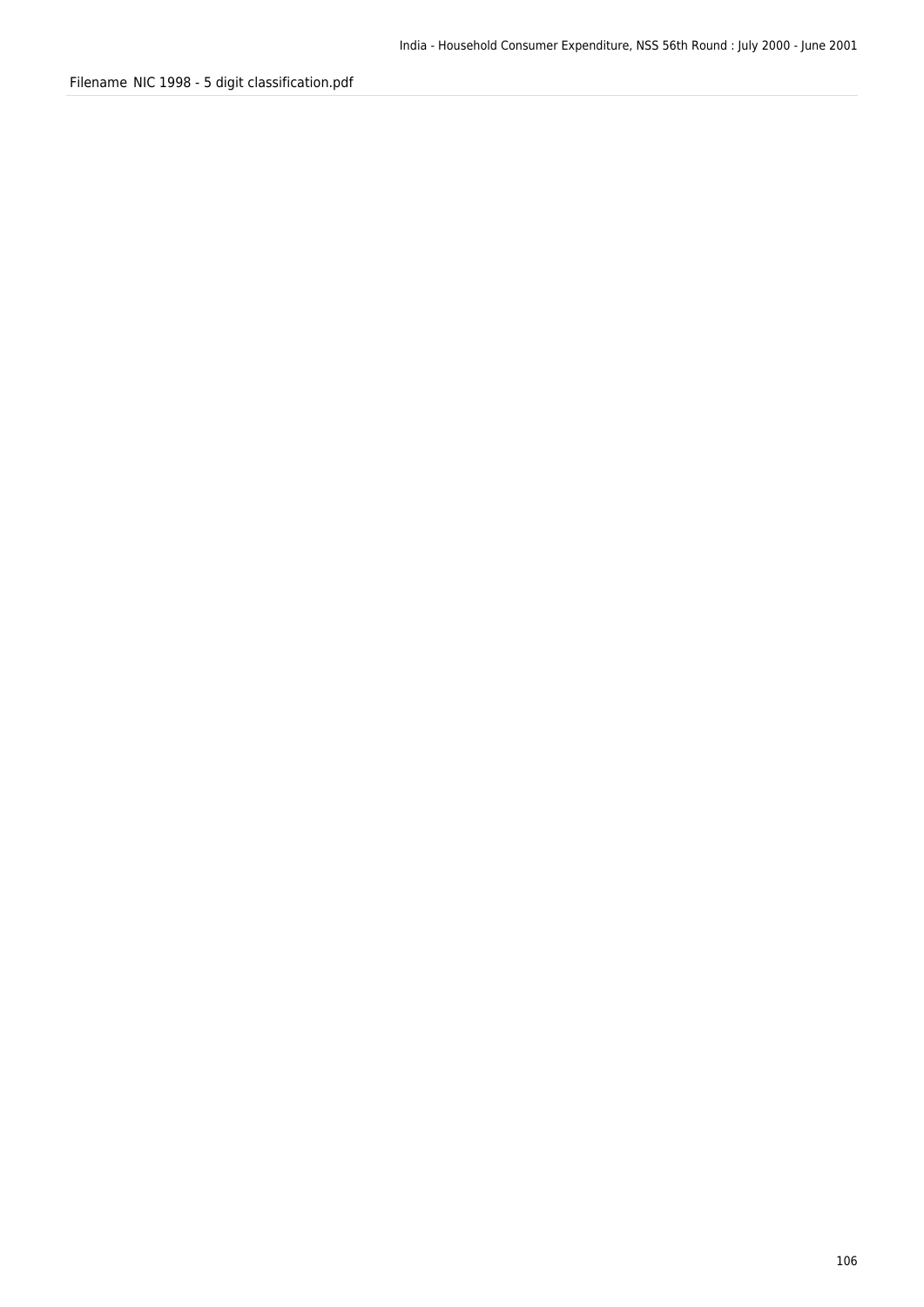Filename NIC 1998 - 5 digit classification.pdf